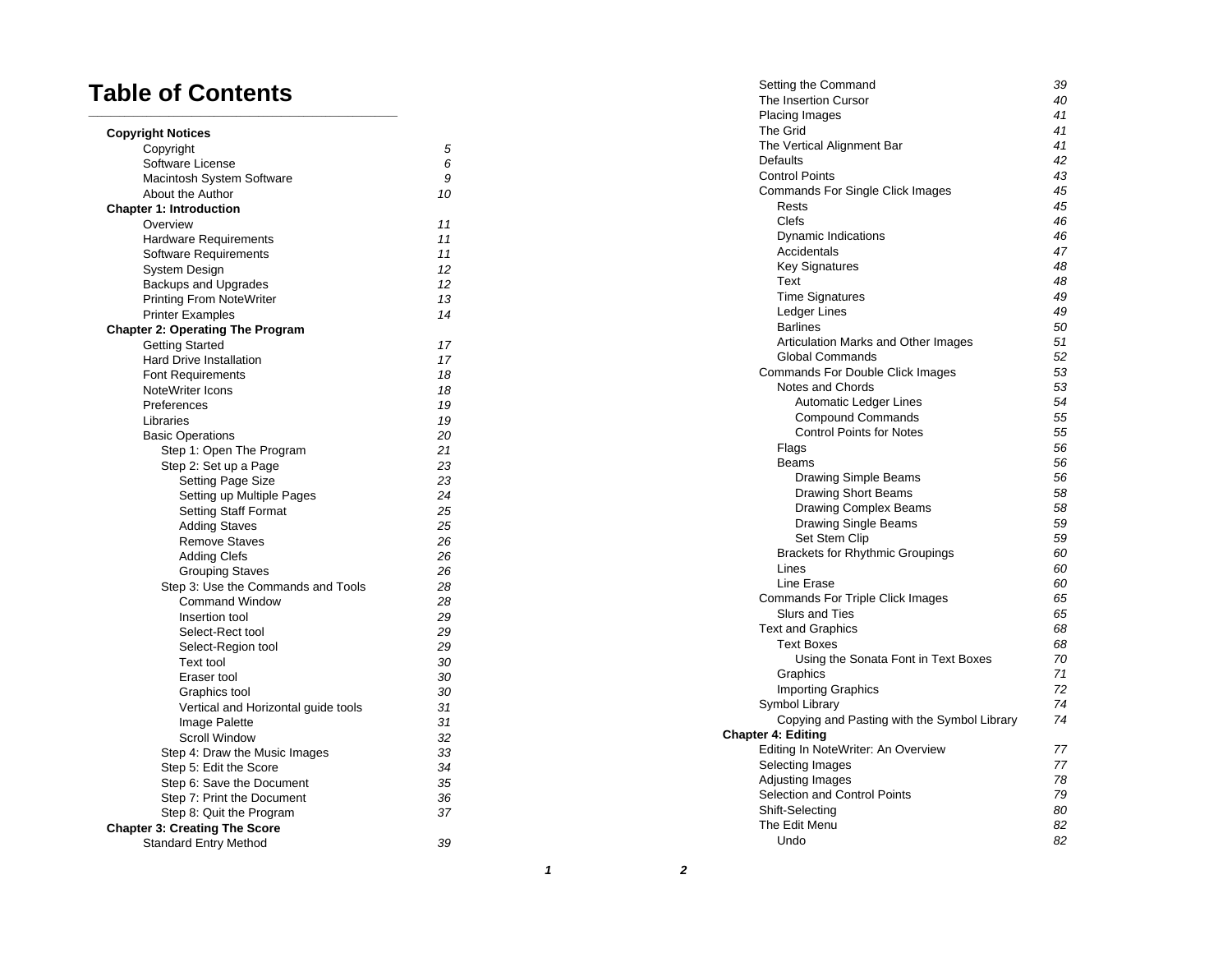# Table of Contents

**Copyright Notices**

- Copyright *5*
- Software License *6*
- Macintosh System Software *9*
- About the Author *10*

**Chapter 1: Introduction**

- Overview *11*
- Hardware Requirements *11*
- Software Requirements *11*
- System Design *12*
- Backups and Upgrades *12*
- Printing From NoteWriter *13*
- Printer Examples *14*

**Chapter 2: Operating The Program**

- Getting Started *17*
- Hard Drive Installation *17*
- Font Requirements *18*
- NoteWriter Icons *18*
- Preferences *19*
- Libraries *19*
- Basic Operations *20*
  - Step 1: Open The Program *21*
  - Step 2: Set up a Page *23*
    - Setting Page Size *23*
    - Setting up Multiple Pages *24*
    - Setting Staff Format *25*
    - Adding Staves *25*
    - Remove Staves *26*
    - Adding Clefs *26*
    - Grouping Staves *26*
  - Step 3: Use the Commands and Tools *28*
    - Command Window *28*
    - Insertion tool *29*
    - Select-Rect tool *29*
    - Select-Region tool *29*
    - Text tool *30*
    - Eraser tool *30*
    - Graphics tool *30*
    - Vertical and Horizontal guide tools *31*
    - Image Palette *31*
    - Scroll Window *32*
  - Step 4: Draw the Music Images *33*
  - Step 5: Edit the Score *34*
  - Step 6: Save the Document *35*
  - Step 7: Print the Document *36*
  - Step 8: Quit the Program *37*

**Chapter 3: Creating The Score**

- Standard Entry Method *39*
- Setting the Command *39*
- The Insertion Cursor *40*
- Placing Images *41*
- The Grid *41*
- The Vertical Alignment Bar *41*
- Defaults *42*
- Control Points *43*
- Commands For Single Click Images *45*
  - Rests *45*
  - Clefs *46*
  - Dynamic Indications *46*
  - Accidentals *47*
  - Key Signatures *48*
  - Text *48*
  - Time Signatures *49*
  - Ledger Lines *49*
  - Barlines *50*
  - Articulation Marks and Other Images *51*
  - Global Commands *52*
- Commands For Double Click Images *53*
  - Notes and Chords *53*
    - Automatic Ledger Lines *54*
    - Compound Commands *55*
    - Control Points for Notes *55*
  - Flags *56*
  - Beams *56*
    - Drawing Simple Beams *56*
    - Drawing Short Beams *58*
    - Drawing Complex Beams *58*
    - Drawing Single Beams *59*
    - Set Stem Clip *59*
  - Brackets for Rhythmic Groupings *60*
  - Lines *60*
  - Line Erase *60*
- Commands For Triple Click Images *65*
  - Slurs and Ties *65*
- Text and Graphics *68*
  - Text Boxes *68*
    - Using the Sonata Font in Text Boxes *70*
  - Graphics *71*
  - Importing Graphics *72*
- Symbol Library *74*
  - Copying and Pasting with the Symbol Library *74*

**Chapter 4: Editing**

- Editing In NoteWriter: An Overview *77*
- Selecting Images *77*
- Adjusting Images *78*
- Selection and Control Points *79*
- Shift-Selecting *80*
- The Edit Menu *82*
  - Undo *82*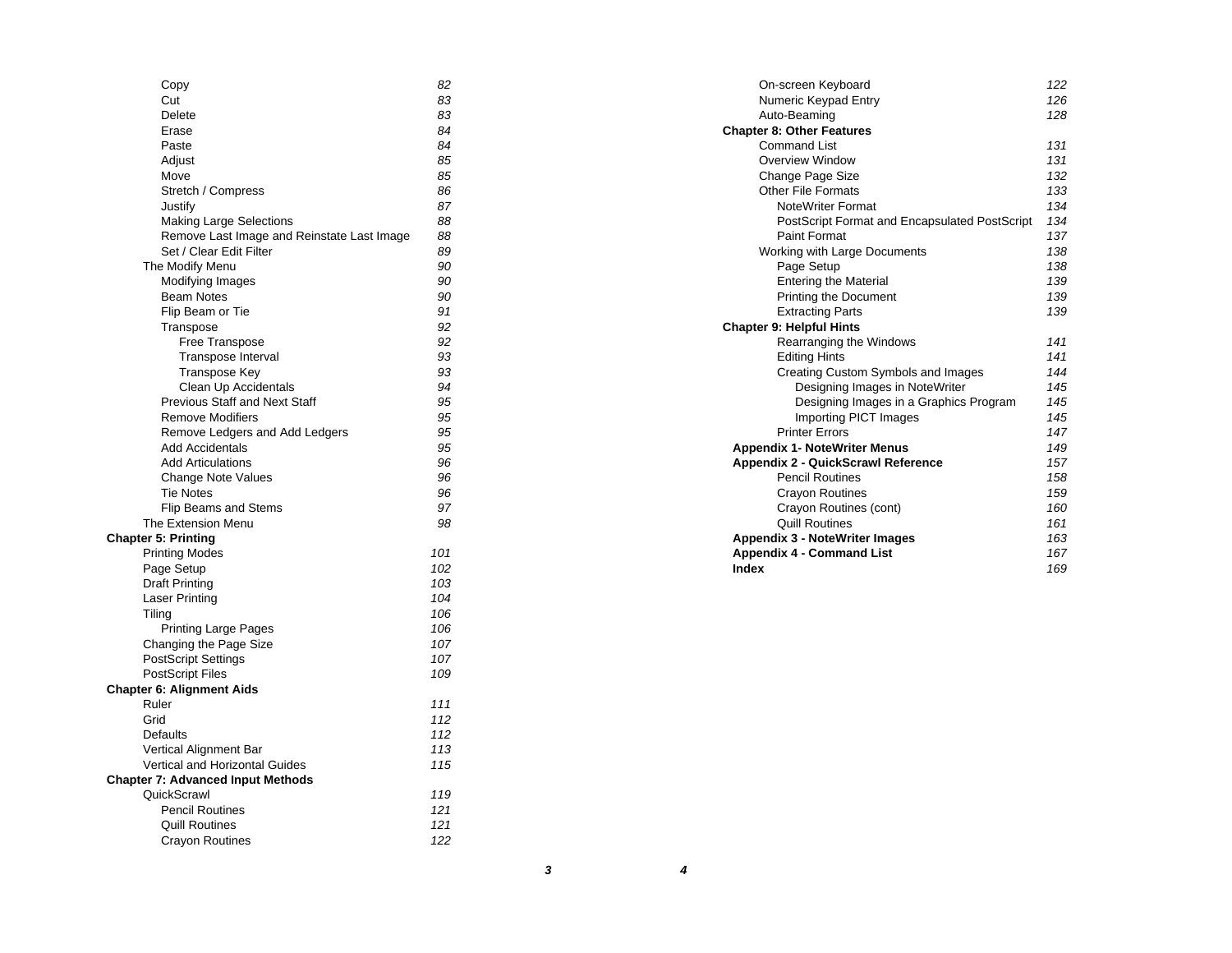| | |
|---|---|
| Copy | *82* |
| Cut | *83* |
| Delete | *83* |
| Erase | *84* |
| Paste | *84* |
| Adjust | *85* |
| Move | *85* |
| Stretch / Compress | *86* |
| Justify | *87* |
| Making Large Selections | *88* |
| Remove Last Image and Reinstate Last Image | *88* |
| Set / Clear Edit Filter | *89* |
| The Modify Menu | *90* |
| Modifying Images | *90* |
| Beam Notes | *90* |
| Flip Beam or Tie | *91* |
| Transpose | *92* |
| Free Transpose | *92* |
| Transpose Interval | *93* |
| Transpose Key | *93* |
| Clean Up Accidentals | *94* |
| Previous Staff and Next Staff | *95* |
| Remove Modifiers | *95* |
| Remove Ledgers and Add Ledgers | *95* |
| Add Accidentals | *95* |
| Add Articulations | *96* |
| Change Note Values | *96* |
| Tie Notes | *96* |
| Flip Beams and Stems | *97* |
| The Extension Menu | *98* |
| **Chapter 5: Printing** | |
| Printing Modes | *101* |
| Page Setup | *102* |
| Draft Printing | *103* |
| Laser Printing | *104* |
| Tiling | *106* |
| Printing Large Pages | *106* |
| Changing the Page Size | *107* |
| PostScript Settings | *107* |
| PostScript Files | *109* |
| **Chapter 6: Alignment Aids** | |
| Ruler | *111* |
| Grid | *112* |
| Defaults | *112* |
| Vertical Alignment Bar | *113* |
| Vertical and Horizontal Guides | *115* |
| **Chapter 7: Advanced Input Methods** | |
| QuickScrawl | *119* |
| Pencil Routines | *121* |
| Quill Routines | *121* |
| Crayon Routines | *122* |
| On-screen Keyboard | *122* |
| Numeric Keypad Entry | *126* |
| Auto-Beaming | *128* |
| **Chapter 8: Other Features** | |
| Command List | *131* |
| Overview Window | *131* |
| Change Page Size | *132* |
| Other File Formats | *133* |
| NoteWriter Format | *134* |
| PostScript Format and Encapsulated PostScript | *134* |
| Paint Format | *137* |
| Working with Large Documents | *138* |
| Page Setup | *138* |
| Entering the Material | *139* |
| Printing the Document | *139* |
| Extracting Parts | *139* |
| **Chapter 9: Helpful Hints** | |
| Rearranging the Windows | *141* |
| Editing Hints | *141* |
| Creating Custom Symbols and Images | *144* |
| Designing Images in NoteWriter | *145* |
| Designing Images in a Graphics Program | *145* |
| Importing PICT Images | *145* |
| Printer Errors | *147* |
| **Appendix 1- NoteWriter Menus** | *149* |
| **Appendix 2 - QuickScrawl Reference** | *157* |
| Pencil Routines | *158* |
| Crayon Routines | *159* |
| Crayon Routines (cont) | *160* |
| Quill Routines | *161* |
| **Appendix 3 - NoteWriter Images** | *163* |
| **Appendix 4 - Command List** | *167* |
| **Index** | *169* |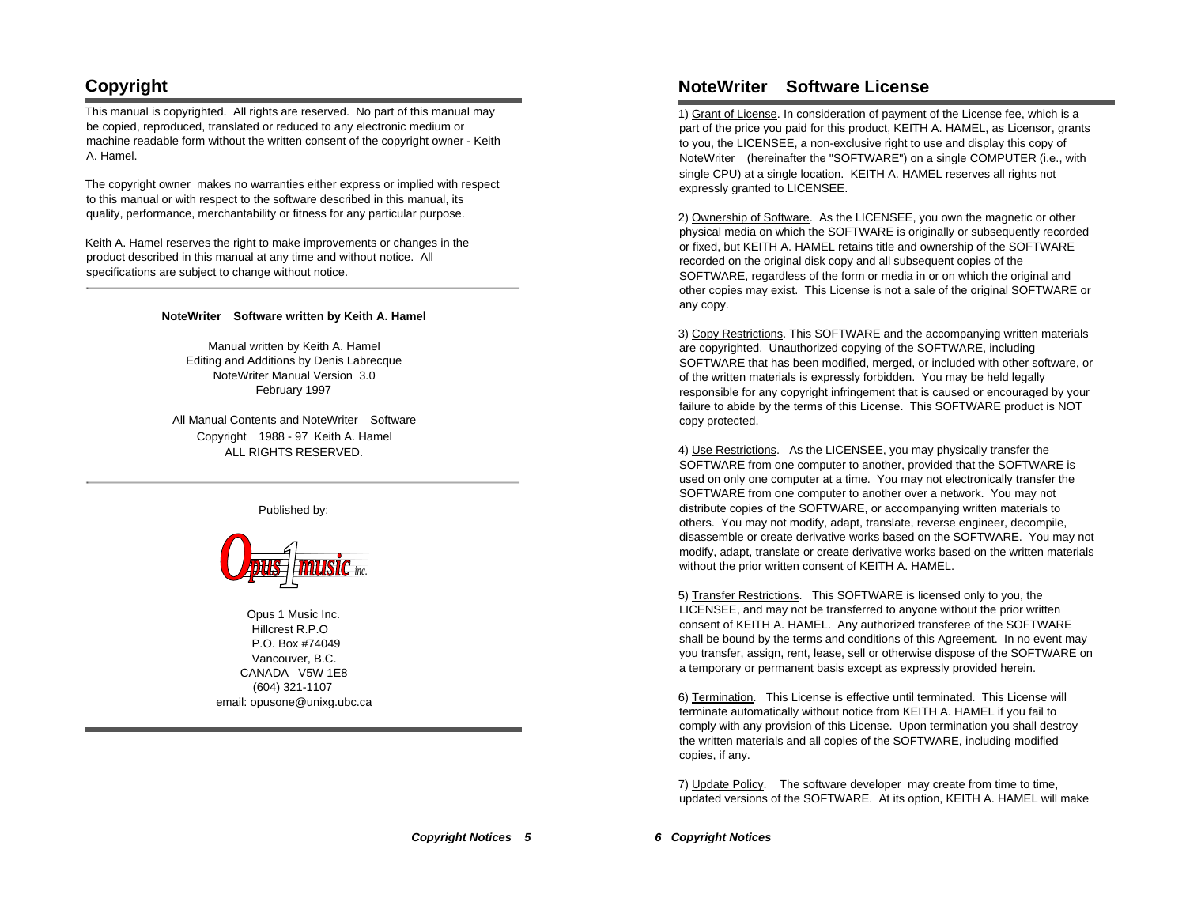## Copyright

This manual is copyrighted. All rights are reserved. No part of this manual may be copied, reproduced, translated or reduced to any electronic medium or machine readable form without the written consent of the copyright owner - Keith A. Hamel.

The copyright owner makes no warranties either express or implied with respect to this manual or with respect to the software described in this manual, its quality, performance, merchantability or fitness for any particular purpose.

Keith A. Hamel reserves the right to make improvements or changes in the product described in this manual at any time and without notice. All specifications are subject to change without notice.

---

**NoteWriter Software written by Keith A. Hamel**

Manual written by Keith A. Hamel
Editing and Additions by Denis Labrecque
NoteWriter Manual Version 3.0
February 1997

All Manual Contents and NoteWriter Software
Copyright 1988 - 97 Keith A. Hamel
ALL RIGHTS RESERVED.

---

Published by:

Opus 1 music inc.

Opus 1 Music Inc.
Hillcrest R.P.O
P.O. Box #74049
Vancouver, B.C.
CANADA V5W 1E8
(604) 321-1107
email: opusone@unixg.ubc.ca

## NoteWriter Software License

1) Grant of License. In consideration of payment of the License fee, which is a part of the price you paid for this product, KEITH A. HAMEL, as Licensor, grants to you, the LICENSEE, a non-exclusive right to use and display this copy of NoteWriter (hereinafter the "SOFTWARE") on a single COMPUTER (i.e., with single CPU) at a single location. KEITH A. HAMEL reserves all rights not expressly granted to LICENSEE.

2) Ownership of Software. As the LICENSEE, you own the magnetic or other physical media on which the SOFTWARE is originally or subsequently recorded or fixed, but KEITH A. HAMEL retains title and ownership of the SOFTWARE recorded on the original disk copy and all subsequent copies of the SOFTWARE, regardless of the form or media in or on which the original and other copies may exist. This License is not a sale of the original SOFTWARE or any copy.

3) Copy Restrictions. This SOFTWARE and the accompanying written materials are copyrighted. Unauthorized copying of the SOFTWARE, including SOFTWARE that has been modified, merged, or included with other software, or of the written materials is expressly forbidden. You may be held legally responsible for any copyright infringement that is caused or encouraged by your failure to abide by the terms of this License. This SOFTWARE product is NOT copy protected.

4) Use Restrictions. As the LICENSEE, you may physically transfer the SOFTWARE from one computer to another, provided that the SOFTWARE is used on only one computer at a time. You may not electronically transfer the SOFTWARE from one computer to another over a network. You may not distribute copies of the SOFTWARE, or accompanying written materials to others. You may not modify, adapt, translate, reverse engineer, decompile, disassemble or create derivative works based on the SOFTWARE. You may not modify, adapt, translate or create derivative works based on the written materials without the prior written consent of KEITH A. HAMEL.

5) Transfer Restrictions. This SOFTWARE is licensed only to you, the LICENSEE, and may not be transferred to anyone without the prior written consent of KEITH A. HAMEL. Any authorized transferee of the SOFTWARE shall be bound by the terms and conditions of this Agreement. In no event may you transfer, assign, rent, lease, sell or otherwise dispose of the SOFTWARE on a temporary or permanent basis except as expressly provided herein.

6) Termination. This License is effective until terminated. This License will terminate automatically without notice from KEITH A. HAMEL if you fail to comply with any provision of this License. Upon termination you shall destroy the written materials and all copies of the SOFTWARE, including modified copies, if any.

7) Update Policy. The software developer may create from time to time, updated versions of the SOFTWARE. At its option, KEITH A. HAMEL will make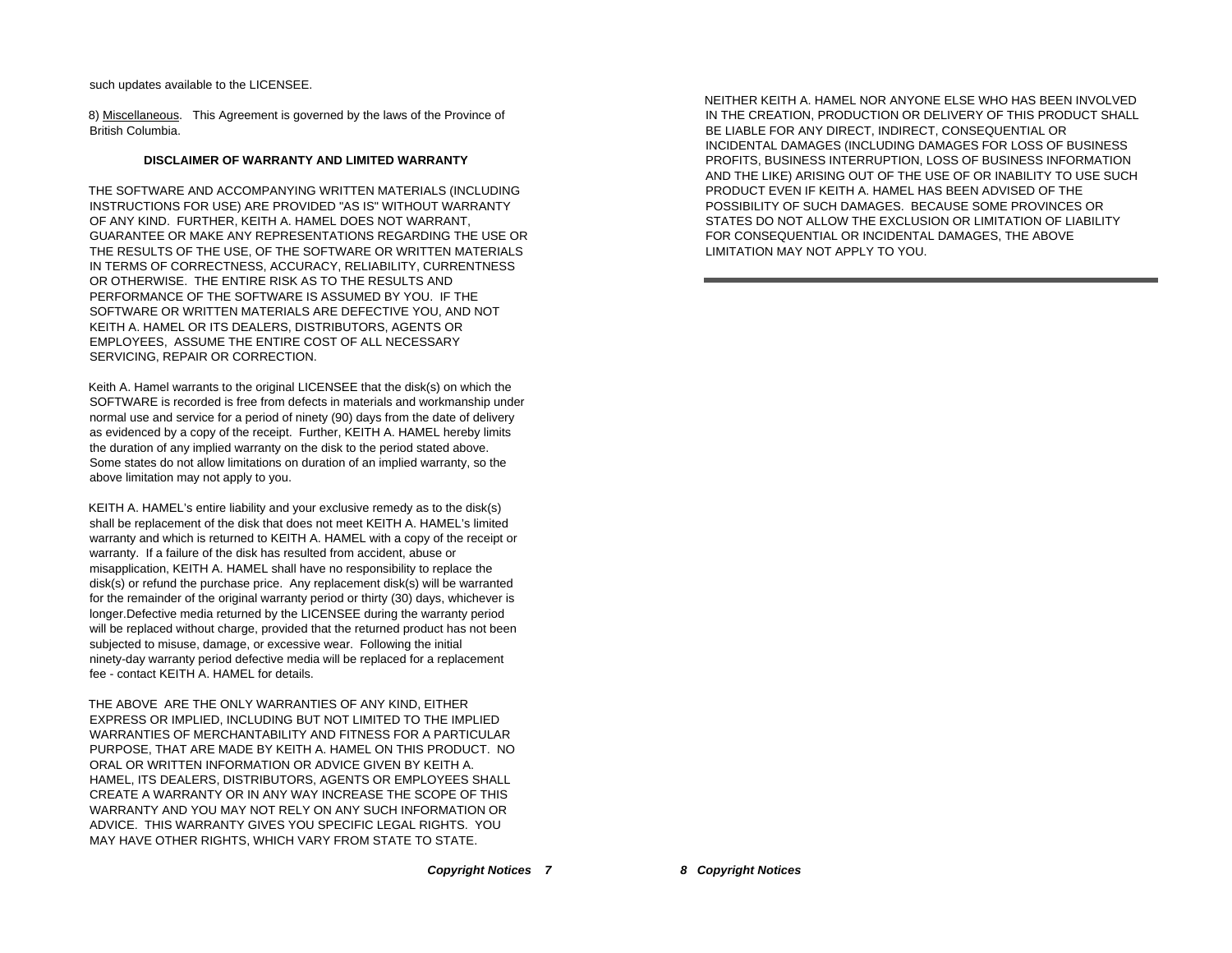such updates available to the LICENSEE.

8) Miscellaneous. This Agreement is governed by the laws of the Province of British Columbia.

**DISCLAIMER OF WARRANTY AND LIMITED WARRANTY**

THE SOFTWARE AND ACCOMPANYING WRITTEN MATERIALS (INCLUDING INSTRUCTIONS FOR USE) ARE PROVIDED "AS IS" WITHOUT WARRANTY OF ANY KIND. FURTHER, KEITH A. HAMEL DOES NOT WARRANT, GUARANTEE OR MAKE ANY REPRESENTATIONS REGARDING THE USE OR THE RESULTS OF THE USE, OF THE SOFTWARE OR WRITTEN MATERIALS IN TERMS OF CORRECTNESS, ACCURACY, RELIABILITY, CURRENTNESS OR OTHERWISE. THE ENTIRE RISK AS TO THE RESULTS AND PERFORMANCE OF THE SOFTWARE IS ASSUMED BY YOU. IF THE SOFTWARE OR WRITTEN MATERIALS ARE DEFECTIVE YOU, AND NOT KEITH A. HAMEL OR ITS DEALERS, DISTRIBUTORS, AGENTS OR EMPLOYEES, ASSUME THE ENTIRE COST OF ALL NECESSARY SERVICING, REPAIR OR CORRECTION.

Keith A. Hamel warrants to the original LICENSEE that the disk(s) on which the SOFTWARE is recorded is free from defects in materials and workmanship under normal use and service for a period of ninety (90) days from the date of delivery as evidenced by a copy of the receipt. Further, KEITH A. HAMEL hereby limits the duration of any implied warranty on the disk to the period stated above. Some states do not allow limitations on duration of an implied warranty, so the above limitation may not apply to you.

KEITH A. HAMEL's entire liability and your exclusive remedy as to the disk(s) shall be replacement of the disk that does not meet KEITH A. HAMEL's limited warranty and which is returned to KEITH A. HAMEL with a copy of the receipt or warranty. If a failure of the disk has resulted from accident, abuse or misapplication, KEITH A. HAMEL shall have no responsibility to replace the disk(s) or refund the purchase price. Any replacement disk(s) will be warranted for the remainder of the original warranty period or thirty (30) days, whichever is longer.Defective media returned by the LICENSEE during the warranty period will be replaced without charge, provided that the returned product has not been subjected to misuse, damage, or excessive wear. Following the initial ninety-day warranty period defective media will be replaced for a replacement fee - contact KEITH A. HAMEL for details.

THE ABOVE ARE THE ONLY WARRANTIES OF ANY KIND, EITHER EXPRESS OR IMPLIED, INCLUDING BUT NOT LIMITED TO THE IMPLIED WARRANTIES OF MERCHANTABILITY AND FITNESS FOR A PARTICULAR PURPOSE, THAT ARE MADE BY KEITH A. HAMEL ON THIS PRODUCT. NO ORAL OR WRITTEN INFORMATION OR ADVICE GIVEN BY KEITH A. HAMEL, ITS DEALERS, DISTRIBUTORS, AGENTS OR EMPLOYEES SHALL CREATE A WARRANTY OR IN ANY WAY INCREASE THE SCOPE OF THIS WARRANTY AND YOU MAY NOT RELY ON ANY SUCH INFORMATION OR ADVICE. THIS WARRANTY GIVES YOU SPECIFIC LEGAL RIGHTS. YOU MAY HAVE OTHER RIGHTS, WHICH VARY FROM STATE TO STATE.

NEITHER KEITH A. HAMEL NOR ANYONE ELSE WHO HAS BEEN INVOLVED IN THE CREATION, PRODUCTION OR DELIVERY OF THIS PRODUCT SHALL BE LIABLE FOR ANY DIRECT, INDIRECT, CONSEQUENTIAL OR INCIDENTAL DAMAGES (INCLUDING DAMAGES FOR LOSS OF BUSINESS PROFITS, BUSINESS INTERRUPTION, LOSS OF BUSINESS INFORMATION AND THE LIKE) ARISING OUT OF THE USE OF OR INABILITY TO USE SUCH PRODUCT EVEN IF KEITH A. HAMEL HAS BEEN ADVISED OF THE POSSIBILITY OF SUCH DAMAGES. BECAUSE SOME PROVINCES OR STATES DO NOT ALLOW THE EXCLUSION OR LIMITATION OF LIABILITY FOR CONSEQUENTIAL OR INCIDENTAL DAMAGES, THE ABOVE LIMITATION MAY NOT APPLY TO YOU.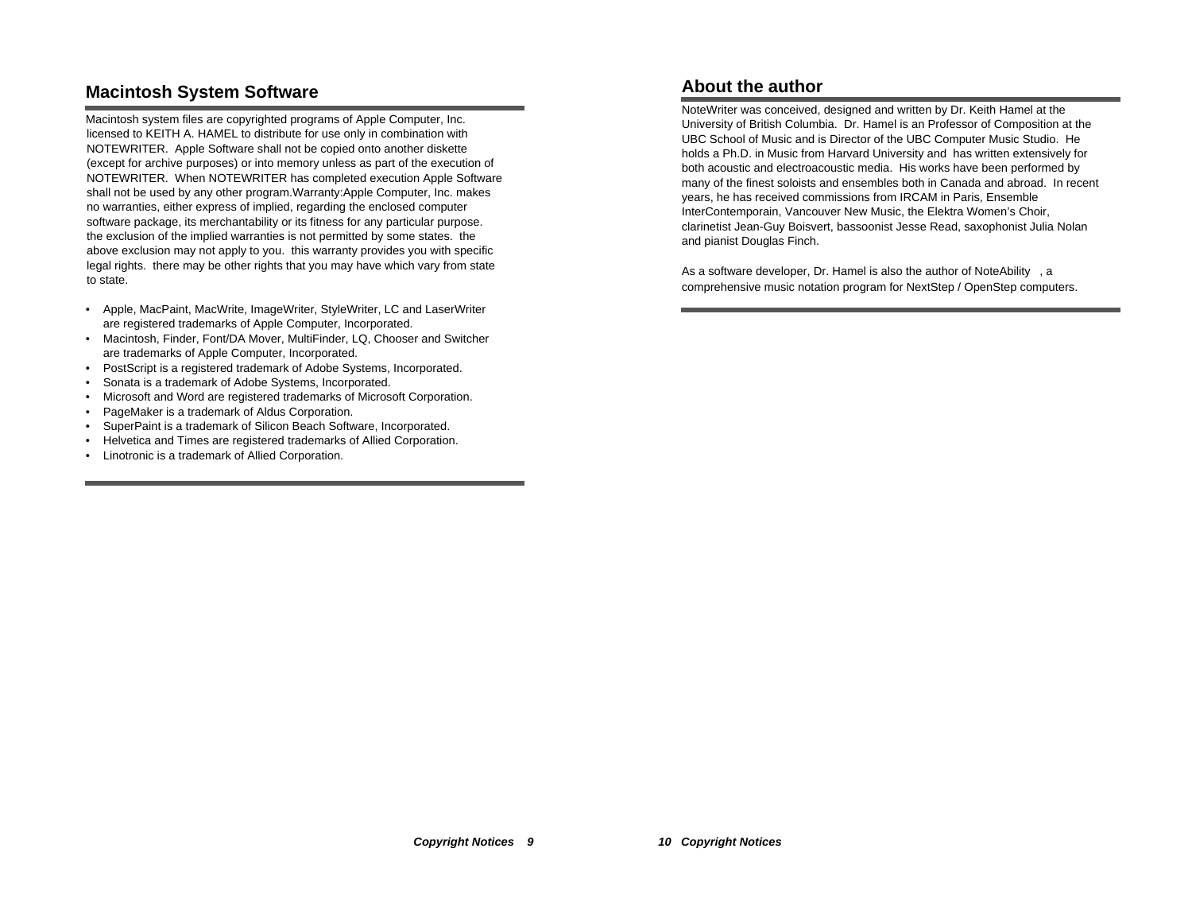## Macintosh System Software

Macintosh system files are copyrighted programs of Apple Computer, Inc. licensed to KEITH A. HAMEL to distribute for use only in combination with NOTEWRITER. Apple Software shall not be copied onto another diskette (except for archive purposes) or into memory unless as part of the execution of NOTEWRITER. When NOTEWRITER has completed execution Apple Software shall not be used by any other program.Warranty:Apple Computer, Inc. makes no warranties, either express of implied, regarding the enclosed computer software package, its merchantability or its fitness for any particular purpose. the exclusion of the implied warranties is not permitted by some states. the above exclusion may not apply to you. this warranty provides you with specific legal rights. there may be other rights that you may have which vary from state to state.

- Apple, MacPaint, MacWrite, ImageWriter, StyleWriter, LC and LaserWriter are registered trademarks of Apple Computer, Incorporated.
- Macintosh, Finder, Font/DA Mover, MultiFinder, LQ, Chooser and Switcher are trademarks of Apple Computer, Incorporated.
- PostScript is a registered trademark of Adobe Systems, Incorporated.
- Sonata is a trademark of Adobe Systems, Incorporated.
- Microsoft and Word are registered trademarks of Microsoft Corporation.
- PageMaker is a trademark of Aldus Corporation.
- SuperPaint is a trademark of Silicon Beach Software, Incorporated.
- Helvetica and Times are registered trademarks of Allied Corporation.
- Linotronic is a trademark of Allied Corporation.

## About the author

NoteWriter was conceived, designed and written by Dr. Keith Hamel at the University of British Columbia. Dr. Hamel is an Professor of Composition at the UBC School of Music and is Director of the UBC Computer Music Studio. He holds a Ph.D. in Music from Harvard University and has written extensively for both acoustic and electroacoustic media. His works have been performed by many of the finest soloists and ensembles both in Canada and abroad. In recent years, he has received commissions from IRCAM in Paris, Ensemble InterContemporain, Vancouver New Music, the Elektra Women's Choir, clarinetist Jean-Guy Boisvert, bassoonist Jesse Read, saxophonist Julia Nolan and pianist Douglas Finch.

As a software developer, Dr. Hamel is also the author of NoteAbility , a comprehensive music notation program for NextStep / OpenStep computers.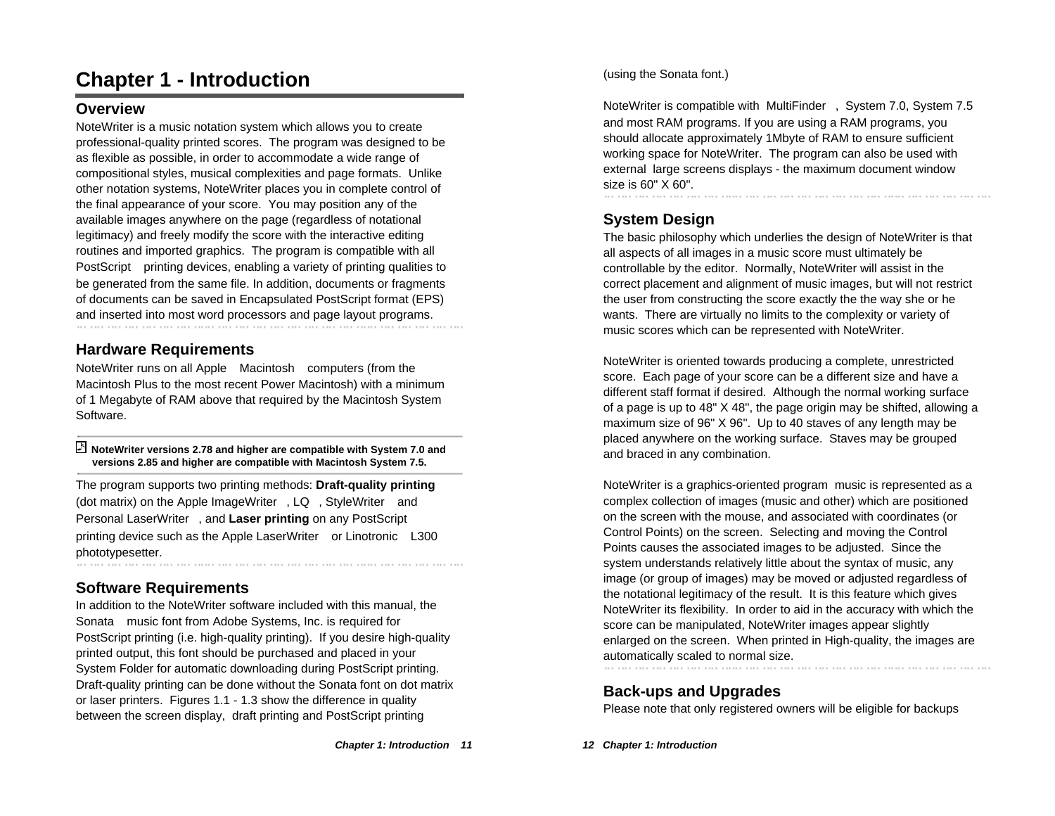# Chapter 1 - Introduction

## Overview

NoteWriter is a music notation system which allows you to create professional-quality printed scores. The program was designed to be as flexible as possible, in order to accommodate a wide range of compositional styles, musical complexities and page formats. Unlike other notation systems, NoteWriter places you in complete control of the final appearance of your score. You may position any of the available images anywhere on the page (regardless of notational legitimacy) and freely modify the score with the interactive editing routines and imported graphics. The program is compatible with all PostScript printing devices, enabling a variety of printing qualities to be generated from the same file. In addition, documents or fragments of documents can be saved in Encapsulated PostScript format (EPS) and inserted into most word processors and page layout programs.

## Hardware Requirements

NoteWriter runs on all Apple Macintosh computers (from the Macintosh Plus to the most recent Power Macintosh) with a minimum of 1 Megabyte of RAM above that required by the Macintosh System Software.

**NoteWriter versions 2.78 and higher are compatible with System 7.0 and versions 2.85 and higher are compatible with Macintosh System 7.5.**

The program supports two printing methods: **Draft-quality printing** (dot matrix) on the Apple ImageWriter, LQ, StyleWriter and Personal LaserWriter, and **Laser printing** on any PostScript printing device such as the Apple LaserWriter or Linotronic L300 phototypesetter.

## Software Requirements

In addition to the NoteWriter software included with this manual, the Sonata music font from Adobe Systems, Inc. is required for PostScript printing (i.e. high-quality printing). If you desire high-quality printed output, this font should be purchased and placed in your System Folder for automatic downloading during PostScript printing. Draft-quality printing can be done without the Sonata font on dot matrix or laser printers. Figures 1.1 - 1.3 show the difference in quality between the screen display, draft printing and PostScript printing (using the Sonata font.)

NoteWriter is compatible with MultiFinder, System 7.0, System 7.5 and most RAM programs. If you are using a RAM programs, you should allocate approximately 1Mbyte of RAM to ensure sufficient working space for NoteWriter. The program can also be used with external large screens displays - the maximum document window size is 60" X 60".

## System Design

The basic philosophy which underlies the design of NoteWriter is that all aspects of all images in a music score must ultimately be controllable by the editor. Normally, NoteWriter will assist in the correct placement and alignment of music images, but will not restrict the user from constructing the score exactly the the way she or he wants. There are virtually no limits to the complexity or variety of music scores which can be represented with NoteWriter.

NoteWriter is oriented towards producing a complete, unrestricted score. Each page of your score can be a different size and have a different staff format if desired. Although the normal working surface of a page is up to 48" X 48", the page origin may be shifted, allowing a maximum size of 96" X 96". Up to 40 staves of any length may be placed anywhere on the working surface. Staves may be grouped and braced in any combination.

NoteWriter is a graphics-oriented program music is represented as a complex collection of images (music and other) which are positioned on the screen with the mouse, and associated with coordinates (or Control Points) on the screen. Selecting and moving the Control Points causes the associated images to be adjusted. Since the system understands relatively little about the syntax of music, any image (or group of images) may be moved or adjusted regardless of the notational legitimacy of the result. It is this feature which gives NoteWriter its flexibility. In order to aid in the accuracy with which the score can be manipulated, NoteWriter images appear slightly enlarged on the screen. When printed in High-quality, the images are automatically scaled to normal size.

## Back-ups and Upgrades

Please note that only registered owners will be eligible for backups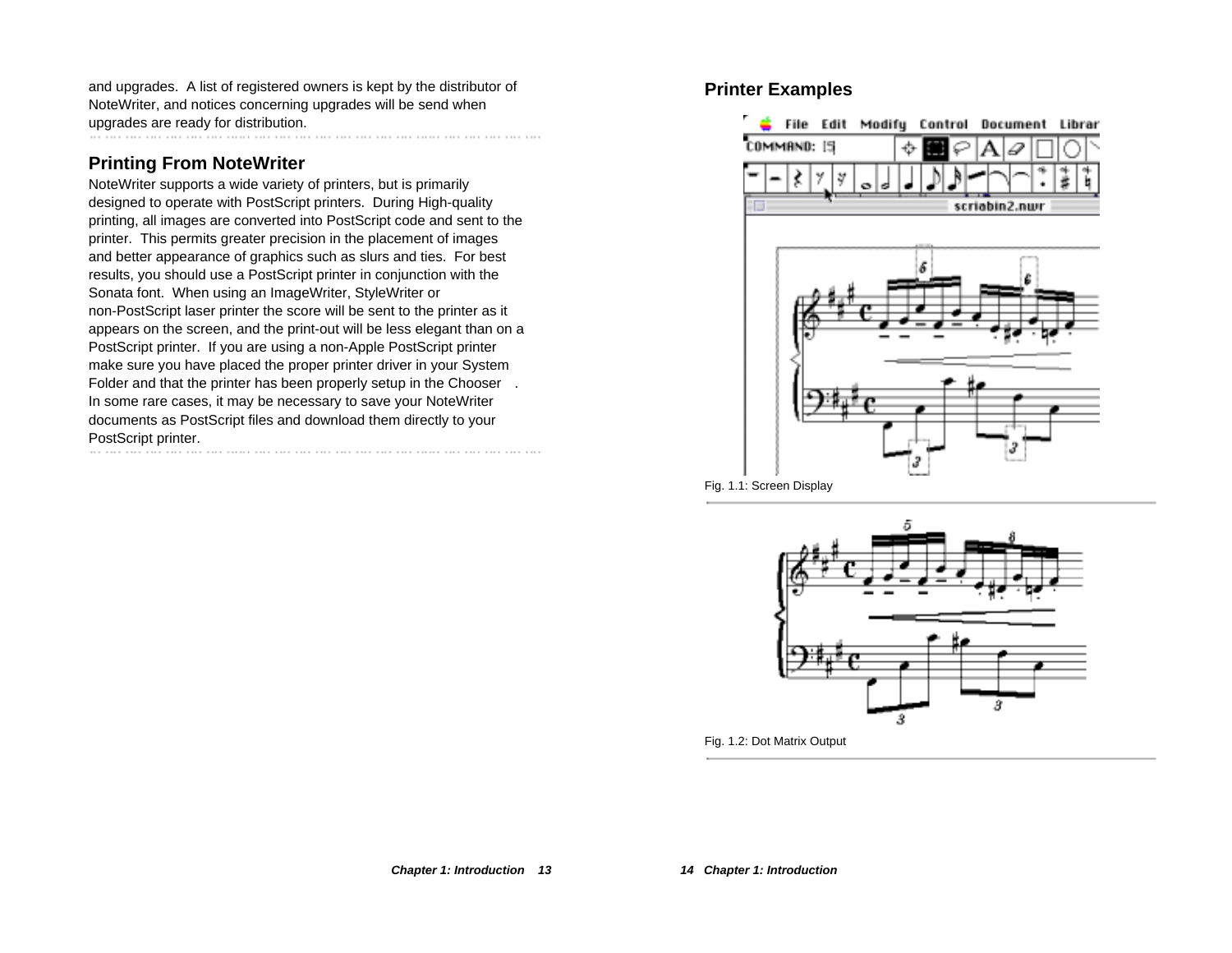and upgrades. A list of registered owners is kept by the distributor of NoteWriter, and notices concerning upgrades will be send when upgrades are ready for distribution.

## Printing From NoteWriter

NoteWriter supports a wide variety of printers, but is primarily designed to operate with PostScript printers. During High-quality printing, all images are converted into PostScript code and sent to the printer. This permits greater precision in the placement of images and better appearance of graphics such as slurs and ties. For best results, you should use a PostScript printer in conjunction with the Sonata font. When using an ImageWriter, StyleWriter or non-PostScript laser printer the score will be sent to the printer as it appears on the screen, and the print-out will be less elegant than on a PostScript printer. If you are using a non-Apple PostScript printer make sure you have placed the proper printer driver in your System Folder and that the printer has been properly setup in the Chooser . In some rare cases, it may be necessary to save your NoteWriter documents as PostScript files and download them directly to your PostScript printer.

## Printer Examples

Fig. 1.1: Screen Display

Fig. 1.2: Dot Matrix Output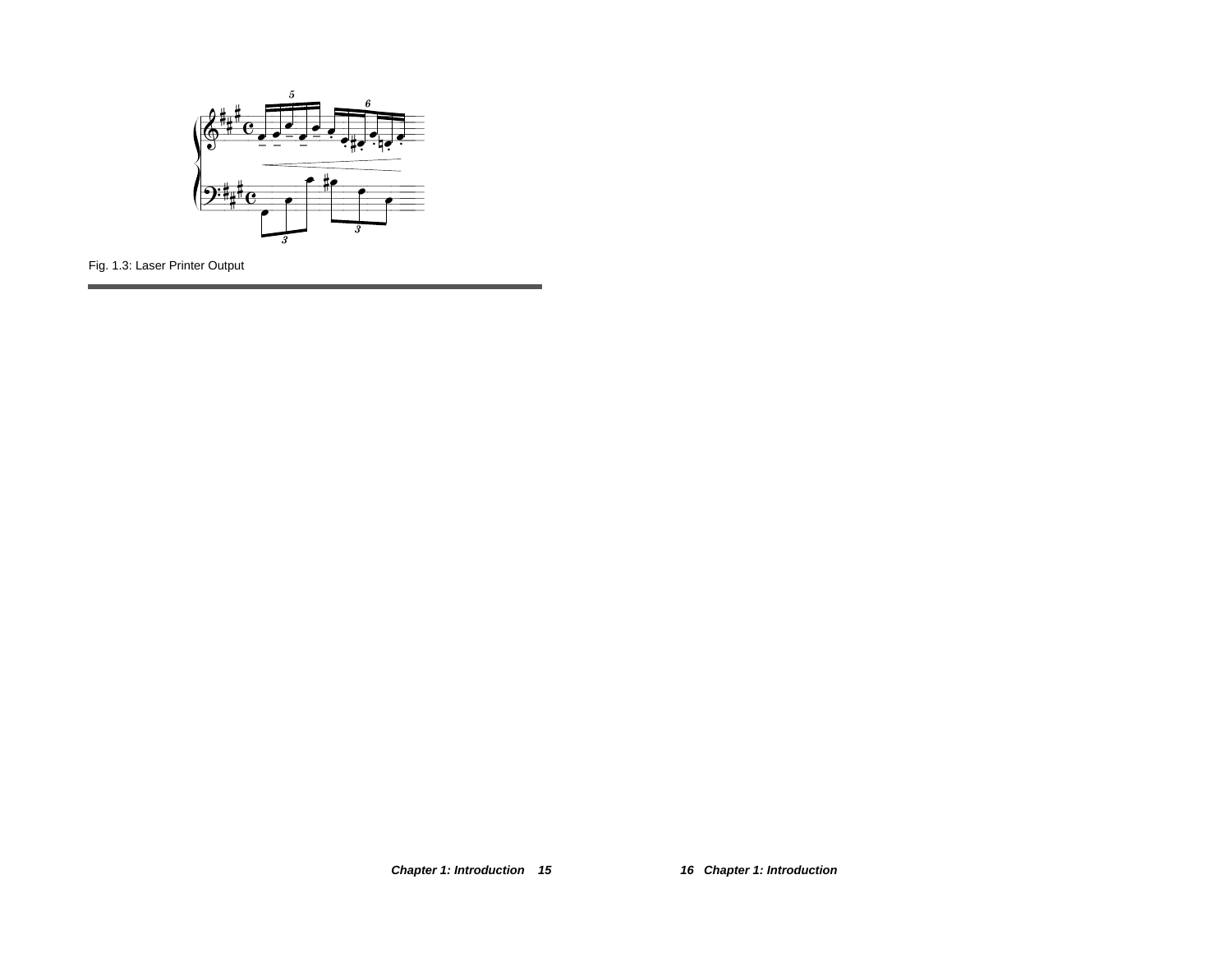Fig. 1.3: Laser Printer Output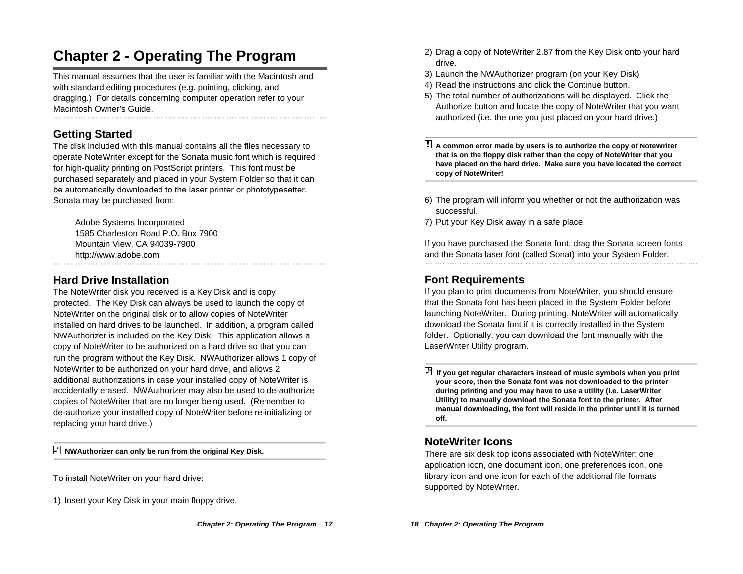# Chapter 2 - Operating The Program

This manual assumes that the user is familiar with the Macintosh and with standard editing procedures (e.g. pointing, clicking, and dragging.) For details concerning computer operation refer to your Macintosh Owner's Guide.

## Getting Started

The disk included with this manual contains all the files necessary to operate NoteWriter except for the Sonata music font which is required for high-quality printing on PostScript printers. This font must be purchased separately and placed in your System Folder so that it can be automatically downloaded to the laser printer or phototypesetter. Sonata may be purchased from:

Adobe Systems Incorporated
1585 Charleston Road P.O. Box 7900
Mountain View, CA 94039-7900
http://www.adobe.com

## Hard Drive Installation

The NoteWriter disk you received is a Key Disk and is copy protected. The Key Disk can always be used to launch the copy of NoteWriter on the original disk or to allow copies of NoteWriter installed on hard drives to be launched. In addition, a program called NWAuthorizer is included on the Key Disk. This application allows a copy of NoteWriter to be authorized on a hard drive so that you can run the program without the Key Disk. NWAuthorizer allows 1 copy of NoteWriter to be authorized on your hard drive, and allows 2 additional authorizations in case your installed copy of NoteWriter is accidentally erased. NWAuthorizer may also be used to de-authorize copies of NoteWriter that are no longer being used. (Remember to de-authorize your installed copy of NoteWriter before re-initializing or replacing your hard drive.)

**NWAuthorizer can only be run from the original Key Disk.**

To install NoteWriter on your hard drive:

1) Insert your Key Disk in your main floppy drive.
2) Drag a copy of NoteWriter 2.87 from the Key Disk onto your hard drive.
3) Launch the NWAuthorizer program (on your Key Disk)
4) Read the instructions and click the Continue button.
5) The total number of authorizations will be displayed. Click the Authorize button and locate the copy of NoteWriter that you want authorized (i.e. the one you just placed on your hard drive.)

**! A common error made by users is to authorize the copy of NoteWriter that is on the floppy disk rather than the copy of NoteWriter that you have placed on the hard drive. Make sure you have located the correct copy of NoteWriter!**

6) The program will inform you whether or not the authorization was successful.
7) Put your Key Disk away in a safe place.

If you have purchased the Sonata font, drag the Sonata screen fonts and the Sonata laser font (called Sonat) into your System Folder.

## Font Requirements

If you plan to print documents from NoteWriter, you should ensure that the Sonata font has been placed in the System Folder before launching NoteWriter. During printing, NoteWriter will automatically download the Sonata font if it is correctly installed in the System folder. Optionally, you can download the font manually with the LaserWriter Utility program.

**If you get regular characters instead of music symbols when you print your score, then the Sonata font was not downloaded to the printer during printing and you may have to use a utility (i.e. LaserWriter Utility) to manually download the Sonata font to the printer. After manual downloading, the font will reside in the printer until it is turned off.**

## NoteWriter Icons

There are six desk top icons associated with NoteWriter: one application icon, one document icon, one preferences icon, one library icon and one icon for each of the additional file formats supported by NoteWriter.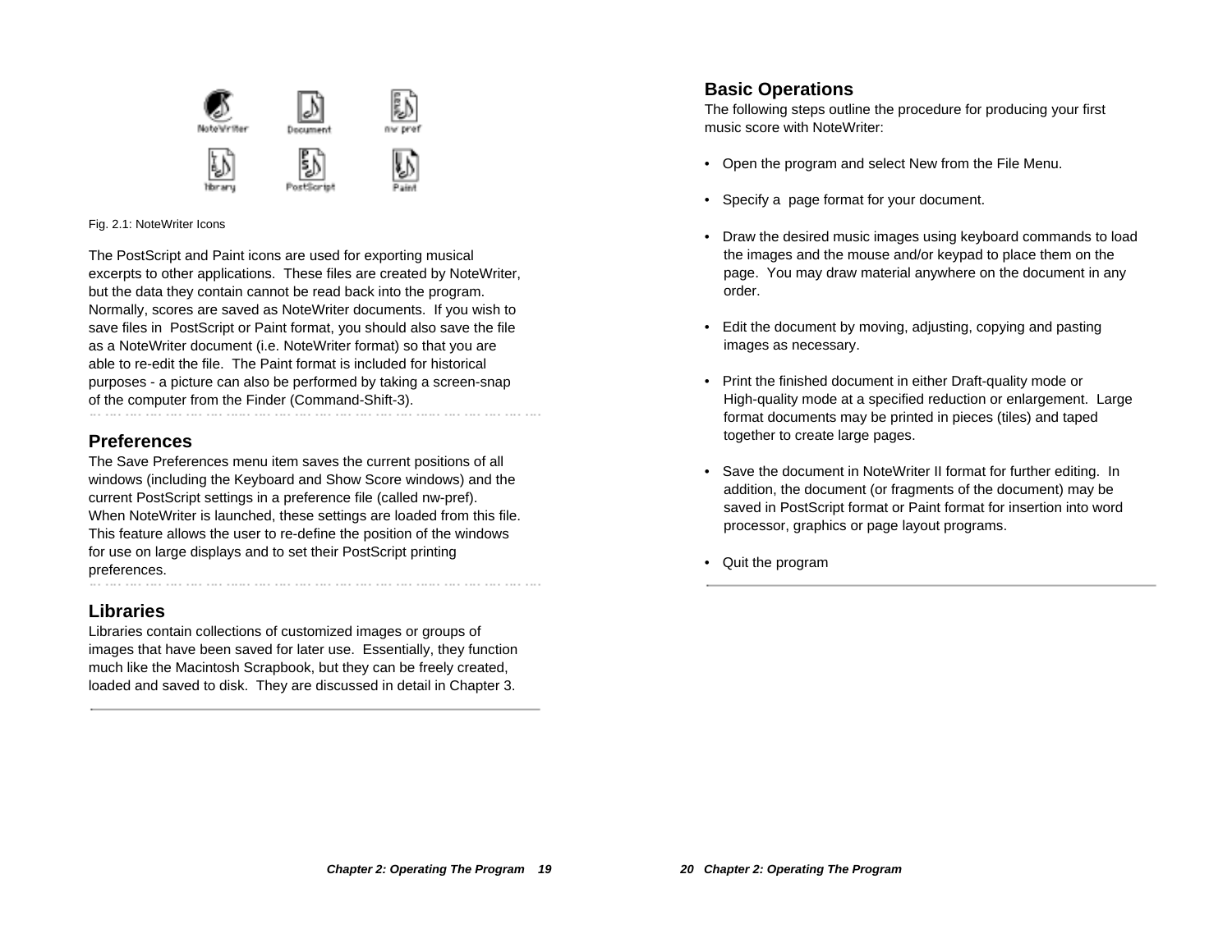Fig. 2.1: NoteWriter Icons

The PostScript and Paint icons are used for exporting musical excerpts to other applications. These files are created by NoteWriter, but the data they contain cannot be read back into the program. Normally, scores are saved as NoteWriter documents. If you wish to save files in PostScript or Paint format, you should also save the file as a NoteWriter document (i.e. NoteWriter format) so that you are able to re-edit the file. The Paint format is included for historical purposes - a picture can also be performed by taking a screen-snap of the computer from the Finder (Command-Shift-3).

## Preferences

The Save Preferences menu item saves the current positions of all windows (including the Keyboard and Show Score windows) and the current PostScript settings in a preference file (called nw-pref). When NoteWriter is launched, these settings are loaded from this file. This feature allows the user to re-define the position of the windows for use on large displays and to set their PostScript printing preferences.

## Libraries

Libraries contain collections of customized images or groups of images that have been saved for later use. Essentially, they function much like the Macintosh Scrapbook, but they can be freely created, loaded and saved to disk. They are discussed in detail in Chapter 3.

## Basic Operations

The following steps outline the procedure for producing your first music score with NoteWriter:

- Open the program and select New from the File Menu.
- Specify a page format for your document.
- Draw the desired music images using keyboard commands to load the images and the mouse and/or keypad to place them on the page. You may draw material anywhere on the document in any order.
- Edit the document by moving, adjusting, copying and pasting images as necessary.
- Print the finished document in either Draft-quality mode or High-quality mode at a specified reduction or enlargement. Large format documents may be printed in pieces (tiles) and taped together to create large pages.
- Save the document in NoteWriter II format for further editing. In addition, the document (or fragments of the document) may be saved in PostScript format or Paint format for insertion into word processor, graphics or page layout programs.
- Quit the program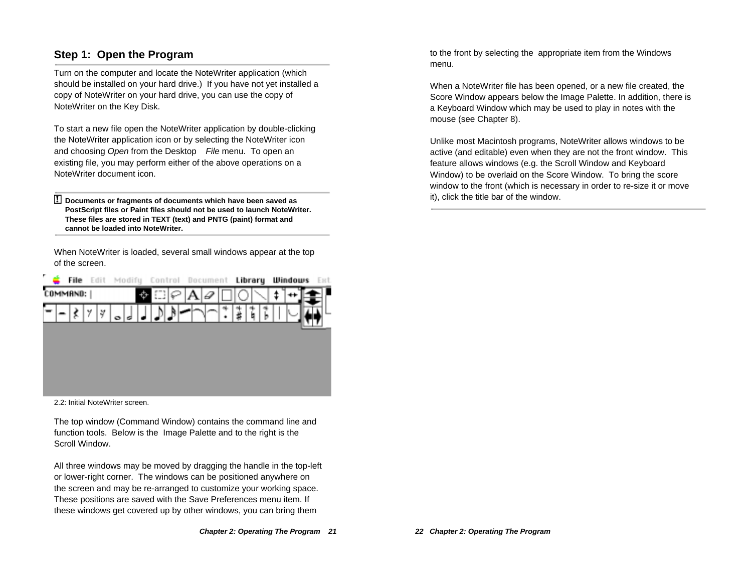## Step 1: Open the Program

Turn on the computer and locate the NoteWriter application (which should be installed on your hard drive.) If you have not yet installed a copy of NoteWriter on your hard drive, you can use the copy of NoteWriter on the Key Disk.

To start a new file open the NoteWriter application by double-clicking the NoteWriter application icon or by selecting the NoteWriter icon and choosing *Open* from the Desktop *File* menu. To open an existing file, you may perform either of the above operations on a NoteWriter document icon.

**! Documents or fragments of documents which have been saved as PostScript files or Paint files should not be used to launch NoteWriter. These files are stored in TEXT (text) and PNTG (paint) format and cannot be loaded into NoteWriter.**

When NoteWriter is loaded, several small windows appear at the top of the screen.

2.2: Initial NoteWriter screen.

The top window (Command Window) contains the command line and function tools. Below is the Image Palette and to the right is the Scroll Window.

All three windows may be moved by dragging the handle in the top-left or lower-right corner. The windows can be positioned anywhere on the screen and may be re-arranged to customize your working space. These positions are saved with the Save Preferences menu item. If these windows get covered up by other windows, you can bring them to the front by selecting the appropriate item from the Windows menu.

When a NoteWriter file has been opened, or a new file created, the Score Window appears below the Image Palette. In addition, there is a Keyboard Window which may be used to play in notes with the mouse (see Chapter 8).

Unlike most Macintosh programs, NoteWriter allows windows to be active (and editable) even when they are not the front window. This feature allows windows (e.g. the Scroll Window and Keyboard Window) to be overlaid on the Score Window. To bring the score window to the front (which is necessary in order to re-size it or move it), click the title bar of the window.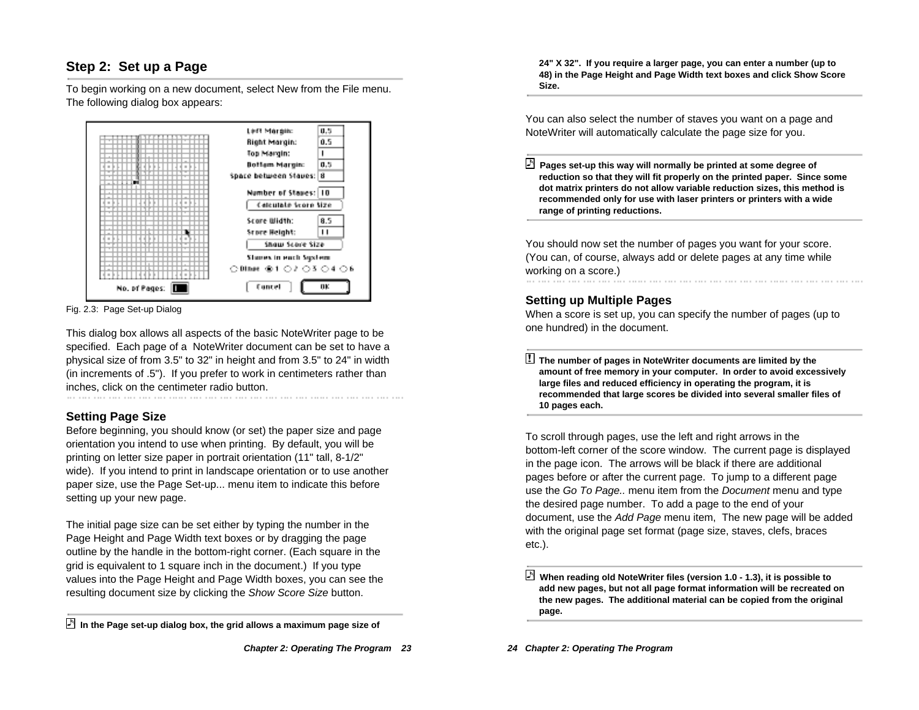## Step 2: Set up a Page

To begin working on a new document, select New from the File menu. The following dialog box appears:

Fig. 2.3: Page Set-up Dialog

This dialog box allows all aspects of the basic NoteWriter page to be specified. Each page of a NoteWriter document can be set to have a physical size of from 3.5" to 32" in height and from 3.5" to 24" in width (in increments of .5"). If you prefer to work in centimeters rather than inches, click on the centimeter radio button.

### Setting Page Size

Before beginning, you should know (or set) the paper size and page orientation you intend to use when printing. By default, you will be printing on letter size paper in portrait orientation (11" tall, 8-1/2" wide). If you intend to print in landscape orientation or to use another paper size, use the Page Set-up... menu item to indicate this before setting up your new page.

The initial page size can be set either by typing the number in the Page Height and Page Width text boxes or by dragging the page outline by the handle in the bottom-right corner. (Each square in the grid is equivalent to 1 square inch in the document.) If you type values into the Page Height and Page Width boxes, you can see the resulting document size by clicking the *Show Score Size* button.

**In the Page set-up dialog box, the grid allows a maximum page size of 24" X 32". If you require a larger page, you can enter a number (up to 48) in the Page Height and Page Width text boxes and click Show Score Size.**

You can also select the number of staves you want on a page and NoteWriter will automatically calculate the page size for you.

**Pages set-up this way will normally be printed at some degree of reduction so that they will fit properly on the printed paper. Since some dot matrix printers do not allow variable reduction sizes, this method is recommended only for use with laser printers or printers with a wide range of printing reductions.**

You should now set the number of pages you want for your score. (You can, of course, always add or delete pages at any time while working on a score.)

### Setting up Multiple Pages

When a score is set up, you can specify the number of pages (up to one hundred) in the document.

**The number of pages in NoteWriter documents are limited by the amount of free memory in your computer. In order to avoid excessively large files and reduced efficiency in operating the program, it is recommended that large scores be divided into several smaller files of 10 pages each.**

To scroll through pages, use the left and right arrows in the bottom-left corner of the score window. The current page is displayed in the page icon. The arrows will be black if there are additional pages before or after the current page. To jump to a different page use the *Go To Page..* menu item from the *Document* menu and type the desired page number. To add a page to the end of your document, use the *Add Page* menu item, The new page will be added with the original page set format (page size, staves, clefs, braces etc.).

**When reading old NoteWriter files (version 1.0 - 1.3), it is possible to add new pages, but not all page format information will be recreated on the new pages. The additional material can be copied from the original page.**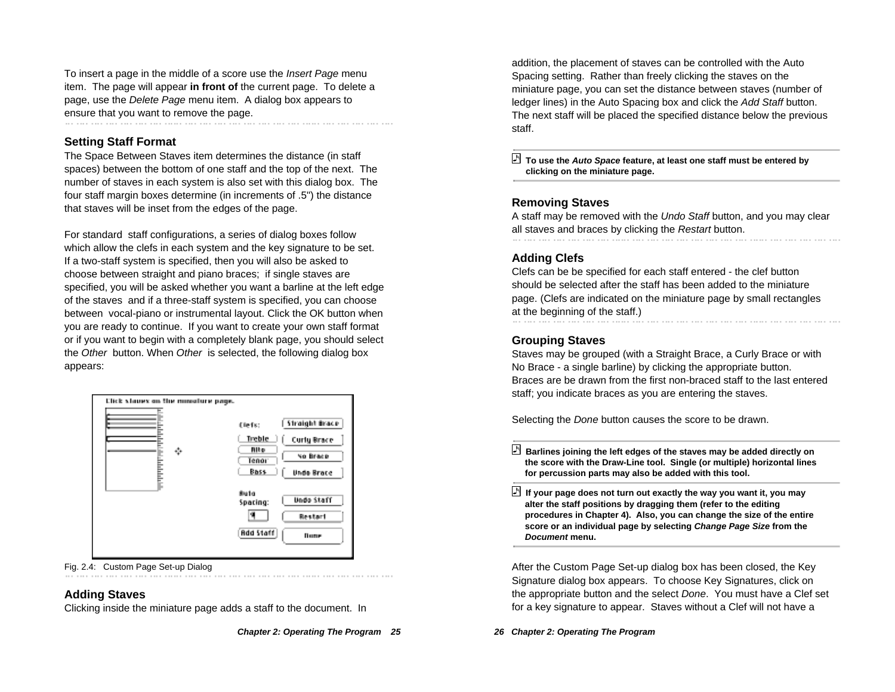To insert a page in the middle of a score use the *Insert Page* menu item. The page will appear **in front of** the current page. To delete a page, use the *Delete Page* menu item. A dialog box appears to ensure that you want to remove the page.

## Setting Staff Format

The Space Between Staves item determines the distance (in staff spaces) between the bottom of one staff and the top of the next. The number of staves in each system is also set with this dialog box. The four staff margin boxes determine (in increments of .5") the distance that staves will be inset from the edges of the page.

For standard staff configurations, a series of dialog boxes follow which allow the clefs in each system and the key signature to be set. If a two-staff system is specified, then you will also be asked to choose between straight and piano braces; if single staves are specified, you will be asked whether you want a barline at the left edge of the staves and if a three-staff system is specified, you can choose between vocal-piano or instrumental layout. Click the OK button when you are ready to continue. If you want to create your own staff format or if you want to begin with a completely blank page, you should select the *Other* button. When *Other* is selected, the following dialog box appears:

Fig. 2.4: Custom Page Set-up Dialog

## Adding Staves

Clicking inside the miniature page adds a staff to the document. In addition, the placement of staves can be controlled with the Auto Spacing setting. Rather than freely clicking the staves on the miniature page, you can set the distance between staves (number of ledger lines) in the Auto Spacing box and click the *Add Staff* button. The next staff will be placed the specified distance below the previous staff.

**To use the *Auto Space* feature, at least one staff must be entered by clicking on the miniature page.**

## Removing Staves

A staff may be removed with the *Undo Staff* button, and you may clear all staves and braces by clicking the *Restart* button.

## Adding Clefs

Clefs can be be specified for each staff entered - the clef button should be selected after the staff has been added to the miniature page. (Clefs are indicated on the miniature page by small rectangles at the beginning of the staff.)

## Grouping Staves

Staves may be grouped (with a Straight Brace, a Curly Brace or with No Brace - a single barline) by clicking the appropriate button. Braces are be drawn from the first non-braced staff to the last entered staff; you indicate braces as you are entering the staves.

Selecting the *Done* button causes the score to be drawn.

**Barlines joining the left edges of the staves may be added directly on the score with the Draw-Line tool. Single (or multiple) horizontal lines for percussion parts may also be added with this tool.**

**If your page does not turn out exactly the way you want it, you may alter the staff positions by dragging them (refer to the editing procedures in Chapter 4). Also, you can change the size of the entire score or an individual page by selecting *Change Page Size* from the *Document* menu.**

After the Custom Page Set-up dialog box has been closed, the Key Signature dialog box appears. To choose Key Signatures, click on the appropriate button and the select *Done*. You must have a Clef set for a key signature to appear. Staves without a Clef will not have a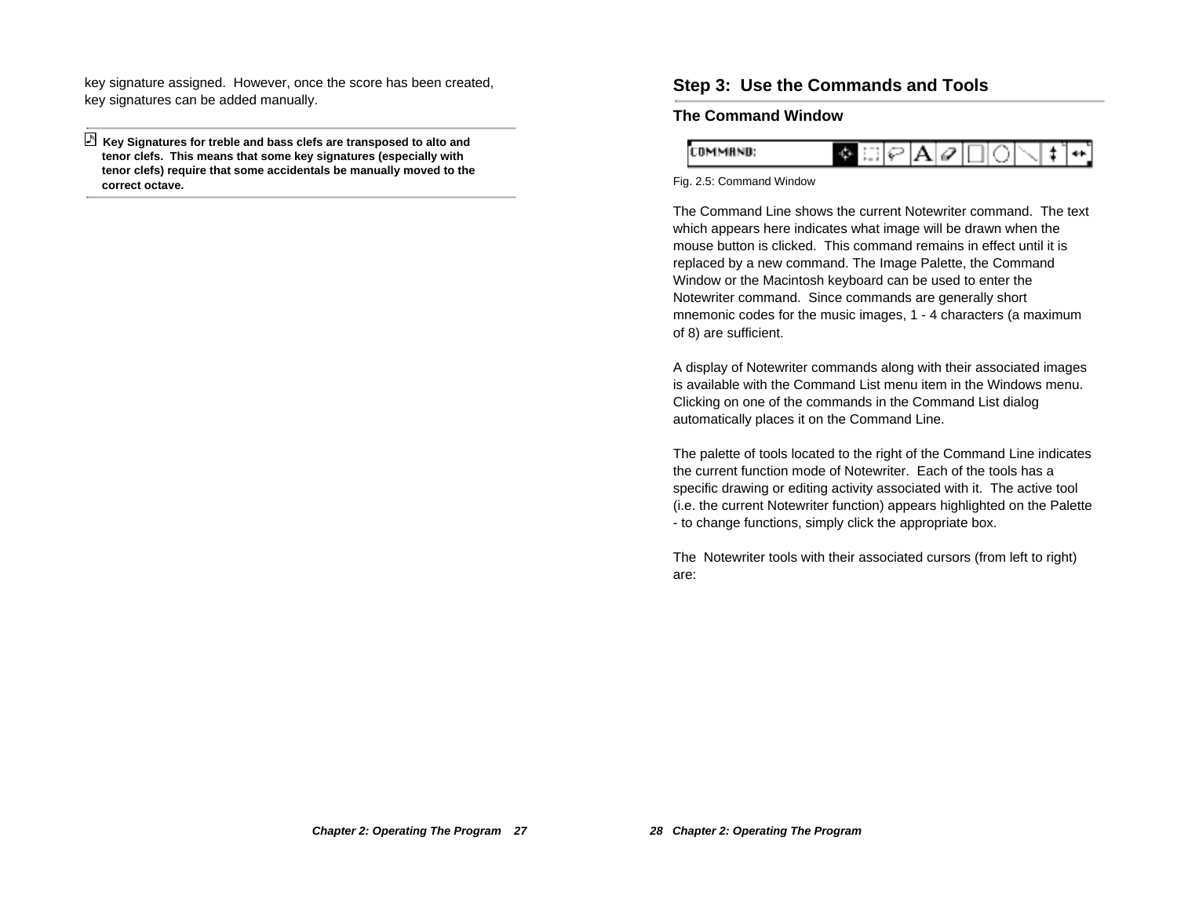key signature assigned. However, once the score has been created, key signatures can be added manually.

---

**Key Signatures for treble and bass clefs are transposed to alto and tenor clefs. This means that some key signatures (especially with tenor clefs) require that some accidentals be manually moved to the correct octave.**

---

## Step 3: Use the Commands and Tools

### The Command Window

Fig. 2.5: Command Window

The Command Line shows the current Notewriter command. The text which appears here indicates what image will be drawn when the mouse button is clicked. This command remains in effect until it is replaced by a new command. The Image Palette, the Command Window or the Macintosh keyboard can be used to enter the Notewriter command. Since commands are generally short mnemonic codes for the music images, 1 - 4 characters (a maximum of 8) are sufficient.

A display of Notewriter commands along with their associated images is available with the Command List menu item in the Windows menu. Clicking on one of the commands in the Command List dialog automatically places it on the Command Line.

The palette of tools located to the right of the Command Line indicates the current function mode of Notewriter. Each of the tools has a specific drawing or editing activity associated with it. The active tool (i.e. the current Notewriter function) appears highlighted on the Palette - to change functions, simply click the appropriate box.

The Notewriter tools with their associated cursors (from left to right) are: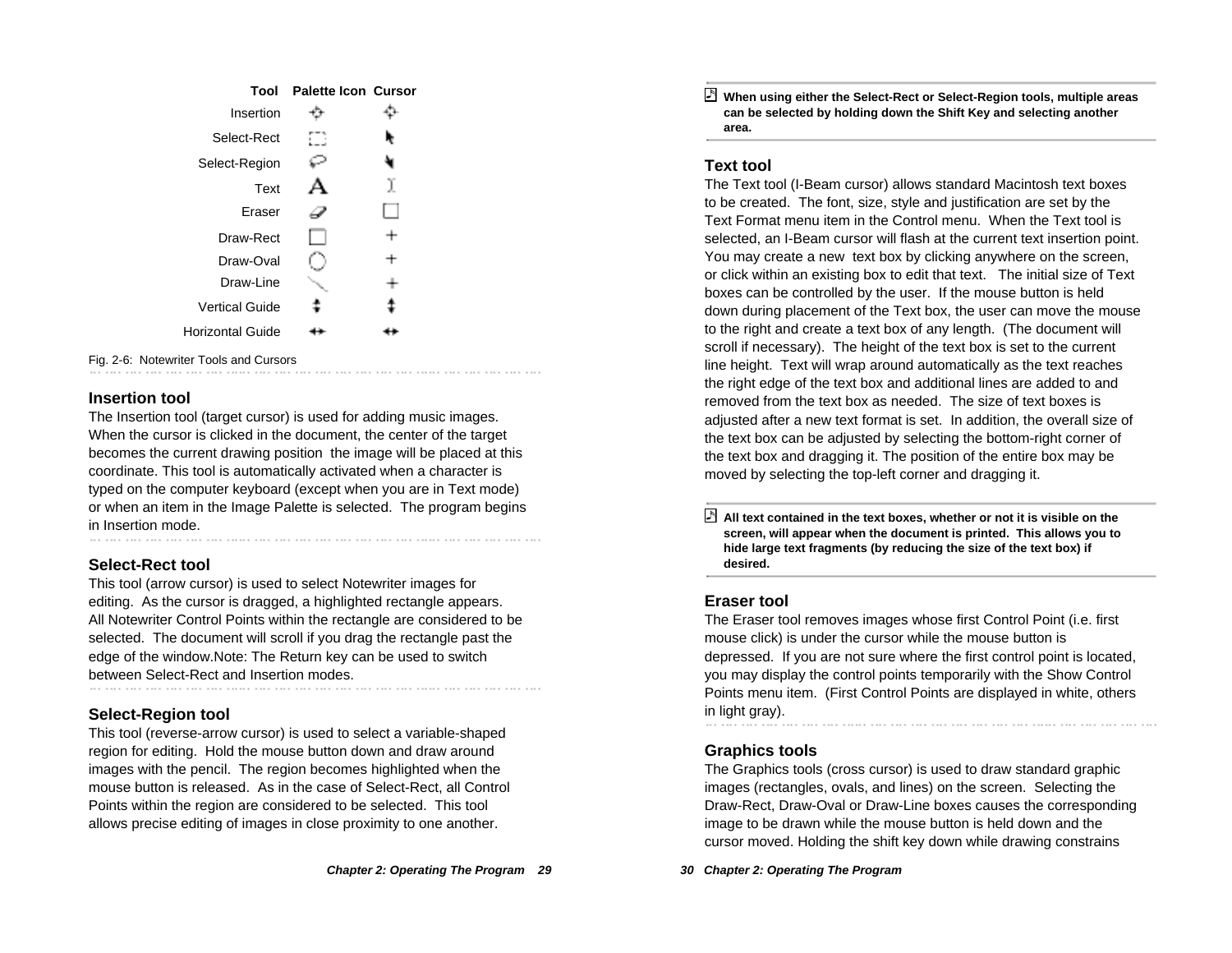| Tool | Palette Icon | Cursor |
|---|---|---|
| Insertion | | |
| Select-Rect | | |
| Select-Region | | |
| Text | A | |
| Eraser | | |
| Draw-Rect | | + |
| Draw-Oval | | + |
| Draw-Line | | + |
| Vertical Guide | | |
| Horizontal Guide | | |

Fig. 2-6: Notewriter Tools and Cursors

### Insertion tool

The Insertion tool (target cursor) is used for adding music images. When the cursor is clicked in the document, the center of the target becomes the current drawing position the image will be placed at this coordinate. This tool is automatically activated when a character is typed on the computer keyboard (except when you are in Text mode) or when an item in the Image Palette is selected. The program begins in Insertion mode.

### Select-Rect tool

This tool (arrow cursor) is used to select Notewriter images for editing. As the cursor is dragged, a highlighted rectangle appears. All Notewriter Control Points within the rectangle are considered to be selected. The document will scroll if you drag the rectangle past the edge of the window.Note: The Return key can be used to switch between Select-Rect and Insertion modes.

### Select-Region tool

This tool (reverse-arrow cursor) is used to select a variable-shaped region for editing. Hold the mouse button down and draw around images with the pencil. The region becomes highlighted when the mouse button is released. As in the case of Select-Rect, all Control Points within the region are considered to be selected. This tool allows precise editing of images in close proximity to one another.

**When using either the Select-Rect or Select-Region tools, multiple areas can be selected by holding down the Shift Key and selecting another area.**

### Text tool

The Text tool (I-Beam cursor) allows standard Macintosh text boxes to be created. The font, size, style and justification are set by the Text Format menu item in the Control menu. When the Text tool is selected, an I-Beam cursor will flash at the current text insertion point. You may create a new text box by clicking anywhere on the screen, or click within an existing box to edit that text. The initial size of Text boxes can be controlled by the user. If the mouse button is held down during placement of the Text box, the user can move the mouse to the right and create a text box of any length. (The document will scroll if necessary). The height of the text box is set to the current line height. Text will wrap around automatically as the text reaches the right edge of the text box and additional lines are added to and removed from the text box as needed. The size of text boxes is adjusted after a new text format is set. In addition, the overall size of the text box can be adjusted by selecting the bottom-right corner of the text box and dragging it. The position of the entire box may be moved by selecting the top-left corner and dragging it.

**All text contained in the text boxes, whether or not it is visible on the screen, will appear when the document is printed. This allows you to hide large text fragments (by reducing the size of the text box) if desired.**

### Eraser tool

The Eraser tool removes images whose first Control Point (i.e. first mouse click) is under the cursor while the mouse button is depressed. If you are not sure where the first control point is located, you may display the control points temporarily with the Show Control Points menu item. (First Control Points are displayed in white, others in light gray).

### Graphics tools

The Graphics tools (cross cursor) is used to draw standard graphic images (rectangles, ovals, and lines) on the screen. Selecting the Draw-Rect, Draw-Oval or Draw-Line boxes causes the corresponding image to be drawn while the mouse button is held down and the cursor moved. Holding the shift key down while drawing constrains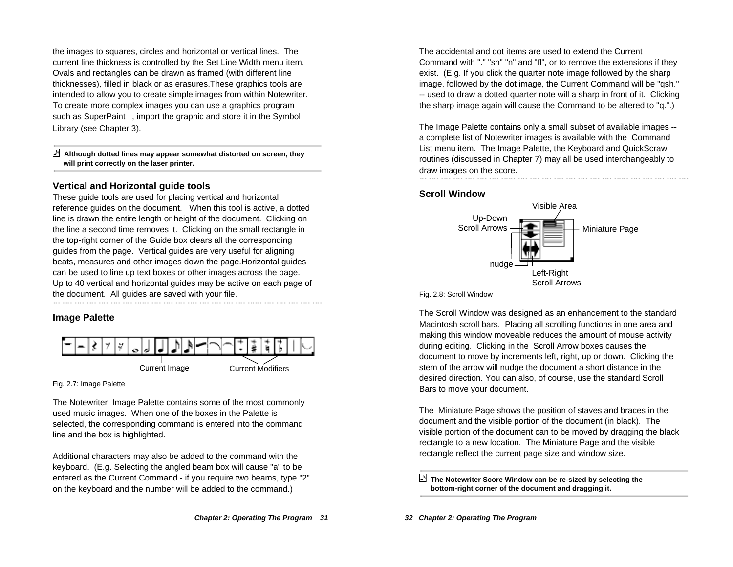the images to squares, circles and horizontal or vertical lines. The current line thickness is controlled by the Set Line Width menu item. Ovals and rectangles can be drawn as framed (with different line thicknesses), filled in black or as erasures.These graphics tools are intended to allow you to create simple images from within Notewriter. To create more complex images you can use a graphics program such as SuperPaint , import the graphic and store it in the Symbol Library (see Chapter 3).

**Although dotted lines may appear somewhat distorted on screen, they will print correctly on the laser printer.**

### Vertical and Horizontal guide tools

These guide tools are used for placing vertical and horizontal reference guides on the document. When this tool is active, a dotted line is drawn the entire length or height of the document. Clicking on the line a second time removes it. Clicking on the small rectangle in the top-right corner of the Guide box clears all the corresponding guides from the page. Vertical guides are very useful for aligning beats, measures and other images down the page.Horizontal guides can be used to line up text boxes or other images across the page. Up to 40 vertical and horizontal guides may be active on each page of the document. All guides are saved with your file.

### Image Palette

Current Image    Current Modifiers

Fig. 2.7: Image Palette

The Notewriter Image Palette contains some of the most commonly used music images. When one of the boxes in the Palette is selected, the corresponding command is entered into the command line and the box is highlighted.

Additional characters may also be added to the command with the keyboard. (E.g. Selecting the angled beam box will cause "a" to be entered as the Current Command - if you require two beams, type "2" on the keyboard and the number will be added to the command.)

The accidental and dot items are used to extend the Current Command with "." "sh" "n" and "fl", or to remove the extensions if they exist. (E.g. If you click the quarter note image followed by the sharp image, followed by the dot image, the Current Command will be "qsh." -- used to draw a dotted quarter note will a sharp in front of it. Clicking the sharp image again will cause the Command to be altered to "q.".)

The Image Palette contains only a small subset of available images -- a complete list of Notewriter images is available with the Command List menu item. The Image Palette, the Keyboard and QuickScrawl routines (discussed in Chapter 7) may all be used interchangeably to draw images on the score.

### Scroll Window

Visible Area, Up-Down Scroll Arrows, Miniature Page, nudge, Left-Right Scroll Arrows

Fig. 2.8: Scroll Window

The Scroll Window was designed as an enhancement to the standard Macintosh scroll bars. Placing all scrolling functions in one area and making this window moveable reduces the amount of mouse activity during editing. Clicking in the Scroll Arrow boxes causes the document to move by increments left, right, up or down. Clicking the stem of the arrow will nudge the document a short distance in the desired direction. You can also, of course, use the standard Scroll Bars to move your document.

The Miniature Page shows the position of staves and braces in the document and the visible portion of the document (in black). The visible portion of the document can to be moved by dragging the black rectangle to a new location. The Miniature Page and the visible rectangle reflect the current page size and window size.

**The Notewriter Score Window can be re-sized by selecting the bottom-right corner of the document and dragging it.**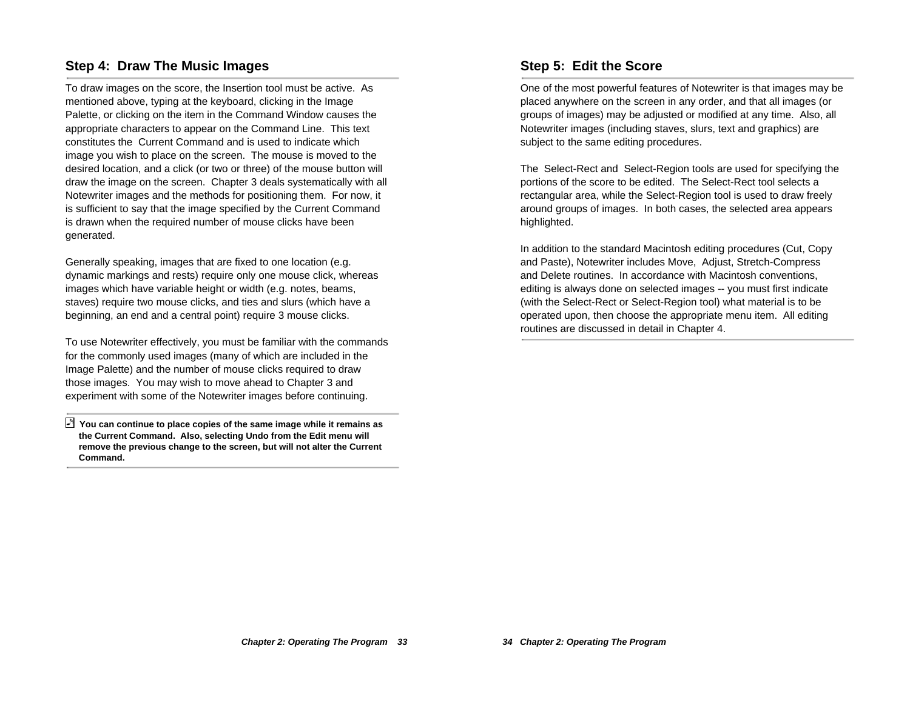## Step 4: Draw The Music Images

To draw images on the score, the Insertion tool must be active. As mentioned above, typing at the keyboard, clicking in the Image Palette, or clicking on the item in the Command Window causes the appropriate characters to appear on the Command Line. This text constitutes the Current Command and is used to indicate which image you wish to place on the screen. The mouse is moved to the desired location, and a click (or two or three) of the mouse button will draw the image on the screen. Chapter 3 deals systematically with all Notewriter images and the methods for positioning them. For now, it is sufficient to say that the image specified by the Current Command is drawn when the required number of mouse clicks have been generated.

Generally speaking, images that are fixed to one location (e.g. dynamic markings and rests) require only one mouse click, whereas images which have variable height or width (e.g. notes, beams, staves) require two mouse clicks, and ties and slurs (which have a beginning, an end and a central point) require 3 mouse clicks.

To use Notewriter effectively, you must be familiar with the commands for the commonly used images (many of which are included in the Image Palette) and the number of mouse clicks required to draw those images. You may wish to move ahead to Chapter 3 and experiment with some of the Notewriter images before continuing.

**You can continue to place copies of the same image while it remains as the Current Command. Also, selecting Undo from the Edit menu will remove the previous change to the screen, but will not alter the Current Command.**

## Step 5: Edit the Score

One of the most powerful features of Notewriter is that images may be placed anywhere on the screen in any order, and that all images (or groups of images) may be adjusted or modified at any time. Also, all Notewriter images (including staves, slurs, text and graphics) are subject to the same editing procedures.

The Select-Rect and Select-Region tools are used for specifying the portions of the score to be edited. The Select-Rect tool selects a rectangular area, while the Select-Region tool is used to draw freely around groups of images. In both cases, the selected area appears highlighted.

In addition to the standard Macintosh editing procedures (Cut, Copy and Paste), Notewriter includes Move, Adjust, Stretch-Compress and Delete routines. In accordance with Macintosh conventions, editing is always done on selected images -- you must first indicate (with the Select-Rect or Select-Region tool) what material is to be operated upon, then choose the appropriate menu item. All editing routines are discussed in detail in Chapter 4.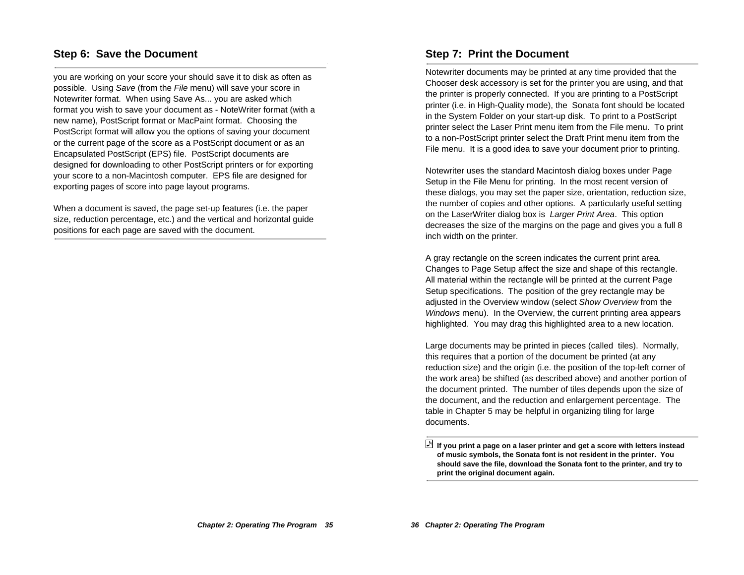## Step 6: Save the Document

you are working on your score your should save it to disk as often as possible. Using *Save* (from the *File* menu) will save your score in Notewriter format. When using Save As... you are asked which format you wish to save your document as - NoteWriter format (with a new name), PostScript format or MacPaint format. Choosing the PostScript format will allow you the options of saving your document or the current page of the score as a PostScript document or as an Encapsulated PostScript (EPS) file. PostScript documents are designed for downloading to other PostScript printers or for exporting your score to a non-Macintosh computer. EPS file are designed for exporting pages of score into page layout programs.

When a document is saved, the page set-up features (i.e. the paper size, reduction percentage, etc.) and the vertical and horizontal guide positions for each page are saved with the document.

## Step 7: Print the Document

Notewriter documents may be printed at any time provided that the Chooser desk accessory is set for the printer you are using, and that the printer is properly connected. If you are printing to a PostScript printer (i.e. in High-Quality mode), the Sonata font should be located in the System Folder on your start-up disk. To print to a PostScript printer select the Laser Print menu item from the File menu. To print to a non-PostScript printer select the Draft Print menu item from the File menu. It is a good idea to save your document prior to printing.

Notewriter uses the standard Macintosh dialog boxes under Page Setup in the File Menu for printing. In the most recent version of these dialogs, you may set the paper size, orientation, reduction size, the number of copies and other options. A particularly useful setting on the LaserWriter dialog box is *Larger Print Area*. This option decreases the size of the margins on the page and gives you a full 8 inch width on the printer.

A gray rectangle on the screen indicates the current print area. Changes to Page Setup affect the size and shape of this rectangle. All material within the rectangle will be printed at the current Page Setup specifications. The position of the grey rectangle may be adjusted in the Overview window (select *Show Overview* from the *Windows* menu). In the Overview, the current printing area appears highlighted. You may drag this highlighted area to a new location.

Large documents may be printed in pieces (called tiles). Normally, this requires that a portion of the document be printed (at any reduction size) and the origin (i.e. the position of the top-left corner of the work area) be shifted (as described above) and another portion of the document printed. The number of tiles depends upon the size of the document, and the reduction and enlargement percentage. The table in Chapter 5 may be helpful in organizing tiling for large documents.

**If you print a page on a laser printer and get a score with letters instead of music symbols, the Sonata font is not resident in the printer. You should save the file, download the Sonata font to the printer, and try to print the original document again.**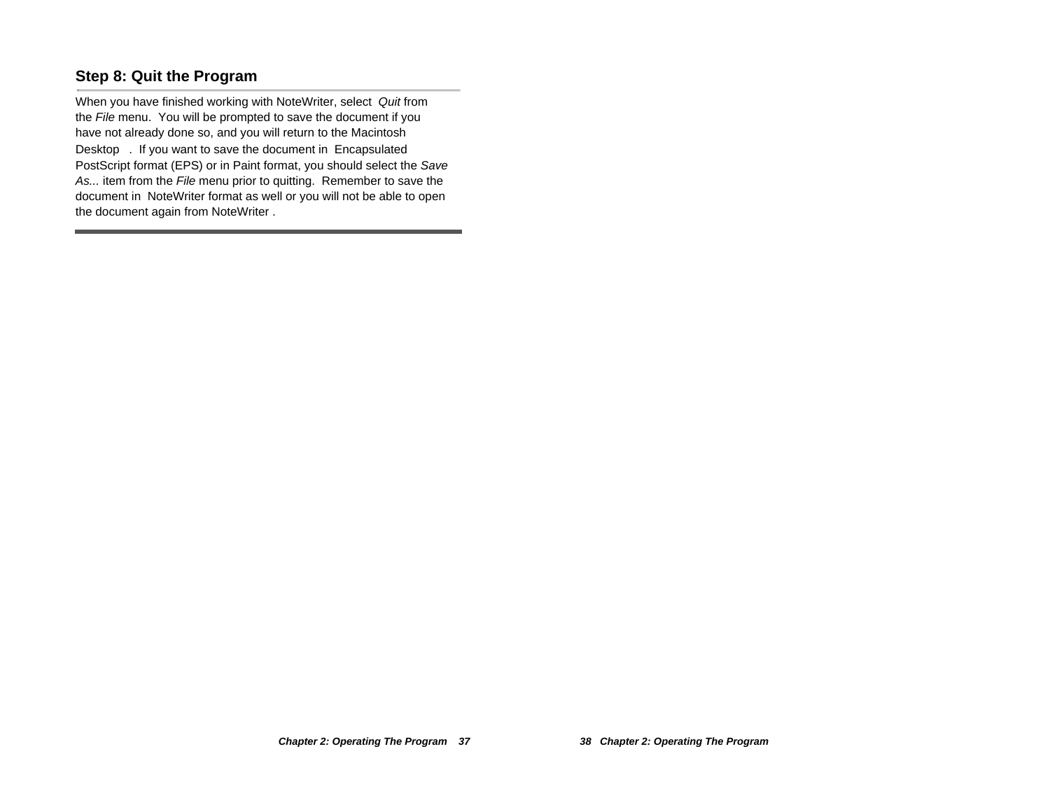## Step 8: Quit the Program

When you have finished working with NoteWriter, select *Quit* from the *File* menu. You will be prompted to save the document if you have not already done so, and you will return to the Macintosh Desktop. If you want to save the document in Encapsulated PostScript format (EPS) or in Paint format, you should select the *Save As...* item from the *File* menu prior to quitting. Remember to save the document in NoteWriter format as well or you will not be able to open the document again from NoteWriter.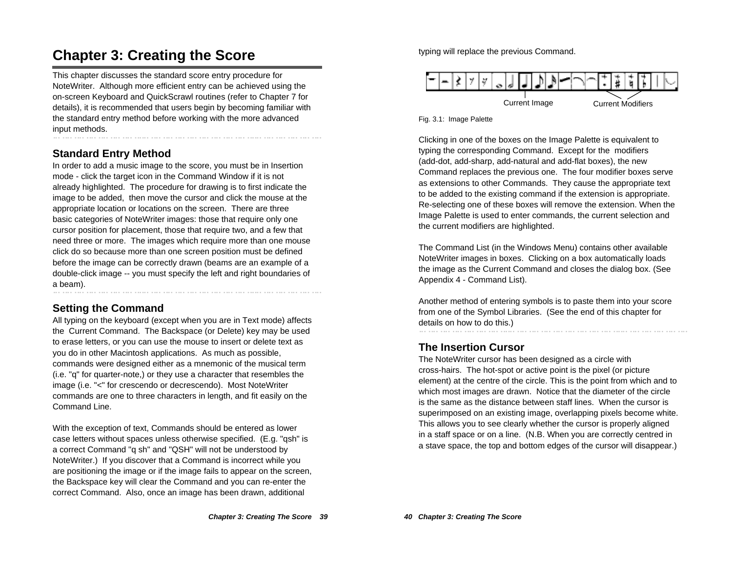# Chapter 3: Creating the Score

This chapter discusses the standard score entry procedure for NoteWriter. Although more efficient entry can be achieved using the on-screen Keyboard and QuickScrawl routines (refer to Chapter 7 for details), it is recommended that users begin by becoming familiar with the standard entry method before working with the more advanced input methods.

## Standard Entry Method

In order to add a music image to the score, you must be in Insertion mode - click the target icon in the Command Window if it is not already highlighted. The procedure for drawing is to first indicate the image to be added, then move the cursor and click the mouse at the appropriate location or locations on the screen. There are three basic categories of NoteWriter images: those that require only one cursor position for placement, those that require two, and a few that need three or more. The images which require more than one mouse click do so because more than one screen position must be defined before the image can be correctly drawn (beams are an example of a double-click image -- you must specify the left and right boundaries of a beam).

## Setting the Command

All typing on the keyboard (except when you are in Text mode) affects the Current Command. The Backspace (or Delete) key may be used to erase letters, or you can use the mouse to insert or delete text as you do in other Macintosh applications. As much as possible, commands were designed either as a mnemonic of the musical term (i.e. "q" for quarter-note,) or they use a character that resembles the image (i.e. "<" for crescendo or decrescendo). Most NoteWriter commands are one to three characters in length, and fit easily on the Command Line.

With the exception of text, Commands should be entered as lower case letters without spaces unless otherwise specified. (E.g. "qsh" is a correct Command "q sh" and "QSH" will not be understood by NoteWriter.) If you discover that a Command is incorrect while you are positioning the image or if the image fails to appear on the screen, the Backspace key will clear the Command and you can re-enter the correct Command. Also, once an image has been drawn, additional typing will replace the previous Command.

Current Image    Current Modifiers

Fig. 3.1: Image Palette

Clicking in one of the boxes on the Image Palette is equivalent to typing the corresponding Command. Except for the modifiers (add-dot, add-sharp, add-natural and add-flat boxes), the new Command replaces the previous one. The four modifier boxes serve as extensions to other Commands. They cause the appropriate text to be added to the existing command if the extension is appropriate. Re-selecting one of these boxes will remove the extension. When the Image Palette is used to enter commands, the current selection and the current modifiers are highlighted.

The Command List (in the Windows Menu) contains other available NoteWriter images in boxes. Clicking on a box automatically loads the image as the Current Command and closes the dialog box. (See Appendix 4 - Command List).

Another method of entering symbols is to paste them into your score from one of the Symbol Libraries. (See the end of this chapter for details on how to do this.)

## The Insertion Cursor

The NoteWriter cursor has been designed as a circle with cross-hairs. The hot-spot or active point is the pixel (or picture element) at the centre of the circle. This is the point from which and to which most images are drawn. Notice that the diameter of the circle is the same as the distance between staff lines. When the cursor is superimposed on an existing image, overlapping pixels become white. This allows you to see clearly whether the cursor is properly aligned in a staff space or on a line. (N.B. When you are correctly centred in a stave space, the top and bottom edges of the cursor will disappear.)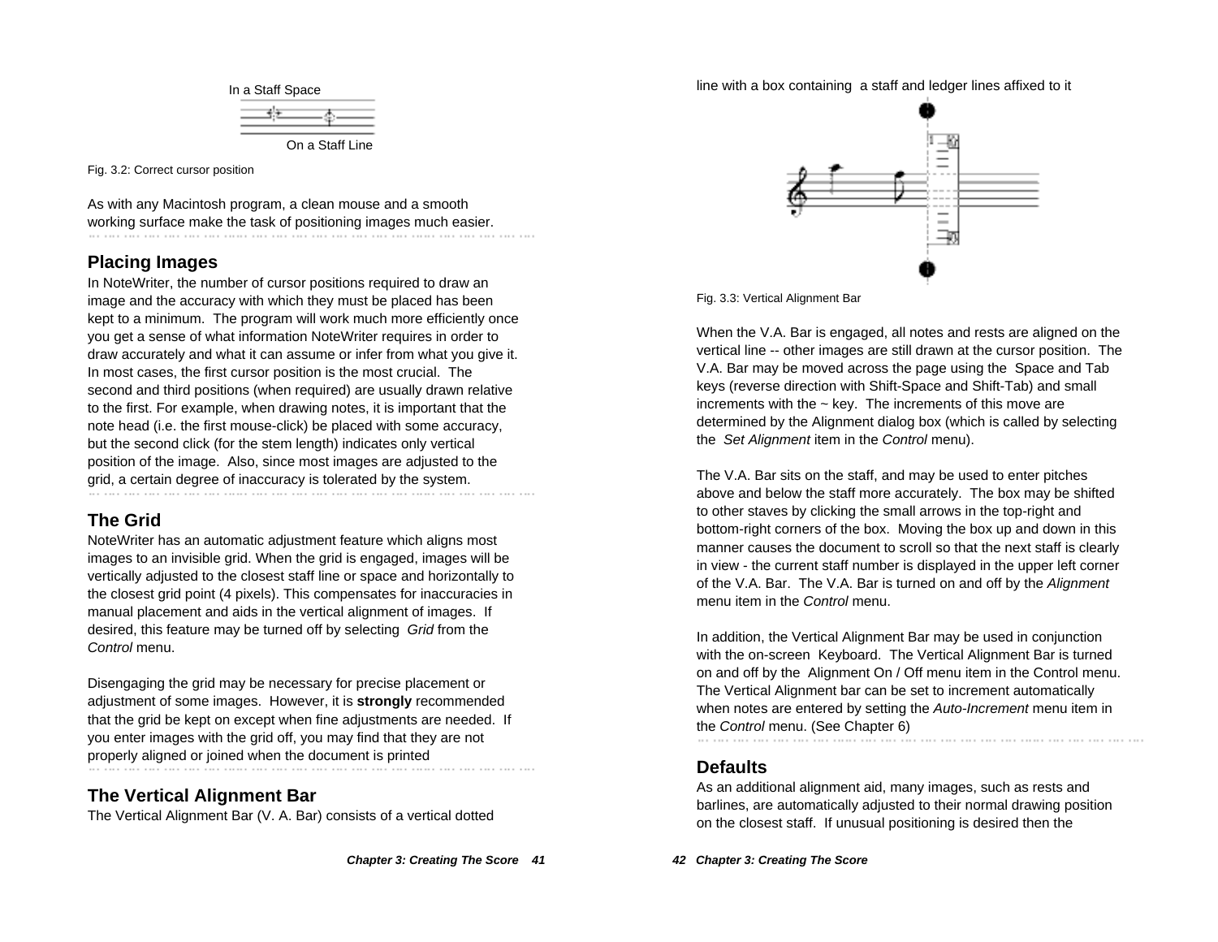In a Staff Space

On a Staff Line

Fig. 3.2: Correct cursor position

As with any Macintosh program, a clean mouse and a smooth working surface make the task of positioning images much easier.

## Placing Images

In NoteWriter, the number of cursor positions required to draw an image and the accuracy with which they must be placed has been kept to a minimum. The program will work much more efficiently once you get a sense of what information NoteWriter requires in order to draw accurately and what it can assume or infer from what you give it. In most cases, the first cursor position is the most crucial. The second and third positions (when required) are usually drawn relative to the first. For example, when drawing notes, it is important that the note head (i.e. the first mouse-click) be placed with some accuracy, but the second click (for the stem length) indicates only vertical position of the image. Also, since most images are adjusted to the grid, a certain degree of inaccuracy is tolerated by the system.

## The Grid

NoteWriter has an automatic adjustment feature which aligns most images to an invisible grid. When the grid is engaged, images will be vertically adjusted to the closest staff line or space and horizontally to the closest grid point (4 pixels). This compensates for inaccuracies in manual placement and aids in the vertical alignment of images. If desired, this feature may be turned off by selecting *Grid* from the *Control* menu.

Disengaging the grid may be necessary for precise placement or adjustment of some images. However, it is **strongly** recommended that the grid be kept on except when fine adjustments are needed. If you enter images with the grid off, you may find that they are not properly aligned or joined when the document is printed

## The Vertical Alignment Bar

The Vertical Alignment Bar (V. A. Bar) consists of a vertical dotted line with a box containing a staff and ledger lines affixed to it

Fig. 3.3: Vertical Alignment Bar

When the V.A. Bar is engaged, all notes and rests are aligned on the vertical line -- other images are still drawn at the cursor position. The V.A. Bar may be moved across the page using the Space and Tab keys (reverse direction with Shift-Space and Shift-Tab) and small increments with the ~ key. The increments of this move are determined by the Alignment dialog box (which is called by selecting the *Set Alignment* item in the *Control* menu).

The V.A. Bar sits on the staff, and may be used to enter pitches above and below the staff more accurately. The box may be shifted to other staves by clicking the small arrows in the top-right and bottom-right corners of the box. Moving the box up and down in this manner causes the document to scroll so that the next staff is clearly in view - the current staff number is displayed in the upper left corner of the V.A. Bar. The V.A. Bar is turned on and off by the *Alignment* menu item in the *Control* menu.

In addition, the Vertical Alignment Bar may be used in conjunction with the on-screen Keyboard. The Vertical Alignment Bar is turned on and off by the Alignment On / Off menu item in the Control menu. The Vertical Alignment bar can be set to increment automatically when notes are entered by setting the *Auto-Increment* menu item in the *Control* menu. (See Chapter 6)

## Defaults

As an additional alignment aid, many images, such as rests and barlines, are automatically adjusted to their normal drawing position on the closest staff. If unusual positioning is desired then the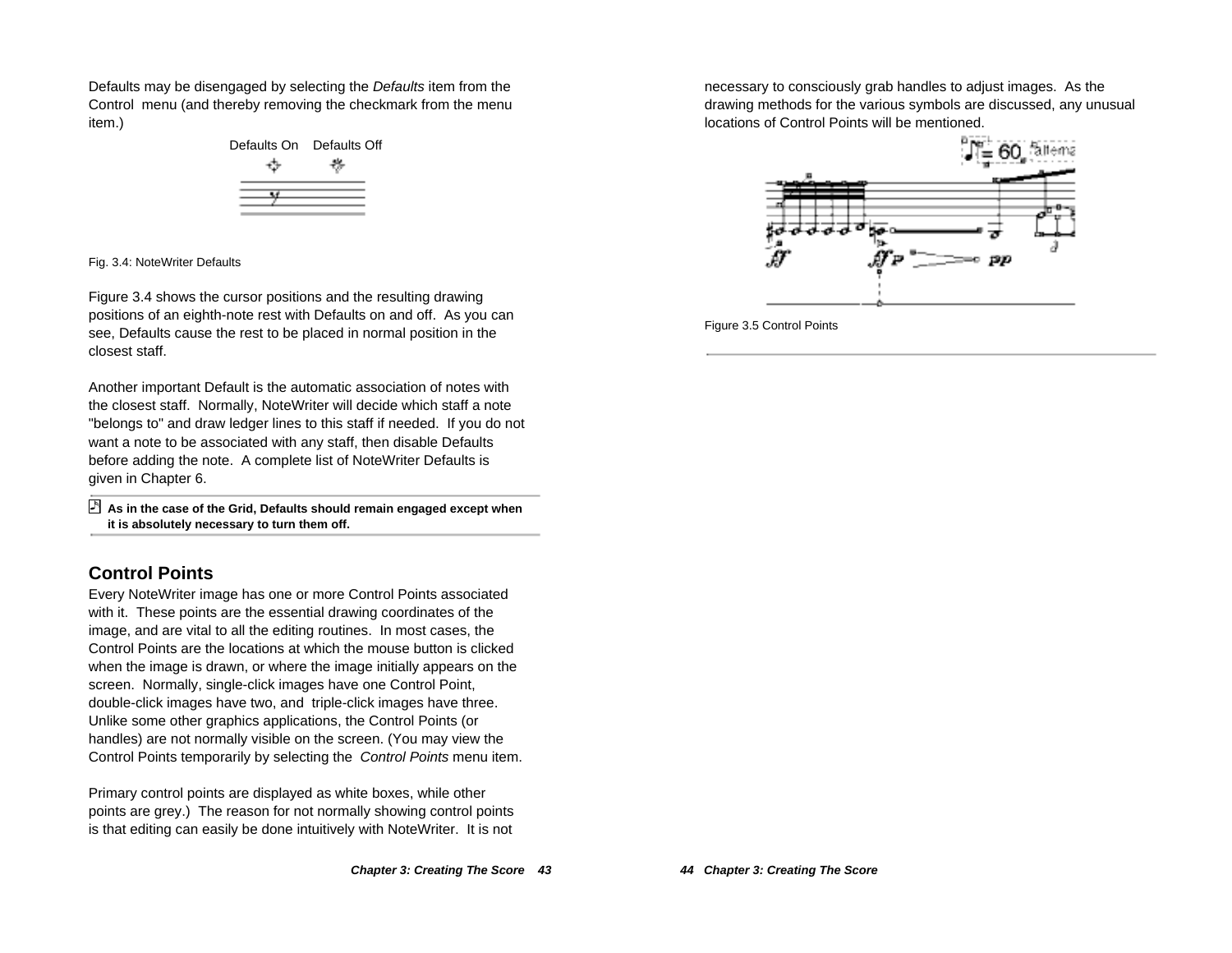Defaults may be disengaged by selecting the *Defaults* item from the Control menu (and thereby removing the checkmark from the menu item.)

Defaults On    Defaults Off

Fig. 3.4: NoteWriter Defaults

Figure 3.4 shows the cursor positions and the resulting drawing positions of an eighth-note rest with Defaults on and off. As you can see, Defaults cause the rest to be placed in normal position in the closest staff.

Another important Default is the automatic association of notes with the closest staff. Normally, NoteWriter will decide which staff a note "belongs to" and draw ledger lines to this staff if needed. If you do not want a note to be associated with any staff, then disable Defaults before adding the note. A complete list of NoteWriter Defaults is given in Chapter 6.

**As in the case of the Grid, Defaults should remain engaged except when it is absolutely necessary to turn them off.**

## Control Points

Every NoteWriter image has one or more Control Points associated with it. These points are the essential drawing coordinates of the image, and are vital to all the editing routines. In most cases, the Control Points are the locations at which the mouse button is clicked when the image is drawn, or where the image initially appears on the screen. Normally, single-click images have one Control Point, double-click images have two, and triple-click images have three. Unlike some other graphics applications, the Control Points (or handles) are not normally visible on the screen. (You may view the Control Points temporarily by selecting the *Control Points* menu item.

Primary control points are displayed as white boxes, while other points are grey.) The reason for not normally showing control points is that editing can easily be done intuitively with NoteWriter. It is not necessary to consciously grab handles to adjust images. As the drawing methods for the various symbols are discussed, any unusual locations of Control Points will be mentioned.

Figure 3.5 Control Points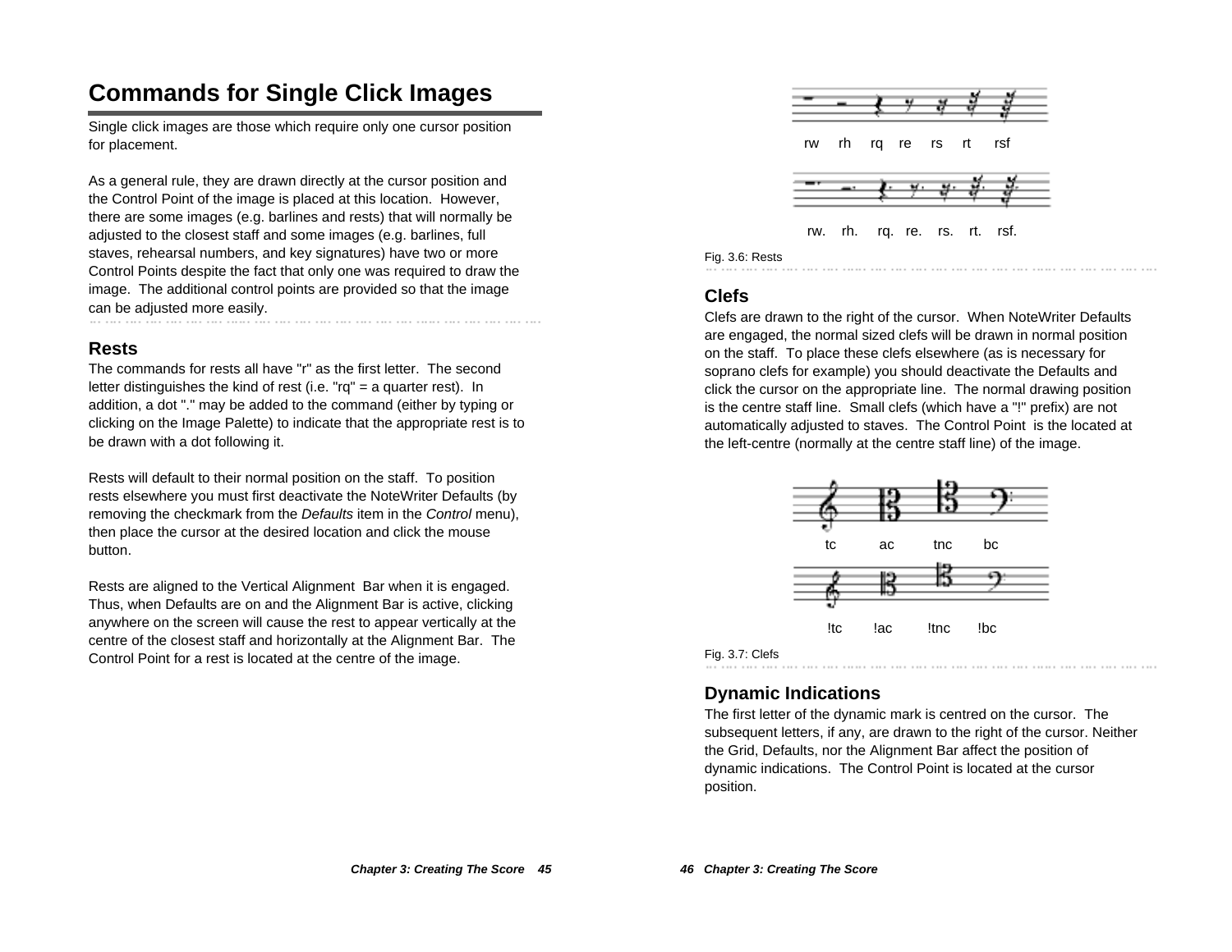# Commands for Single Click Images

Single click images are those which require only one cursor position for placement.

As a general rule, they are drawn directly at the cursor position and the Control Point of the image is placed at this location. However, there are some images (e.g. barlines and rests) that will normally be adjusted to the closest staff and some images (e.g. barlines, full staves, rehearsal numbers, and key signatures) have two or more Control Points despite the fact that only one was required to draw the image. The additional control points are provided so that the image can be adjusted more easily.

## Rests

The commands for rests all have "r" as the first letter. The second letter distinguishes the kind of rest (i.e. "rq" = a quarter rest). In addition, a dot "." may be added to the command (either by typing or clicking on the Image Palette) to indicate that the appropriate rest is to be drawn with a dot following it.

Rests will default to their normal position on the staff. To position rests elsewhere you must first deactivate the NoteWriter Defaults (by removing the checkmark from the *Defaults* item in the *Control* menu), then place the cursor at the desired location and click the mouse button.

Rests are aligned to the Vertical Alignment Bar when it is engaged. Thus, when Defaults are on and the Alignment Bar is active, clicking anywhere on the screen will cause the rest to appear vertically at the centre of the closest staff and horizontally at the Alignment Bar. The Control Point for a rest is located at the centre of the image.

rw rh rq re rs rt rsf

rw. rh. rq. re. rs. rt. rsf.

Fig. 3.6: Rests

## Clefs

Clefs are drawn to the right of the cursor. When NoteWriter Defaults are engaged, the normal sized clefs will be drawn in normal position on the staff. To place these clefs elsewhere (as is necessary for soprano clefs for example) you should deactivate the Defaults and click the cursor on the appropriate line. The normal drawing position is the centre staff line. Small clefs (which have a "!" prefix) are not automatically adjusted to staves. The Control Point is the located at the left-centre (normally at the centre staff line) of the image.

tc ac tnc bc

!tc !ac !tnc !bc

Fig. 3.7: Clefs

## Dynamic Indications

The first letter of the dynamic mark is centred on the cursor. The subsequent letters, if any, are drawn to the right of the cursor. Neither the Grid, Defaults, nor the Alignment Bar affect the position of dynamic indications. The Control Point is located at the cursor position.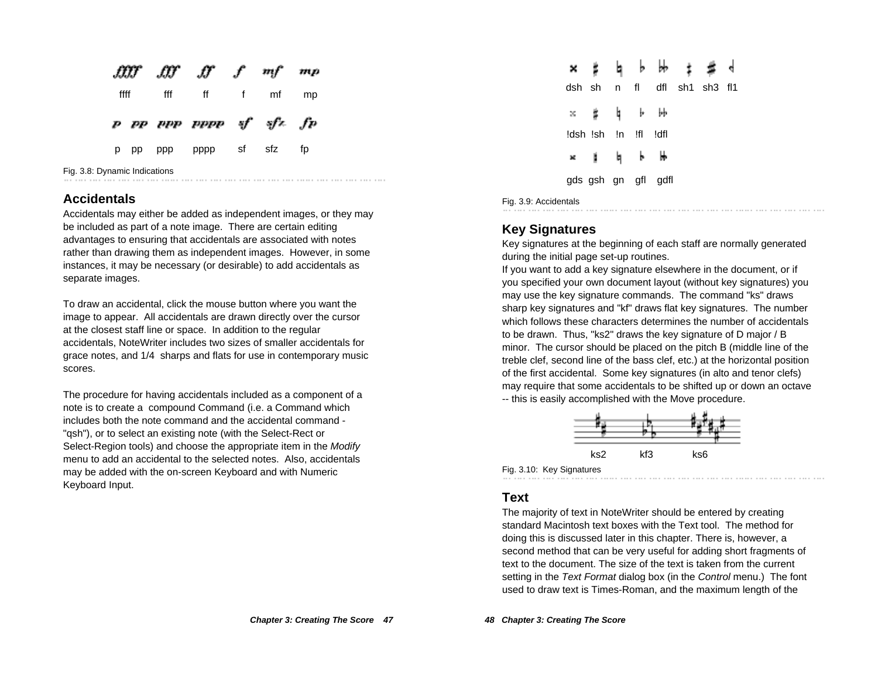ffff fff ff f mf mp

p pp ppp pppp sf sfz fp

Fig. 3.8: Dynamic Indications

## Accidentals

Accidentals may either be added as independent images, or they may be included as part of a note image. There are certain editing advantages to ensuring that accidentals are associated with notes rather than drawing them as independent images. However, in some instances, it may be necessary (or desirable) to add accidentals as separate images.

To draw an accidental, click the mouse button where you want the image to appear. All accidentals are drawn directly over the cursor at the closest staff line or space. In addition to the regular accidentals, NoteWriter includes two sizes of smaller accidentals for grace notes, and 1/4 sharps and flats for use in contemporary music scores.

The procedure for having accidentals included as a component of a note is to create a compound Command (i.e. a Command which includes both the note command and the accidental command - "qsh"), or to select an existing note (with the Select-Rect or Select-Region tools) and choose the appropriate item in the *Modify* menu to add an accidental to the selected notes. Also, accidentals may be added with the on-screen Keyboard and with Numeric Keyboard Input.

dsh sh n fl dfl sh1 sh3 fl1

!dsh !sh !n !fl !dfl

gds gsh gn gfl gdfl

Fig. 3.9: Accidentals

## Key Signatures

Key signatures at the beginning of each staff are normally generated during the initial page set-up routines.

If you want to add a key signature elsewhere in the document, or if you specified your own document layout (without key signatures) you may use the key signature commands. The command "ks" draws sharp key signatures and "kf" draws flat key signatures. The number which follows these characters determines the number of accidentals to be drawn. Thus, "ks2" draws the key signature of D major / B minor. The cursor should be placed on the pitch B (middle line of the treble clef, second line of the bass clef, etc.) at the horizontal position of the first accidental. Some key signatures (in alto and tenor clefs) may require that some accidentals to be shifted up or down an octave -- this is easily accomplished with the Move procedure.

ks2 kf3 ks6

Fig. 3.10: Key Signatures

## Text

The majority of text in NoteWriter should be entered by creating standard Macintosh text boxes with the Text tool. The method for doing this is discussed later in this chapter. There is, however, a second method that can be very useful for adding short fragments of text to the document. The size of the text is taken from the current setting in the *Text Format* dialog box (in the *Control* menu.) The font used to draw text is Times-Roman, and the maximum length of the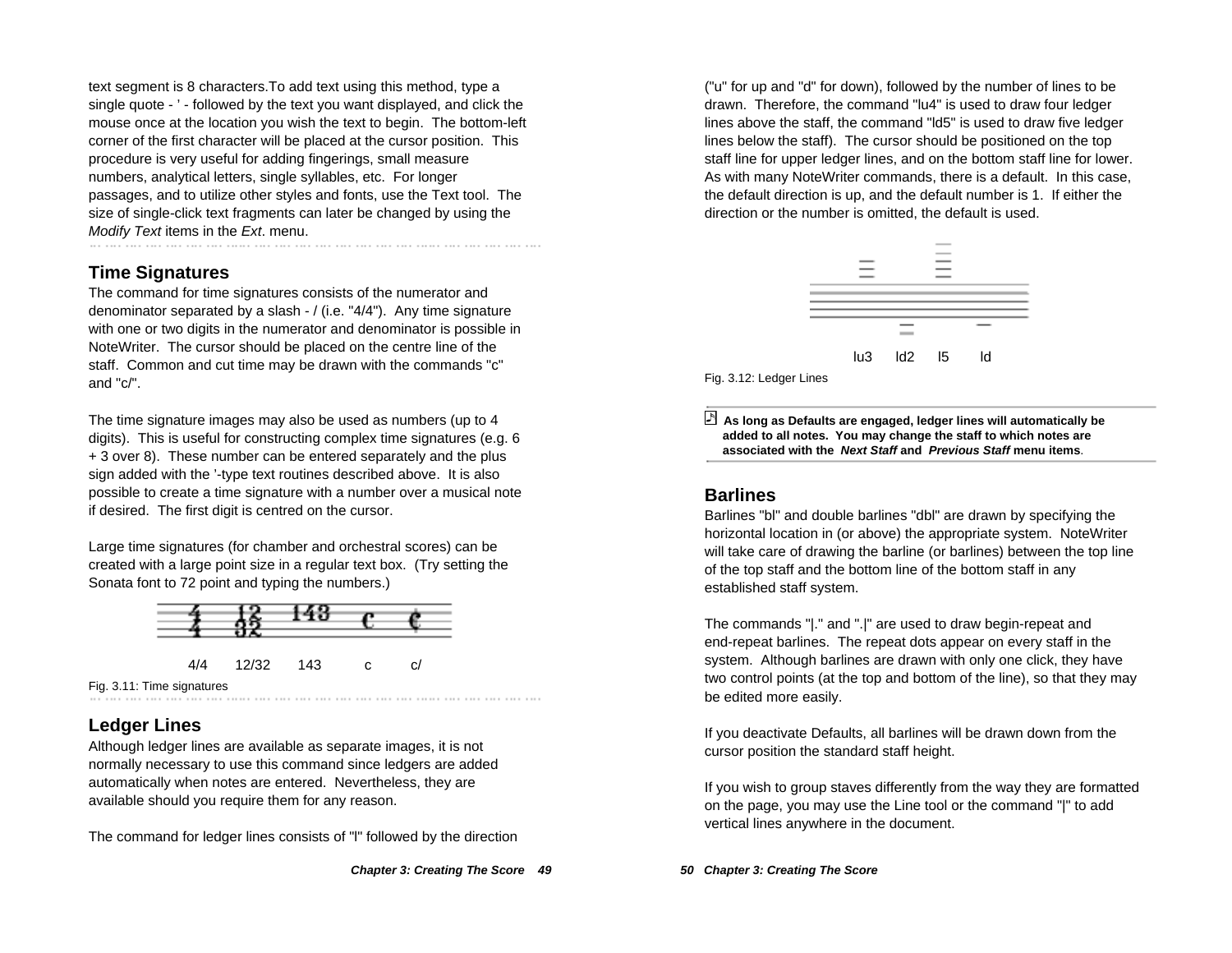text segment is 8 characters.To add text using this method, type a single quote - ' - followed by the text you want displayed, and click the mouse once at the location you wish the text to begin. The bottom-left corner of the first character will be placed at the cursor position. This procedure is very useful for adding fingerings, small measure numbers, analytical letters, single syllables, etc. For longer passages, and to utilize other styles and fonts, use the Text tool. The size of single-click text fragments can later be changed by using the *Modify Text* items in the *Ext*. menu.

## Time Signatures

The command for time signatures consists of the numerator and denominator separated by a slash - / (i.e. "4/4"). Any time signature with one or two digits in the numerator and denominator is possible in NoteWriter. The cursor should be placed on the centre line of the staff. Common and cut time may be drawn with the commands "c" and "c/".

The time signature images may also be used as numbers (up to 4 digits). This is useful for constructing complex time signatures (e.g. 6 + 3 over 8). These number can be entered separately and the plus sign added with the '-type text routines described above. It is also possible to create a time signature with a number over a musical note if desired. The first digit is centred on the cursor.

Large time signatures (for chamber and orchestral scores) can be created with a large point size in a regular text box. (Try setting the Sonata font to 72 point and typing the numbers.)

4/4 12/32 143 c c/

Fig. 3.11: Time signatures

## Ledger Lines

Although ledger lines are available as separate images, it is not normally necessary to use this command since ledgers are added automatically when notes are entered. Nevertheless, they are available should you require them for any reason.

The command for ledger lines consists of "l" followed by the direction ("u" for up and "d" for down), followed by the number of lines to be drawn. Therefore, the command "lu4" is used to draw four ledger lines above the staff, the command "ld5" is used to draw five ledger lines below the staff). The cursor should be positioned on the top staff line for upper ledger lines, and on the bottom staff line for lower. As with many NoteWriter commands, there is a default. In this case, the default direction is up, and the default number is 1. If either the direction or the number is omitted, the default is used.

lu3 ld2 l5 ld

Fig. 3.12: Ledger Lines

**As long as Defaults are engaged, ledger lines will automatically be added to all notes. You may change the staff to which notes are associated with the *Next Staff* and *Previous Staff* menu items.**

## Barlines

Barlines "bl" and double barlines "dbl" are drawn by specifying the horizontal location in (or above) the appropriate system. NoteWriter will take care of drawing the barline (or barlines) between the top line of the top staff and the bottom line of the bottom staff in any established staff system.

The commands "|." and ".|" are used to draw begin-repeat and end-repeat barlines. The repeat dots appear on every staff in the system. Although barlines are drawn with only one click, they have two control points (at the top and bottom of the line), so that they may be edited more easily.

If you deactivate Defaults, all barlines will be drawn down from the cursor position the standard staff height.

If you wish to group staves differently from the way they are formatted on the page, you may use the Line tool or the command "|" to add vertical lines anywhere in the document.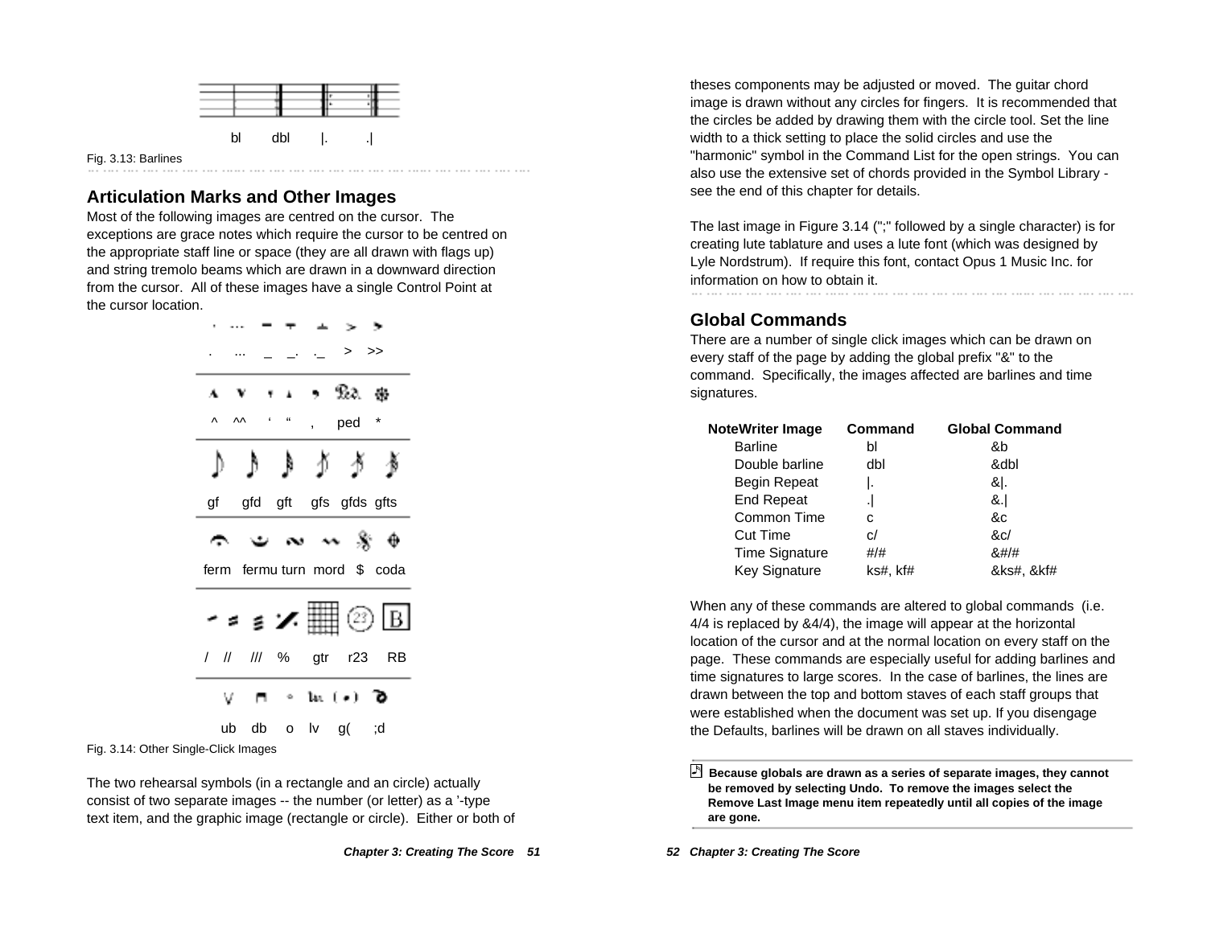bl dbl |. .|

Fig. 3.13: Barlines

## Articulation Marks and Other Images

Most of the following images are centred on the cursor. The exceptions are grace notes which require the cursor to be centred on the appropriate staff line or space (they are all drawn with flags up) and string tremolo beams which are drawn in a downward direction from the cursor. All of these images have a single Control Point at the cursor location.

. ... _ _. ._ > >>

^ ^^ ' " , ped *

gf gfd gft gfs gfds gfts

ferm fermu turn mord $ coda

/ // /// % gtr r23 RB

ub db o lv g( ;d

Fig. 3.14: Other Single-Click Images

The two rehearsal symbols (in a rectangle and an circle) actually consist of two separate images -- the number (or letter) as a '-type text item, and the graphic image (rectangle or circle). Either or both of theses components may be adjusted or moved. The guitar chord image is drawn without any circles for fingers. It is recommended that the circles be added by drawing them with the circle tool. Set the line width to a thick setting to place the solid circles and use the "harmonic" symbol in the Command List for the open strings. You can also use the extensive set of chords provided in the Symbol Library - see the end of this chapter for details.

The last image in Figure 3.14 (";" followed by a single character) is for creating lute tablature and uses a lute font (which was designed by Lyle Nordstrum). If require this font, contact Opus 1 Music Inc. for information on how to obtain it.

## Global Commands

There are a number of single click images which can be drawn on every staff of the page by adding the global prefix "&" to the command. Specifically, the images affected are barlines and time signatures.

| NoteWriter Image | Command | Global Command |
|---|---|---|
| Barline | bl | &b |
| Double barline | dbl | &dbl |
| Begin Repeat | \|. | &\|. |
| End Repeat | .\| | &.\| |
| Common Time | c | &c |
| Cut Time | c/ | &c/ |
| Time Signature | #/# | &#/# |
| Key Signature | ks#, kf# | &ks#, &kf# |

When any of these commands are altered to global commands (i.e. 4/4 is replaced by &4/4), the image will appear at the horizontal location of the cursor and at the normal location on every staff on the page. These commands are especially useful for adding barlines and time signatures to large scores. In the case of barlines, the lines are drawn between the top and bottom staves of each staff groups that were established when the document was set up. If you disengage the Defaults, barlines will be drawn on all staves individually.

**Because globals are drawn as a series of separate images, they cannot be removed by selecting Undo. To remove the images select the Remove Last Image menu item repeatedly until all copies of the image are gone.**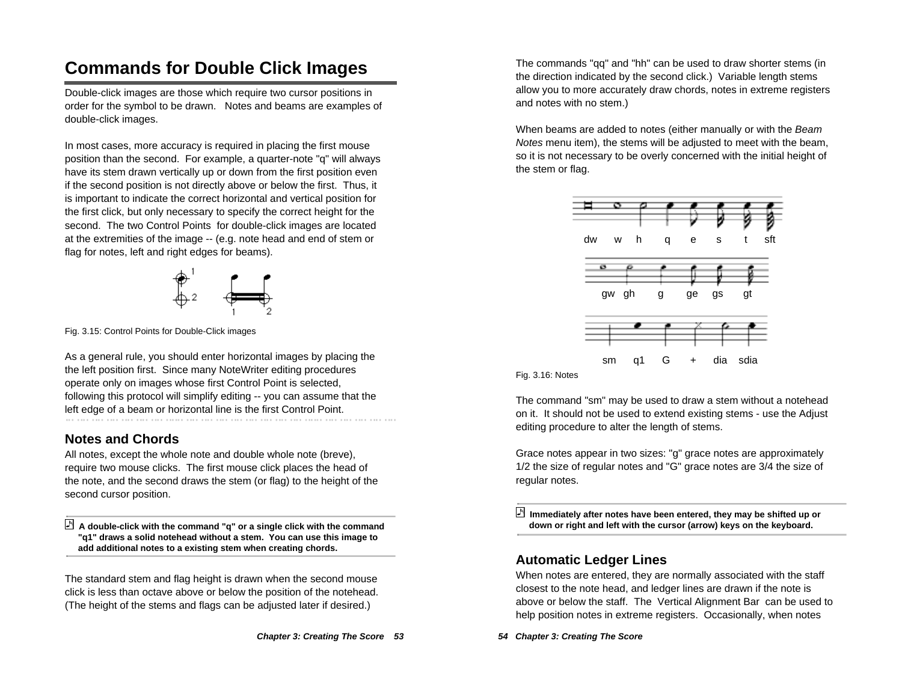# Commands for Double Click Images

Double-click images are those which require two cursor positions in order for the symbol to be drawn. Notes and beams are examples of double-click images.

In most cases, more accuracy is required in placing the first mouse position than the second. For example, a quarter-note "q" will always have its stem drawn vertically up or down from the first position even if the second position is not directly above or below the first. Thus, it is important to indicate the correct horizontal and vertical position for the first click, but only necessary to specify the correct height for the second. The two Control Points for double-click images are located at the extremities of the image -- (e.g. note head and end of stem or flag for notes, left and right edges for beams).

Fig. 3.15: Control Points for Double-Click images

As a general rule, you should enter horizontal images by placing the the left position first. Since many NoteWriter editing procedures operate only on images whose first Control Point is selected, following this protocol will simplify editing -- you can assume that the left edge of a beam or horizontal line is the first Control Point.

## Notes and Chords

All notes, except the whole note and double whole note (breve), require two mouse clicks. The first mouse click places the head of the note, and the second draws the stem (or flag) to the height of the second cursor position.

**A double-click with the command "q" or a single click with the command "q1" draws a solid notehead without a stem. You can use this image to add additional notes to a existing stem when creating chords.**

The standard stem and flag height is drawn when the second mouse click is less than octave above or below the position of the notehead. (The height of the stems and flags can be adjusted later if desired.)

The commands "qq" and "hh" can be used to draw shorter stems (in the direction indicated by the second click.) Variable length stems allow you to more accurately draw chords, notes in extreme registers and notes with no stem.)

When beams are added to notes (either manually or with the *Beam Notes* menu item), the stems will be adjusted to meet with the beam, so it is not necessary to be overly concerned with the initial height of the stem or flag.

dw w h q e s t sft

gw gh g ge gs gt

sm q1 G + dia sdia

Fig. 3.16: Notes

The command "sm" may be used to draw a stem without a notehead on it. It should not be used to extend existing stems - use the Adjust editing procedure to alter the length of stems.

Grace notes appear in two sizes: "g" grace notes are approximately 1/2 the size of regular notes and "G" grace notes are 3/4 the size of regular notes.

**Immediately after notes have been entered, they may be shifted up or down or right and left with the cursor (arrow) keys on the keyboard.**

## Automatic Ledger Lines

When notes are entered, they are normally associated with the staff closest to the note head, and ledger lines are drawn if the note is above or below the staff. The Vertical Alignment Bar can be used to help position notes in extreme registers. Occasionally, when notes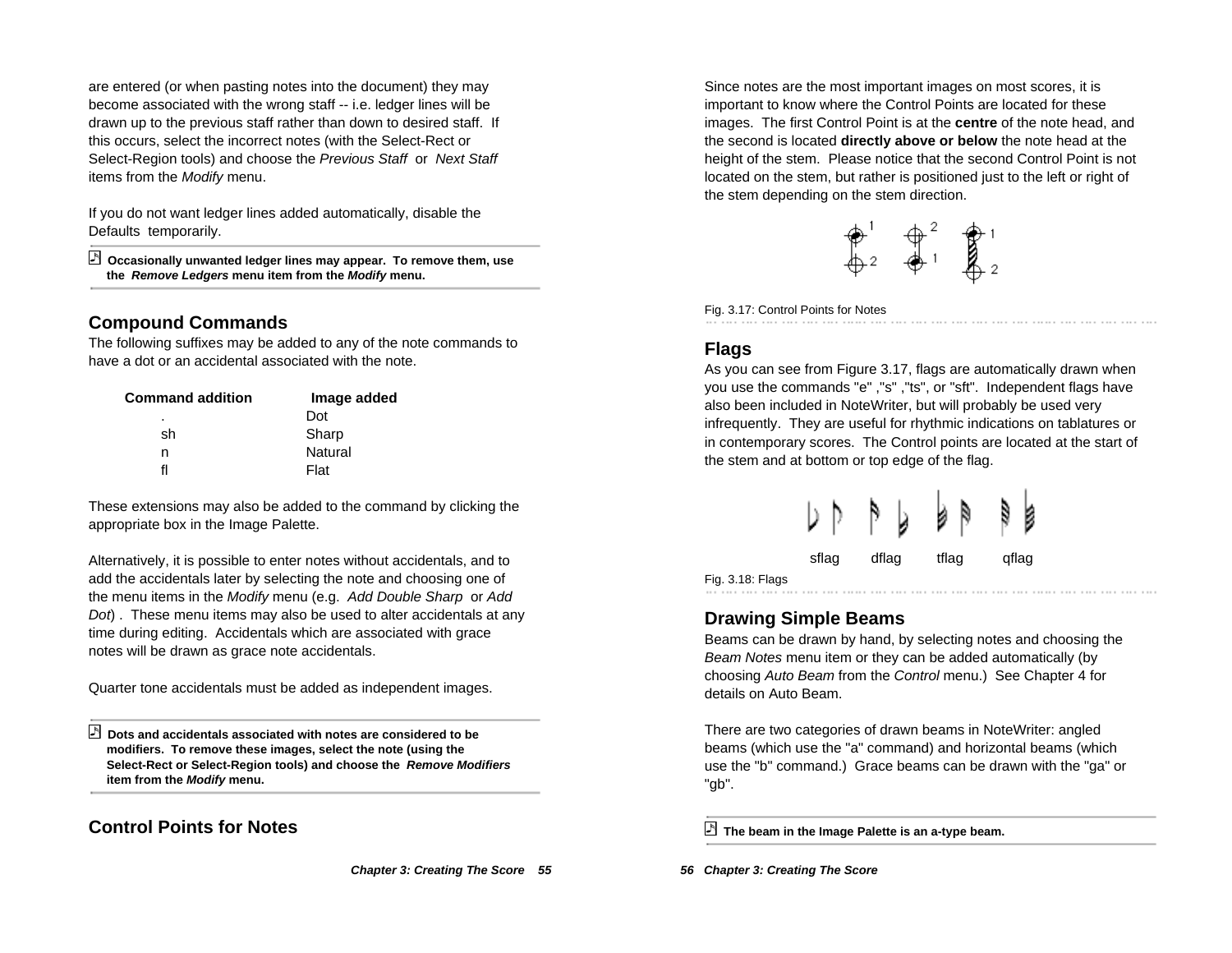are entered (or when pasting notes into the document) they may become associated with the wrong staff -- i.e. ledger lines will be drawn up to the previous staff rather than down to desired staff. If this occurs, select the incorrect notes (with the Select-Rect or Select-Region tools) and choose the *Previous Staff* or *Next Staff* items from the *Modify* menu.

If you do not want ledger lines added automatically, disable the Defaults temporarily.

> **Occasionally unwanted ledger lines may appear. To remove them, use the *Remove Ledgers* menu item from the *Modify* menu.**

## Compound Commands

The following suffixes may be added to any of the note commands to have a dot or an accidental associated with the note.

| Command addition | Image added |
| --- | --- |
| . | Dot |
| sh | Sharp |
| n | Natural |
| fl | Flat |

These extensions may also be added to the command by clicking the appropriate box in the Image Palette.

Alternatively, it is possible to enter notes without accidentals, and to add the accidentals later by selecting the note and choosing one of the menu items in the *Modify* menu (e.g. *Add Double Sharp* or *Add Dot*) . These menu items may also be used to alter accidentals at any time during editing. Accidentals which are associated with grace notes will be drawn as grace note accidentals.

Quarter tone accidentals must be added as independent images.

> **Dots and accidentals associated with notes are considered to be modifiers. To remove these images, select the note (using the Select-Rect or Select-Region tools) and choose the *Remove Modifiers* item from the *Modify* menu.**

## Control Points for Notes

Since notes are the most important images on most scores, it is important to know where the Control Points are located for these images. The first Control Point is at the **centre** of the note head, and the second is located **directly above or below** the note head at the height of the stem. Please notice that the second Control Point is not located on the stem, but rather is positioned just to the left or right of the stem depending on the stem direction.

Fig. 3.17: Control Points for Notes

## Flags

As you can see from Figure 3.17, flags are automatically drawn when you use the commands "e" ,"s" ,"ts", or "sft". Independent flags have also been included in NoteWriter, but will probably be used very infrequently. They are useful for rhythmic indications on tablatures or in contemporary scores. The Control points are located at the start of the stem and at bottom or top edge of the flag.

sflag dflag tflag qflag

Fig. 3.18: Flags

## Drawing Simple Beams

Beams can be drawn by hand, by selecting notes and choosing the *Beam Notes* menu item or they can be added automatically (by choosing *Auto Beam* from the *Control* menu.) See Chapter 4 for details on Auto Beam.

There are two categories of drawn beams in NoteWriter: angled beams (which use the "a" command) and horizontal beams (which use the "b" command.) Grace beams can be drawn with the "ga" or "gb".

> **The beam in the Image Palette is an a-type beam.**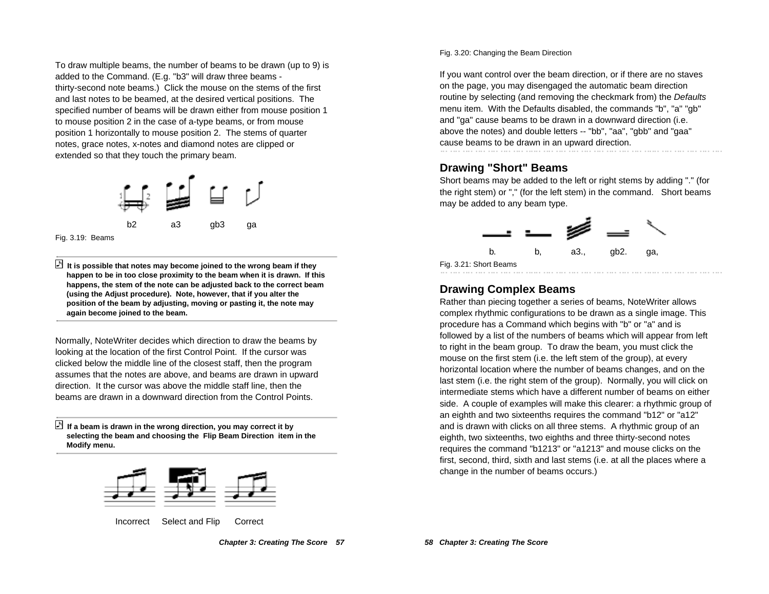To draw multiple beams, the number of beams to be drawn (up to 9) is added to the Command. (E.g. "b3" will draw three beams - thirty-second note beams.) Click the mouse on the stems of the first and last notes to be beamed, at the desired vertical positions. The specified number of beams will be drawn either from mouse position 1 to mouse position 2 in the case of a-type beams, or from mouse position 1 horizontally to mouse position 2. The stems of quarter notes, grace notes, x-notes and diamond notes are clipped or extended so that they touch the primary beam.

b2 a3 gb3 ga

Fig. 3.19: Beams

**It is possible that notes may become joined to the wrong beam if they happen to be in too close proximity to the beam when it is drawn. If this happens, the stem of the note can be adjusted back to the correct beam (using the Adjust procedure). Note, however, that if you alter the position of the beam by adjusting, moving or pasting it, the note may again become joined to the beam.**

Normally, NoteWriter decides which direction to draw the beams by looking at the location of the first Control Point. If the cursor was clicked below the middle line of the closest staff, then the program assumes that the notes are above, and beams are drawn in upward direction. It the cursor was above the middle staff line, then the beams are drawn in a downward direction from the Control Points.

**If a beam is drawn in the wrong direction, you may correct it by selecting the beam and choosing the Flip Beam Direction item in the Modify menu.**

Incorrect Select and Flip Correct

Fig. 3.20: Changing the Beam Direction

If you want control over the beam direction, or if there are no staves on the page, you may disengaged the automatic beam direction routine by selecting (and removing the checkmark from) the *Defaults* menu item. With the Defaults disabled, the commands "b", "a" "gb" and "ga" cause beams to be drawn in a downward direction (i.e. above the notes) and double letters -- "bb", "aa", "gbb" and "gaa" cause beams to be drawn in an upward direction.

## Drawing "Short" Beams

Short beams may be added to the left or right stems by adding "." (for the right stem) or "," (for the left stem) in the command. Short beams may be added to any beam type.

b. b, a3., gb2. ga,

Fig. 3.21: Short Beams

## Drawing Complex Beams

Rather than piecing together a series of beams, NoteWriter allows complex rhythmic configurations to be drawn as a single image. This procedure has a Command which begins with "b" or "a" and is followed by a list of the numbers of beams which will appear from left to right in the beam group. To draw the beam, you must click the mouse on the first stem (i.e. the left stem of the group), at every horizontal location where the number of beams changes, and on the last stem (i.e. the right stem of the group). Normally, you will click on intermediate stems which have a different number of beams on either side. A couple of examples will make this clearer: a rhythmic group of an eighth and two sixteenths requires the command "b12" or "a12" and is drawn with clicks on all three stems. A rhythmic group of an eighth, two sixteenths, two eighths and three thirty-second notes requires the command "b1213" or "a1213" and mouse clicks on the first, second, third, sixth and last stems (i.e. at all the places where a change in the number of beams occurs.)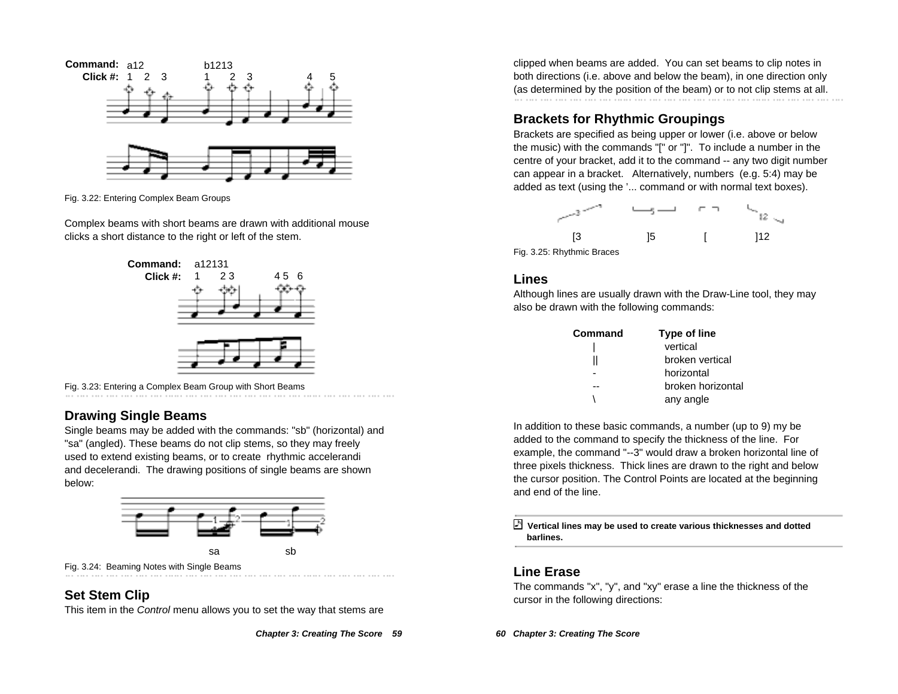Command: a12 b1213
Click #: 1 2 3 1 2 3 4 5

Fig. 3.22: Entering Complex Beam Groups

Complex beams with short beams are drawn with additional mouse clicks a short distance to the right or left of the stem.

Command: a12131
Click #: 1 2 3 4 5 6

Fig. 3.23: Entering a Complex Beam Group with Short Beams

## Drawing Single Beams

Single beams may be added with the commands: "sb" (horizontal) and "sa" (angled). These beams do not clip stems, so they may freely used to extend existing beams, or to create rhythmic accelerandi and decelerandi. The drawing positions of single beams are shown below:

sa sb

Fig. 3.24: Beaming Notes with Single Beams

## Set Stem Clip

This item in the *Control* menu allows you to set the way that stems are clipped when beams are added. You can set beams to clip notes in both directions (i.e. above and below the beam), in one direction only (as determined by the position of the beam) or to not clip stems at all.

## Brackets for Rhythmic Groupings

Brackets are specified as being upper or lower (i.e. above or below the music) with the commands "[" or "]". To include a number in the centre of your bracket, add it to the command -- any two digit number can appear in a bracket. Alternatively, numbers (e.g. 5:4) may be added as text (using the '... command or with normal text boxes).

[3 ]5 [ ]12

Fig. 3.25: Rhythmic Braces

## Lines

Although lines are usually drawn with the Draw-Line tool, they may also be drawn with the following commands:

| Command | Type of line |
|---|---|
| \| | vertical |
| \|\| | broken vertical |
| - | horizontal |
| -- | broken horizontal |
| \ | any angle |

In addition to these basic commands, a number (up to 9) my be added to the command to specify the thickness of the line. For example, the command "--3" would draw a broken horizontal line of three pixels thickness. Thick lines are drawn to the right and below the cursor position. The Control Points are located at the beginning and end of the line.

**Vertical lines may be used to create various thicknesses and dotted barlines.**

## Line Erase

The commands "x", "y", and "xy" erase a line the thickness of the cursor in the following directions: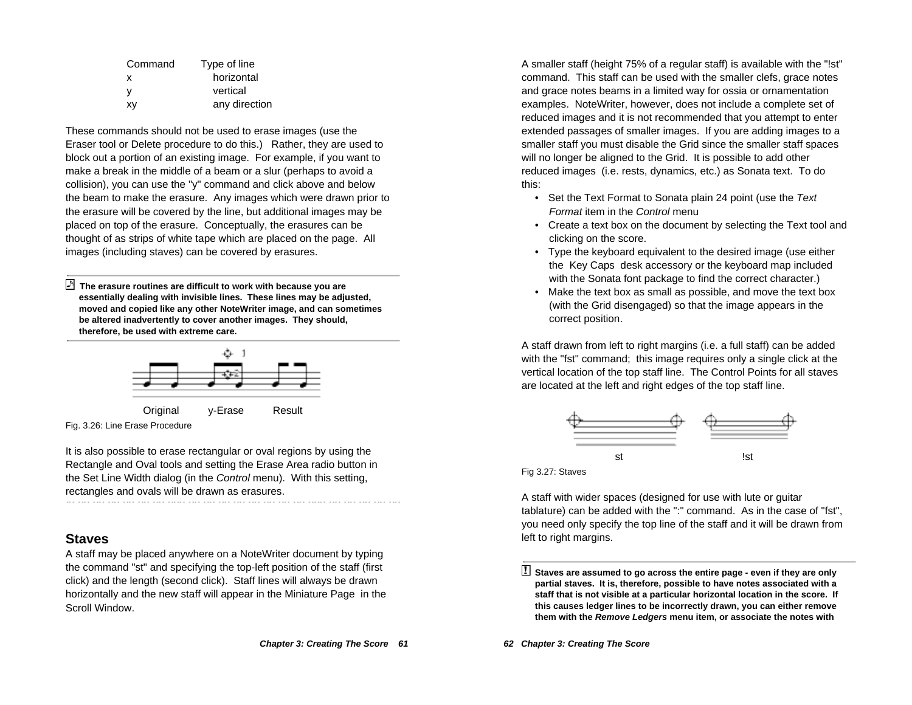| Command | Type of line |
|---|---|
| x | horizontal |
| y | vertical |
| xy | any direction |

These commands should not be used to erase images (use the Eraser tool or Delete procedure to do this.) Rather, they are used to block out a portion of an existing image. For example, if you want to make a break in the middle of a beam or a slur (perhaps to avoid a collision), you can use the "y" command and click above and below the beam to make the erasure. Any images which were drawn prior to the erasure will be covered by the line, but additional images may be placed on top of the erasure. Conceptually, the erasures can be thought of as strips of white tape which are placed on the page. All images (including staves) can be covered by erasures.

**The erasure routines are difficult to work with because you are essentially dealing with invisible lines. These lines may be adjusted, moved and copied like any other NoteWriter image, and can sometimes be altered inadvertently to cover another images. They should, therefore, be used with extreme care.**

Original y-Erase Result

Fig. 3.26: Line Erase Procedure

It is also possible to erase rectangular or oval regions by using the Rectangle and Oval tools and setting the Erase Area radio button in the Set Line Width dialog (in the *Control* menu). With this setting, rectangles and ovals will be drawn as erasures.

## Staves

A staff may be placed anywhere on a NoteWriter document by typing the command "st" and specifying the top-left position of the staff (first click) and the length (second click). Staff lines will always be drawn horizontally and the new staff will appear in the Miniature Page in the Scroll Window.

A smaller staff (height 75% of a regular staff) is available with the "!st" command. This staff can be used with the smaller clefs, grace notes and grace notes beams in a limited way for ossia or ornamentation examples. NoteWriter, however, does not include a complete set of reduced images and it is not recommended that you attempt to enter extended passages of smaller images. If you are adding images to a smaller staff you must disable the Grid since the smaller staff spaces will no longer be aligned to the Grid. It is possible to add other reduced images (i.e. rests, dynamics, etc.) as Sonata text. To do this:

- Set the Text Format to Sonata plain 24 point (use the *Text Format* item in the *Control* menu
- Create a text box on the document by selecting the Text tool and clicking on the score.
- Type the keyboard equivalent to the desired image (use either the Key Caps desk accessory or the keyboard map included with the Sonata font package to find the correct character.)
- Make the text box as small as possible, and move the text box (with the Grid disengaged) so that the image appears in the correct position.

A staff drawn from left to right margins (i.e. a full staff) can be added with the "fst" command; this image requires only a single click at the vertical location of the top staff line. The Control Points for all staves are located at the left and right edges of the top staff line.

st !st

Fig 3.27: Staves

A staff with wider spaces (designed for use with lute or guitar tablature) can be added with the ":" command. As in the case of "fst", you need only specify the top line of the staff and it will be drawn from left to right margins.

**Staves are assumed to go across the entire page - even if they are only partial staves. It is, therefore, possible to have notes associated with a staff that is not visible at a particular horizontal location in the score. If this causes ledger lines to be incorrectly drawn, you can either remove them with the *Remove Ledgers* menu item, or associate the notes with**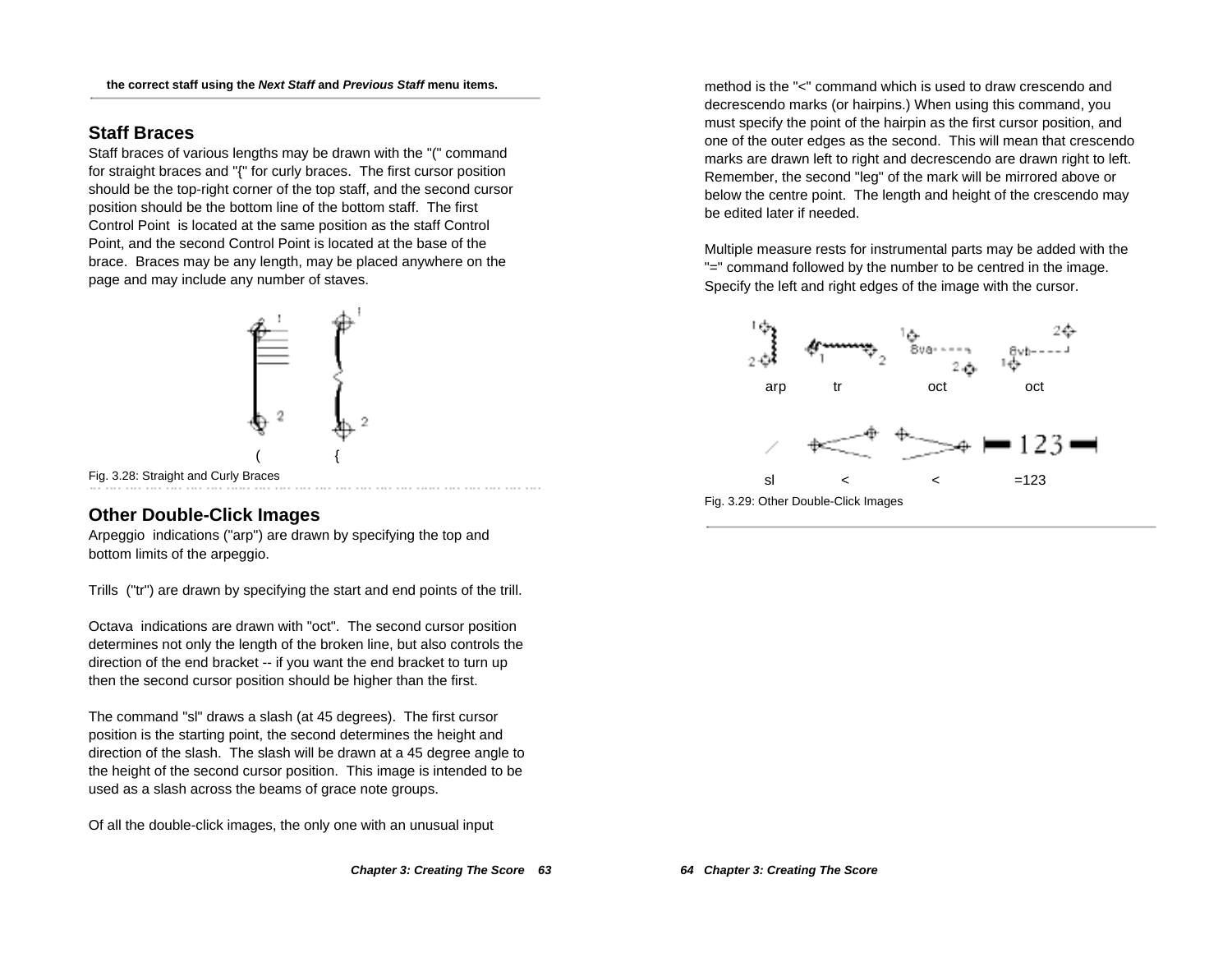**the correct staff using the *Next Staff* and *Previous Staff* menu items.**

## Staff Braces

Staff braces of various lengths may be drawn with the "(" command for straight braces and "{" for curly braces. The first cursor position should be the top-right corner of the top staff, and the second cursor position should be the bottom line of the bottom staff. The first Control Point is located at the same position as the staff Control Point, and the second Control Point is located at the base of the brace. Braces may be any length, may be placed anywhere on the page and may include any number of staves.

Fig. 3.28: Straight and Curly Braces

## Other Double-Click Images

Arpeggio indications ("arp") are drawn by specifying the top and bottom limits of the arpeggio.

Trills ("tr") are drawn by specifying the start and end points of the trill.

Octava indications are drawn with "oct". The second cursor position determines not only the length of the broken line, but also controls the direction of the end bracket -- if you want the end bracket to turn up then the second cursor position should be higher than the first.

The command "sl" draws a slash (at 45 degrees). The first cursor position is the starting point, the second determines the height and direction of the slash. The slash will be drawn at a 45 degree angle to the height of the second cursor position. This image is intended to be used as a slash across the beams of grace note groups.

Of all the double-click images, the only one with an unusual input method is the "<" command which is used to draw crescendo and decrescendo marks (or hairpins.) When using this command, you must specify the point of the hairpin as the first cursor position, and one of the outer edges as the second. This will mean that crescendo marks are drawn left to right and decrescendo are drawn right to left. Remember, the second "leg" of the mark will be mirrored above or below the centre point. The length and height of the crescendo may be edited later if needed.

Multiple measure rests for instrumental parts may be added with the "=" command followed by the number to be centred in the image. Specify the left and right edges of the image with the cursor.

Fig. 3.29: Other Double-Click Images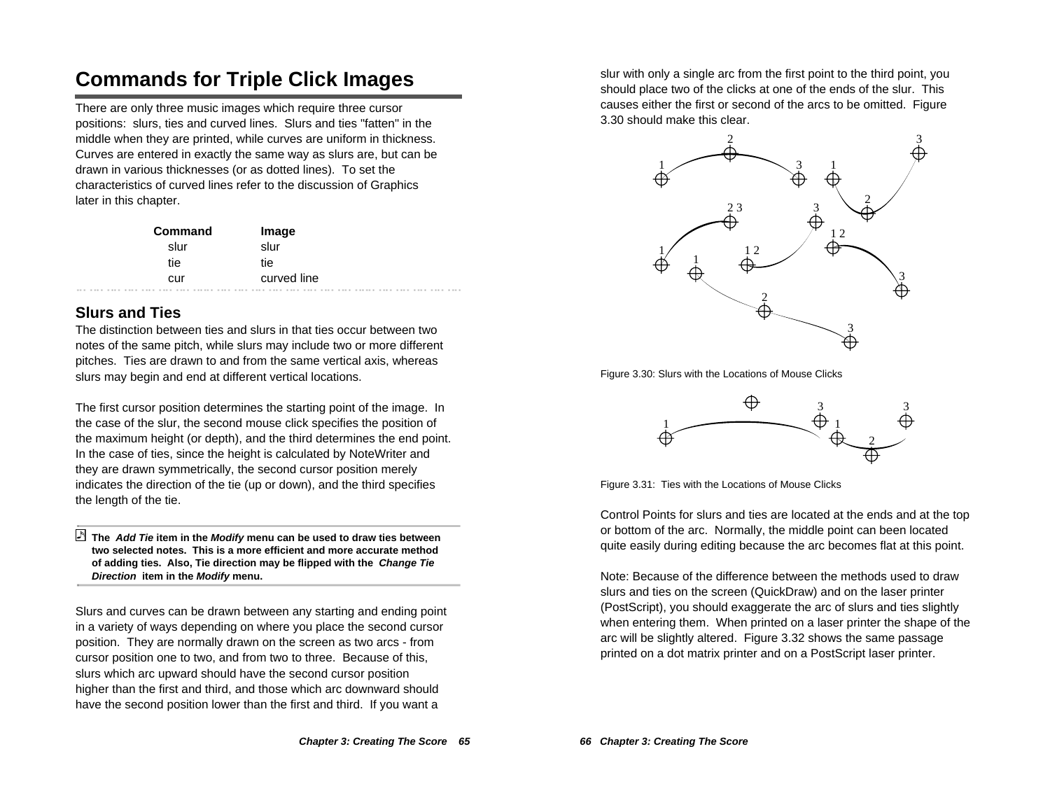# Commands for Triple Click Images

There are only three music images which require three cursor positions: slurs, ties and curved lines. Slurs and ties "fatten" in the middle when they are printed, while curves are uniform in thickness. Curves are entered in exactly the same way as slurs are, but can be drawn in various thicknesses (or as dotted lines). To set the characteristics of curved lines refer to the discussion of Graphics later in this chapter.

| Command | Image |
|---|---|
| slur | slur |
| tie | tie |
| cur | curved line |

## Slurs and Ties

The distinction between ties and slurs in that ties occur between two notes of the same pitch, while slurs may include two or more different pitches. Ties are drawn to and from the same vertical axis, whereas slurs may begin and end at different vertical locations.

The first cursor position determines the starting point of the image. In the case of the slur, the second mouse click specifies the position of the maximum height (or depth), and the third determines the end point. In the case of ties, since the height is calculated by NoteWriter and they are drawn symmetrically, the second cursor position merely indicates the direction of the tie (up or down), and the third specifies the length of the tie.

**The *Add Tie* item in the *Modify* menu can be used to draw ties between two selected notes. This is a more efficient and more accurate method of adding ties. Also, Tie direction may be flipped with the *Change Tie Direction* item in the *Modify* menu.**

Slurs and curves can be drawn between any starting and ending point in a variety of ways depending on where you place the second cursor position. They are normally drawn on the screen as two arcs - from cursor position one to two, and from two to three. Because of this, slurs which arc upward should have the second cursor position higher than the first and third, and those which arc downward should have the second position lower than the first and third. If you want a slur with only a single arc from the first point to the third point, you should place two of the clicks at one of the ends of the slur. This causes either the first or second of the arcs to be omitted. Figure 3.30 should make this clear.

Figure 3.30: Slurs with the Locations of Mouse Clicks

Figure 3.31: Ties with the Locations of Mouse Clicks

Control Points for slurs and ties are located at the ends and at the top or bottom of the arc. Normally, the middle point can been located quite easily during editing because the arc becomes flat at this point.

Note: Because of the difference between the methods used to draw slurs and ties on the screen (QuickDraw) and on the laser printer (PostScript), you should exaggerate the arc of slurs and ties slightly when entering them. When printed on a laser printer the shape of the arc will be slightly altered. Figure 3.32 shows the same passage printed on a dot matrix printer and on a PostScript laser printer.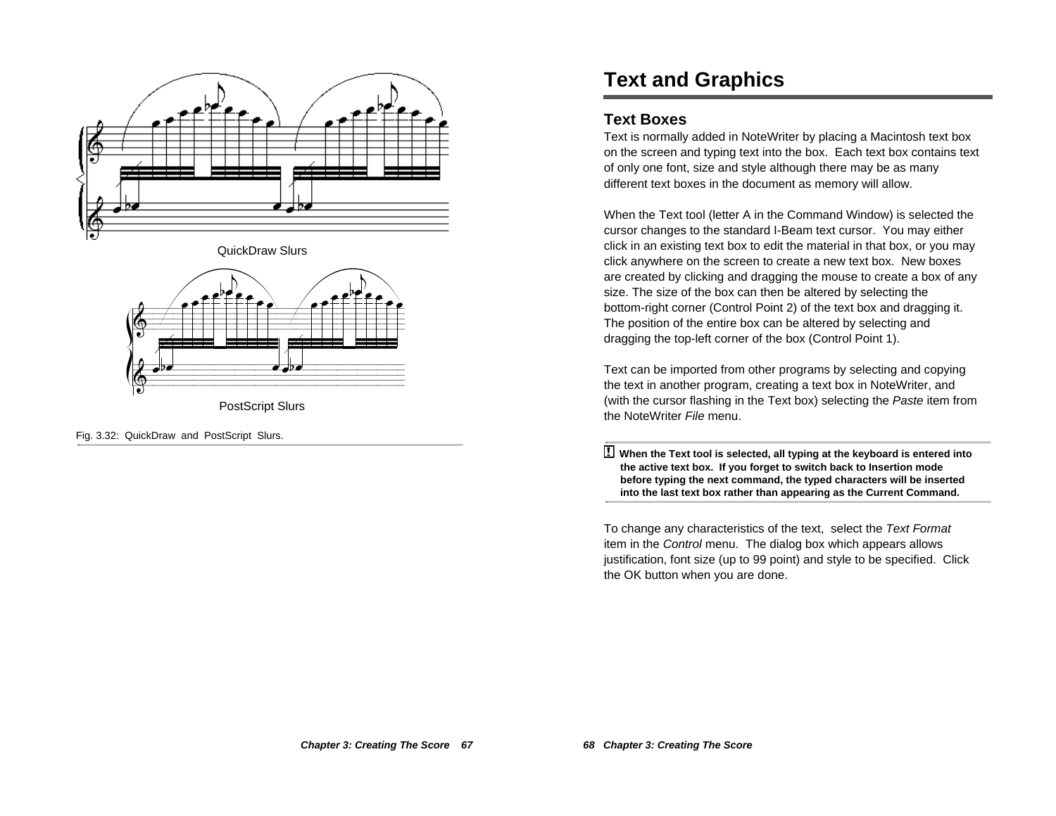QuickDraw Slurs

PostScript Slurs

Fig. 3.32: QuickDraw and PostScript Slurs.

# Text and Graphics

## Text Boxes

Text is normally added in NoteWriter by placing a Macintosh text box on the screen and typing text into the box. Each text box contains text of only one font, size and style although there may be as many different text boxes in the document as memory will allow.

When the Text tool (letter A in the Command Window) is selected the cursor changes to the standard I-Beam text cursor. You may either click in an existing text box to edit the material in that box, or you may click anywhere on the screen to create a new text box. New boxes are created by clicking and dragging the mouse to create a box of any size. The size of the box can then be altered by selecting the bottom-right corner (Control Point 2) of the text box and dragging it. The position of the entire box can be altered by selecting and dragging the top-left corner of the box (Control Point 1).

Text can be imported from other programs by selecting and copying the text in another program, creating a text box in NoteWriter, and (with the cursor flashing in the Text box) selecting the *Paste* item from the NoteWriter *File* menu.

**! When the Text tool is selected, all typing at the keyboard is entered into the active text box. If you forget to switch back to Insertion mode before typing the next command, the typed characters will be inserted into the last text box rather than appearing as the Current Command.**

To change any characteristics of the text, select the *Text Format* item in the *Control* menu. The dialog box which appears allows justification, font size (up to 99 point) and style to be specified. Click the OK button when you are done.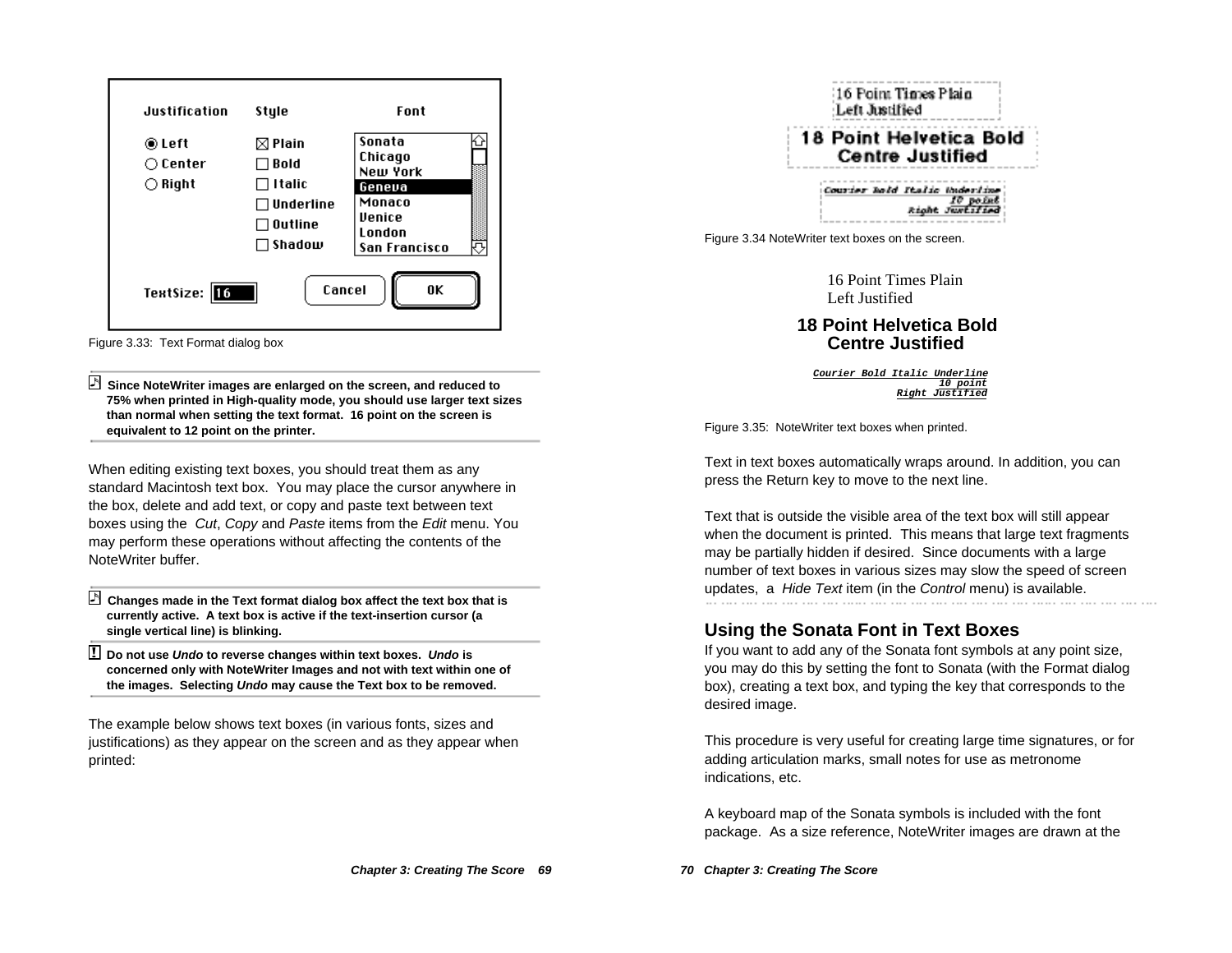Figure 3.33: Text Format dialog box

**Since NoteWriter images are enlarged on the screen, and reduced to 75% when printed in High-quality mode, you should use larger text sizes than normal when setting the text format. 16 point on the screen is equivalent to 12 point on the printer.**

When editing existing text boxes, you should treat them as any standard Macintosh text box. You may place the cursor anywhere in the box, delete and add text, or copy and paste text between text boxes using the *Cut*, *Copy* and *Paste* items from the *Edit* menu. You may perform these operations without affecting the contents of the NoteWriter buffer.

**Changes made in the Text format dialog box affect the text box that is currently active. A text box is active if the text-insertion cursor (a single vertical line) is blinking.**

**Do not use *Undo* to reverse changes within text boxes. *Undo* is concerned only with NoteWriter Images and not with text within one of the images. Selecting *Undo* may cause the Text box to be removed.**

The example below shows text boxes (in various fonts, sizes and justifications) as they appear on the screen and as they appear when printed:

Figure 3.34 NoteWriter text boxes on the screen.

16 Point Times Plain
Left Justified

**18 Point Helvetica Bold**
**Centre Justified**

***Courier Bold Italic Underline***
***10 point***
***Right Justified***

Figure 3.35: NoteWriter text boxes when printed.

Text in text boxes automatically wraps around. In addition, you can press the Return key to move to the next line.

Text that is outside the visible area of the text box will still appear when the document is printed. This means that large text fragments may be partially hidden if desired. Since documents with a large number of text boxes in various sizes may slow the speed of screen updates, a *Hide Text* item (in the *Control* menu) is available.

## Using the Sonata Font in Text Boxes

If you want to add any of the Sonata font symbols at any point size, you may do this by setting the font to Sonata (with the Format dialog box), creating a text box, and typing the key that corresponds to the desired image.

This procedure is very useful for creating large time signatures, or for adding articulation marks, small notes for use as metronome indications, etc.

A keyboard map of the Sonata symbols is included with the font package. As a size reference, NoteWriter images are drawn at the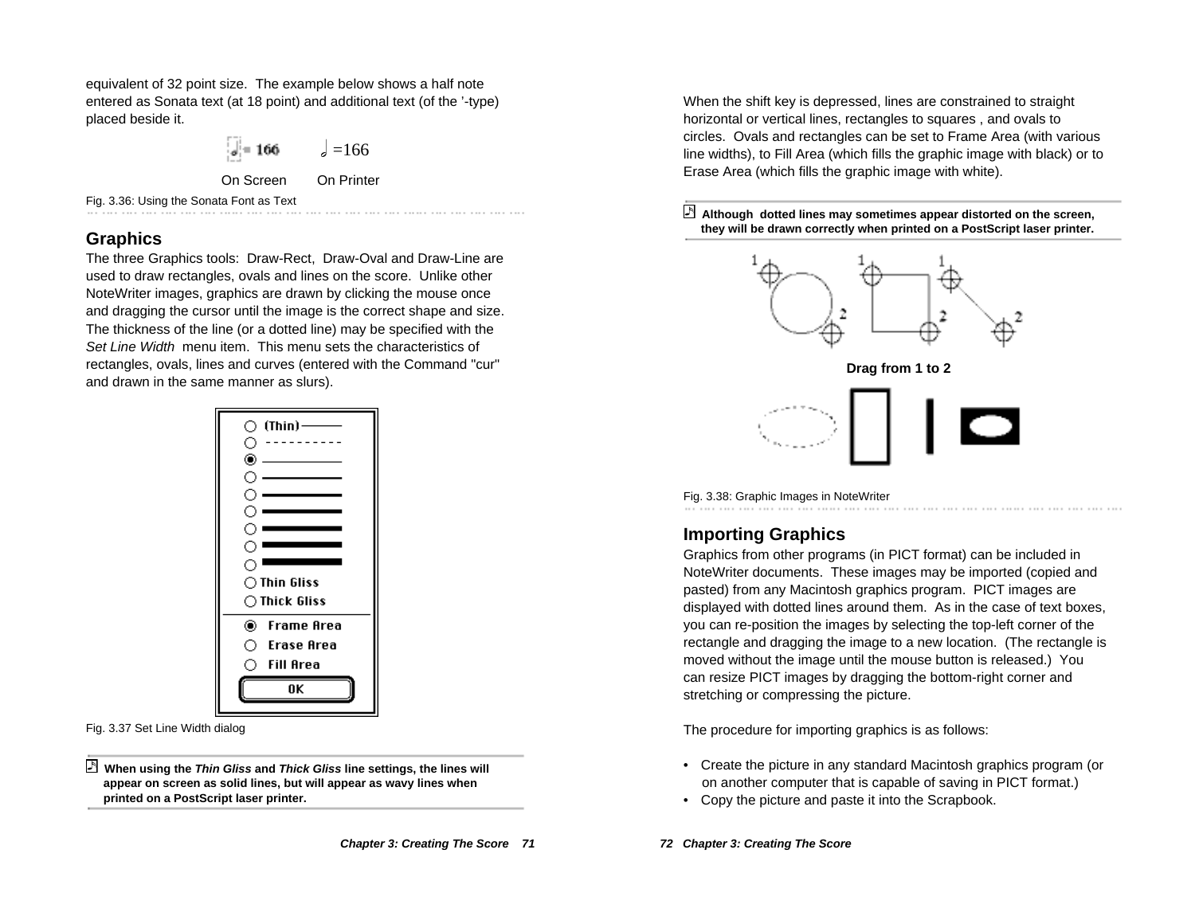equivalent of 32 point size. The example below shows a half note entered as Sonata text (at 18 point) and additional text (of the '-type) placed beside it.

On Screen On Printer

Fig. 3.36: Using the Sonata Font as Text

## Graphics

The three Graphics tools: Draw-Rect, Draw-Oval and Draw-Line are used to draw rectangles, ovals and lines on the score. Unlike other NoteWriter images, graphics are drawn by clicking the mouse once and dragging the cursor until the image is the correct shape and size. The thickness of the line (or a dotted line) may be specified with the *Set Line Width* menu item. This menu sets the characteristics of rectangles, ovals, lines and curves (entered with the Command "cur" and drawn in the same manner as slurs).

Fig. 3.37 Set Line Width dialog

**When using the *Thin Gliss* and *Thick Gliss* line settings, the lines will appear on screen as solid lines, but will appear as wavy lines when printed on a PostScript laser printer.**

When the shift key is depressed, lines are constrained to straight horizontal or vertical lines, rectangles to squares , and ovals to circles. Ovals and rectangles can be set to Frame Area (with various line widths), to Fill Area (which fills the graphic image with black) or to Erase Area (which fills the graphic image with white).

**Although dotted lines may sometimes appear distorted on the screen, they will be drawn correctly when printed on a PostScript laser printer.**

**Drag from 1 to 2**

Fig. 3.38: Graphic Images in NoteWriter

## Importing Graphics

Graphics from other programs (in PICT format) can be included in NoteWriter documents. These images may be imported (copied and pasted) from any Macintosh graphics program. PICT images are displayed with dotted lines around them. As in the case of text boxes, you can re-position the images by selecting the top-left corner of the rectangle and dragging the image to a new location. (The rectangle is moved without the image until the mouse button is released.) You can resize PICT images by dragging the bottom-right corner and stretching or compressing the picture.

The procedure for importing graphics is as follows:

- Create the picture in any standard Macintosh graphics program (or on another computer that is capable of saving in PICT format.)
- Copy the picture and paste it into the Scrapbook.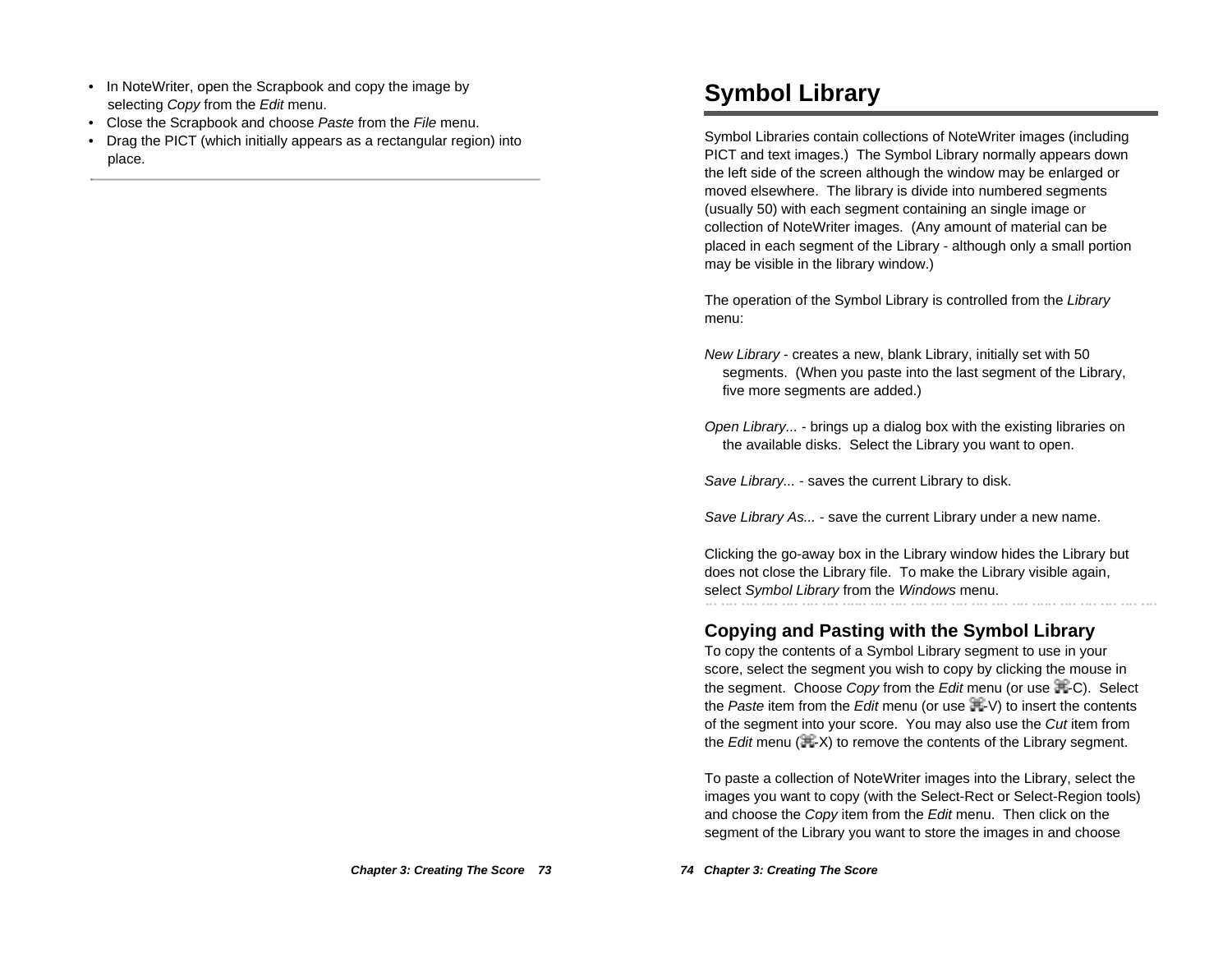- In NoteWriter, open the Scrapbook and copy the image by selecting *Copy* from the *Edit* menu.
- Close the Scrapbook and choose *Paste* from the *File* menu.
- Drag the PICT (which initially appears as a rectangular region) into place.

# Symbol Library

Symbol Libraries contain collections of NoteWriter images (including PICT and text images.) The Symbol Library normally appears down the left side of the screen although the window may be enlarged or moved elsewhere. The library is divide into numbered segments (usually 50) with each segment containing an single image or collection of NoteWriter images. (Any amount of material can be placed in each segment of the Library - although only a small portion may be visible in the library window.)

The operation of the Symbol Library is controlled from the *Library* menu:

*New Library* - creates a new, blank Library, initially set with 50 segments. (When you paste into the last segment of the Library, five more segments are added.)

*Open Library...* - brings up a dialog box with the existing libraries on the available disks. Select the Library you want to open.

*Save Library...* - saves the current Library to disk.

*Save Library As...* - save the current Library under a new name.

Clicking the go-away box in the Library window hides the Library but does not close the Library file. To make the Library visible again, select *Symbol Library* from the *Windows* menu.

## Copying and Pasting with the Symbol Library

To copy the contents of a Symbol Library segment to use in your score, select the segment you wish to copy by clicking the mouse in the segment. Choose *Copy* from the *Edit* menu (or use ⌘-C). Select the *Paste* item from the *Edit* menu (or use ⌘-V) to insert the contents of the segment into your score. You may also use the *Cut* item from the *Edit* menu (⌘-X) to remove the contents of the Library segment.

To paste a collection of NoteWriter images into the Library, select the images you want to copy (with the Select-Rect or Select-Region tools) and choose the *Copy* item from the *Edit* menu. Then click on the segment of the Library you want to store the images in and choose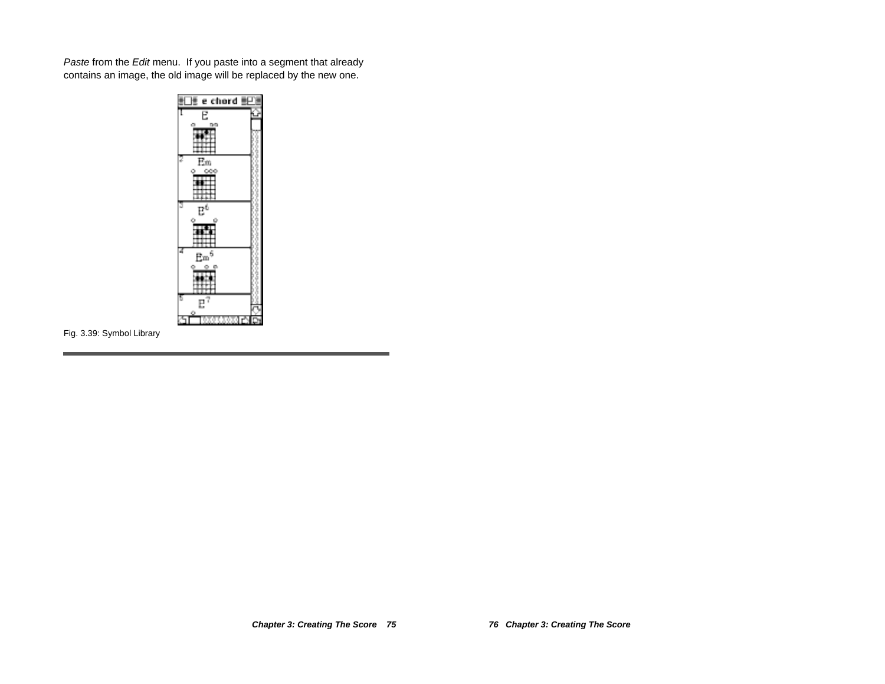*Paste* from the *Edit* menu.  If you paste into a segment that already contains an image, the old image will be replaced by the new one.

Fig. 3.39: Symbol Library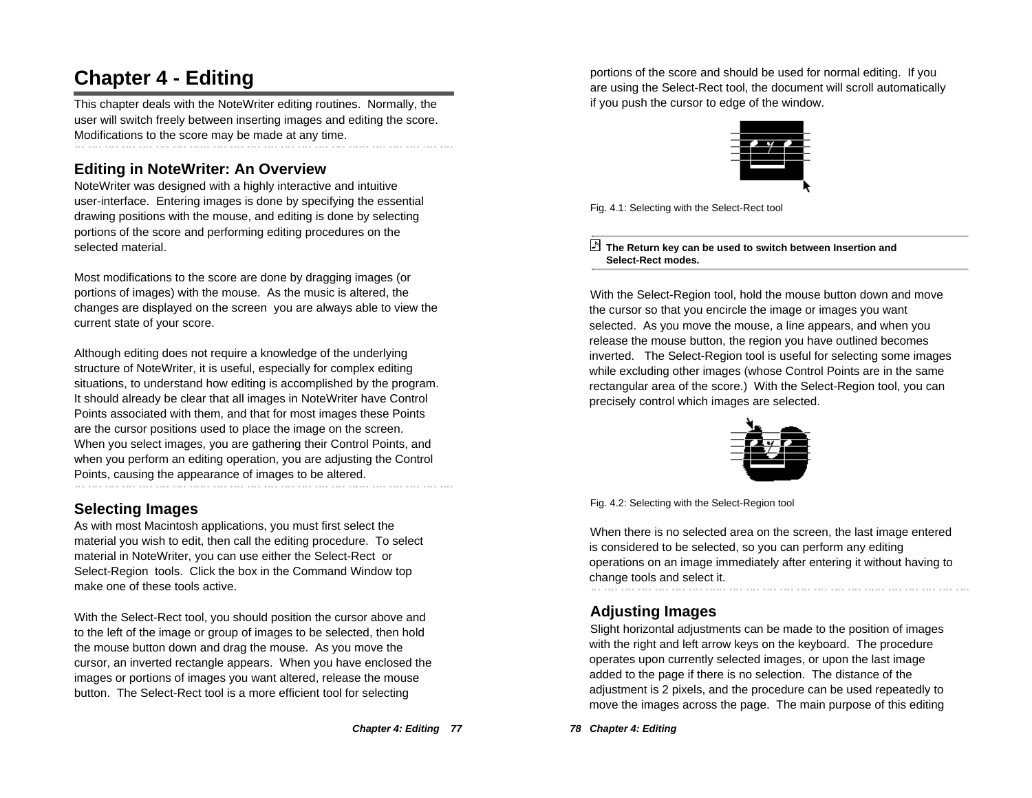# Chapter 4 - Editing

This chapter deals with the NoteWriter editing routines. Normally, the user will switch freely between inserting images and editing the score. Modifications to the score may be made at any time.

## Editing in NoteWriter: An Overview

NoteWriter was designed with a highly interactive and intuitive user-interface. Entering images is done by specifying the essential drawing positions with the mouse, and editing is done by selecting portions of the score and performing editing procedures on the selected material.

Most modifications to the score are done by dragging images (or portions of images) with the mouse. As the music is altered, the changes are displayed on the screen you are always able to view the current state of your score.

Although editing does not require a knowledge of the underlying structure of NoteWriter, it is useful, especially for complex editing situations, to understand how editing is accomplished by the program. It should already be clear that all images in NoteWriter have Control Points associated with them, and that for most images these Points are the cursor positions used to place the image on the screen. When you select images, you are gathering their Control Points, and when you perform an editing operation, you are adjusting the Control Points, causing the appearance of images to be altered.

## Selecting Images

As with most Macintosh applications, you must first select the material you wish to edit, then call the editing procedure. To select material in NoteWriter, you can use either the Select-Rect or Select-Region tools. Click the box in the Command Window top make one of these tools active.

With the Select-Rect tool, you should position the cursor above and to the left of the image or group of images to be selected, then hold the mouse button down and drag the mouse. As you move the cursor, an inverted rectangle appears. When you have enclosed the images or portions of images you want altered, release the mouse button. The Select-Rect tool is a more efficient tool for selecting portions of the score and should be used for normal editing. If you are using the Select-Rect tool, the document will scroll automatically if you push the cursor to edge of the window.

Fig. 4.1: Selecting with the Select-Rect tool

**The Return key can be used to switch between Insertion and Select-Rect modes.**

With the Select-Region tool, hold the mouse button down and move the cursor so that you encircle the image or images you want selected. As you move the mouse, a line appears, and when you release the mouse button, the region you have outlined becomes inverted. The Select-Region tool is useful for selecting some images while excluding other images (whose Control Points are in the same rectangular area of the score.) With the Select-Region tool, you can precisely control which images are selected.

Fig. 4.2: Selecting with the Select-Region tool

When there is no selected area on the screen, the last image entered is considered to be selected, so you can perform any editing operations on an image immediately after entering it without having to change tools and select it.

## Adjusting Images

Slight horizontal adjustments can be made to the position of images with the right and left arrow keys on the keyboard. The procedure operates upon currently selected images, or upon the last image added to the page if there is no selection. The distance of the adjustment is 2 pixels, and the procedure can be used repeatedly to move the images across the page. The main purpose of this editing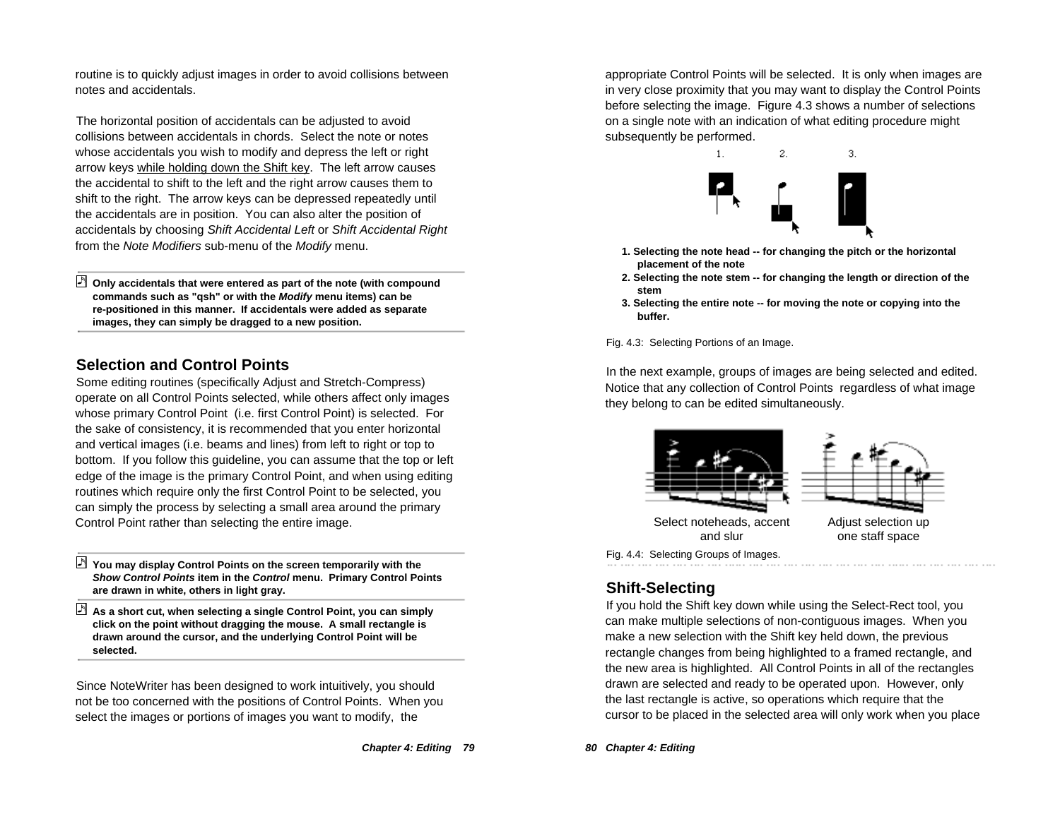routine is to quickly adjust images in order to avoid collisions between notes and accidentals.

The horizontal position of accidentals can be adjusted to avoid collisions between accidentals in chords. Select the note or notes whose accidentals you wish to modify and depress the left or right arrow keys while holding down the Shift key. The left arrow causes the accidental to shift to the left and the right arrow causes them to shift to the right. The arrow keys can be depressed repeatedly until the accidentals are in position. You can also alter the position of accidentals by choosing *Shift Accidental Left* or *Shift Accidental Right* from the *Note Modifiers* sub-menu of the *Modify* menu.

**Only accidentals that were entered as part of the note (with compound commands such as "qsh" or with the *Modify* menu items) can be re-positioned in this manner. If accidentals were added as separate images, they can simply be dragged to a new position.**

## Selection and Control Points

Some editing routines (specifically Adjust and Stretch-Compress) operate on all Control Points selected, while others affect only images whose primary Control Point (i.e. first Control Point) is selected. For the sake of consistency, it is recommended that you enter horizontal and vertical images (i.e. beams and lines) from left to right or top to bottom. If you follow this guideline, you can assume that the top or left edge of the image is the primary Control Point, and when using editing routines which require only the first Control Point to be selected, you can simply the process by selecting a small area around the primary Control Point rather than selecting the entire image.

**You may display Control Points on the screen temporarily with the *Show Control Points* item in the *Control* menu. Primary Control Points are drawn in white, others in light gray.**

**As a short cut, when selecting a single Control Point, you can simply click on the point without dragging the mouse. A small rectangle is drawn around the cursor, and the underlying Control Point will be selected.**

Since NoteWriter has been designed to work intuitively, you should not be too concerned with the positions of Control Points. When you select the images or portions of images you want to modify, the appropriate Control Points will be selected. It is only when images are in very close proximity that you may want to display the Control Points before selecting the image. Figure 4.3 shows a number of selections on a single note with an indication of what editing procedure might subsequently be performed.

1. **Selecting the note head -- for changing the pitch or the horizontal placement of the note**
2. **Selecting the note stem -- for changing the length or direction of the stem**
3. **Selecting the entire note -- for moving the note or copying into the buffer.**

Fig. 4.3: Selecting Portions of an Image.

In the next example, groups of images are being selected and edited. Notice that any collection of Control Points regardless of what image they belong to can be edited simultaneously.

Select noteheads, accent and slur — Adjust selection up one staff space

Fig. 4.4: Selecting Groups of Images.

## Shift-Selecting

If you hold the Shift key down while using the Select-Rect tool, you can make multiple selections of non-contiguous images. When you make a new selection with the Shift key held down, the previous rectangle changes from being highlighted to a framed rectangle, and the new area is highlighted. All Control Points in all of the rectangles drawn are selected and ready to be operated upon. However, only the last rectangle is active, so operations which require that the cursor to be placed in the selected area will only work when you place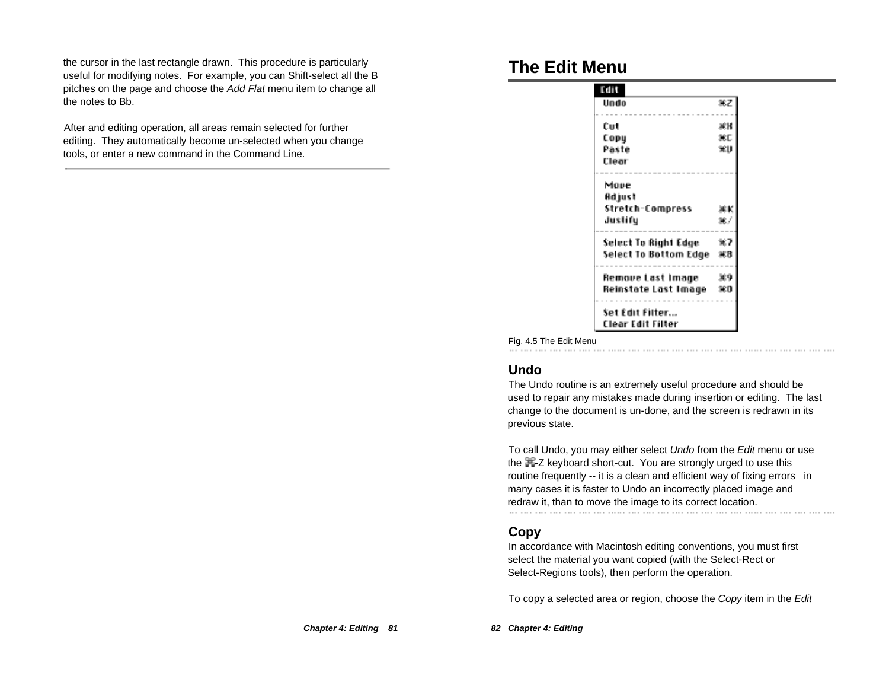the cursor in the last rectangle drawn. This procedure is particularly useful for modifying notes. For example, you can Shift-select all the B pitches on the page and choose the *Add Flat* menu item to change all the notes to Bb.

After and editing operation, all areas remain selected for further editing. They automatically become un-selected when you change tools, or enter a new command in the Command Line.

# The Edit Menu

| Edit | |
|---|---|
| Undo | ⌘Z |
| Cut | ⌘X |
| Copy | ⌘C |
| Paste | ⌘V |
| Clear | |
| Move | |
| Adjust | |
| Stretch-Compress | ⌘K |
| Justify | ⌘/ |
| Select To Right Edge | ⌘7 |
| Select To Bottom Edge | ⌘8 |
| Remove Last Image | ⌘9 |
| Reinstate Last Image | ⌘0 |
| Set Edit Filter... | |
| Clear Edit Filter | |

Fig. 4.5 The Edit Menu

## Undo

The Undo routine is an extremely useful procedure and should be used to repair any mistakes made during insertion or editing. The last change to the document is un-done, and the screen is redrawn in its previous state.

To call Undo, you may either select *Undo* from the *Edit* menu or use the ⌘-Z keyboard short-cut. You are strongly urged to use this routine frequently -- it is a clean and efficient way of fixing errors in many cases it is faster to Undo an incorrectly placed image and redraw it, than to move the image to its correct location.

## Copy

In accordance with Macintosh editing conventions, you must first select the material you want copied (with the Select-Rect or Select-Regions tools), then perform the operation.

To copy a selected area or region, choose the *Copy* item in the *Edit*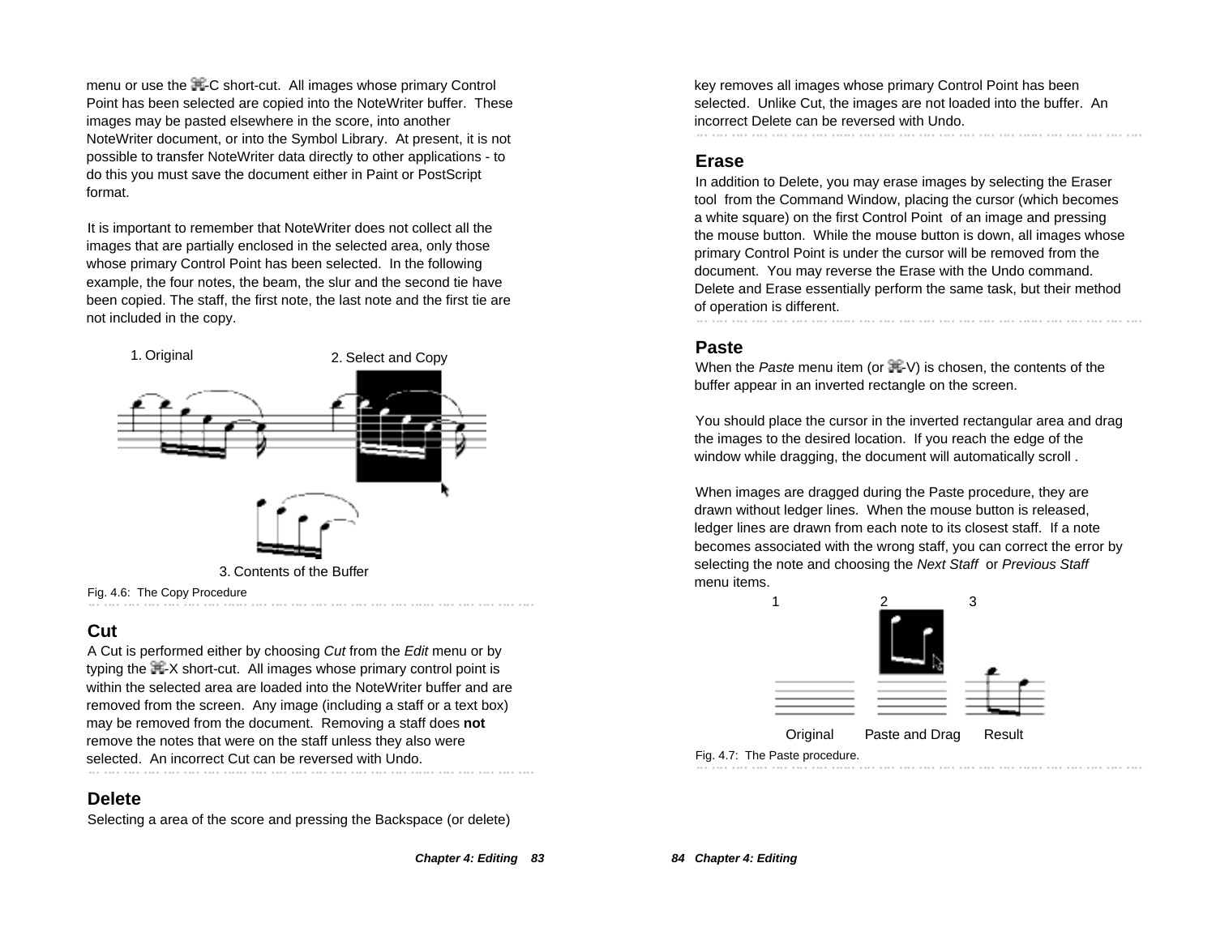menu or use the ⌘-C short-cut. All images whose primary Control Point has been selected are copied into the NoteWriter buffer. These images may be pasted elsewhere in the score, into another NoteWriter document, or into the Symbol Library. At present, it is not possible to transfer NoteWriter data directly to other applications - to do this you must save the document either in Paint or PostScript format.

It is important to remember that NoteWriter does not collect all the images that are partially enclosed in the selected area, only those whose primary Control Point has been selected. In the following example, the four notes, the beam, the slur and the second tie have been copied. The staff, the first note, the last note and the first tie are not included in the copy.

1. Original 2. Select and Copy

3. Contents of the Buffer

Fig. 4.6: The Copy Procedure

## Cut

A Cut is performed either by choosing *Cut* from the *Edit* menu or by typing the ⌘-X short-cut. All images whose primary control point is within the selected area are loaded into the NoteWriter buffer and are removed from the screen. Any image (including a staff or a text box) may be removed from the document. Removing a staff does **not** remove the notes that were on the staff unless they also were selected. An incorrect Cut can be reversed with Undo.

## Delete

Selecting a area of the score and pressing the Backspace (or delete) key removes all images whose primary Control Point has been selected. Unlike Cut, the images are not loaded into the buffer. An incorrect Delete can be reversed with Undo.

## Erase

In addition to Delete, you may erase images by selecting the Eraser tool from the Command Window, placing the cursor (which becomes a white square) on the first Control Point of an image and pressing the mouse button. While the mouse button is down, all images whose primary Control Point is under the cursor will be removed from the document. You may reverse the Erase with the Undo command. Delete and Erase essentially perform the same task, but their method of operation is different.

## Paste

When the *Paste* menu item (or ⌘-V) is chosen, the contents of the buffer appear in an inverted rectangle on the screen.

You should place the cursor in the inverted rectangular area and drag the images to the desired location. If you reach the edge of the window while dragging, the document will automatically scroll .

When images are dragged during the Paste procedure, they are drawn without ledger lines. When the mouse button is released, ledger lines are drawn from each note to its closest staff. If a note becomes associated with the wrong staff, you can correct the error by selecting the note and choosing the *Next Staff* or *Previous Staff* menu items.

1 2 3

Original Paste and Drag Result

Fig. 4.7: The Paste procedure.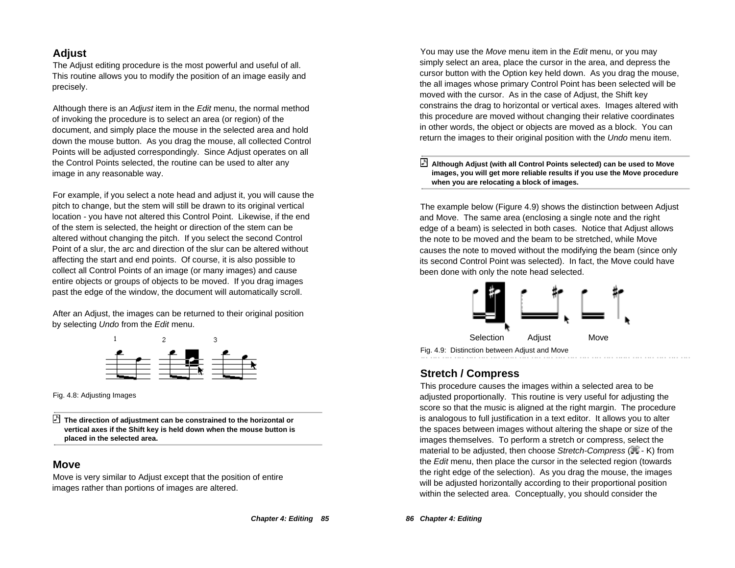## Adjust

The Adjust editing procedure is the most powerful and useful of all. This routine allows you to modify the position of an image easily and precisely.

Although there is an *Adjust* item in the *Edit* menu, the normal method of invoking the procedure is to select an area (or region) of the document, and simply place the mouse in the selected area and hold down the mouse button. As you drag the mouse, all collected Control Points will be adjusted correspondingly. Since Adjust operates on all the Control Points selected, the routine can be used to alter any image in any reasonable way.

For example, if you select a note head and adjust it, you will cause the pitch to change, but the stem will still be drawn to its original vertical location - you have not altered this Control Point. Likewise, if the end of the stem is selected, the height or direction of the stem can be altered without changing the pitch. If you select the second Control Point of a slur, the arc and direction of the slur can be altered without affecting the start and end points. Of course, it is also possible to collect all Control Points of an image (or many images) and cause entire objects or groups of objects to be moved. If you drag images past the edge of the window, the document will automatically scroll.

After an Adjust, the images can be returned to their original position by selecting *Undo* from the *Edit* menu.

Fig. 4.8: Adjusting Images

**The direction of adjustment can be constrained to the horizontal or vertical axes if the Shift key is held down when the mouse button is placed in the selected area.**

## Move

Move is very similar to Adjust except that the position of entire images rather than portions of images are altered.

You may use the *Move* menu item in the *Edit* menu, or you may simply select an area, place the cursor in the area, and depress the cursor button with the Option key held down. As you drag the mouse, the all images whose primary Control Point has been selected will be moved with the cursor. As in the case of Adjust, the Shift key constrains the drag to horizontal or vertical axes. Images altered with this procedure are moved without changing their relative coordinates in other words, the object or objects are moved as a block. You can return the images to their original position with the *Undo* menu item.

**Although Adjust (with all Control Points selected) can be used to Move images, you will get more reliable results if you use the Move procedure when you are relocating a block of images.**

The example below (Figure 4.9) shows the distinction between Adjust and Move. The same area (enclosing a single note and the right edge of a beam) is selected in both cases. Notice that Adjust allows the note to be moved and the beam to be stretched, while Move causes the note to moved without the modifying the beam (since only its second Control Point was selected). In fact, the Move could have been done with only the note head selected.

Selection Adjust Move

Fig. 4.9: Distinction between Adjust and Move

## Stretch / Compress

This procedure causes the images within a selected area to be adjusted proportionally. This routine is very useful for adjusting the score so that the music is aligned at the right margin. The procedure is analogous to full justification in a text editor. It allows you to alter the spaces between images without altering the shape or size of the images themselves. To perform a stretch or compress, select the material to be adjusted, then choose *Stretch-Compress* (⌘ - K) from the *Edit* menu, then place the cursor in the selected region (towards the right edge of the selection). As you drag the mouse, the images will be adjusted horizontally according to their proportional position within the selected area. Conceptually, you should consider the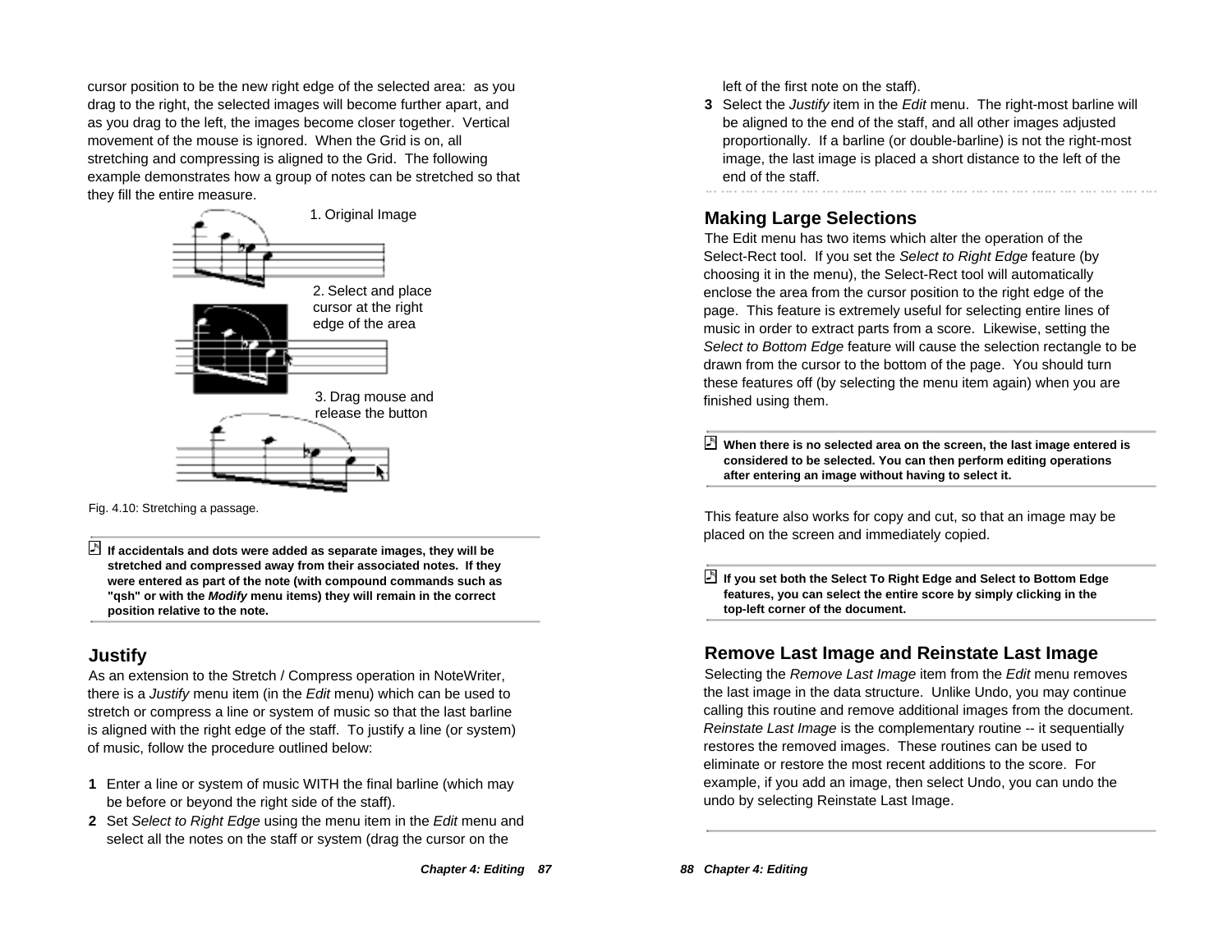cursor position to be the new right edge of the selected area: as you drag to the right, the selected images will become further apart, and as you drag to the left, the images become closer together. Vertical movement of the mouse is ignored. When the Grid is on, all stretching and compressing is aligned to the Grid. The following example demonstrates how a group of notes can be stretched so that they fill the entire measure.

1. Original Image

2. Select and place cursor at the right edge of the area

3. Drag mouse and release the button

Fig. 4.10: Stretching a passage.

**If accidentals and dots were added as separate images, they will be stretched and compressed away from their associated notes. If they were entered as part of the note (with compound commands such as "qsh" or with the *Modify* menu items) they will remain in the correct position relative to the note.**

## Justify

As an extension to the Stretch / Compress operation in NoteWriter, there is a *Justify* menu item (in the *Edit* menu) which can be used to stretch or compress a line or system of music so that the last barline is aligned with the right edge of the staff. To justify a line (or system) of music, follow the procedure outlined below:

**1** Enter a line or system of music WITH the final barline (which may be before or beyond the right side of the staff).

**2** Set *Select to Right Edge* using the menu item in the *Edit* menu and select all the notes on the staff or system (drag the cursor on the left of the first note on the staff).

**3** Select the *Justify* item in the *Edit* menu. The right-most barline will be aligned to the end of the staff, and all other images adjusted proportionally. If a barline (or double-barline) is not the right-most image, the last image is placed a short distance to the left of the end of the staff.

## Making Large Selections

The Edit menu has two items which alter the operation of the Select-Rect tool. If you set the *Select to Right Edge* feature (by choosing it in the menu), the Select-Rect tool will automatically enclose the area from the cursor position to the right edge of the page. This feature is extremely useful for selecting entire lines of music in order to extract parts from a score. Likewise, setting the *Select to Bottom Edge* feature will cause the selection rectangle to be drawn from the cursor to the bottom of the page. You should turn these features off (by selecting the menu item again) when you are finished using them.

**When there is no selected area on the screen, the last image entered is considered to be selected. You can then perform editing operations after entering an image without having to select it.**

This feature also works for copy and cut, so that an image may be placed on the screen and immediately copied.

**If you set both the Select To Right Edge and Select to Bottom Edge features, you can select the entire score by simply clicking in the top-left corner of the document.**

## Remove Last Image and Reinstate Last Image

Selecting the *Remove Last Image* item from the *Edit* menu removes the last image in the data structure. Unlike Undo, you may continue calling this routine and remove additional images from the document. *Reinstate Last Image* is the complementary routine -- it sequentially restores the removed images. These routines can be used to eliminate or restore the most recent additions to the score. For example, if you add an image, then select Undo, you can undo the undo by selecting Reinstate Last Image.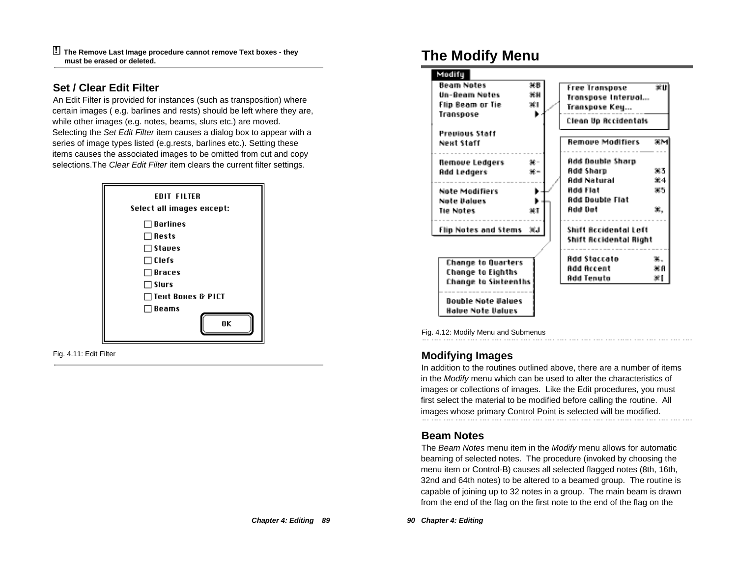**! The Remove Last Image procedure cannot remove Text boxes - they must be erased or deleted.**

## Set / Clear Edit Filter

An Edit Filter is provided for instances (such as transposition) where certain images ( e.g. barlines and rests) should be left where they are, while other images (e.g. notes, beams, slurs etc.) are moved. Selecting the *Set Edit Filter* item causes a dialog box to appear with a series of image types listed (e.g.rests, barlines etc.). Setting these items causes the associated images to be omitted from cut and copy selections.The *Clear Edit Filter* item clears the current filter settings.

Fig. 4.11: Edit Filter

# The Modify Menu

Fig. 4.12: Modify Menu and Submenus

## Modifying Images

In addition to the routines outlined above, there are a number of items in the *Modify* menu which can be used to alter the characteristics of images or collections of images. Like the Edit procedures, you must first select the material to be modified before calling the routine. All images whose primary Control Point is selected will be modified.

## Beam Notes

The *Beam Notes* menu item in the *Modify* menu allows for automatic beaming of selected notes. The procedure (invoked by choosing the menu item or Control-B) causes all selected flagged notes (8th, 16th, 32nd and 64th notes) to be altered to a beamed group. The routine is capable of joining up to 32 notes in a group. The main beam is drawn from the end of the flag on the first note to the end of the flag on the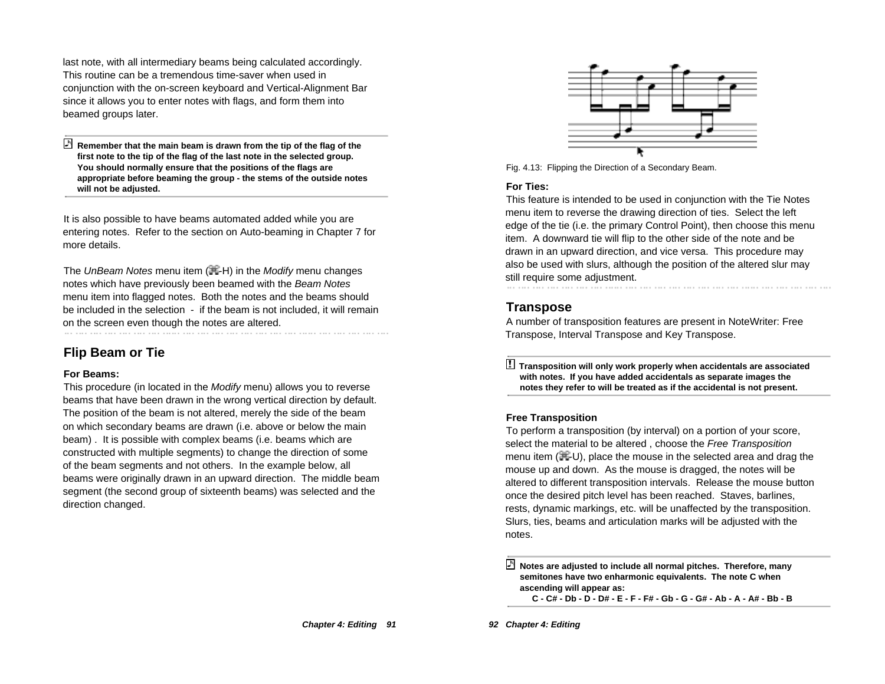last note, with all intermediary beams being calculated accordingly. This routine can be a tremendous time-saver when used in conjunction with the on-screen keyboard and Vertical-Alignment Bar since it allows you to enter notes with flags, and form them into beamed groups later.

> **Remember that the main beam is drawn from the tip of the flag of the first note to the tip of the flag of the last note in the selected group. You should normally ensure that the positions of the flags are appropriate before beaming the group - the stems of the outside notes will not be adjusted.**

It is also possible to have beams automated added while you are entering notes. Refer to the section on Auto-beaming in Chapter 7 for more details.

The *UnBeam Notes* menu item (⌘-H) in the *Modify* menu changes notes which have previously been beamed with the *Beam Notes* menu item into flagged notes. Both the notes and the beams should be included in the selection - if the beam is not included, it will remain on the screen even though the notes are altered.

## Flip Beam or Tie

**For Beams:**

This procedure (in located in the *Modify* menu) allows you to reverse beams that have been drawn in the wrong vertical direction by default. The position of the beam is not altered, merely the side of the beam on which secondary beams are drawn (i.e. above or below the main beam) . It is possible with complex beams (i.e. beams which are constructed with multiple segments) to change the direction of some of the beam segments and not others. In the example below, all beams were originally drawn in an upward direction. The middle beam segment (the second group of sixteenth beams) was selected and the direction changed.

Fig. 4.13: Flipping the Direction of a Secondary Beam.

**For Ties:**

This feature is intended to be used in conjunction with the Tie Notes menu item to reverse the drawing direction of ties. Select the left edge of the tie (i.e. the primary Control Point), then choose this menu item. A downward tie will flip to the other side of the note and be drawn in an upward direction, and vice versa. This procedure may also be used with slurs, although the position of the altered slur may still require some adjustment.

## Transpose

A number of transposition features are present in NoteWriter: Free Transpose, Interval Transpose and Key Transpose.

> **Transposition will only work properly when accidentals are associated with notes. If you have added accidentals as separate images the notes they refer to will be treated as if the accidental is not present.**

**Free Transposition**

To perform a transposition (by interval) on a portion of your score, select the material to be altered , choose the *Free Transposition* menu item (⌘-U), place the mouse in the selected area and drag the mouse up and down. As the mouse is dragged, the notes will be altered to different transposition intervals. Release the mouse button once the desired pitch level has been reached. Staves, barlines, rests, dynamic markings, etc. will be unaffected by the transposition. Slurs, ties, beams and articulation marks will be adjusted with the notes.

> **Notes are adjusted to include all normal pitches. Therefore, many semitones have two enharmonic equivalents. The note C when ascending will appear as:**
> **C - C# - Db - D - D# - E - F - F# - Gb - G - G# - Ab - A - A# - Bb - B**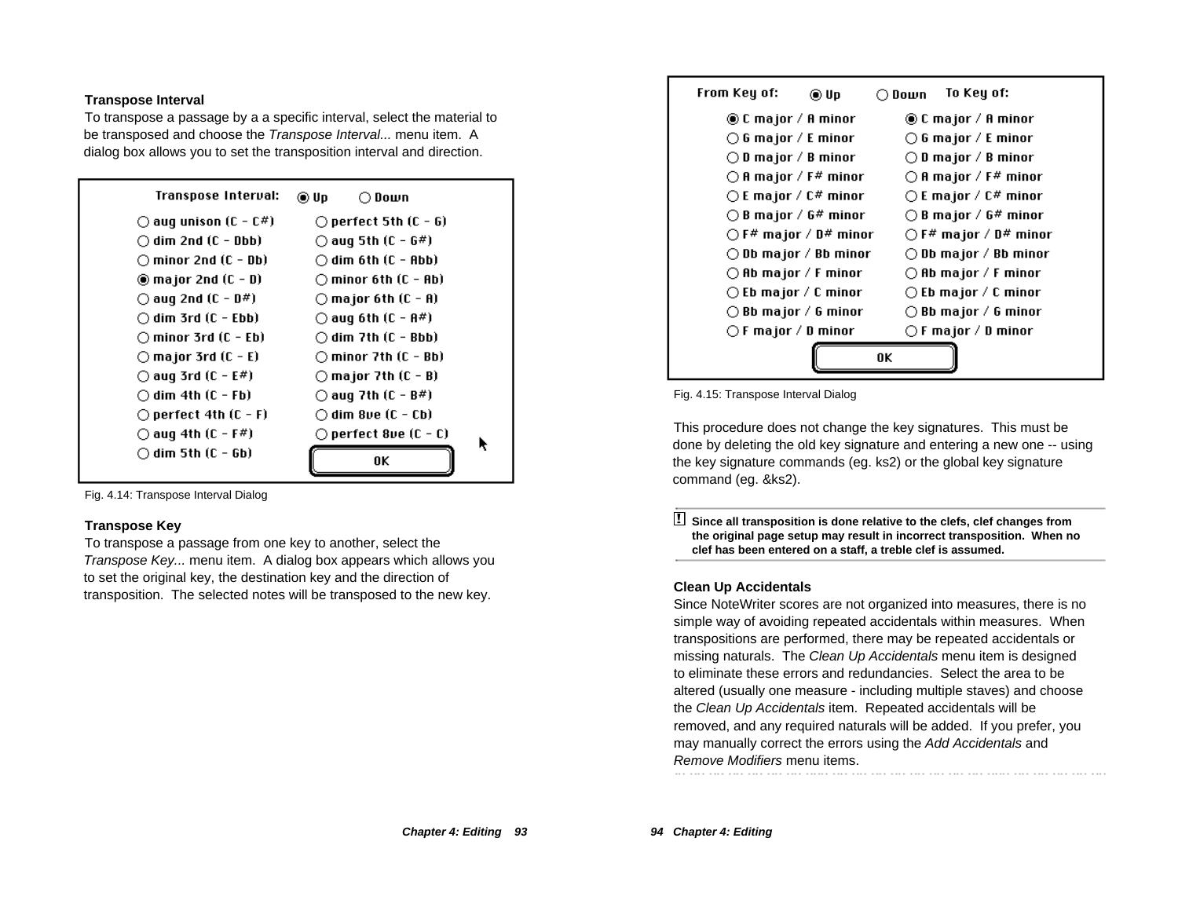### Transpose Interval

To transpose a passage by a a specific interval, select the material to be transposed and choose the *Transpose Interval...* menu item. A dialog box allows you to set the transposition interval and direction.

Transpose Interval: ◉ Up ○ Down

| | |
|---|---|
| ○ aug unison (C - C#) | ○ perfect 5th (C - G) |
| ○ dim 2nd (C - Dbb) | ○ aug 5th (C - G#) |
| ○ minor 2nd (C - Db) | ○ dim 6th (C - Abb) |
| ◉ major 2nd (C - D) | ○ minor 6th (C - Ab) |
| ○ aug 2nd (C - D#) | ○ major 6th (C - A) |
| ○ dim 3rd (C - Ebb) | ○ aug 6th (C - A#) |
| ○ minor 3rd (C - Eb) | ○ dim 7th (C - Bbb) |
| ○ major 3rd (C - E) | ○ minor 7th (C - Bb) |
| ○ aug 3rd (C - E#) | ○ major 7th (C - B) |
| ○ dim 4th (C - Fb) | ○ aug 7th (C - B#) |
| ○ perfect 4th (C - F) | ○ dim 8ve (C - Cb) |
| ○ aug 4th (C - F#) | ○ perfect 8ve (C - C) |
| ○ dim 5th (C - Gb) | OK |

Fig. 4.14: Transpose Interval Dialog

### Transpose Key

To transpose a passage from one key to another, select the *Transpose Key...* menu item. A dialog box appears which allows you to set the original key, the destination key and the direction of transposition. The selected notes will be transposed to the new key.

From Key of: ◉ Up ○ Down To Key of:

| From Key of | To Key of |
|---|---|
| ◉ C major / A minor | ◉ C major / A minor |
| ○ G major / E minor | ○ G major / E minor |
| ○ D major / B minor | ○ D major / B minor |
| ○ A major / F# minor | ○ A major / F# minor |
| ○ E major / C# minor | ○ E major / C# minor |
| ○ B major / G# minor | ○ B major / G# minor |
| ○ F# major / D# minor | ○ F# major / D# minor |
| ○ Db major / Bb minor | ○ Db major / Bb minor |
| ○ Ab major / F minor | ○ Ab major / F minor |
| ○ Eb major / C minor | ○ Eb major / C minor |
| ○ Bb major / G minor | ○ Bb major / G minor |
| ○ F major / D minor | ○ F major / D minor |

OK

Fig. 4.15: Transpose Interval Dialog

This procedure does not change the key signatures. This must be done by deleting the old key signature and entering a new one -- using the key signature commands (eg. ks2) or the global key signature command (eg. &ks2).

> **! Since all transposition is done relative to the clefs, clef changes from the original page setup may result in incorrect transposition. When no clef has been entered on a staff, a treble clef is assumed.**

### Clean Up Accidentals

Since NoteWriter scores are not organized into measures, there is no simple way of avoiding repeated accidentals within measures. When transpositions are performed, there may be repeated accidentals or missing naturals. The *Clean Up Accidentals* menu item is designed to eliminate these errors and redundancies. Select the area to be altered (usually one measure - including multiple staves) and choose the *Clean Up Accidentals* item. Repeated accidentals will be removed, and any required naturals will be added. If you prefer, you may manually correct the errors using the *Add Accidentals* and *Remove Modifiers* menu items.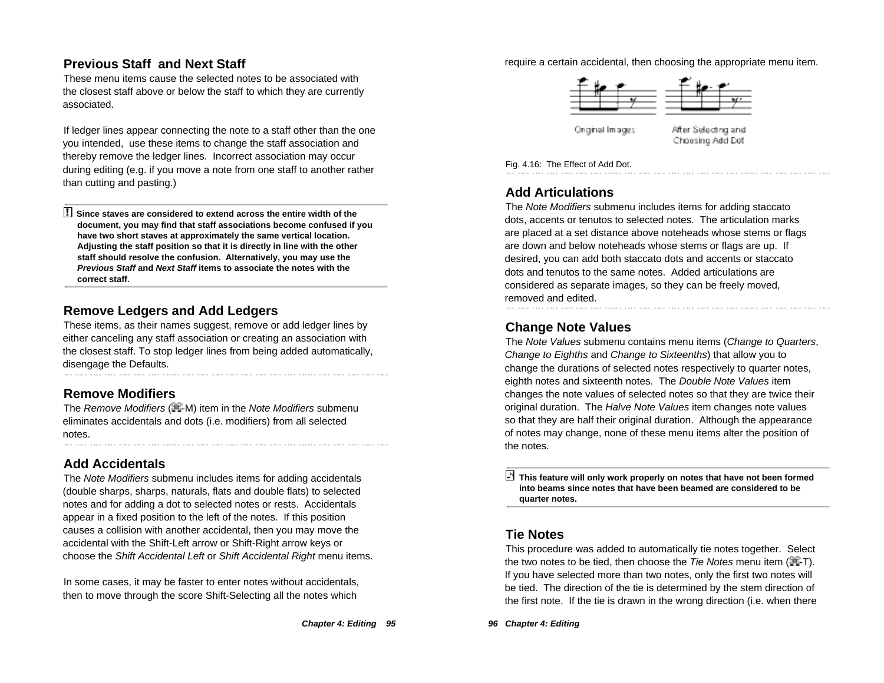## Previous Staff and Next Staff

These menu items cause the selected notes to be associated with the closest staff above or below the staff to which they are currently associated.

If ledger lines appear connecting the note to a staff other than the one you intended, use these items to change the staff association and thereby remove the ledger lines. Incorrect association may occur during editing (e.g. if you move a note from one staff to another rather than cutting and pasting.)

**! Since staves are considered to extend across the entire width of the document, you may find that staff associations become confused if you have two short staves at approximately the same vertical location. Adjusting the staff position so that it is directly in line with the other staff should resolve the confusion. Alternatively, you may use the *Previous Staff* and *Next Staff* items to associate the notes with the correct staff.**

## Remove Ledgers and Add Ledgers

These items, as their names suggest, remove or add ledger lines by either canceling any staff association or creating an association with the closest staff. To stop ledger lines from being added automatically, disengage the Defaults.

## Remove Modifiers

The *Remove Modifiers* (⌘-M) item in the *Note Modifiers* submenu eliminates accidentals and dots (i.e. modifiers) from all selected notes.

## Add Accidentals

The *Note Modifiers* submenu includes items for adding accidentals (double sharps, sharps, naturals, flats and double flats) to selected notes and for adding a dot to selected notes or rests. Accidentals appear in a fixed position to the left of the notes. If this position causes a collision with another accidental, then you may move the accidental with the Shift-Left arrow or Shift-Right arrow keys or choose the *Shift Accidental Left* or *Shift Accidental Right* menu items.

In some cases, it may be faster to enter notes without accidentals, then to move through the score Shift-Selecting all the notes which require a certain accidental, then choosing the appropriate menu item.

Original Images — After Selecting and Choosing Add Dot

Fig. 4.16: The Effect of Add Dot.

## Add Articulations

The *Note Modifiers* submenu includes items for adding staccato dots, accents or tenutos to selected notes. The articulation marks are placed at a set distance above noteheads whose stems or flags are down and below noteheads whose stems or flags are up. If desired, you can add both staccato dots and accents or staccato dots and tenutos to the same notes. Added articulations are considered as separate images, so they can be freely moved, removed and edited.

## Change Note Values

The *Note Values* submenu contains menu items (*Change to Quarters*, *Change to Eighths* and *Change to Sixteenths*) that allow you to change the durations of selected notes respectively to quarter notes, eighth notes and sixteenth notes. The *Double Note Values* item changes the note values of selected notes so that they are twice their original duration. The *Halve Note Values* item changes note values so that they are half their original duration. Although the appearance of notes may change, none of these menu items alter the position of the notes.

**This feature will only work properly on notes that have not been formed into beams since notes that have been beamed are considered to be quarter notes.**

## Tie Notes

This procedure was added to automatically tie notes together. Select the two notes to be tied, then choose the *Tie Notes* menu item (⌘-T). If you have selected more than two notes, only the first two notes will be tied. The direction of the tie is determined by the stem direction of the first note. If the tie is drawn in the wrong direction (i.e. when there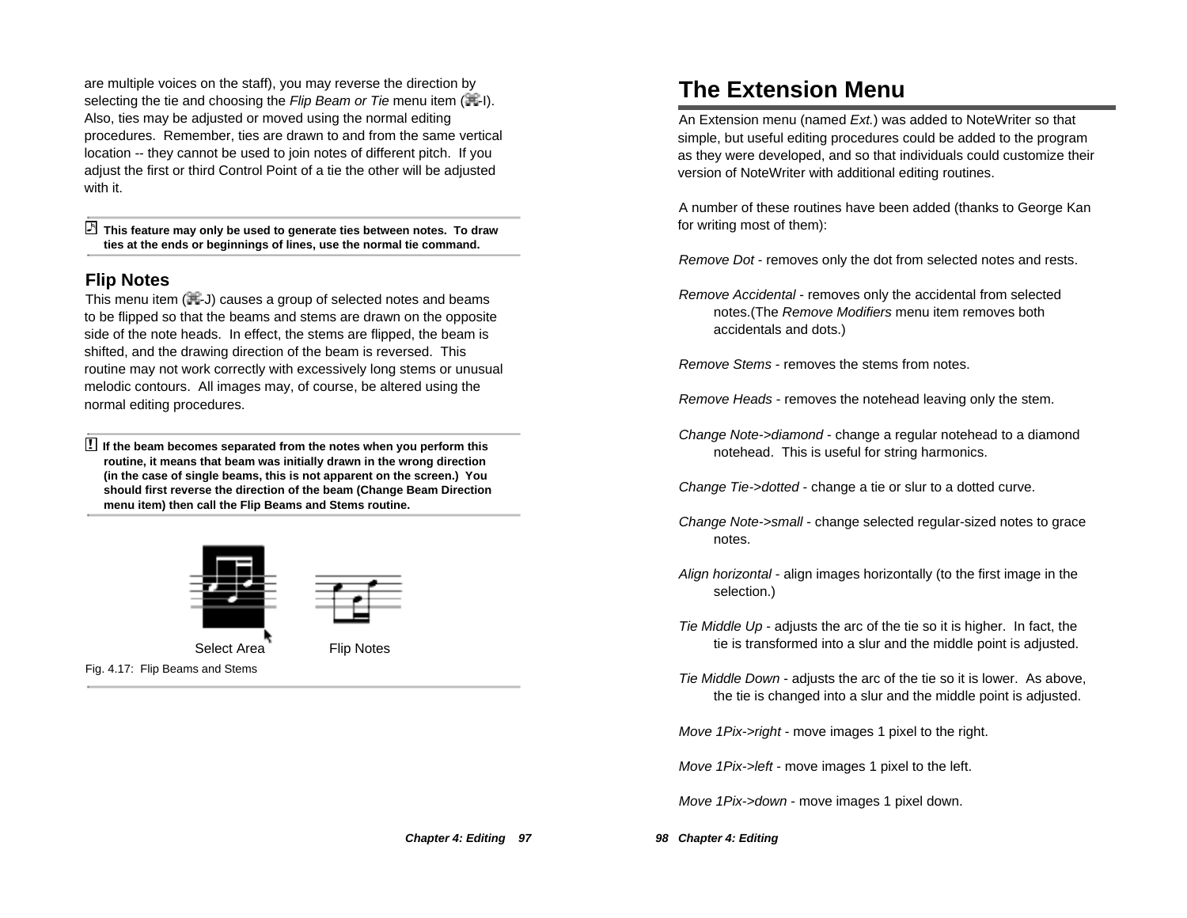are multiple voices on the staff), you may reverse the direction by selecting the tie and choosing the *Flip Beam or Tie* menu item (⌘-I). Also, ties may be adjusted or moved using the normal editing procedures. Remember, ties are drawn to and from the same vertical location -- they cannot be used to join notes of different pitch. If you adjust the first or third Control Point of a tie the other will be adjusted with it.

**This feature may only be used to generate ties between notes. To draw ties at the ends or beginnings of lines, use the normal tie command.**

## Flip Notes

This menu item (⌘-J) causes a group of selected notes and beams to be flipped so that the beams and stems are drawn on the opposite side of the note heads. In effect, the stems are flipped, the beam is shifted, and the drawing direction of the beam is reversed. This routine may not work correctly with excessively long stems or unusual melodic contours. All images may, of course, be altered using the normal editing procedures.

**! If the beam becomes separated from the notes when you perform this routine, it means that beam was initially drawn in the wrong direction (in the case of single beams, this is not apparent on the screen.) You should first reverse the direction of the beam (Change Beam Direction menu item) then call the Flip Beams and Stems routine.**

Select Area    Flip Notes

Fig. 4.17: Flip Beams and Stems

# The Extension Menu

An Extension menu (named *Ext.*) was added to NoteWriter so that simple, but useful editing procedures could be added to the program as they were developed, and so that individuals could customize their version of NoteWriter with additional editing routines.

A number of these routines have been added (thanks to George Kan for writing most of them):

*Remove Dot* - removes only the dot from selected notes and rests.

*Remove Accidental* - removes only the accidental from selected notes.(The *Remove Modifiers* menu item removes both accidentals and dots.)

*Remove Stems* - removes the stems from notes.

*Remove Heads* - removes the notehead leaving only the stem.

*Change Note->diamond* - change a regular notehead to a diamond notehead. This is useful for string harmonics.

*Change Tie->dotted* - change a tie or slur to a dotted curve.

*Change Note->small* - change selected regular-sized notes to grace notes.

*Align horizontal* - align images horizontally (to the first image in the selection.)

*Tie Middle Up* - adjusts the arc of the tie so it is higher. In fact, the tie is transformed into a slur and the middle point is adjusted.

*Tie Middle Down* - adjusts the arc of the tie so it is lower. As above, the tie is changed into a slur and the middle point is adjusted.

*Move 1Pix->right* - move images 1 pixel to the right.

*Move 1Pix->left* - move images 1 pixel to the left.

*Move 1Pix->down* - move images 1 pixel down.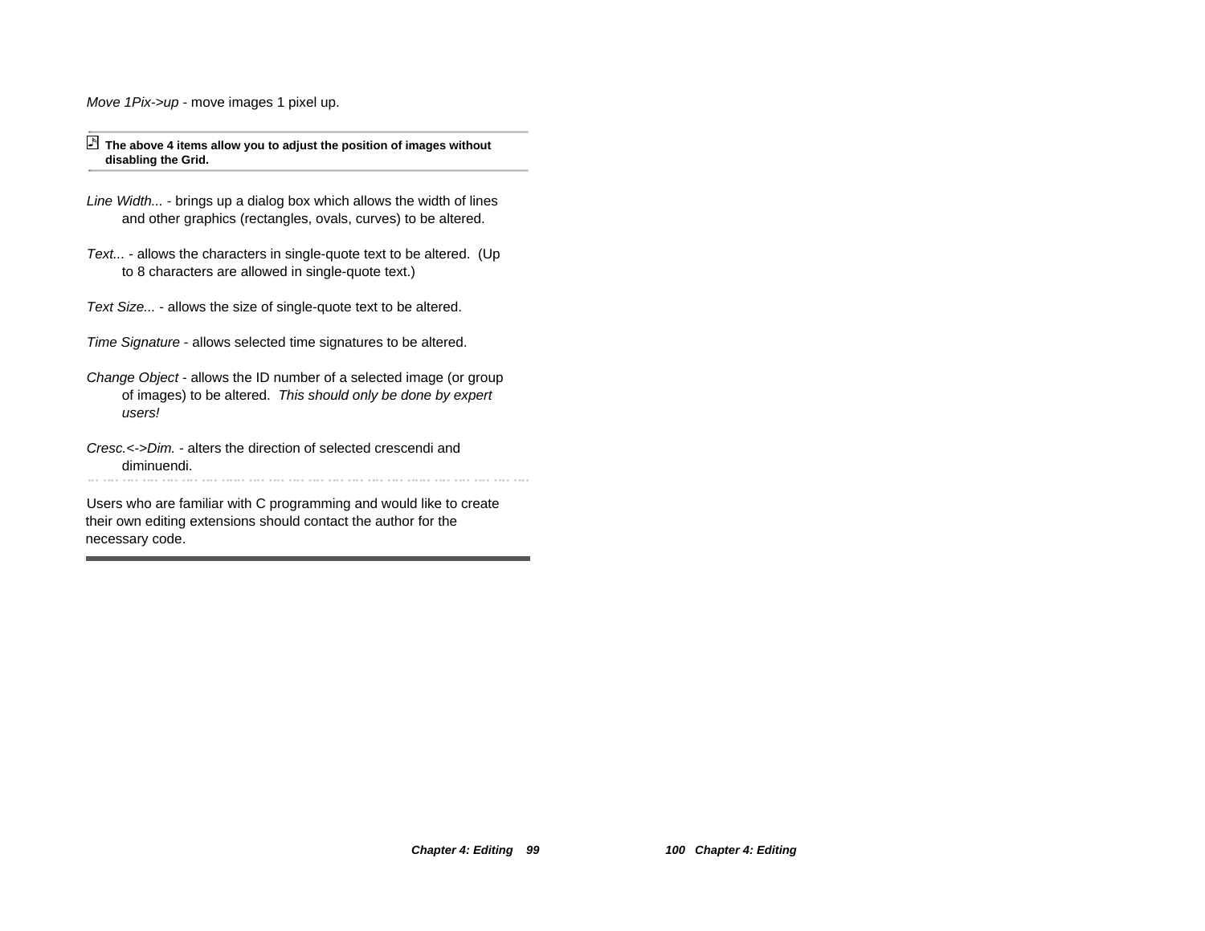*Move 1Pix->up* - move images 1 pixel up.

---

**The above 4 items allow you to adjust the position of images without disabling the Grid.**

---

*Line Width...* - brings up a dialog box which allows the width of lines and other graphics (rectangles, ovals, curves) to be altered.

*Text...* - allows the characters in single-quote text to be altered. (Up to 8 characters are allowed in single-quote text.)

*Text Size...* - allows the size of single-quote text to be altered.

*Time Signature* - allows selected time signatures to be altered.

*Change Object* - allows the ID number of a selected image (or group of images) to be altered. *This should only be done by expert users!*

*Cresc.<->Dim.* - alters the direction of selected crescendi and diminuendi.

---

Users who are familiar with C programming and would like to create their own editing extensions should contact the author for the necessary code.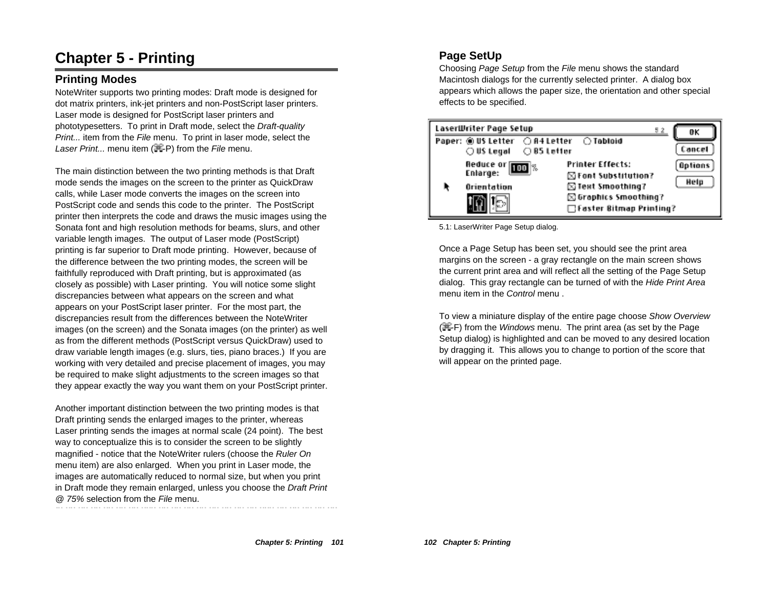# Chapter 5 - Printing

## Printing Modes

NoteWriter supports two printing modes: Draft mode is designed for dot matrix printers, ink-jet printers and non-PostScript laser printers. Laser mode is designed for PostScript laser printers and phototypesetters. To print in Draft mode, select the *Draft-quality Print...* item from the *File* menu. To print in laser mode, select the *Laser Print...* menu item (⌘-P) from the *File* menu.

The main distinction between the two printing methods is that Draft mode sends the images on the screen to the printer as QuickDraw calls, while Laser mode converts the images on the screen into PostScript code and sends this code to the printer. The PostScript printer then interprets the code and draws the music images using the Sonata font and high resolution methods for beams, slurs, and other variable length images. The output of Laser mode (PostScript) printing is far superior to Draft mode printing. However, because of the difference between the two printing modes, the screen will be faithfully reproduced with Draft printing, but is approximated (as closely as possible) with Laser printing. You will notice some slight discrepancies between what appears on the screen and what appears on your PostScript laser printer. For the most part, the discrepancies result from the differences between the NoteWriter images (on the screen) and the Sonata images (on the printer) as well as from the different methods (PostScript versus QuickDraw) used to draw variable length images (e.g. slurs, ties, piano braces.) If you are working with very detailed and precise placement of images, you may be required to make slight adjustments to the screen images so that they appear exactly the way you want them on your PostScript printer.

Another important distinction between the two printing modes is that Draft printing sends the enlarged images to the printer, whereas Laser printing sends the images at normal scale (24 point). The best way to conceptualize this is to consider the screen to be slightly magnified - notice that the NoteWriter rulers (choose the *Ruler On* menu item) are also enlarged. When you print in Laser mode, the images are automatically reduced to normal size, but when you print in Draft mode they remain enlarged, unless you choose the *Draft Print @ 75%* selection from the *File* menu.

## Page SetUp

Choosing *Page Setup* from the *File* menu shows the standard Macintosh dialogs for the currently selected printer. A dialog box appears which allows the paper size, the orientation and other special effects to be specified.

5.1: LaserWriter Page Setup dialog.

Once a Page Setup has been set, you should see the print area margins on the screen - a gray rectangle on the main screen shows the current print area and will reflect all the setting of the Page Setup dialog. This gray rectangle can be turned of with the *Hide Print Area* menu item in the *Control* menu .

To view a miniature display of the entire page choose *Show Overview* (⌘-F) from the *Windows* menu. The print area (as set by the Page Setup dialog) is highlighted and can be moved to any desired location by dragging it. This allows you to change to portion of the score that will appear on the printed page.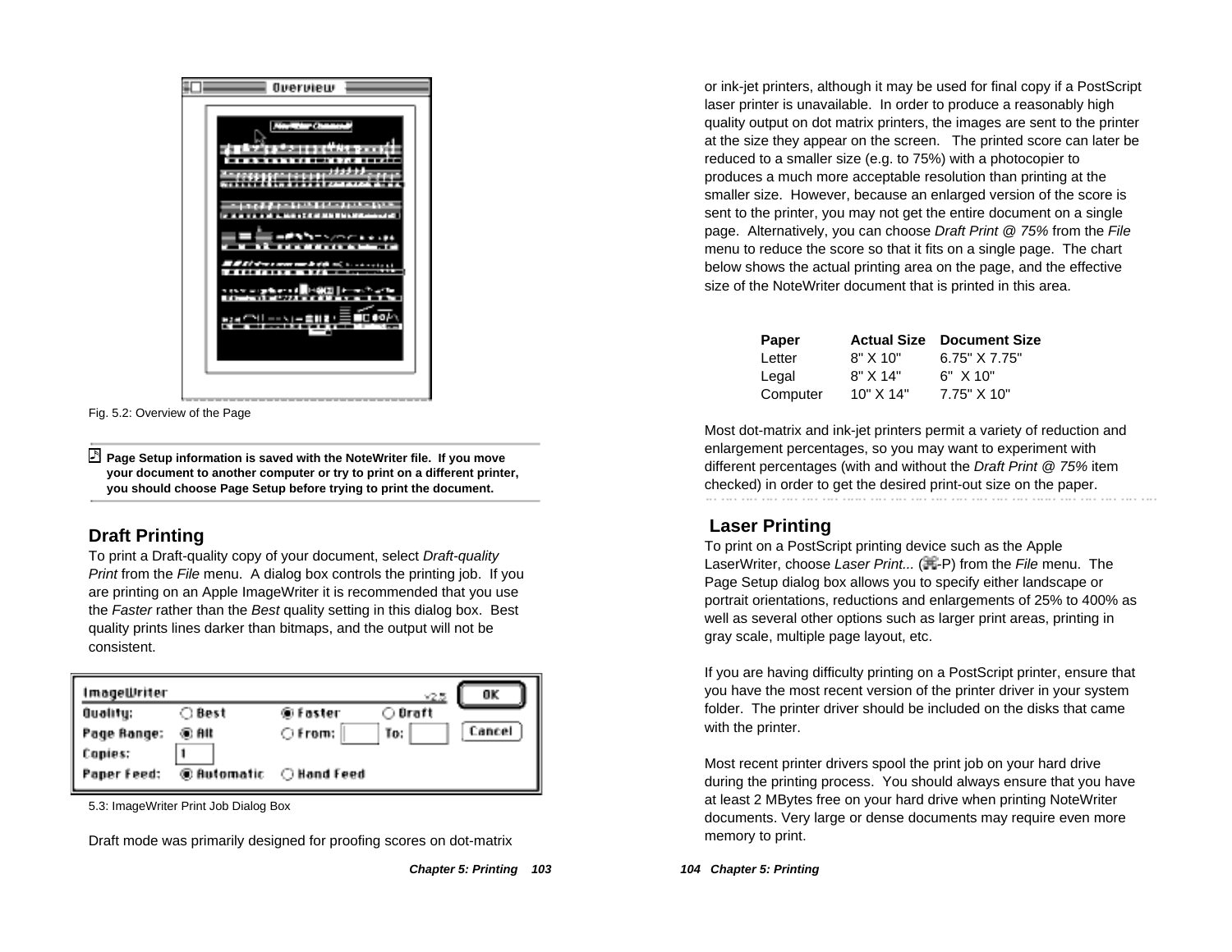Fig. 5.2: Overview of the Page

**Page Setup information is saved with the NoteWriter file. If you move your document to another computer or try to print on a different printer, you should choose Page Setup before trying to print the document.**

## Draft Printing

To print a Draft-quality copy of your document, select *Draft-quality Print* from the *File* menu. A dialog box controls the printing job. If you are printing on an Apple ImageWriter it is recommended that you use the *Faster* rather than the *Best* quality setting in this dialog box. Best quality prints lines darker than bitmaps, and the output will not be consistent.

5.3: ImageWriter Print Job Dialog Box

Draft mode was primarily designed for proofing scores on dot-matrix or ink-jet printers, although it may be used for final copy if a PostScript laser printer is unavailable. In order to produce a reasonably high quality output on dot matrix printers, the images are sent to the printer at the size they appear on the screen. The printed score can later be reduced to a smaller size (e.g. to 75%) with a photocopier to produces a much more acceptable resolution than printing at the smaller size. However, because an enlarged version of the score is sent to the printer, you may not get the entire document on a single page. Alternatively, you can choose *Draft Print @ 75%* from the *File* menu to reduce the score so that it fits on a single page. The chart below shows the actual printing area on the page, and the effective size of the NoteWriter document that is printed in this area.

| Paper | Actual Size | Document Size |
|---|---|---|
| Letter | 8" X 10" | 6.75" X 7.75" |
| Legal | 8" X 14" | 6" X 10" |
| Computer | 10" X 14" | 7.75" X 10" |

Most dot-matrix and ink-jet printers permit a variety of reduction and enlargement percentages, so you may want to experiment with different percentages (with and without the *Draft Print @ 75%* item checked) in order to get the desired print-out size on the paper.

## Laser Printing

To print on a PostScript printing device such as the Apple LaserWriter, choose *Laser Print...* (⌘-P) from the *File* menu. The Page Setup dialog box allows you to specify either landscape or portrait orientations, reductions and enlargements of 25% to 400% as well as several other options such as larger print areas, printing in gray scale, multiple page layout, etc.

If you are having difficulty printing on a PostScript printer, ensure that you have the most recent version of the printer driver in your system folder. The printer driver should be included on the disks that came with the printer.

Most recent printer drivers spool the print job on your hard drive during the printing process. You should always ensure that you have at least 2 MBytes free on your hard drive when printing NoteWriter documents. Very large or dense documents may require even more memory to print.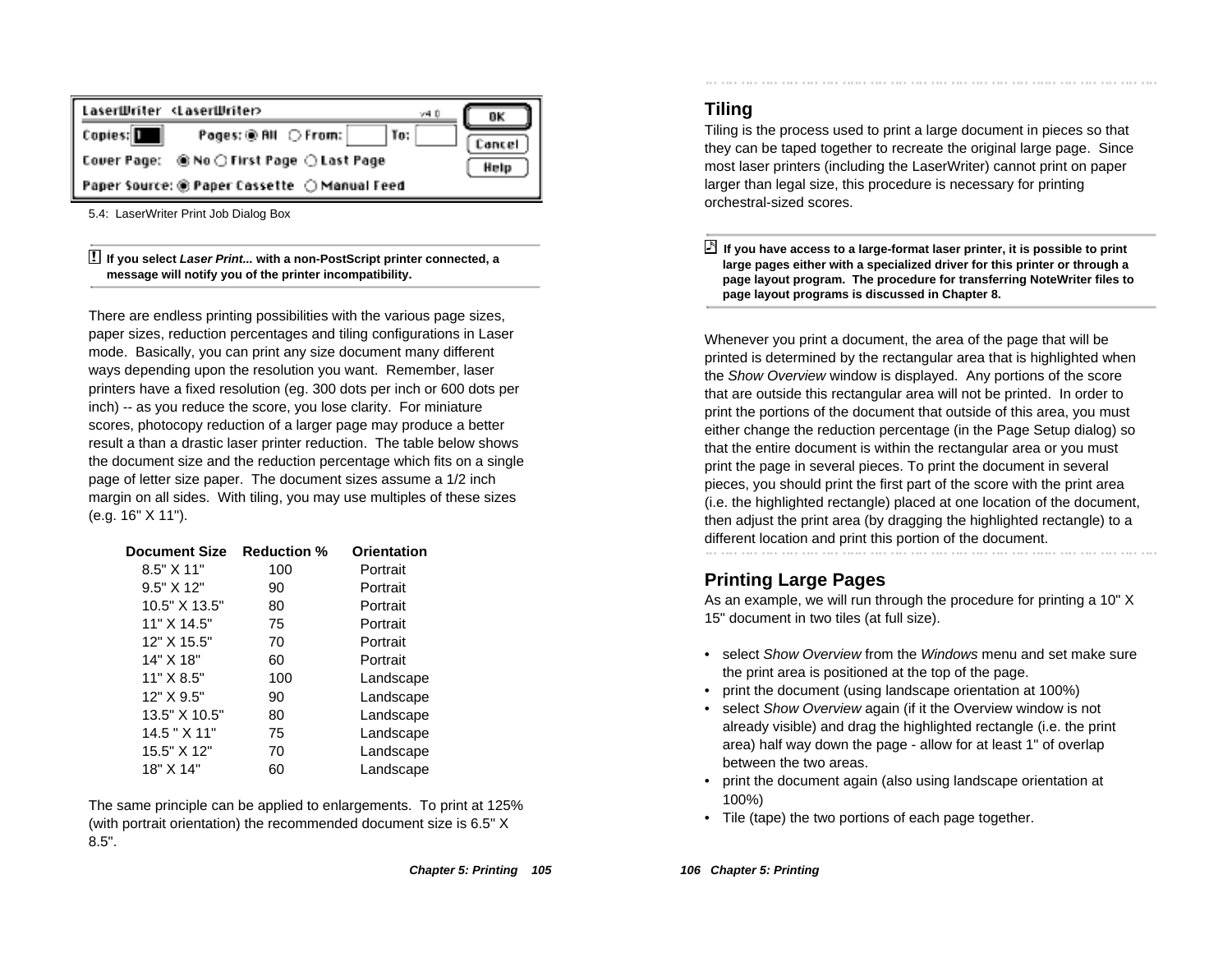LaserWriter <LaserWriter> v4.0

Copies: 1 Pages: All From: To:

Cover Page: No First Page Last Page

Paper Source: Paper Cassette Manual Feed

OK / Cancel / Help

5.4: LaserWriter Print Job Dialog Box

**If you select *Laser Print...* with a non-PostScript printer connected, a message will notify you of the printer incompatibility.**

There are endless printing possibilities with the various page sizes, paper sizes, reduction percentages and tiling configurations in Laser mode. Basically, you can print any size document many different ways depending upon the resolution you want. Remember, laser printers have a fixed resolution (eg. 300 dots per inch or 600 dots per inch) -- as you reduce the score, you lose clarity. For miniature scores, photocopy reduction of a larger page may produce a better result a than a drastic laser printer reduction. The table below shows the document size and the reduction percentage which fits on a single page of letter size paper. The document sizes assume a 1/2 inch margin on all sides. With tiling, you may use multiples of these sizes (e.g. 16" X 11").

| Document Size | Reduction % | Orientation |
|---|---|---|
| 8.5" X 11" | 100 | Portrait |
| 9.5" X 12" | 90 | Portrait |
| 10.5" X 13.5" | 80 | Portrait |
| 11" X 14.5" | 75 | Portrait |
| 12" X 15.5" | 70 | Portrait |
| 14" X 18" | 60 | Portrait |
| 11" X 8.5" | 100 | Landscape |
| 12" X 9.5" | 90 | Landscape |
| 13.5" X 10.5" | 80 | Landscape |
| 14.5 " X 11" | 75 | Landscape |
| 15.5" X 12" | 70 | Landscape |
| 18" X 14" | 60 | Landscape |

The same principle can be applied to enlargements. To print at 125% (with portrait orientation) the recommended document size is 6.5" X 8.5".

## Tiling

Tiling is the process used to print a large document in pieces so that they can be taped together to recreate the original large page. Since most laser printers (including the LaserWriter) cannot print on paper larger than legal size, this procedure is necessary for printing orchestral-sized scores.

**If you have access to a large-format laser printer, it is possible to print large pages either with a specialized driver for this printer or through a page layout program. The procedure for transferring NoteWriter files to page layout programs is discussed in Chapter 8.**

Whenever you print a document, the area of the page that will be printed is determined by the rectangular area that is highlighted when the *Show Overview* window is displayed. Any portions of the score that are outside this rectangular area will not be printed. In order to print the portions of the document that outside of this area, you must either change the reduction percentage (in the Page Setup dialog) so that the entire document is within the rectangular area or you must print the page in several pieces. To print the document in several pieces, you should print the first part of the score with the print area (i.e. the highlighted rectangle) placed at one location of the document, then adjust the print area (by dragging the highlighted rectangle) to a different location and print this portion of the document.

## Printing Large Pages

As an example, we will run through the procedure for printing a 10" X 15" document in two tiles (at full size).

- select *Show Overview* from the *Windows* menu and set make sure the print area is positioned at the top of the page.
- print the document (using landscape orientation at 100%)
- select *Show Overview* again (if it the Overview window is not already visible) and drag the highlighted rectangle (i.e. the print area) half way down the page - allow for at least 1" of overlap between the two areas.
- print the document again (also using landscape orientation at 100%)
- Tile (tape) the two portions of each page together.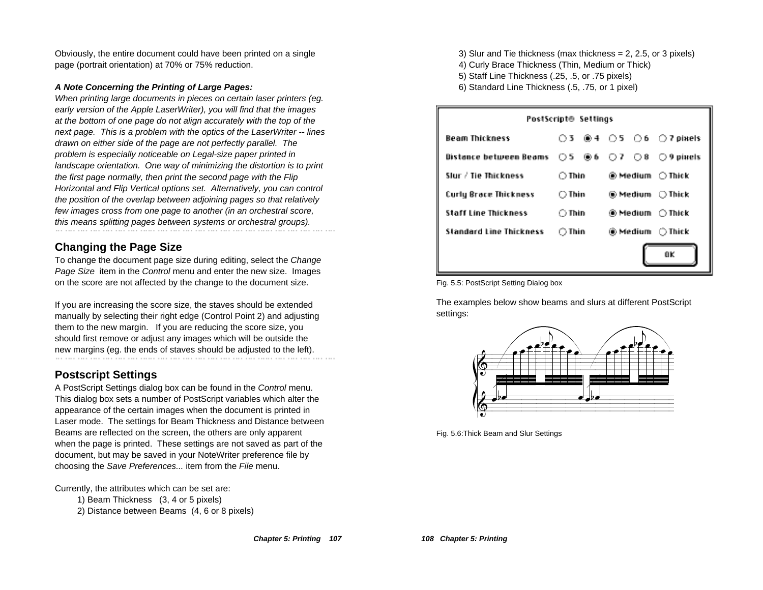Obviously, the entire document could have been printed on a single page (portrait orientation) at 70% or 75% reduction.

***A Note Concerning the Printing of Large Pages:***

*When printing large documents in pieces on certain laser printers (eg. early version of the Apple LaserWriter), you will find that the images at the bottom of one page do not align accurately with the top of the next page. This is a problem with the optics of the LaserWriter -- lines drawn on either side of the page are not perfectly parallel. The problem is especially noticeable on Legal-size paper printed in landscape orientation. One way of minimizing the distortion is to print the first page normally, then print the second page with the Flip Horizontal and Flip Vertical options set. Alternatively, you can control the position of the overlap between adjoining pages so that relatively few images cross from one page to another (in an orchestral score, this means splitting pages between systems or orchestral groups).*

## Changing the Page Size

To change the document page size during editing, select the *Change Page Size* item in the *Control* menu and enter the new size. Images on the score are not affected by the change to the document size.

If you are increasing the score size, the staves should be extended manually by selecting their right edge (Control Point 2) and adjusting them to the new margin. If you are reducing the score size, you should first remove or adjust any images which will be outside the new margins (eg. the ends of staves should be adjusted to the left).

## Postscript Settings

A PostScript Settings dialog box can be found in the *Control* menu. This dialog box sets a number of PostScript variables which alter the appearance of the certain images when the document is printed in Laser mode. The settings for Beam Thickness and Distance between Beams are reflected on the screen, the others are only apparent when the page is printed. These settings are not saved as part of the document, but may be saved in your NoteWriter preference file by choosing the *Save Preferences...* item from the *File* menu.

Currently, the attributes which can be set are:

1) Beam Thickness (3, 4 or 5 pixels)
2) Distance between Beams (4, 6 or 8 pixels)
3) Slur and Tie thickness (max thickness = 2, 2.5, or 3 pixels)
4) Curly Brace Thickness (Thin, Medium or Thick)
5) Staff Line Thickness (.25, .5, or .75 pixels)
6) Standard Line Thickness (.5, .75, or 1 pixel)

| PostScript® Settings | | | | | |
|---|---|---|---|---|---|
| Beam Thickness | ○ 3 | ◉ 4 | ○ 5 | ○ 6 | ○ 7 pixels |
| Distance between Beams | ○ 5 | ◉ 6 | ○ 7 | ○ 8 | ○ 9 pixels |
| Slur / Tie Thickness | ○ Thin | | ◉ Medium | | ○ Thick |
| Curly Brace Thickness | ○ Thin | | ◉ Medium | | ○ Thick |
| Staff Line Thickness | ○ Thin | | ◉ Medium | | ○ Thick |
| Standard Line Thickness | ○ Thin | | ◉ Medium | | ○ Thick |
| | | | | | OK |

Fig. 5.5: PostScript Setting Dialog box

The examples below show beams and slurs at different PostScript settings:

Fig. 5.6:Thick Beam and Slur Settings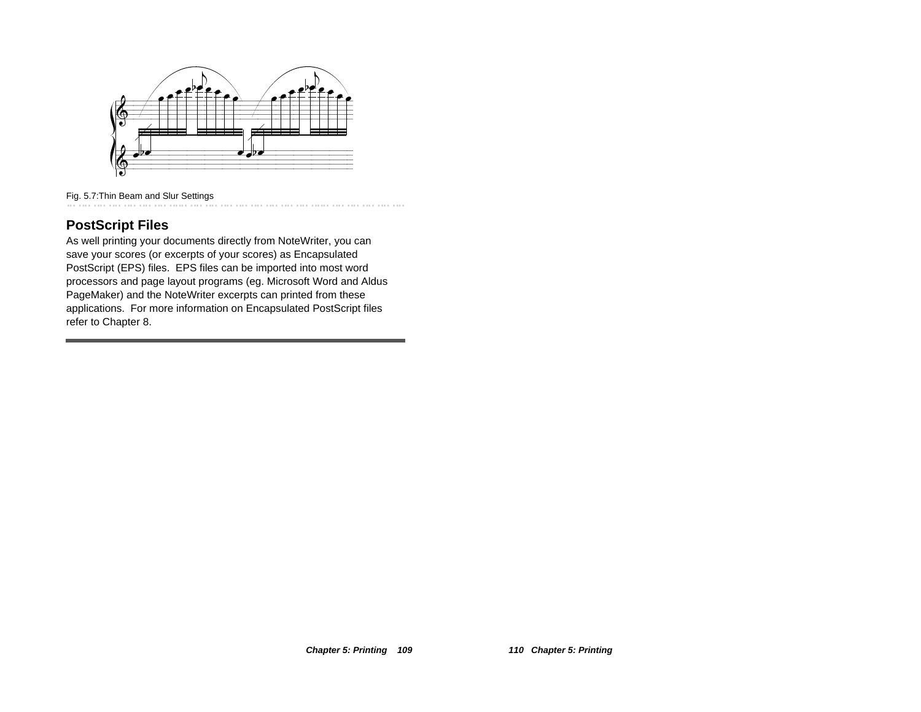Fig. 5.7:Thin Beam and Slur Settings

## PostScript Files

As well printing your documents directly from NoteWriter, you can save your scores (or excerpts of your scores) as Encapsulated PostScript (EPS) files.  EPS files can be imported into most word processors and page layout programs (eg. Microsoft Word and Aldus PageMaker) and the NoteWriter excerpts can printed from these applications.  For more information on Encapsulated PostScript files refer to Chapter 8.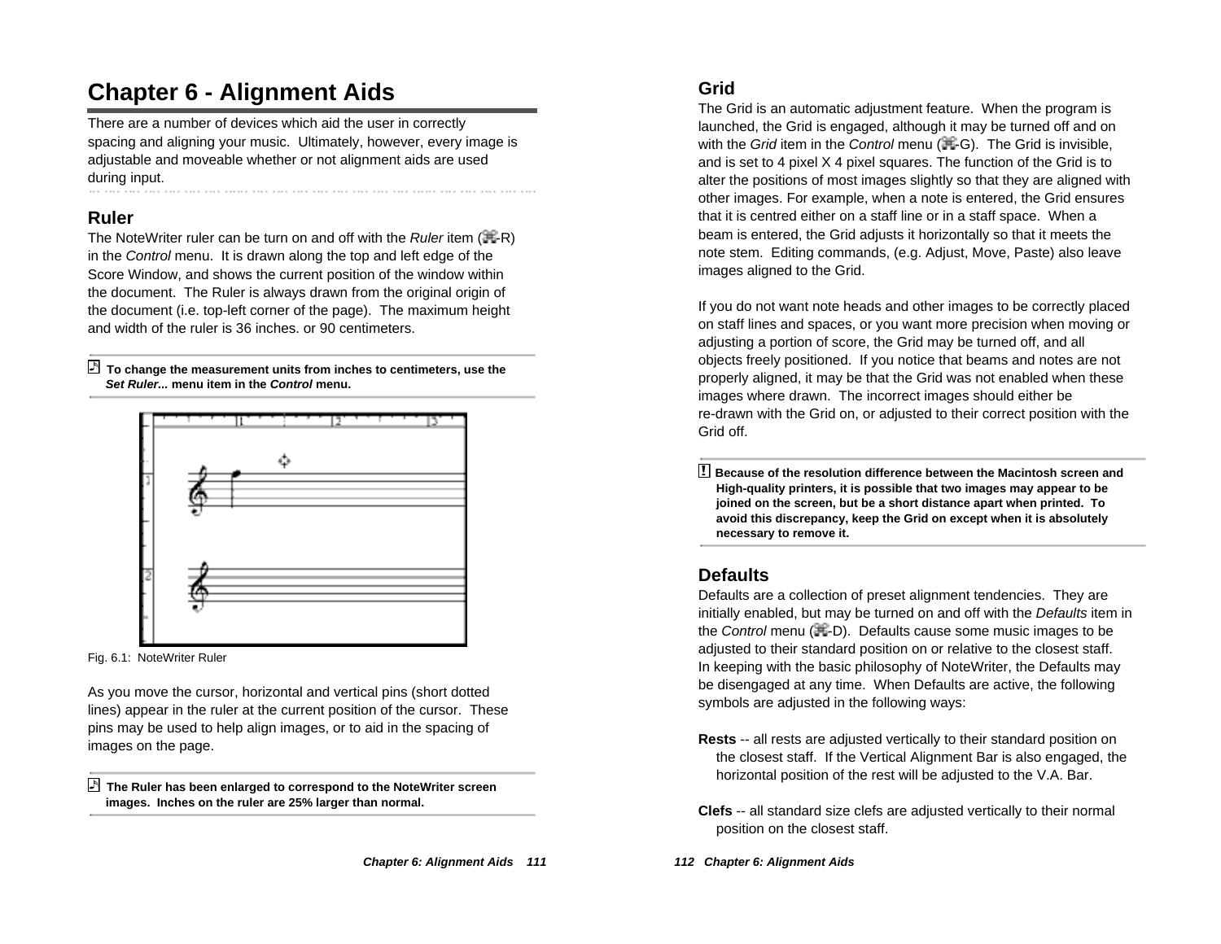# Chapter 6 - Alignment Aids

There are a number of devices which aid the user in correctly spacing and aligning your music. Ultimately, however, every image is adjustable and moveable whether or not alignment aids are used during input.

## Ruler

The NoteWriter ruler can be turn on and off with the *Ruler* item (⌘-R) in the *Control* menu. It is drawn along the top and left edge of the Score Window, and shows the current position of the window within the document. The Ruler is always drawn from the original origin of the document (i.e. top-left corner of the page). The maximum height and width of the ruler is 36 inches. or 90 centimeters.

**To change the measurement units from inches to centimeters, use the *Set Ruler...* menu item in the *Control* menu.**

Fig. 6.1: NoteWriter Ruler

As you move the cursor, horizontal and vertical pins (short dotted lines) appear in the ruler at the current position of the cursor. These pins may be used to help align images, or to aid in the spacing of images on the page.

**The Ruler has been enlarged to correspond to the NoteWriter screen images. Inches on the ruler are 25% larger than normal.**

## Grid

The Grid is an automatic adjustment feature. When the program is launched, the Grid is engaged, although it may be turned off and on with the *Grid* item in the *Control* menu (⌘-G). The Grid is invisible, and is set to 4 pixel X 4 pixel squares. The function of the Grid is to alter the positions of most images slightly so that they are aligned with other images. For example, when a note is entered, the Grid ensures that it is centred either on a staff line or in a staff space. When a beam is entered, the Grid adjusts it horizontally so that it meets the note stem. Editing commands, (e.g. Adjust, Move, Paste) also leave images aligned to the Grid.

If you do not want note heads and other images to be correctly placed on staff lines and spaces, or you want more precision when moving or adjusting a portion of score, the Grid may be turned off, and all objects freely positioned. If you notice that beams and notes are not properly aligned, it may be that the Grid was not enabled when these images where drawn. The incorrect images should either be re-drawn with the Grid on, or adjusted to their correct position with the Grid off.

**! Because of the resolution difference between the Macintosh screen and High-quality printers, it is possible that two images may appear to be joined on the screen, but be a short distance apart when printed. To avoid this discrepancy, keep the Grid on except when it is absolutely necessary to remove it.**

## Defaults

Defaults are a collection of preset alignment tendencies. They are initially enabled, but may be turned on and off with the *Defaults* item in the *Control* menu (⌘-D). Defaults cause some music images to be adjusted to their standard position on or relative to the closest staff. In keeping with the basic philosophy of NoteWriter, the Defaults may be disengaged at any time. When Defaults are active, the following symbols are adjusted in the following ways:

**Rests** -- all rests are adjusted vertically to their standard position on the closest staff. If the Vertical Alignment Bar is also engaged, the horizontal position of the rest will be adjusted to the V.A. Bar.

**Clefs** -- all standard size clefs are adjusted vertically to their normal position on the closest staff.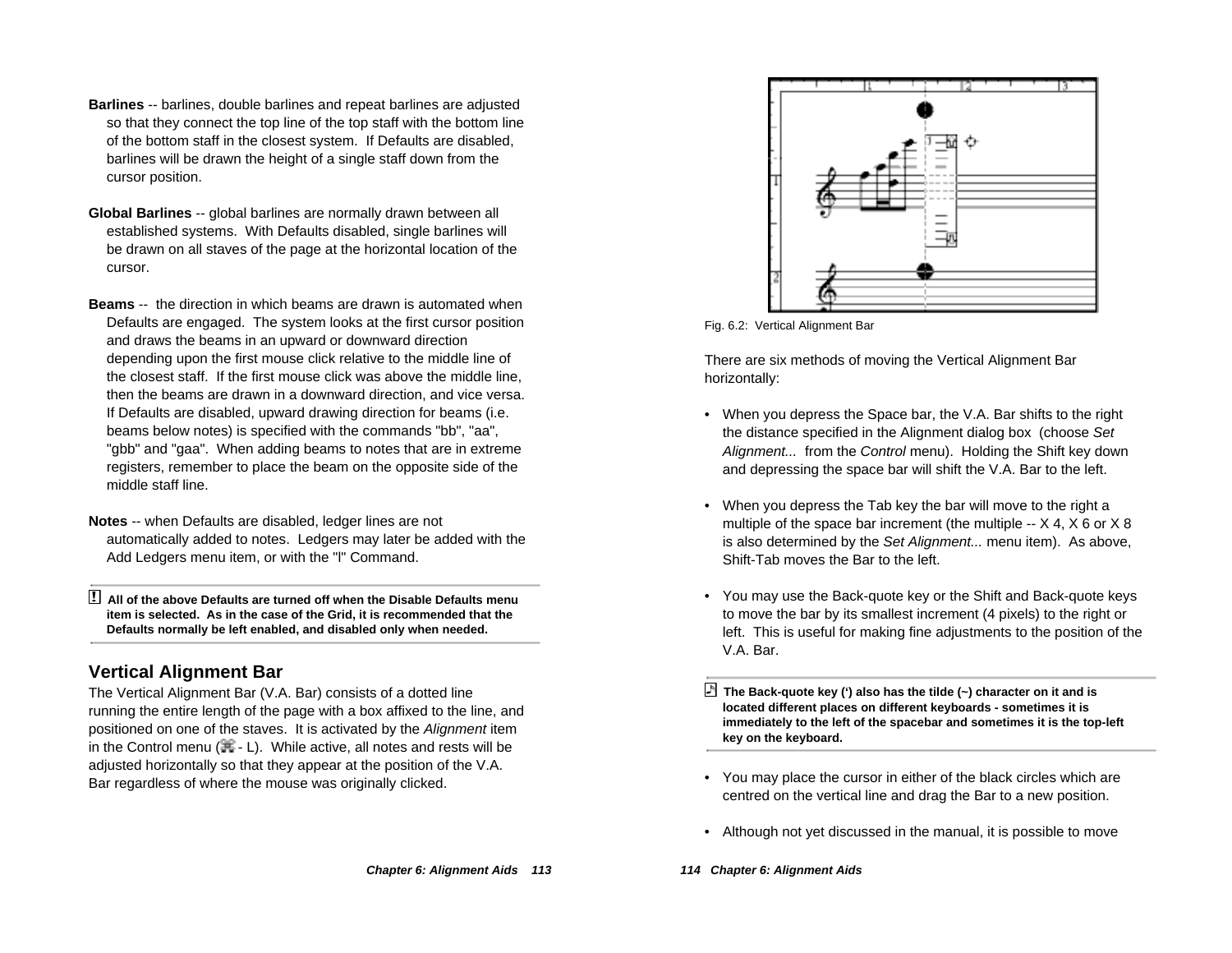**Barlines** -- barlines, double barlines and repeat barlines are adjusted so that they connect the top line of the top staff with the bottom line of the bottom staff in the closest system. If Defaults are disabled, barlines will be drawn the height of a single staff down from the cursor position.

**Global Barlines** -- global barlines are normally drawn between all established systems. With Defaults disabled, single barlines will be drawn on all staves of the page at the horizontal location of the cursor.

**Beams** -- the direction in which beams are drawn is automated when Defaults are engaged. The system looks at the first cursor position and draws the beams in an upward or downward direction depending upon the first mouse click relative to the middle line of the closest staff. If the first mouse click was above the middle line, then the beams are drawn in a downward direction, and vice versa. If Defaults are disabled, upward drawing direction for beams (i.e. beams below notes) is specified with the commands "bb", "aa", "gbb" and "gaa". When adding beams to notes that are in extreme registers, remember to place the beam on the opposite side of the middle staff line.

**Notes** -- when Defaults are disabled, ledger lines are not automatically added to notes. Ledgers may later be added with the Add Ledgers menu item, or with the "l" Command.

**! All of the above Defaults are turned off when the Disable Defaults menu item is selected. As in the case of the Grid, it is recommended that the Defaults normally be left enabled, and disabled only when needed.**

## Vertical Alignment Bar

The Vertical Alignment Bar (V.A. Bar) consists of a dotted line running the entire length of the page with a box affixed to the line, and positioned on one of the staves. It is activated by the *Alignment* item in the Control menu (⌘ - L). While active, all notes and rests will be adjusted horizontally so that they appear at the position of the V.A. Bar regardless of where the mouse was originally clicked.

Fig. 6.2: Vertical Alignment Bar

There are six methods of moving the Vertical Alignment Bar horizontally:

- When you depress the Space bar, the V.A. Bar shifts to the right the distance specified in the Alignment dialog box (choose *Set Alignment...* from the *Control* menu). Holding the Shift key down and depressing the space bar will shift the V.A. Bar to the left.

- When you depress the Tab key the bar will move to the right a multiple of the space bar increment (the multiple -- X 4, X 6 or X 8 is also determined by the *Set Alignment...* menu item). As above, Shift-Tab moves the Bar to the left.

- You may use the Back-quote key or the Shift and Back-quote keys to move the bar by its smallest increment (4 pixels) to the right or left. This is useful for making fine adjustments to the position of the V.A. Bar.

**The Back-quote key (') also has the tilde (~) character on it and is located different places on different keyboards - sometimes it is immediately to the left of the spacebar and sometimes it is the top-left key on the keyboard.**

- You may place the cursor in either of the black circles which are centred on the vertical line and drag the Bar to a new position.

- Although not yet discussed in the manual, it is possible to move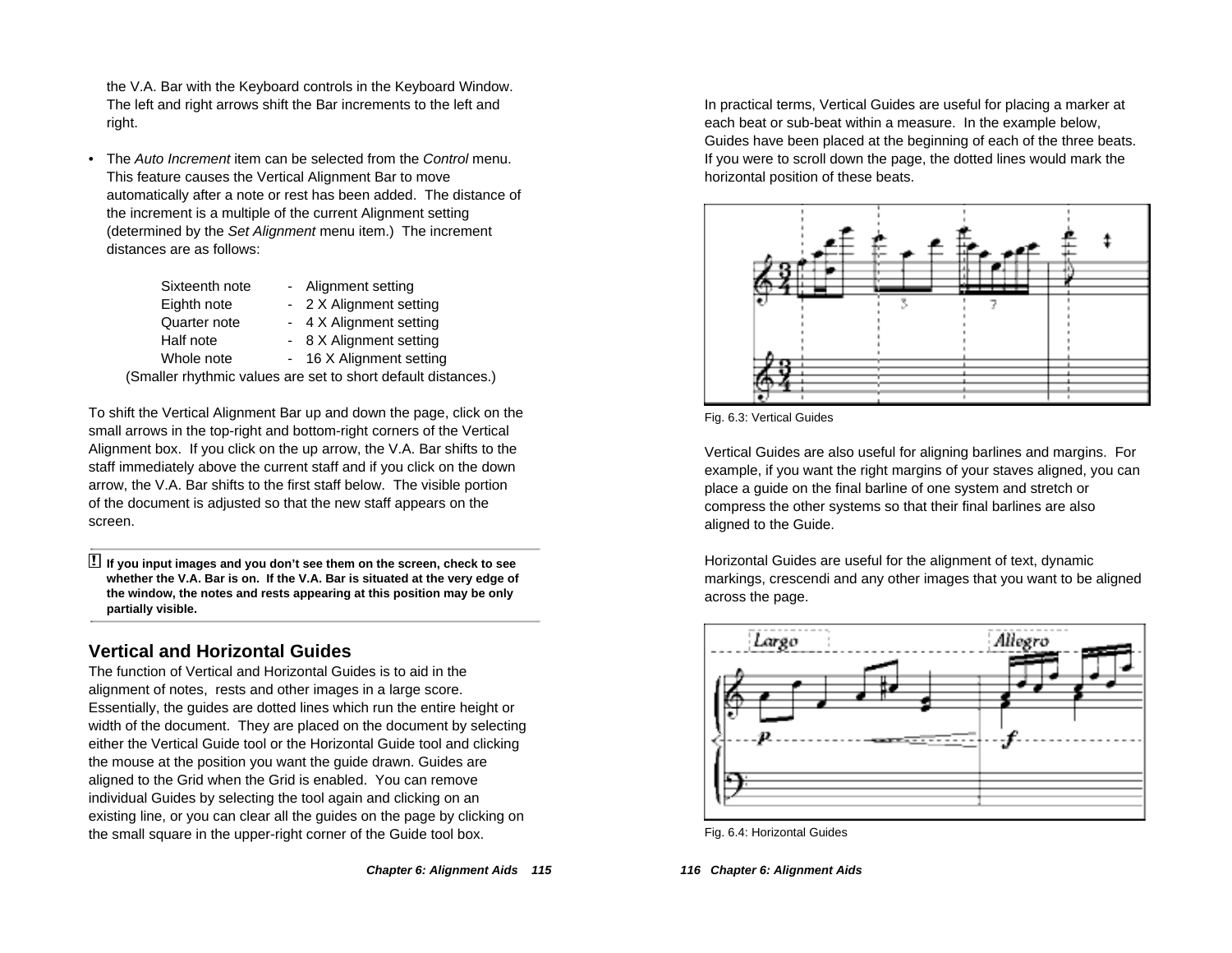the V.A. Bar with the Keyboard controls in the Keyboard Window. The left and right arrows shift the Bar increments to the left and right.

- The *Auto Increment* item can be selected from the *Control* menu. This feature causes the Vertical Alignment Bar to move automatically after a note or rest has been added. The distance of the increment is a multiple of the current Alignment setting (determined by the *Set Alignment* menu item.) The increment distances are as follows:

| | | |
|---|---|---|
| Sixteenth note | - | Alignment setting |
| Eighth note | - | 2 X Alignment setting |
| Quarter note | - | 4 X Alignment setting |
| Half note | - | 8 X Alignment setting |
| Whole note | - | 16 X Alignment setting |

(Smaller rhythmic values are set to short default distances.)

To shift the Vertical Alignment Bar up and down the page, click on the small arrows in the top-right and bottom-right corners of the Vertical Alignment box. If you click on the up arrow, the V.A. Bar shifts to the staff immediately above the current staff and if you click on the down arrow, the V.A. Bar shifts to the first staff below. The visible portion of the document is adjusted so that the new staff appears on the screen.

**! If you input images and you don't see them on the screen, check to see whether the V.A. Bar is on. If the V.A. Bar is situated at the very edge of the window, the notes and rests appearing at this position may be only partially visible.**

## Vertical and Horizontal Guides

The function of Vertical and Horizontal Guides is to aid in the alignment of notes, rests and other images in a large score. Essentially, the guides are dotted lines which run the entire height or width of the document. They are placed on the document by selecting either the Vertical Guide tool or the Horizontal Guide tool and clicking the mouse at the position you want the guide drawn. Guides are aligned to the Grid when the Grid is enabled. You can remove individual Guides by selecting the tool again and clicking on an existing line, or you can clear all the guides on the page by clicking on the small square in the upper-right corner of the Guide tool box.

In practical terms, Vertical Guides are useful for placing a marker at each beat or sub-beat within a measure. In the example below, Guides have been placed at the beginning of each of the three beats. If you were to scroll down the page, the dotted lines would mark the horizontal position of these beats.

Fig. 6.3: Vertical Guides

Vertical Guides are also useful for aligning barlines and margins. For example, if you want the right margins of your staves aligned, you can place a guide on the final barline of one system and stretch or compress the other systems so that their final barlines are also aligned to the Guide.

Horizontal Guides are useful for the alignment of text, dynamic markings, crescendi and any other images that you want to be aligned across the page.

Fig. 6.4: Horizontal Guides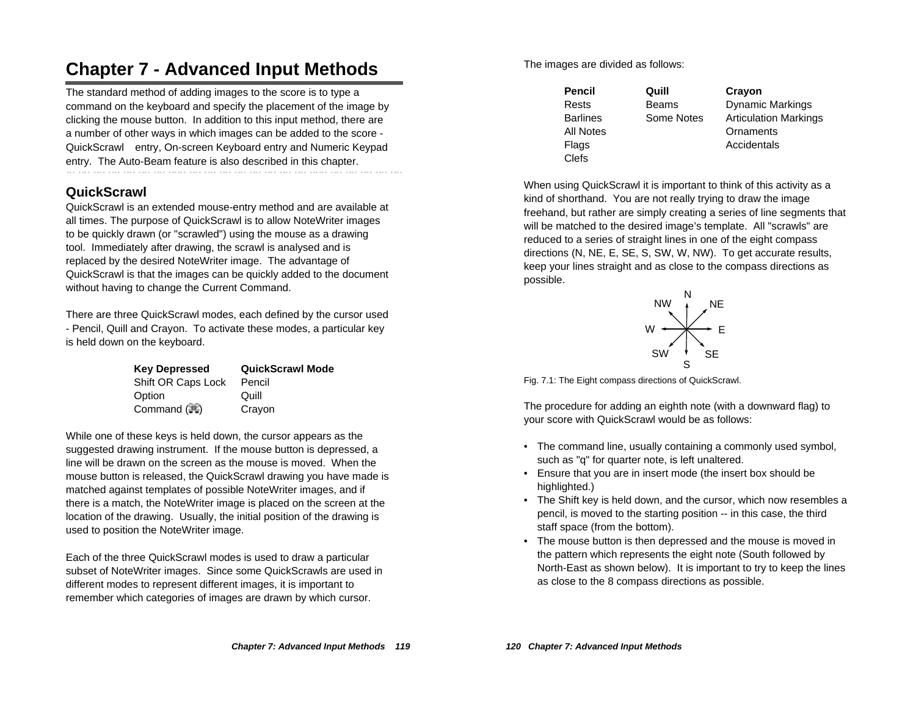# Chapter 7 - Advanced Input Methods

The standard method of adding images to the score is to type a command on the keyboard and specify the placement of the image by clicking the mouse button. In addition to this input method, there are a number of other ways in which images can be added to the score - QuickScrawl entry, On-screen Keyboard entry and Numeric Keypad entry. The Auto-Beam feature is also described in this chapter.

## QuickScrawl

QuickScrawl is an extended mouse-entry method and are available at all times. The purpose of QuickScrawl is to allow NoteWriter images to be quickly drawn (or "scrawled") using the mouse as a drawing tool. Immediately after drawing, the scrawl is analysed and is replaced by the desired NoteWriter image. The advantage of QuickScrawl is that the images can be quickly added to the document without having to change the Current Command.

There are three QuickScrawl modes, each defined by the cursor used - Pencil, Quill and Crayon. To activate these modes, a particular key is held down on the keyboard.

| Key Depressed | QuickScrawl Mode |
|---|---|
| Shift OR Caps Lock | Pencil |
| Option | Quill |
| Command (⌘) | Crayon |

While one of these keys is held down, the cursor appears as the suggested drawing instrument. If the mouse button is depressed, a line will be drawn on the screen as the mouse is moved. When the mouse button is released, the QuickScrawl drawing you have made is matched against templates of possible NoteWriter images, and if there is a match, the NoteWriter image is placed on the screen at the location of the drawing. Usually, the initial position of the drawing is used to position the NoteWriter image.

Each of the three QuickScrawl modes is used to draw a particular subset of NoteWriter images. Since some QuickScrawls are used in different modes to represent different images, it is important to remember which categories of images are drawn by which cursor.

The images are divided as follows:

| Pencil | Quill | Crayon |
|---|---|---|
| Rests | Beams | Dynamic Markings |
| Barlines | Some Notes | Articulation Markings |
| All Notes | | Ornaments |
| Flags | | Accidentals |
| Clefs | | |

When using QuickScrawl it is important to think of this activity as a kind of shorthand. You are not really trying to draw the image freehand, but rather are simply creating a series of line segments that will be matched to the desired image's template. All "scrawls" are reduced to a series of straight lines in one of the eight compass directions (N, NE, E, SE, S, SW, W, NW). To get accurate results, keep your lines straight and as close to the compass directions as possible.

Fig. 7.1: The Eight compass directions of QuickScrawl.

The procedure for adding an eighth note (with a downward flag) to your score with QuickScrawl would be as follows:

- The command line, usually containing a commonly used symbol, such as "q" for quarter note, is left unaltered.
- Ensure that you are in insert mode (the insert box should be highlighted.)
- The Shift key is held down, and the cursor, which now resembles a pencil, is moved to the starting position -- in this case, the third staff space (from the bottom).
- The mouse button is then depressed and the mouse is moved in the pattern which represents the eight note (South followed by North-East as shown below). It is important to try to keep the lines as close to the 8 compass directions as possible.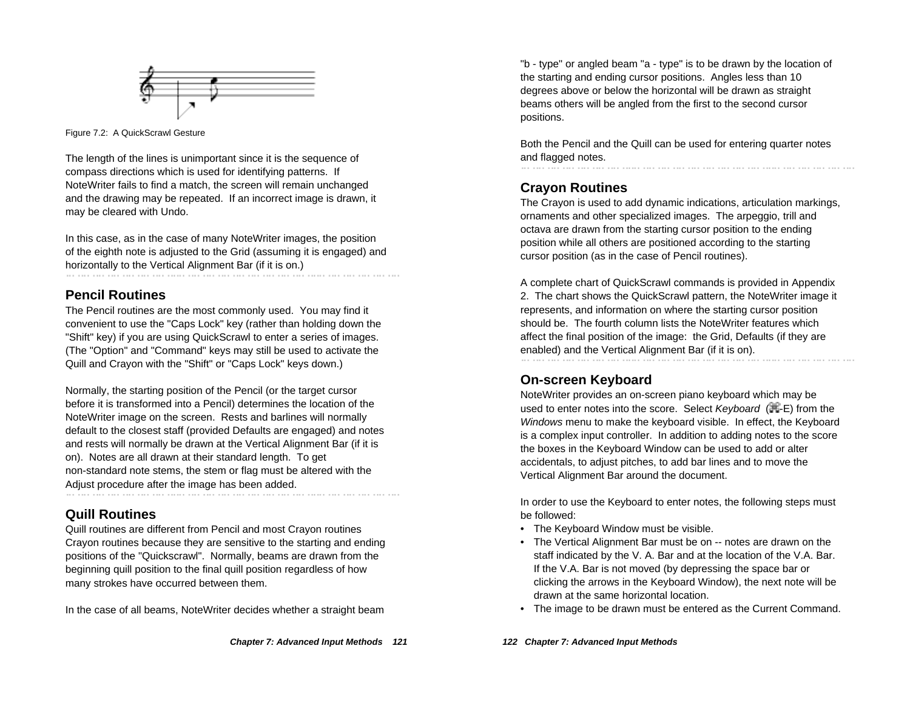Figure 7.2: A QuickScrawl Gesture

The length of the lines is unimportant since it is the sequence of compass directions which is used for identifying patterns. If NoteWriter fails to find a match, the screen will remain unchanged and the drawing may be repeated. If an incorrect image is drawn, it may be cleared with Undo.

In this case, as in the case of many NoteWriter images, the position of the eighth note is adjusted to the Grid (assuming it is engaged) and horizontally to the Vertical Alignment Bar (if it is on.)

## Pencil Routines

The Pencil routines are the most commonly used. You may find it convenient to use the "Caps Lock" key (rather than holding down the "Shift" key) if you are using QuickScrawl to enter a series of images. (The "Option" and "Command" keys may still be used to activate the Quill and Crayon with the "Shift" or "Caps Lock" keys down.)

Normally, the starting position of the Pencil (or the target cursor before it is transformed into a Pencil) determines the location of the NoteWriter image on the screen. Rests and barlines will normally default to the closest staff (provided Defaults are engaged) and notes and rests will normally be drawn at the Vertical Alignment Bar (if it is on). Notes are all drawn at their standard length. To get non-standard note stems, the stem or flag must be altered with the Adjust procedure after the image has been added.

## Quill Routines

Quill routines are different from Pencil and most Crayon routines Crayon routines because they are sensitive to the starting and ending positions of the "Quickscrawl". Normally, beams are drawn from the beginning quill position to the final quill position regardless of how many strokes have occurred between them.

In the case of all beams, NoteWriter decides whether a straight beam "b - type" or angled beam "a - type" is to be drawn by the location of the starting and ending cursor positions. Angles less than 10 degrees above or below the horizontal will be drawn as straight beams others will be angled from the first to the second cursor positions.

Both the Pencil and the Quill can be used for entering quarter notes and flagged notes.

## Crayon Routines

The Crayon is used to add dynamic indications, articulation markings, ornaments and other specialized images. The arpeggio, trill and octava are drawn from the starting cursor position to the ending position while all others are positioned according to the starting cursor position (as in the case of Pencil routines).

A complete chart of QuickScrawl commands is provided in Appendix 2. The chart shows the QuickScrawl pattern, the NoteWriter image it represents, and information on where the starting cursor position should be. The fourth column lists the NoteWriter features which affect the final position of the image: the Grid, Defaults (if they are enabled) and the Vertical Alignment Bar (if it is on).

## On-screen Keyboard

NoteWriter provides an on-screen piano keyboard which may be used to enter notes into the score. Select *Keyboard* (⌘-E) from the *Windows* menu to make the keyboard visible. In effect, the Keyboard is a complex input controller. In addition to adding notes to the score the boxes in the Keyboard Window can be used to add or alter accidentals, to adjust pitches, to add bar lines and to move the Vertical Alignment Bar around the document.

In order to use the Keyboard to enter notes, the following steps must be followed:

- The Keyboard Window must be visible.
- The Vertical Alignment Bar must be on -- notes are drawn on the staff indicated by the V. A. Bar and at the location of the V.A. Bar. If the V.A. Bar is not moved (by depressing the space bar or clicking the arrows in the Keyboard Window), the next note will be drawn at the same horizontal location.
- The image to be drawn must be entered as the Current Command.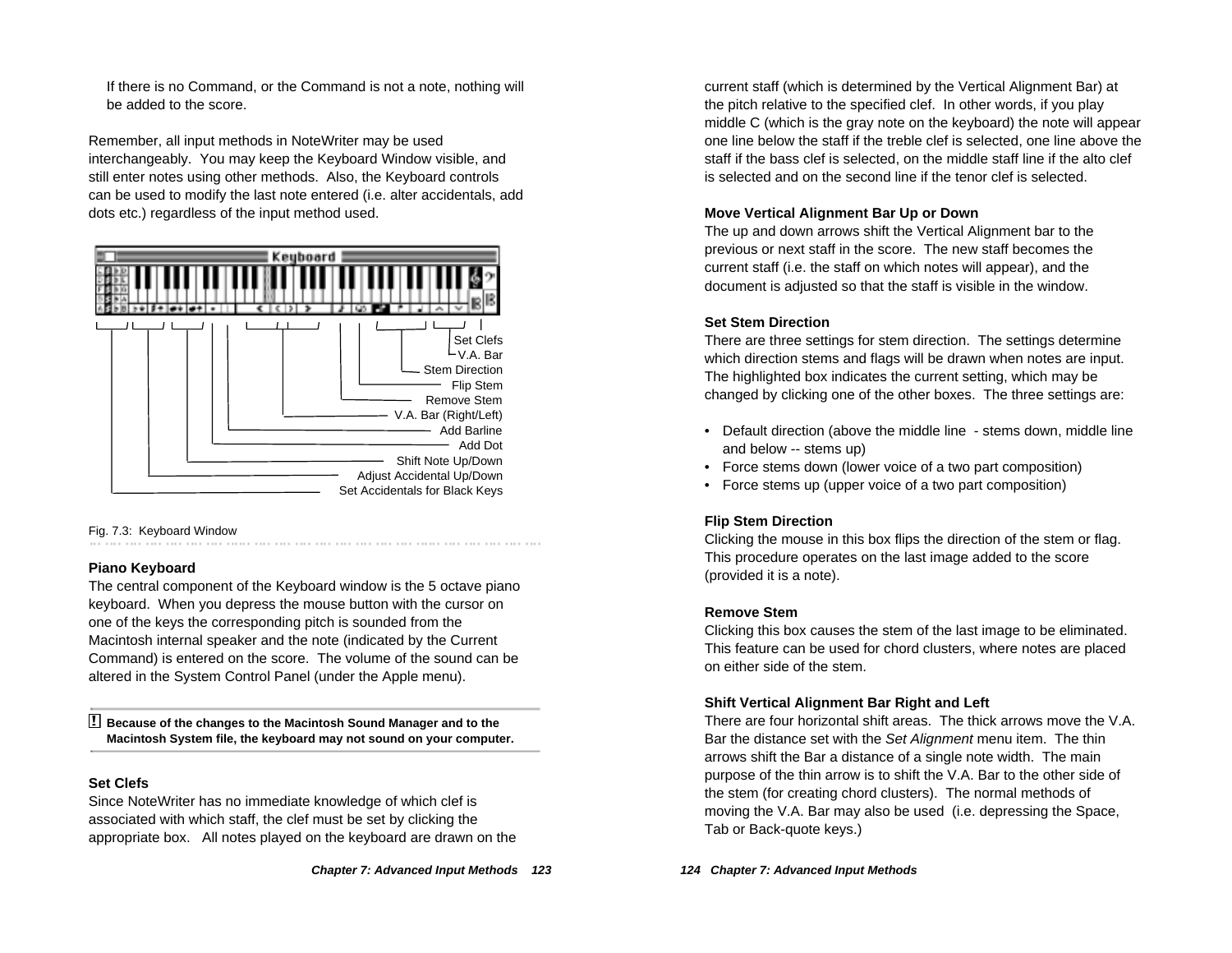If there is no Command, or the Command is not a note, nothing will be added to the score.

Remember, all input methods in NoteWriter may be used interchangeably. You may keep the Keyboard Window visible, and still enter notes using other methods. Also, the Keyboard controls can be used to modify the last note entered (i.e. alter accidentals, add dots etc.) regardless of the input method used.

Fig. 7.3: Keyboard Window

### Piano Keyboard

The central component of the Keyboard window is the 5 octave piano keyboard. When you depress the mouse button with the cursor on one of the keys the corresponding pitch is sounded from the Macintosh internal speaker and the note (indicated by the Current Command) is entered on the score. The volume of the sound can be altered in the System Control Panel (under the Apple menu).

> **! Because of the changes to the Macintosh Sound Manager and to the Macintosh System file, the keyboard may not sound on your computer.**

### Set Clefs

Since NoteWriter has no immediate knowledge of which clef is associated with which staff, the clef must be set by clicking the appropriate box. All notes played on the keyboard are drawn on the current staff (which is determined by the Vertical Alignment Bar) at the pitch relative to the specified clef. In other words, if you play middle C (which is the gray note on the keyboard) the note will appear one line below the staff if the treble clef is selected, one line above the staff if the bass clef is selected, on the middle staff line if the alto clef is selected and on the second line if the tenor clef is selected.

### Move Vertical Alignment Bar Up or Down

The up and down arrows shift the Vertical Alignment bar to the previous or next staff in the score. The new staff becomes the current staff (i.e. the staff on which notes will appear), and the document is adjusted so that the staff is visible in the window.

### Set Stem Direction

There are three settings for stem direction. The settings determine which direction stems and flags will be drawn when notes are input. The highlighted box indicates the current setting, which may be changed by clicking one of the other boxes. The three settings are:

- Default direction (above the middle line - stems down, middle line and below -- stems up)
- Force stems down (lower voice of a two part composition)
- Force stems up (upper voice of a two part composition)

### Flip Stem Direction

Clicking the mouse in this box flips the direction of the stem or flag. This procedure operates on the last image added to the score (provided it is a note).

### Remove Stem

Clicking this box causes the stem of the last image to be eliminated. This feature can be used for chord clusters, where notes are placed on either side of the stem.

### Shift Vertical Alignment Bar Right and Left

There are four horizontal shift areas. The thick arrows move the V.A. Bar the distance set with the *Set Alignment* menu item. The thin arrows shift the Bar a distance of a single note width. The main purpose of the thin arrow is to shift the V.A. Bar to the other side of the stem (for creating chord clusters). The normal methods of moving the V.A. Bar may also be used (i.e. depressing the Space, Tab or Back-quote keys.)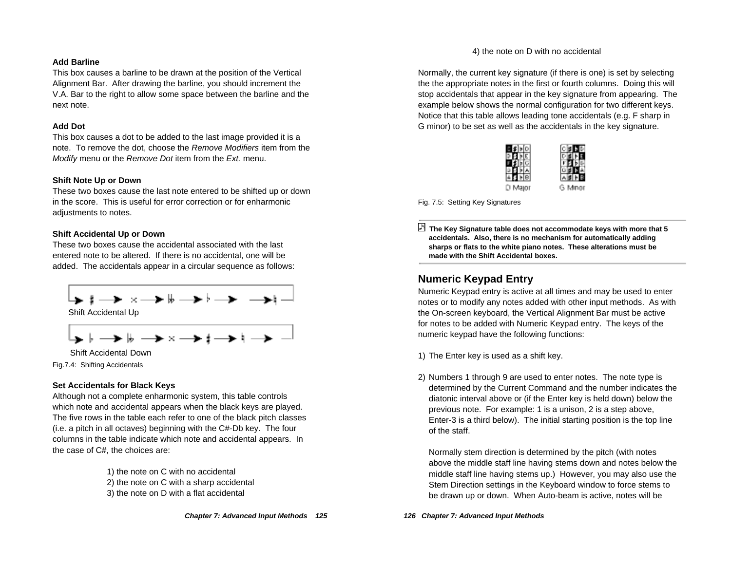**Add Barline**
This box causes a barline to be drawn at the position of the Vertical Alignment Bar. After drawing the barline, you should increment the V.A. Bar to the right to allow some space between the barline and the next note.

**Add Dot**
This box causes a dot to be added to the last image provided it is a note. To remove the dot, choose the *Remove Modifiers* item from the *Modify* menu or the *Remove Dot* item from the *Ext.* menu.

**Shift Note Up or Down**
These two boxes cause the last note entered to be shifted up or down in the score. This is useful for error correction or for enharmonic adjustments to notes.

**Shift Accidental Up or Down**
These two boxes cause the accidental associated with the last entered note to be altered. If there is no accidental, one will be added. The accidentals appear in a circular sequence as follows:

Shift Accidental Up

Shift Accidental Down

Fig.7.4: Shifting Accidentals

**Set Accidentals for Black Keys**
Although not a complete enharmonic system, this table controls which note and accidental appears when the black keys are played. The five rows in the table each refer to one of the black pitch classes (i.e. a pitch in all octaves) beginning with the C#-Db key. The four columns in the table indicate which note and accidental appears. In the case of C#, the choices are:

1) the note on C with no accidental
2) the note on C with a sharp accidental
3) the note on D with a flat accidental
4) the note on D with no accidental

Normally, the current key signature (if there is one) is set by selecting the the appropriate notes in the first or fourth columns. Doing this will stop accidentals that appear in the key signature from appearing. The example below shows the normal configuration for two different keys. Notice that this table allows leading tone accidentals (e.g. F sharp in G minor) to be set as well as the accidentals in the key signature.

D Major G Minor

Fig. 7.5: Setting Key Signatures

**The Key Signature table does not accommodate keys with more that 5 accidentals. Also, there is no mechanism for automatically adding sharps or flats to the white piano notes. These alterations must be made with the Shift Accidental boxes.**

## Numeric Keypad Entry

Numeric Keypad entry is active at all times and may be used to enter notes or to modify any notes added with other input methods. As with the On-screen keyboard, the Vertical Alignment Bar must be active for notes to be added with Numeric Keypad entry. The keys of the numeric keypad have the following functions:

1) The Enter key is used as a shift key.

2) Numbers 1 through 9 are used to enter notes. The note type is determined by the Current Command and the number indicates the diatonic interval above or (if the Enter key is held down) below the previous note. For example: 1 is a unison, 2 is a step above, Enter-3 is a third below). The initial starting position is the top line of the staff.

   Normally stem direction is determined by the pitch (with notes above the middle staff line having stems down and notes below the middle staff line having stems up.) However, you may also use the Stem Direction settings in the Keyboard window to force stems to be drawn up or down. When Auto-beam is active, notes will be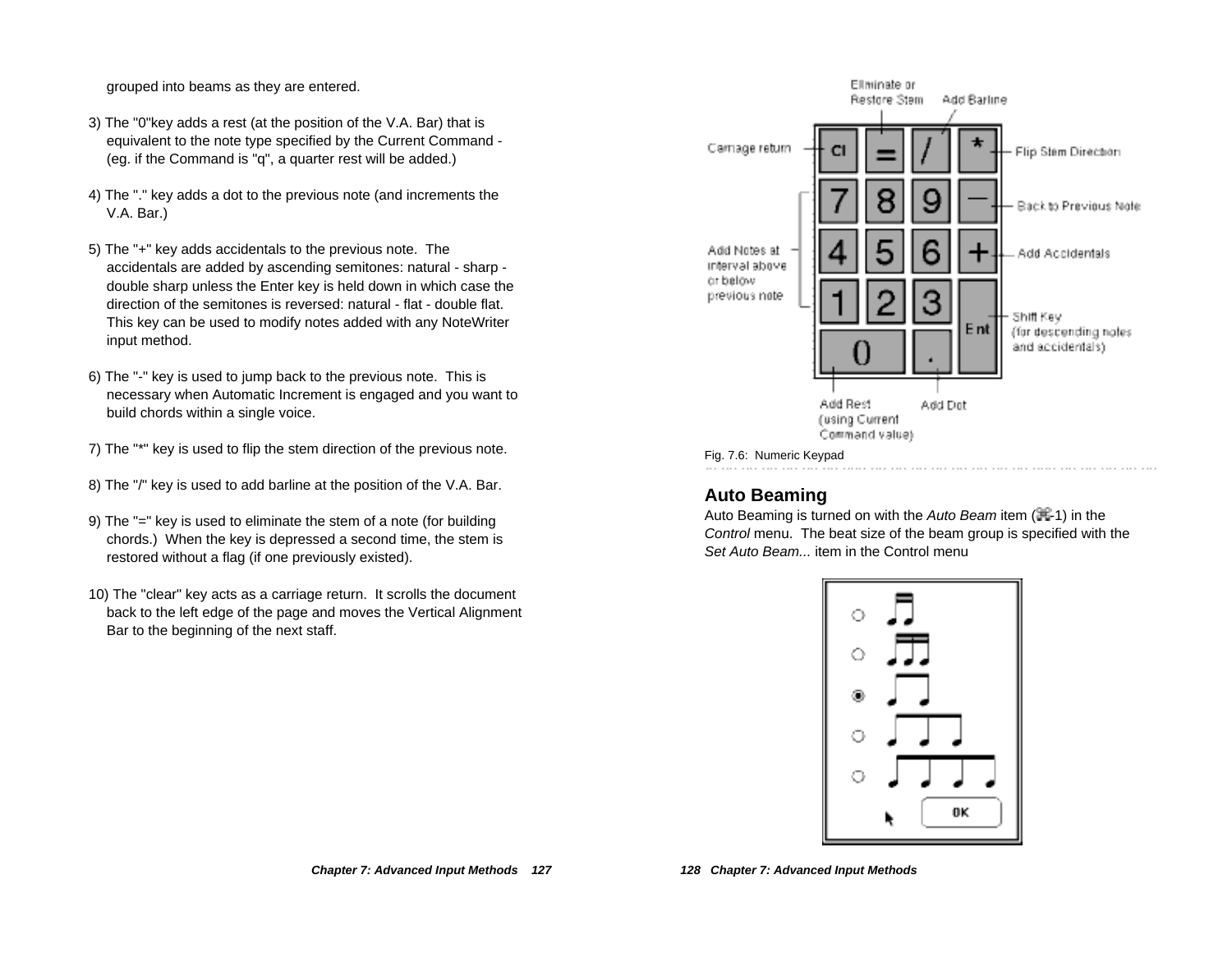grouped into beams as they are entered.

3) The "0"key adds a rest (at the position of the V.A. Bar) that is equivalent to the note type specified by the Current Command - (eg. if the Command is "q", a quarter rest will be added.)

4) The "." key adds a dot to the previous note (and increments the V.A. Bar.)

5) The "+" key adds accidentals to the previous note. The accidentals are added by ascending semitones: natural - sharp - double sharp unless the Enter key is held down in which case the direction of the semitones is reversed: natural - flat - double flat. This key can be used to modify notes added with any NoteWriter input method.

6) The "-" key is used to jump back to the previous note. This is necessary when Automatic Increment is engaged and you want to build chords within a single voice.

7) The "*" key is used to flip the stem direction of the previous note.

8) The "/" key is used to add barline at the position of the V.A. Bar.

9) The "=" key is used to eliminate the stem of a note (for building chords.) When the key is depressed a second time, the stem is restored without a flag (if one previously existed).

10) The "clear" key acts as a carriage return. It scrolls the document back to the left edge of the page and moves the Vertical Alignment Bar to the beginning of the next staff.

Fig. 7.6: Numeric Keypad

## Auto Beaming

Auto Beaming is turned on with the *Auto Beam* item (⌘-1) in the *Control* menu. The beat size of the beam group is specified with the *Set Auto Beam...* item in the Control menu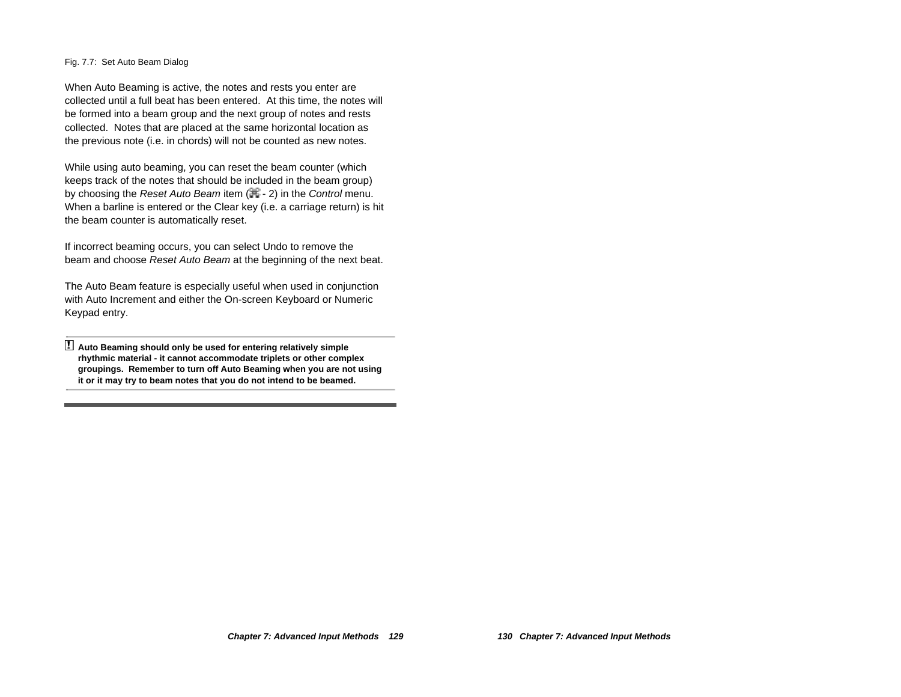Fig. 7.7:  Set Auto Beam Dialog

When Auto Beaming is active, the notes and rests you enter are collected until a full beat has been entered.  At this time, the notes will be formed into a beam group and the next group of notes and rests collected.  Notes that are placed at the same horizontal location as the previous note (i.e. in chords) will not be counted as new notes.

While using auto beaming, you can reset the beam counter (which keeps track of the notes that should be included in the beam group) by choosing the *Reset Auto Beam* item (⌘ - 2) in the *Control* menu.  When a barline is entered or the Clear key (i.e. a carriage return) is hit the beam counter is automatically reset.

If incorrect beaming occurs, you can select Undo to remove the beam and choose *Reset Auto Beam* at the beginning of the next beat.

The Auto Beam feature is especially useful when used in conjunction with Auto Increment and either the On-screen Keyboard or Numeric Keypad entry.

---

**! Auto Beaming should only be used for entering relatively simple rhythmic material - it cannot accommodate triplets or other complex groupings.  Remember to turn off Auto Beaming when you are not using it or it may try to beam notes that you do not intend to be beamed.**

---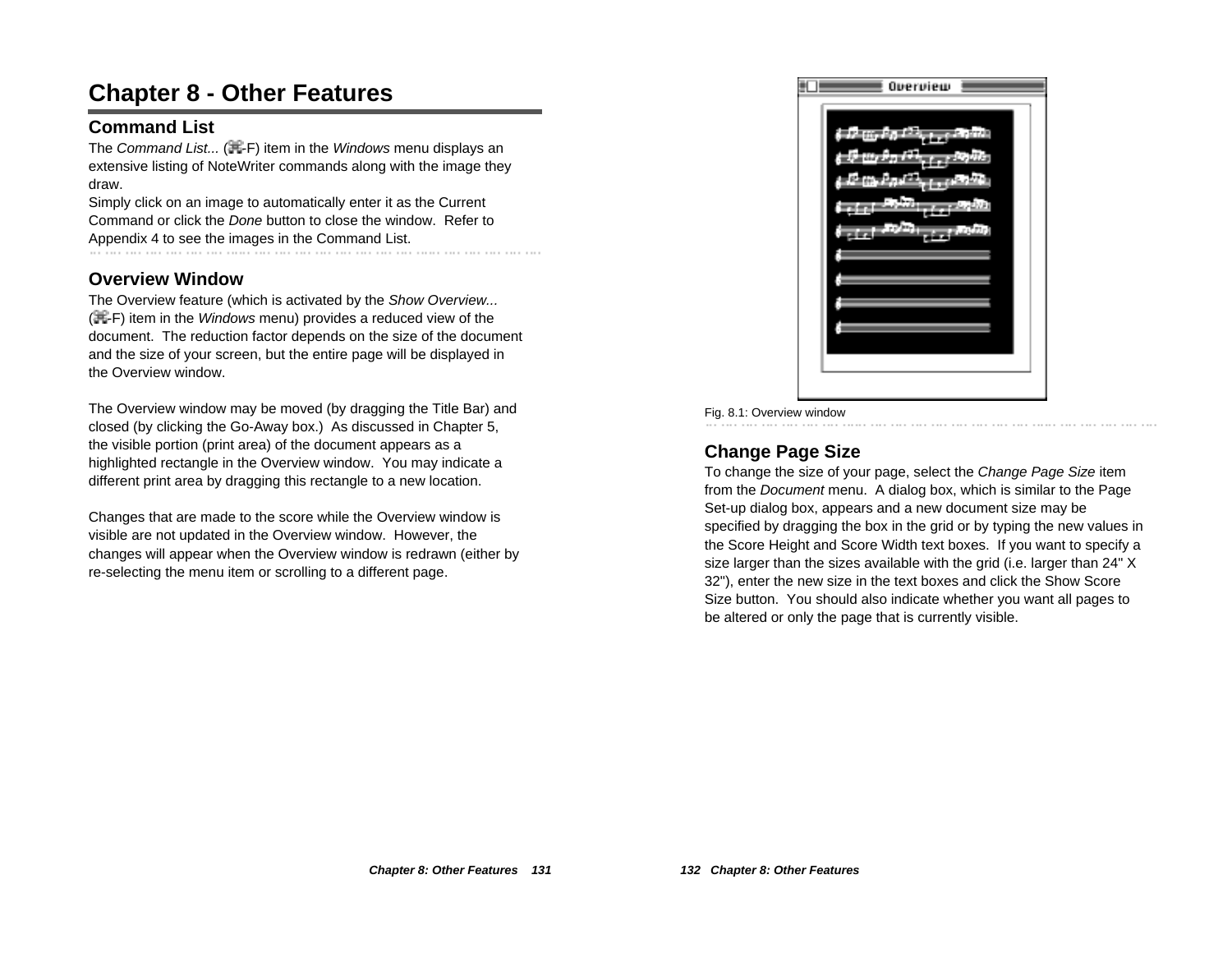# Chapter 8 - Other Features

## Command List

The *Command List...* (⌘-F) item in the *Windows* menu displays an extensive listing of NoteWriter commands along with the image they draw.

Simply click on an image to automatically enter it as the Current Command or click the *Done* button to close the window. Refer to Appendix 4 to see the images in the Command List.

## Overview Window

The Overview feature (which is activated by the *Show Overview...* (⌘-F) item in the *Windows* menu) provides a reduced view of the document. The reduction factor depends on the size of the document and the size of your screen, but the entire page will be displayed in the Overview window.

The Overview window may be moved (by dragging the Title Bar) and closed (by clicking the Go-Away box.) As discussed in Chapter 5, the visible portion (print area) of the document appears as a highlighted rectangle in the Overview window. You may indicate a different print area by dragging this rectangle to a new location.

Changes that are made to the score while the Overview window is visible are not updated in the Overview window. However, the changes will appear when the Overview window is redrawn (either by re-selecting the menu item or scrolling to a different page.

Fig. 8.1: Overview window

## Change Page Size

To change the size of your page, select the *Change Page Size* item from the *Document* menu. A dialog box, which is similar to the Page Set-up dialog box, appears and a new document size may be specified by dragging the box in the grid or by typing the new values in the Score Height and Score Width text boxes. If you want to specify a size larger than the sizes available with the grid (i.e. larger than 24" X 32"), enter the new size in the text boxes and click the Show Score Size button. You should also indicate whether you want all pages to be altered or only the page that is currently visible.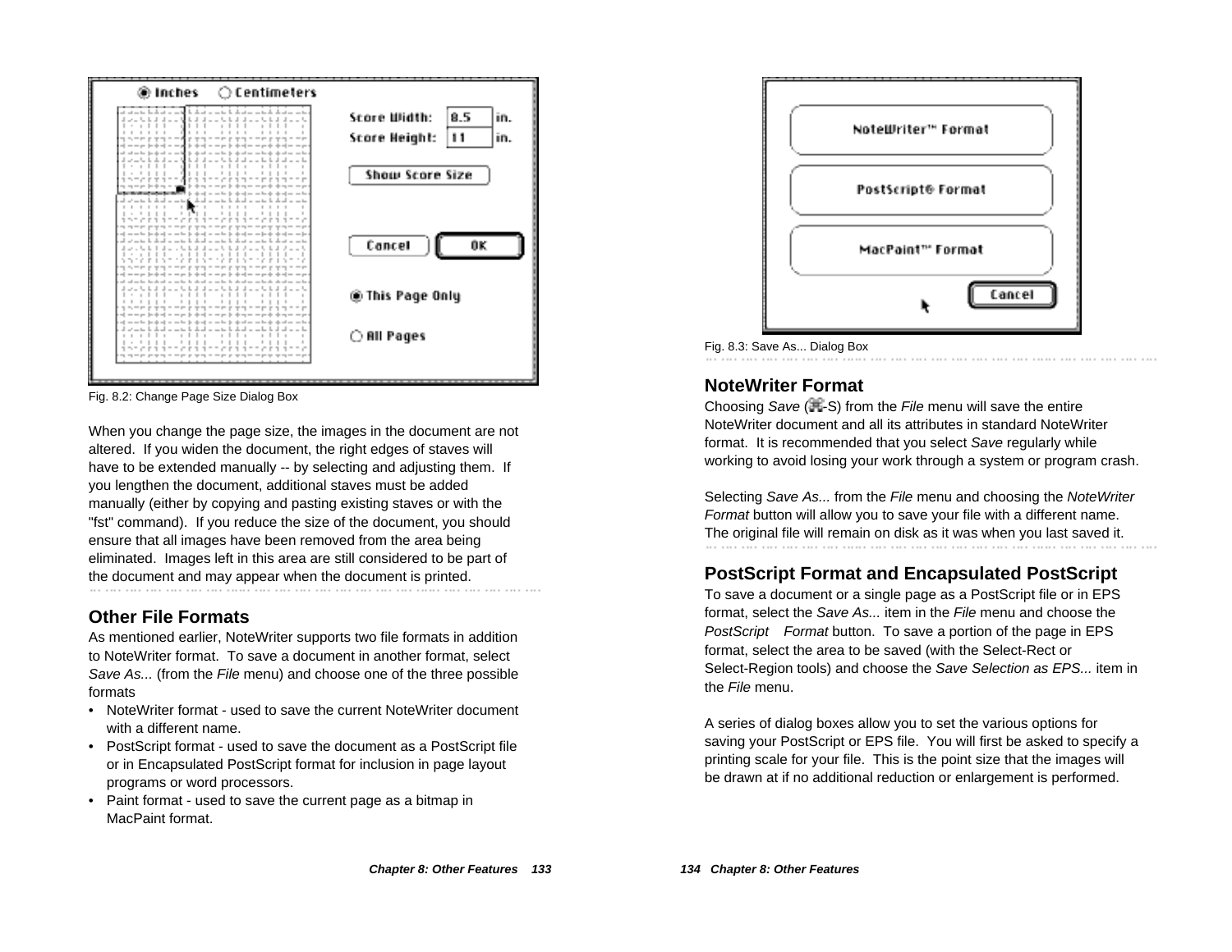Fig. 8.2: Change Page Size Dialog Box

When you change the page size, the images in the document are not altered. If you widen the document, the right edges of staves will have to be extended manually -- by selecting and adjusting them. If you lengthen the document, additional staves must be added manually (either by copying and pasting existing staves or with the "fst" command). If you reduce the size of the document, you should ensure that all images have been removed from the area being eliminated. Images left in this area are still considered to be part of the document and may appear when the document is printed.

## Other File Formats

As mentioned earlier, NoteWriter supports two file formats in addition to NoteWriter format. To save a document in another format, select *Save As...* (from the *File* menu) and choose one of the three possible formats

- NoteWriter format - used to save the current NoteWriter document with a different name.
- PostScript format - used to save the document as a PostScript file or in Encapsulated PostScript format for inclusion in page layout programs or word processors.
- Paint format - used to save the current page as a bitmap in MacPaint format.

Fig. 8.3: Save As... Dialog Box

## NoteWriter Format

Choosing *Save* (⌘-S) from the *File* menu will save the entire NoteWriter document and all its attributes in standard NoteWriter format. It is recommended that you select *Save* regularly while working to avoid losing your work through a system or program crash.

Selecting *Save As...* from the *File* menu and choosing the *NoteWriter Format* button will allow you to save your file with a different name. The original file will remain on disk as it was when you last saved it.

## PostScript Format and Encapsulated PostScript

To save a document or a single page as a PostScript file or in EPS format, select the *Save As...* item in the *File* menu and choose the *PostScript Format* button. To save a portion of the page in EPS format, select the area to be saved (with the Select-Rect or Select-Region tools) and choose the *Save Selection as EPS...* item in the *File* menu.

A series of dialog boxes allow you to set the various options for saving your PostScript or EPS file. You will first be asked to specify a printing scale for your file. This is the point size that the images will be drawn at if no additional reduction or enlargement is performed.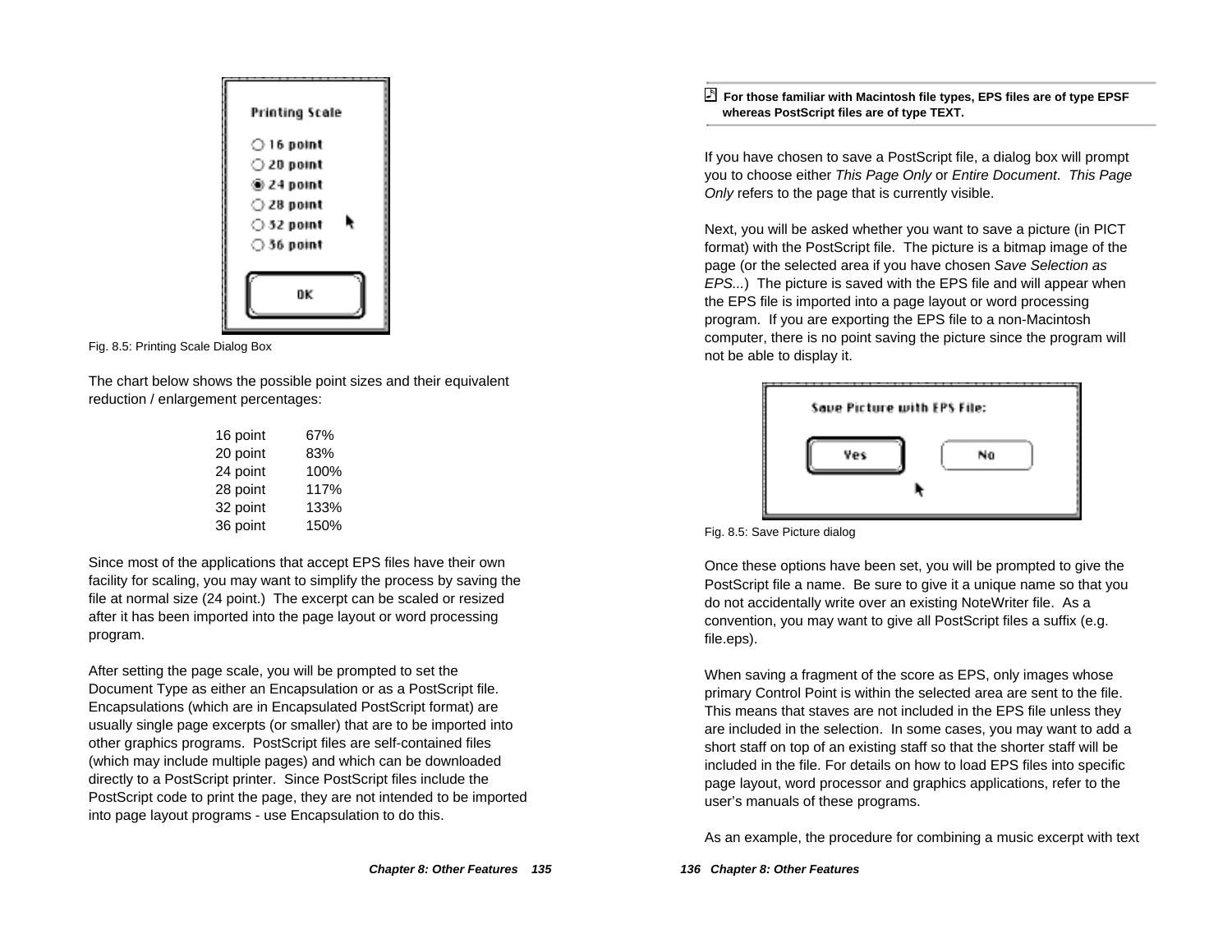Fig. 8.5: Printing Scale Dialog Box

The chart below shows the possible point sizes and their equivalent reduction / enlargement percentages:

| | |
|---|---|
| 16 point | 67% |
| 20 point | 83% |
| 24 point | 100% |
| 28 point | 117% |
| 32 point | 133% |
| 36 point | 150% |

Since most of the applications that accept EPS files have their own facility for scaling, you may want to simplify the process by saving the file at normal size (24 point.) The excerpt can be scaled or resized after it has been imported into the page layout or word processing program.

After setting the page scale, you will be prompted to set the Document Type as either an Encapsulation or as a PostScript file. Encapsulations (which are in Encapsulated PostScript format) are usually single page excerpts (or smaller) that are to be imported into other graphics programs. PostScript files are self-contained files (which may include multiple pages) and which can be downloaded directly to a PostScript printer. Since PostScript files include the PostScript code to print the page, they are not intended to be imported into page layout programs - use Encapsulation to do this.

**For those familiar with Macintosh file types, EPS files are of type EPSF whereas PostScript files are of type TEXT.**

If you have chosen to save a PostScript file, a dialog box will prompt you to choose either *This Page Only* or *Entire Document*. *This Page Only* refers to the page that is currently visible.

Next, you will be asked whether you want to save a picture (in PICT format) with the PostScript file. The picture is a bitmap image of the page (or the selected area if you have chosen *Save Selection as EPS...*) The picture is saved with the EPS file and will appear when the EPS file is imported into a page layout or word processing program. If you are exporting the EPS file to a non-Macintosh computer, there is no point saving the picture since the program will not be able to display it.

Fig. 8.5: Save Picture dialog

Once these options have been set, you will be prompted to give the PostScript file a name. Be sure to give it a unique name so that you do not accidentally write over an existing NoteWriter file. As a convention, you may want to give all PostScript files a suffix (e.g. file.eps).

When saving a fragment of the score as EPS, only images whose primary Control Point is within the selected area are sent to the file. This means that staves are not included in the EPS file unless they are included in the selection. In some cases, you may want to add a short staff on top of an existing staff so that the shorter staff will be included in the file. For details on how to load EPS files into specific page layout, word processor and graphics applications, refer to the user's manuals of these programs.

As an example, the procedure for combining a music excerpt with text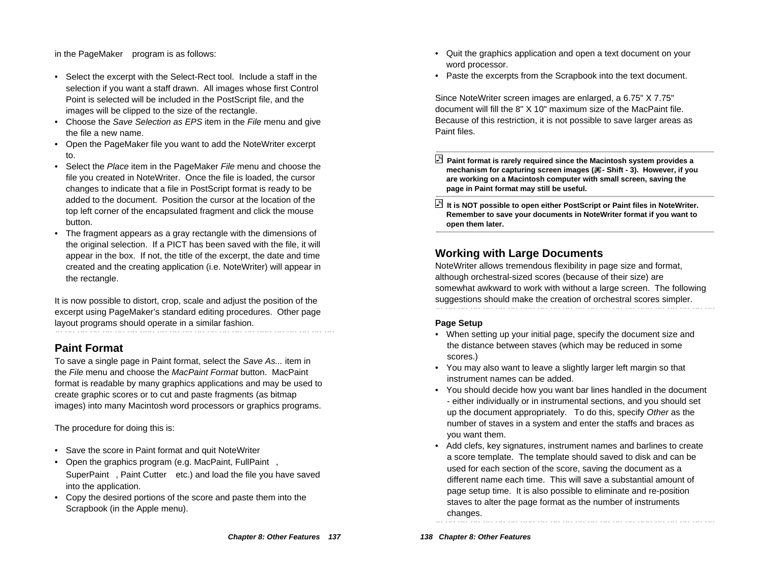in the PageMaker program is as follows:

- Select the excerpt with the Select-Rect tool. Include a staff in the selection if you want a staff drawn. All images whose first Control Point is selected will be included in the PostScript file, and the images will be clipped to the size of the rectangle.
- Choose the *Save Selection as EPS* item in the *File* menu and give the file a new name.
- Open the PageMaker file you want to add the NoteWriter excerpt to.
- Select the *Place* item in the PageMaker *File* menu and choose the file you created in NoteWriter. Once the file is loaded, the cursor changes to indicate that a file in PostScript format is ready to be added to the document. Position the cursor at the location of the top left corner of the encapsulated fragment and click the mouse button.
- The fragment appears as a gray rectangle with the dimensions of the original selection. If a PICT has been saved with the file, it will appear in the box. If not, the title of the excerpt, the date and time created and the creating application (i.e. NoteWriter) will appear in the rectangle.

It is now possible to distort, crop, scale and adjust the position of the excerpt using PageMaker's standard editing procedures. Other page layout programs should operate in a similar fashion.

## Paint Format

To save a single page in Paint format, select the *Save As...* item in the *File* menu and choose the *MacPaint Format* button. MacPaint format is readable by many graphics applications and may be used to create graphic scores or to cut and paste fragments (as bitmap images) into many Macintosh word processors or graphics programs.

The procedure for doing this is:

- Save the score in Paint format and quit NoteWriter
- Open the graphics program (e.g. MacPaint, FullPaint , SuperPaint , Paint Cutter etc.) and load the file you have saved into the application.
- Copy the desired portions of the score and paste them into the Scrapbook (in the Apple menu).
- Quit the graphics application and open a text document on your word processor.
- Paste the excerpts from the Scrapbook into the text document.

Since NoteWriter screen images are enlarged, a 6.75" X 7.75" document will fill the 8" X 10" maximum size of the MacPaint file. Because of this restriction, it is not possible to save larger areas as Paint files.

**Paint format is rarely required since the Macintosh system provides a mechanism for capturing screen images (⌘ - Shift - 3). However, if you are working on a Macintosh computer with small screen, saving the page in Paint format may still be useful.**

**It is NOT possible to open either PostScript or Paint files in NoteWriter. Remember to save your documents in NoteWriter format if you want to open them later.**

## Working with Large Documents

NoteWriter allows tremendous flexibility in page size and format, although orchestral-sized scores (because of their size) are somewhat awkward to work with without a large screen. The following suggestions should make the creation of orchestral scores simpler.

### Page Setup

- When setting up your initial page, specify the document size and the distance between staves (which may be reduced in some scores.)
- You may also want to leave a slightly larger left margin so that instrument names can be added.
- You should decide how you want bar lines handled in the document - either individually or in instrumental sections, and you should set up the document appropriately. To do this, specify *Other* as the number of staves in a system and enter the staffs and braces as you want them.
- Add clefs, key signatures, instrument names and barlines to create a score template. The template should saved to disk and can be used for each section of the score, saving the document as a different name each time. This will save a substantial amount of page setup time. It is also possible to eliminate and re-position staves to alter the page format as the number of instruments changes.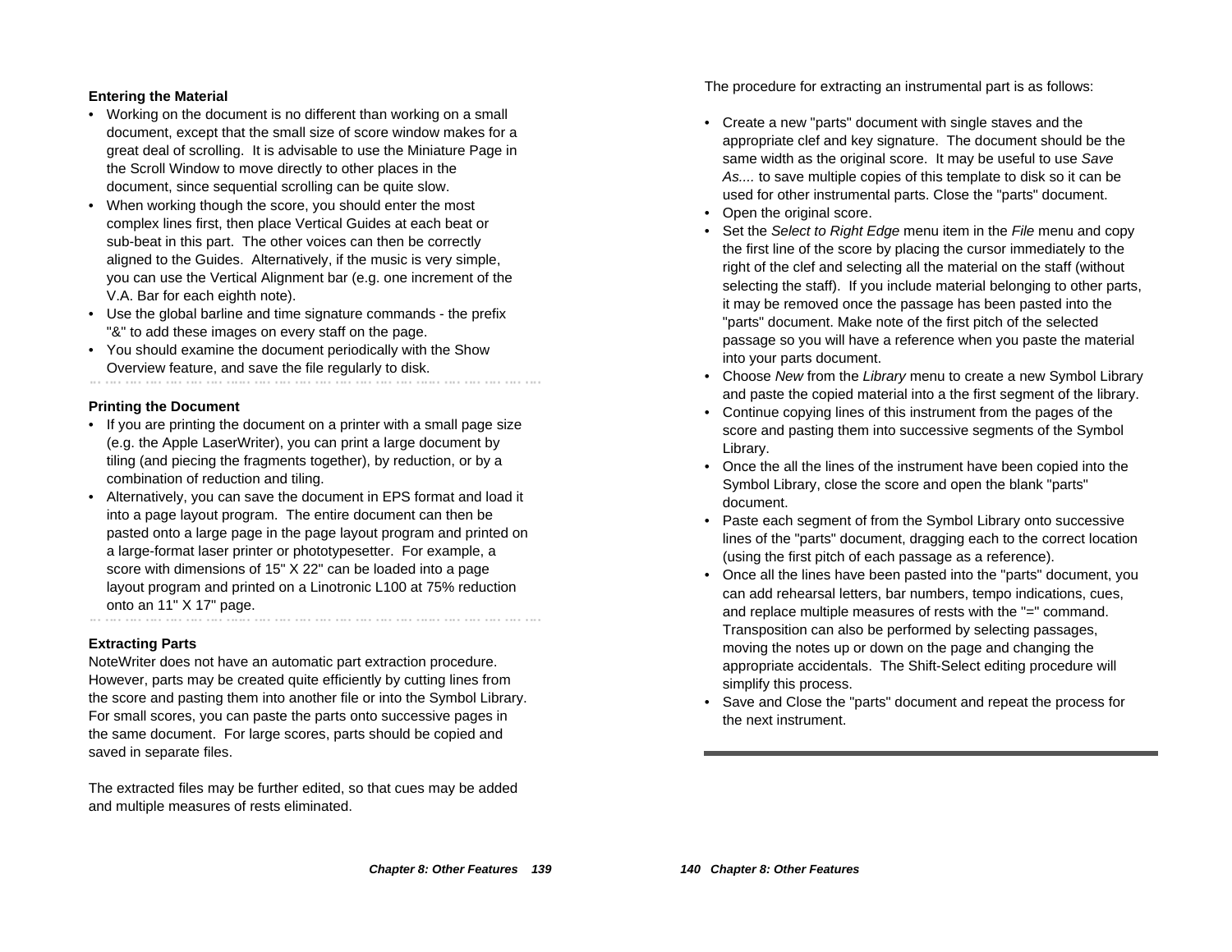### Entering the Material

- Working on the document is no different than working on a small document, except that the small size of score window makes for a great deal of scrolling. It is advisable to use the Miniature Page in the Scroll Window to move directly to other places in the document, since sequential scrolling can be quite slow.
- When working though the score, you should enter the most complex lines first, then place Vertical Guides at each beat or sub-beat in this part. The other voices can then be correctly aligned to the Guides. Alternatively, if the music is very simple, you can use the Vertical Alignment bar (e.g. one increment of the V.A. Bar for each eighth note).
- Use the global barline and time signature commands - the prefix "&" to add these images on every staff on the page.
- You should examine the document periodically with the Show Overview feature, and save the file regularly to disk.

### Printing the Document

- If you are printing the document on a printer with a small page size (e.g. the Apple LaserWriter), you can print a large document by tiling (and piecing the fragments together), by reduction, or by a combination of reduction and tiling.
- Alternatively, you can save the document in EPS format and load it into a page layout program. The entire document can then be pasted onto a large page in the page layout program and printed on a large-format laser printer or phototypesetter. For example, a score with dimensions of 15" X 22" can be loaded into a page layout program and printed on a Linotronic L100 at 75% reduction onto an 11" X 17" page.

### Extracting Parts

NoteWriter does not have an automatic part extraction procedure. However, parts may be created quite efficiently by cutting lines from the score and pasting them into another file or into the Symbol Library. For small scores, you can paste the parts onto successive pages in the same document. For large scores, parts should be copied and saved in separate files.

The extracted files may be further edited, so that cues may be added and multiple measures of rests eliminated.

The procedure for extracting an instrumental part is as follows:

- Create a new "parts" document with single staves and the appropriate clef and key signature. The document should be the same width as the original score. It may be useful to use *Save As....* to save multiple copies of this template to disk so it can be used for other instrumental parts. Close the "parts" document.
- Open the original score.
- Set the *Select to Right Edge* menu item in the *File* menu and copy the first line of the score by placing the cursor immediately to the right of the clef and selecting all the material on the staff (without selecting the staff). If you include material belonging to other parts, it may be removed once the passage has been pasted into the "parts" document. Make note of the first pitch of the selected passage so you will have a reference when you paste the material into your parts document.
- Choose *New* from the *Library* menu to create a new Symbol Library and paste the copied material into a the first segment of the library.
- Continue copying lines of this instrument from the pages of the score and pasting them into successive segments of the Symbol Library.
- Once the all the lines of the instrument have been copied into the Symbol Library, close the score and open the blank "parts" document.
- Paste each segment of from the Symbol Library onto successive lines of the "parts" document, dragging each to the correct location (using the first pitch of each passage as a reference).
- Once all the lines have been pasted into the "parts" document, you can add rehearsal letters, bar numbers, tempo indications, cues, and replace multiple measures of rests with the "=" command. Transposition can also be performed by selecting passages, moving the notes up or down on the page and changing the appropriate accidentals. The Shift-Select editing procedure will simplify this process.
- Save and Close the "parts" document and repeat the process for the next instrument.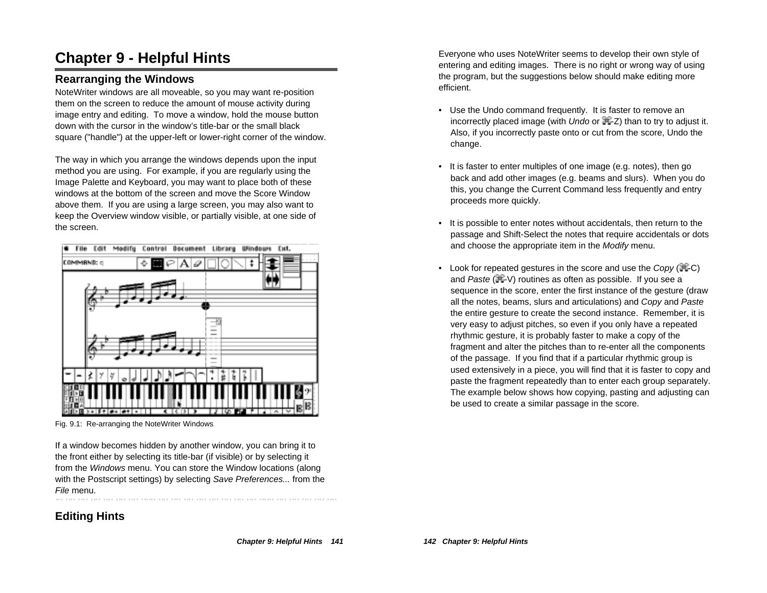# Chapter 9 - Helpful Hints

## Rearranging the Windows

NoteWriter windows are all moveable, so you may want re-position them on the screen to reduce the amount of mouse activity during image entry and editing. To move a window, hold the mouse button down with the cursor in the window's title-bar or the small black square ("handle") at the upper-left or lower-right corner of the window.

The way in which you arrange the windows depends upon the input method you are using. For example, if you are regularly using the Image Palette and Keyboard, you may want to place both of these windows at the bottom of the screen and move the Score Window above them. If you are using a large screen, you may also want to keep the Overview window visible, or partially visible, at one side of the screen.

Fig. 9.1: Re-arranging the NoteWriter Windows

If a window becomes hidden by another window, you can bring it to the front either by selecting its title-bar (if visible) or by selecting it from the *Windows* menu. You can store the Window locations (along with the Postscript settings) by selecting *Save Preferences...* from the *File* menu.

## Editing Hints

Everyone who uses NoteWriter seems to develop their own style of entering and editing images. There is no right or wrong way of using the program, but the suggestions below should make editing more efficient.

- Use the Undo command frequently. It is faster to remove an incorrectly placed image (with *Undo* or ⌘-Z) than to try to adjust it. Also, if you incorrectly paste onto or cut from the score, Undo the change.
- It is faster to enter multiples of one image (e.g. notes), then go back and add other images (e.g. beams and slurs). When you do this, you change the Current Command less frequently and entry proceeds more quickly.
- It is possible to enter notes without accidentals, then return to the passage and Shift-Select the notes that require accidentals or dots and choose the appropriate item in the *Modify* menu.
- Look for repeated gestures in the score and use the *Copy* (⌘-C) and *Paste* (⌘-V) routines as often as possible. If you see a sequence in the score, enter the first instance of the gesture (draw all the notes, beams, slurs and articulations) and *Copy* and *Paste* the entire gesture to create the second instance. Remember, it is very easy to adjust pitches, so even if you only have a repeated rhythmic gesture, it is probably faster to make a copy of the fragment and alter the pitches than to re-enter all the components of the passage. If you find that if a particular rhythmic group is used extensively in a piece, you will find that it is faster to copy and paste the fragment repeatedly than to enter each group separately. The example below shows how copying, pasting and adjusting can be used to create a similar passage in the score.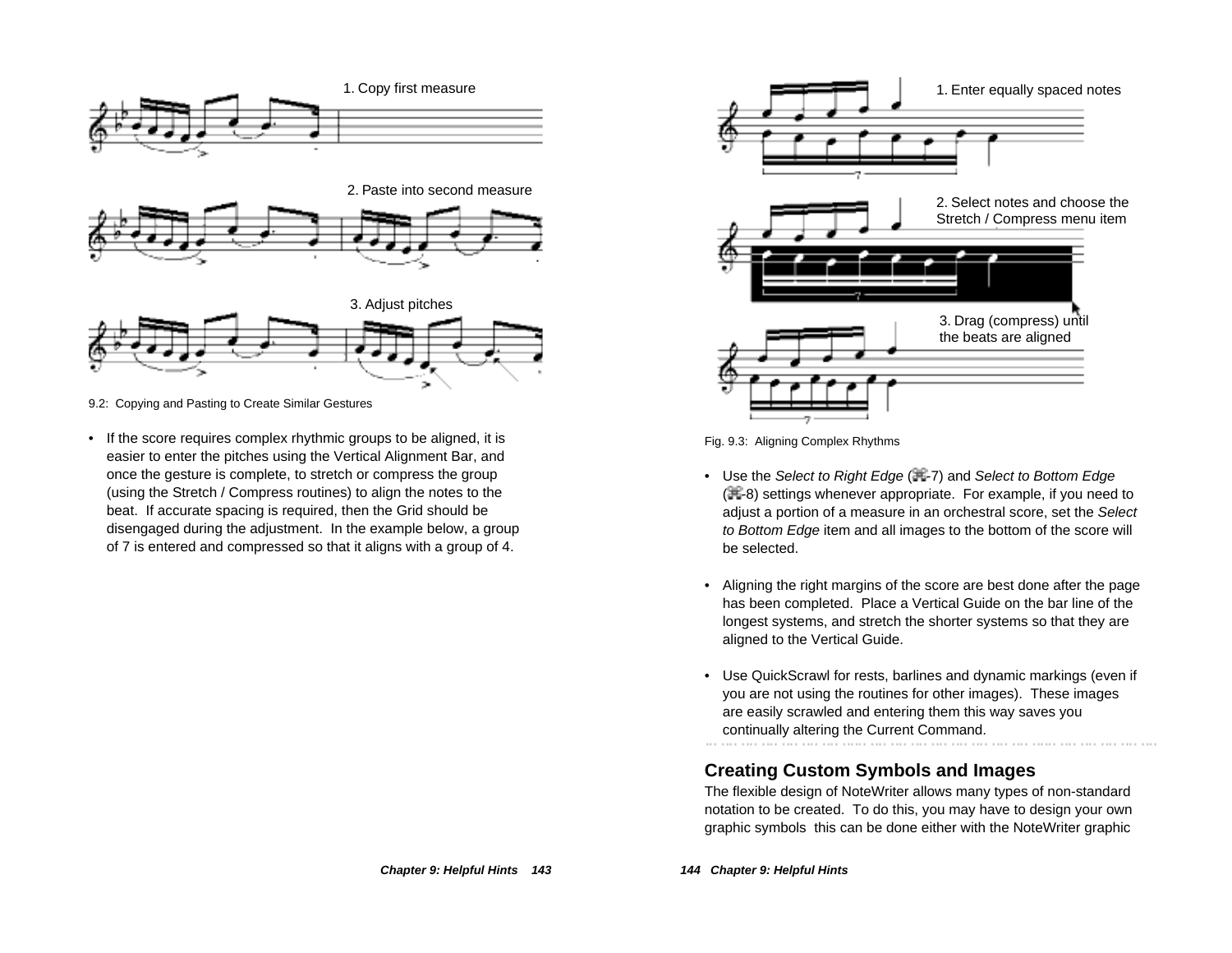1. Copy first measure

2. Paste into second measure

3. Adjust pitches

9.2: Copying and Pasting to Create Similar Gestures

- If the score requires complex rhythmic groups to be aligned, it is easier to enter the pitches using the Vertical Alignment Bar, and once the gesture is complete, to stretch or compress the group (using the Stretch / Compress routines) to align the notes to the beat. If accurate spacing is required, then the Grid should be disengaged during the adjustment. In the example below, a group of 7 is entered and compressed so that it aligns with a group of 4.

1. Enter equally spaced notes

2. Select notes and choose the Stretch / Compress menu item

3. Drag (compress) until the beats are aligned

Fig. 9.3: Aligning Complex Rhythms

- Use the *Select to Right Edge* (⌘-7) and *Select to Bottom Edge* (⌘-8) settings whenever appropriate. For example, if you need to adjust a portion of a measure in an orchestral score, set the *Select to Bottom Edge* item and all images to the bottom of the score will be selected.

- Aligning the right margins of the score are best done after the page has been completed. Place a Vertical Guide on the bar line of the longest systems, and stretch the shorter systems so that they are aligned to the Vertical Guide.

- Use QuickScrawl for rests, barlines and dynamic markings (even if you are not using the routines for other images). These images are easily scrawled and entering them this way saves you continually altering the Current Command.

## Creating Custom Symbols and Images

The flexible design of NoteWriter allows many types of non-standard notation to be created. To do this, you may have to design your own graphic symbols this can be done either with the NoteWriter graphic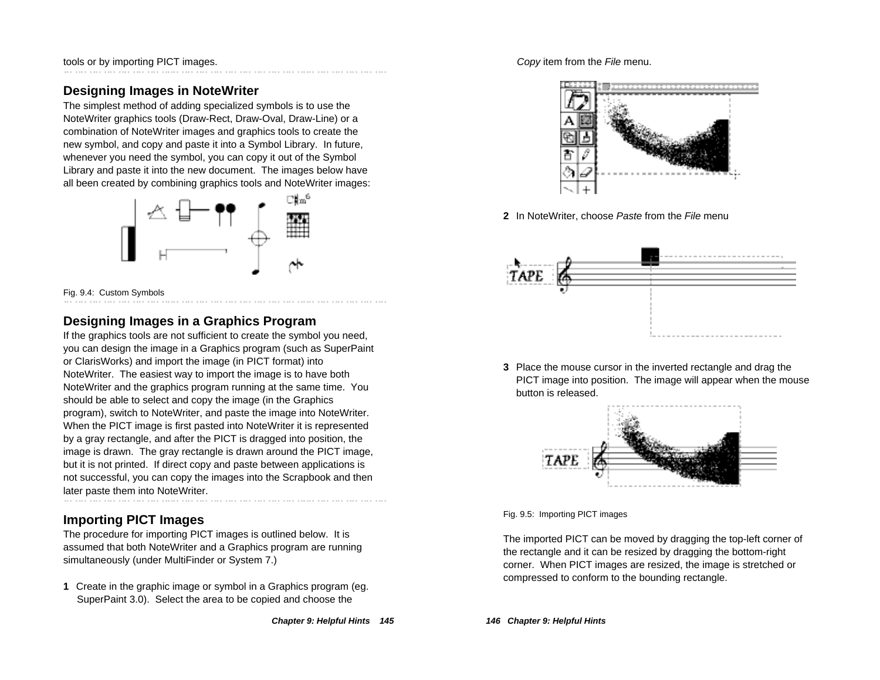tools or by importing PICT images.

## Designing Images in NoteWriter

The simplest method of adding specialized symbols is to use the NoteWriter graphics tools (Draw-Rect, Draw-Oval, Draw-Line) or a combination of NoteWriter images and graphics tools to create the new symbol, and copy and paste it into a Symbol Library. In future, whenever you need the symbol, you can copy it out of the Symbol Library and paste it into the new document. The images below have all been created by combining graphics tools and NoteWriter images:

Fig. 9.4: Custom Symbols

## Designing Images in a Graphics Program

If the graphics tools are not sufficient to create the symbol you need, you can design the image in a Graphics program (such as SuperPaint or ClarisWorks) and import the image (in PICT format) into NoteWriter. The easiest way to import the image is to have both NoteWriter and the graphics program running at the same time. You should be able to select and copy the image (in the Graphics program), switch to NoteWriter, and paste the image into NoteWriter. When the PICT image is first pasted into NoteWriter it is represented by a gray rectangle, and after the PICT is dragged into position, the image is drawn. The gray rectangle is drawn around the PICT image, but it is not printed. If direct copy and paste between applications is not successful, you can copy the images into the Scrapbook and then later paste them into NoteWriter.

## Importing PICT Images

The procedure for importing PICT images is outlined below. It is assumed that both NoteWriter and a Graphics program are running simultaneously (under MultiFinder or System 7.)

**1** Create in the graphic image or symbol in a Graphics program (eg. SuperPaint 3.0). Select the area to be copied and choose the *Copy* item from the *File* menu.

**2** In NoteWriter, choose *Paste* from the *File* menu

**3** Place the mouse cursor in the inverted rectangle and drag the PICT image into position. The image will appear when the mouse button is released.

Fig. 9.5: Importing PICT images

The imported PICT can be moved by dragging the top-left corner of the rectangle and it can be resized by dragging the bottom-right corner. When PICT images are resized, the image is stretched or compressed to conform to the bounding rectangle.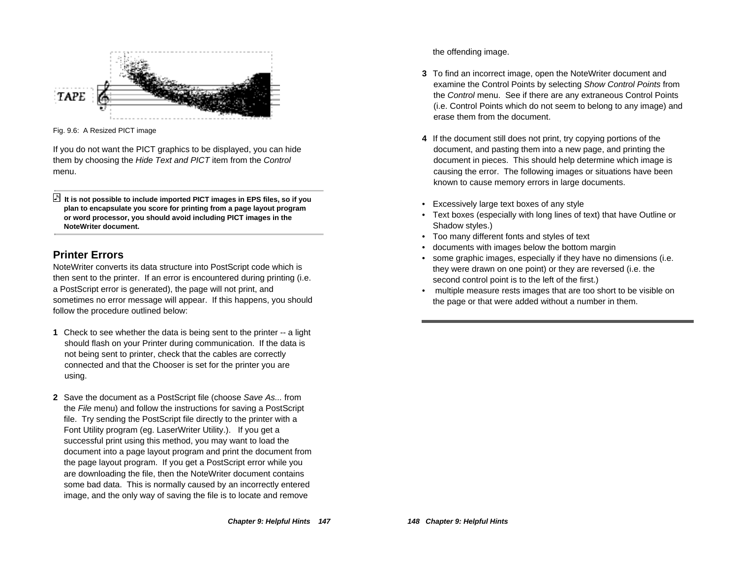Fig. 9.6: A Resized PICT image

If you do not want the PICT graphics to be displayed, you can hide them by choosing the *Hide Text and PICT* item from the *Control* menu.

**It is not possible to include imported PICT images in EPS files, so if you plan to encapsulate you score for printing from a page layout program or word processor, you should avoid including PICT images in the NoteWriter document.**

## Printer Errors

NoteWriter converts its data structure into PostScript code which is then sent to the printer. If an error is encountered during printing (i.e. a PostScript error is generated), the page will not print, and sometimes no error message will appear. If this happens, you should follow the procedure outlined below:

**1** Check to see whether the data is being sent to the printer -- a light should flash on your Printer during communication. If the data is not being sent to printer, check that the cables are correctly connected and that the Chooser is set for the printer you are using.

**2** Save the document as a PostScript file (choose *Save As...* from the *File* menu) and follow the instructions for saving a PostScript file. Try sending the PostScript file directly to the printer with a Font Utility program (eg. LaserWriter Utility.). If you get a successful print using this method, you may want to load the document into a page layout program and print the document from the page layout program. If you get a PostScript error while you are downloading the file, then the NoteWriter document contains some bad data. This is normally caused by an incorrectly entered image, and the only way of saving the file is to locate and remove the offending image.

**3** To find an incorrect image, open the NoteWriter document and examine the Control Points by selecting *Show Control Points* from the *Control* menu. See if there are any extraneous Control Points (i.e. Control Points which do not seem to belong to any image) and erase them from the document.

**4** If the document still does not print, try copying portions of the document, and pasting them into a new page, and printing the document in pieces. This should help determine which image is causing the error. The following images or situations have been known to cause memory errors in large documents.

- Excessively large text boxes of any style
- Text boxes (especially with long lines of text) that have Outline or Shadow styles.)
- Too many different fonts and styles of text
- documents with images below the bottom margin
- some graphic images, especially if they have no dimensions (i.e. they were drawn on one point) or they are reversed (i.e. the second control point is to the left of the first.)
- multiple measure rests images that are too short to be visible on the page or that were added without a number in them.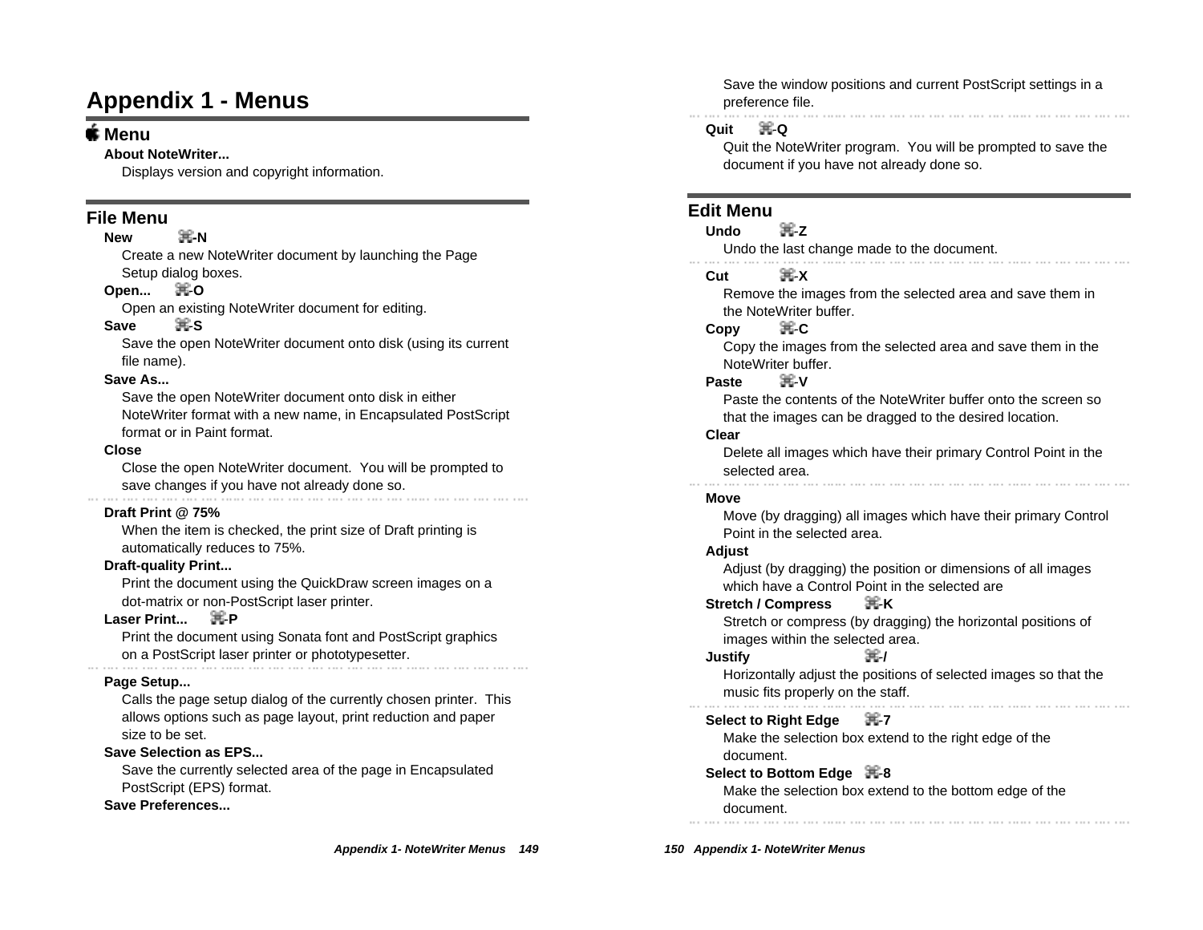# Appendix 1 - Menus

## Apple Menu

**About NoteWriter...**

Displays version and copyright information.

## File Menu

**New** ⌘-N

Create a new NoteWriter document by launching the Page Setup dialog boxes.

**Open...** ⌘-O

Open an existing NoteWriter document for editing.

**Save** ⌘-S

Save the open NoteWriter document onto disk (using its current file name).

**Save As...**

Save the open NoteWriter document onto disk in either NoteWriter format with a new name, in Encapsulated PostScript format or in Paint format.

**Close**

Close the open NoteWriter document. You will be prompted to save changes if you have not already done so.

---

**Draft Print @ 75%**

When the item is checked, the print size of Draft printing is automatically reduces to 75%.

**Draft-quality Print...**

Print the document using the QuickDraw screen images on a dot-matrix or non-PostScript laser printer.

**Laser Print...** ⌘-P

Print the document using Sonata font and PostScript graphics on a PostScript laser printer or phototypesetter.

---

**Page Setup...**

Calls the page setup dialog of the currently chosen printer. This allows options such as page layout, print reduction and paper size to be set.

**Save Selection as EPS...**

Save the currently selected area of the page in Encapsulated PostScript (EPS) format.

**Save Preferences...**

Save the window positions and current PostScript settings in a preference file.

---

**Quit** ⌘-Q

Quit the NoteWriter program. You will be prompted to save the document if you have not already done so.

## Edit Menu

**Undo** ⌘-Z

Undo the last change made to the document.

---

**Cut** ⌘-X

Remove the images from the selected area and save them in the NoteWriter buffer.

**Copy** ⌘-C

Copy the images from the selected area and save them in the NoteWriter buffer.

**Paste** ⌘-V

Paste the contents of the NoteWriter buffer onto the screen so that the images can be dragged to the desired location.

**Clear**

Delete all images which have their primary Control Point in the selected area.

---

**Move**

Move (by dragging) all images which have their primary Control Point in the selected area.

**Adjust**

Adjust (by dragging) the position or dimensions of all images which have a Control Point in the selected are

**Stretch / Compress** ⌘-K

Stretch or compress (by dragging) the horizontal positions of images within the selected area.

**Justify** ⌘-/

Horizontally adjust the positions of selected images so that the music fits properly on the staff.

---

**Select to Right Edge** ⌘-7

Make the selection box extend to the right edge of the document.

**Select to Bottom Edge** ⌘-8

Make the selection box extend to the bottom edge of the document.

---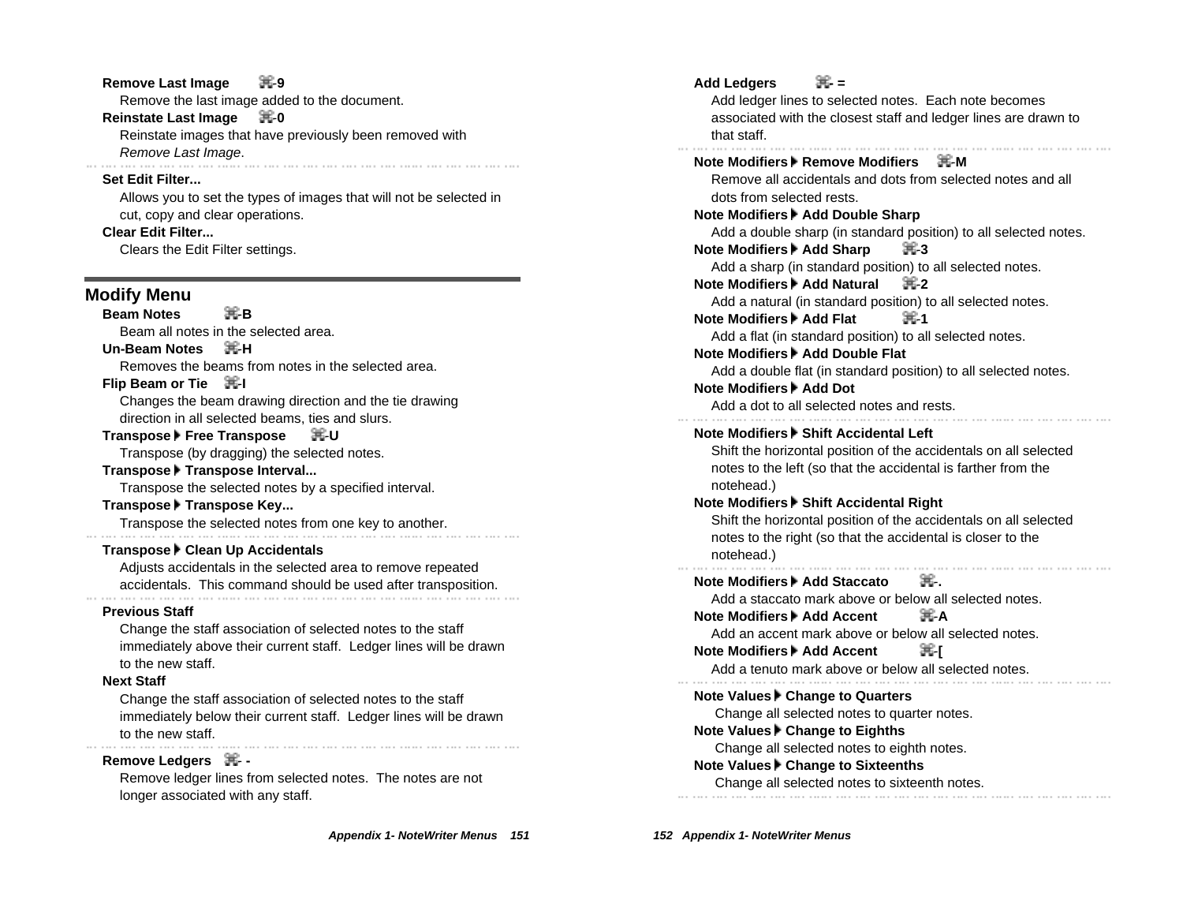**Remove Last Image** ⌘-9

Remove the last image added to the document.

**Reinstate Last Image** ⌘-0

Reinstate images that have previously been removed with *Remove Last Image*.

**Set Edit Filter...**

Allows you to set the types of images that will not be selected in cut, copy and clear operations.

**Clear Edit Filter...**

Clears the Edit Filter settings.

## Modify Menu

**Beam Notes** ⌘-B

Beam all notes in the selected area.

**Un-Beam Notes** ⌘-H

Removes the beams from notes in the selected area.

**Flip Beam or Tie** ⌘-I

Changes the beam drawing direction and the tie drawing direction in all selected beams, ties and slurs.

**Transpose ▸ Free Transpose** ⌘-U

Transpose (by dragging) the selected notes.

**Transpose ▸ Transpose Interval...**

Transpose the selected notes by a specified interval.

**Transpose ▸ Transpose Key...**

Transpose the selected notes from one key to another.

**Transpose ▸ Clean Up Accidentals**

Adjusts accidentals in the selected area to remove repeated accidentals. This command should be used after transposition.

**Previous Staff**

Change the staff association of selected notes to the staff immediately above their current staff. Ledger lines will be drawn to the new staff.

**Next Staff**

Change the staff association of selected notes to the staff immediately below their current staff. Ledger lines will be drawn to the new staff.

**Remove Ledgers** ⌘- -

Remove ledger lines from selected notes. The notes are not longer associated with any staff.

**Add Ledgers** ⌘- =

Add ledger lines to selected notes. Each note becomes associated with the closest staff and ledger lines are drawn to that staff.

**Note Modifiers ▸ Remove Modifiers** ⌘-M

Remove all accidentals and dots from selected notes and all dots from selected rests.

**Note Modifiers ▸ Add Double Sharp**

Add a double sharp (in standard position) to all selected notes.

**Note Modifiers ▸ Add Sharp** ⌘-3

Add a sharp (in standard position) to all selected notes.

**Note Modifiers ▸ Add Natural** ⌘-2

Add a natural (in standard position) to all selected notes.

**Note Modifiers ▸ Add Flat** ⌘-1

Add a flat (in standard position) to all selected notes.

**Note Modifiers ▸ Add Double Flat**

Add a double flat (in standard position) to all selected notes.

**Note Modifiers ▸ Add Dot**

Add a dot to all selected notes and rests.

**Note Modifiers ▸ Shift Accidental Left**

Shift the horizontal position of the accidentals on all selected notes to the left (so that the accidental is farther from the notehead.)

**Note Modifiers ▸ Shift Accidental Right**

Shift the horizontal position of the accidentals on all selected notes to the right (so that the accidental is closer to the notehead.)

**Note Modifiers ▸ Add Staccato** ⌘-.

Add a staccato mark above or below all selected notes.

**Note Modifiers ▸ Add Accent** ⌘-A

Add an accent mark above or below all selected notes.

**Note Modifiers ▸ Add Accent** ⌘-[

Add a tenuto mark above or below all selected notes.

**Note Values ▸ Change to Quarters**

Change all selected notes to quarter notes.

**Note Values ▸ Change to Eighths**

Change all selected notes to eighth notes.

**Note Values ▸ Change to Sixteenths**

Change all selected notes to sixteenth notes.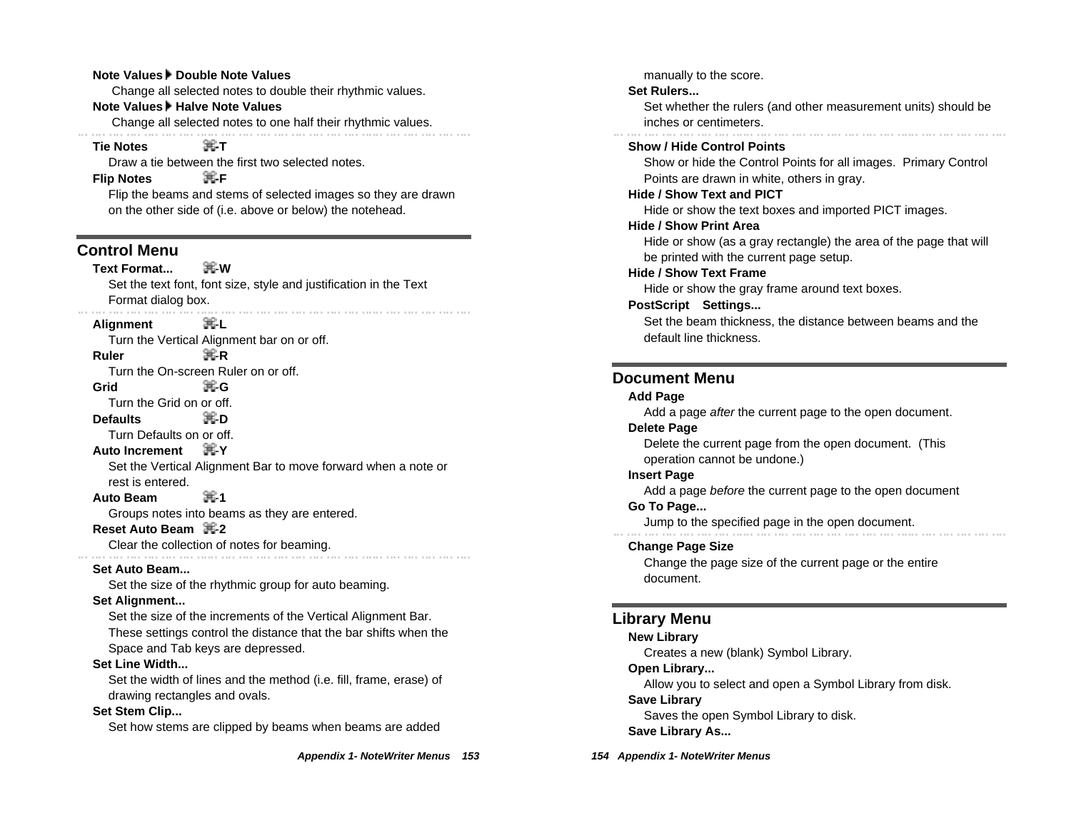**Note Values ▸ Double Note Values**

Change all selected notes to double their rhythmic values.

**Note Values ▸ Halve Note Values**

Change all selected notes to one half their rhythmic values.

**Tie Notes** ⌘-T

Draw a tie between the first two selected notes.

**Flip Notes** ⌘-F

Flip the beams and stems of selected images so they are drawn on the other side of (i.e. above or below) the notehead.

## Control Menu

**Text Format...** ⌘-W

Set the text font, font size, style and justification in the Text Format dialog box.

**Alignment** ⌘-L

Turn the Vertical Alignment bar on or off.

**Ruler** ⌘-R

Turn the On-screen Ruler on or off.

**Grid** ⌘-G

Turn the Grid on or off.

**Defaults** ⌘-D

Turn Defaults on or off.

**Auto Increment** ⌘-Y

Set the Vertical Alignment Bar to move forward when a note or rest is entered.

**Auto Beam** ⌘-1

Groups notes into beams as they are entered.

**Reset Auto Beam** ⌘-2

Clear the collection of notes for beaming.

**Set Auto Beam...**

Set the size of the rhythmic group for auto beaming.

**Set Alignment...**

Set the size of the increments of the Vertical Alignment Bar. These settings control the distance that the bar shifts when the Space and Tab keys are depressed.

**Set Line Width...**

Set the width of lines and the method (i.e. fill, frame, erase) of drawing rectangles and ovals.

**Set Stem Clip...**

Set how stems are clipped by beams when beams are added manually to the score.

**Set Rulers...**

Set whether the rulers (and other measurement units) should be inches or centimeters.

**Show / Hide Control Points**

Show or hide the Control Points for all images. Primary Control Points are drawn in white, others in gray.

**Hide / Show Text and PICT**

Hide or show the text boxes and imported PICT images.

**Hide / Show Print Area**

Hide or show (as a gray rectangle) the area of the page that will be printed with the current page setup.

**Hide / Show Text Frame**

Hide or show the gray frame around text boxes.

**PostScript Settings...**

Set the beam thickness, the distance between beams and the default line thickness.

## Document Menu

**Add Page**

Add a page *after* the current page to the open document.

**Delete Page**

Delete the current page from the open document. (This operation cannot be undone.)

**Insert Page**

Add a page *before* the current page to the open document

**Go To Page...**

Jump to the specified page in the open document.

**Change Page Size**

Change the page size of the current page or the entire document.

## Library Menu

**New Library**

Creates a new (blank) Symbol Library.

**Open Library...**

Allow you to select and open a Symbol Library from disk.

**Save Library**

Saves the open Symbol Library to disk.

**Save Library As...**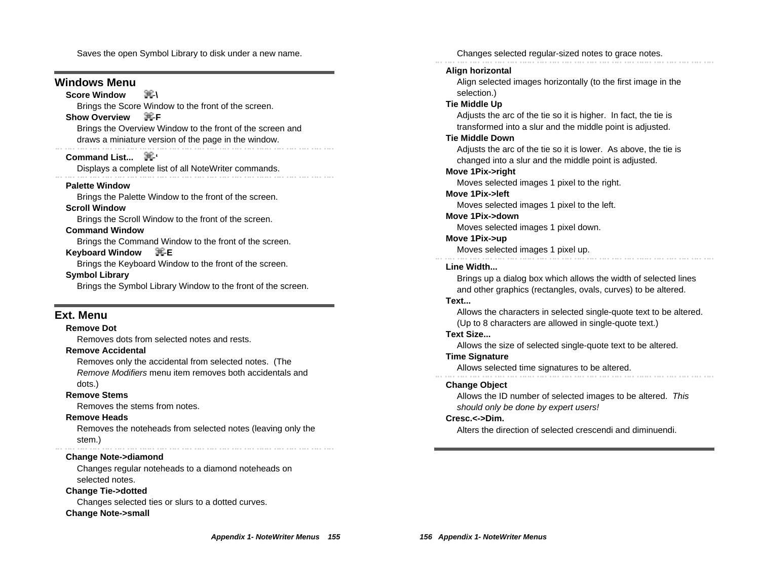Saves the open Symbol Library to disk under a new name.

## Windows Menu

**Score Window** ⌘-\

Brings the Score Window to the front of the screen.

**Show Overview** ⌘-F

Brings the Overview Window to the front of the screen and draws a miniature version of the page in the window.

**Command List...** ⌘-'

Displays a complete list of all NoteWriter commands.

**Palette Window**

Brings the Palette Window to the front of the screen.

**Scroll Window**

Brings the Scroll Window to the front of the screen.

**Command Window**

Brings the Command Window to the front of the screen.

**Keyboard Window** ⌘-E

Brings the Keyboard Window to the front of the screen.

**Symbol Library**

Brings the Symbol Library Window to the front of the screen.

## Ext. Menu

**Remove Dot**

Removes dots from selected notes and rests.

**Remove Accidental**

Removes only the accidental from selected notes. (The *Remove Modifiers* menu item removes both accidentals and dots.)

**Remove Stems**

Removes the stems from notes.

**Remove Heads**

Removes the noteheads from selected notes (leaving only the stem.)

**Change Note->diamond**

Changes regular noteheads to a diamond noteheads on selected notes.

**Change Tie->dotted**

Changes selected ties or slurs to a dotted curves.

**Change Note->small**

Changes selected regular-sized notes to grace notes.

**Align horizontal**

Align selected images horizontally (to the first image in the selection.)

**Tie Middle Up**

Adjusts the arc of the tie so it is higher. In fact, the tie is transformed into a slur and the middle point is adjusted.

**Tie Middle Down**

Adjusts the arc of the tie so it is lower. As above, the tie is changed into a slur and the middle point is adjusted.

**Move 1Pix->right**

Moves selected images 1 pixel to the right.

**Move 1Pix->left**

Moves selected images 1 pixel to the left.

**Move 1Pix->down**

Moves selected images 1 pixel down.

**Move 1Pix->up**

Moves selected images 1 pixel up.

**Line Width...**

Brings up a dialog box which allows the width of selected lines and other graphics (rectangles, ovals, curves) to be altered.

**Text...**

Allows the characters in selected single-quote text to be altered. (Up to 8 characters are allowed in single-quote text.)

**Text Size...**

Allows the size of selected single-quote text to be altered.

**Time Signature**

Allows selected time signatures to be altered.

**Change Object**

Allows the ID number of selected images to be altered. *This should only be done by expert users!*

**Cresc.<->Dim.**

Alters the direction of selected crescendi and diminuendi.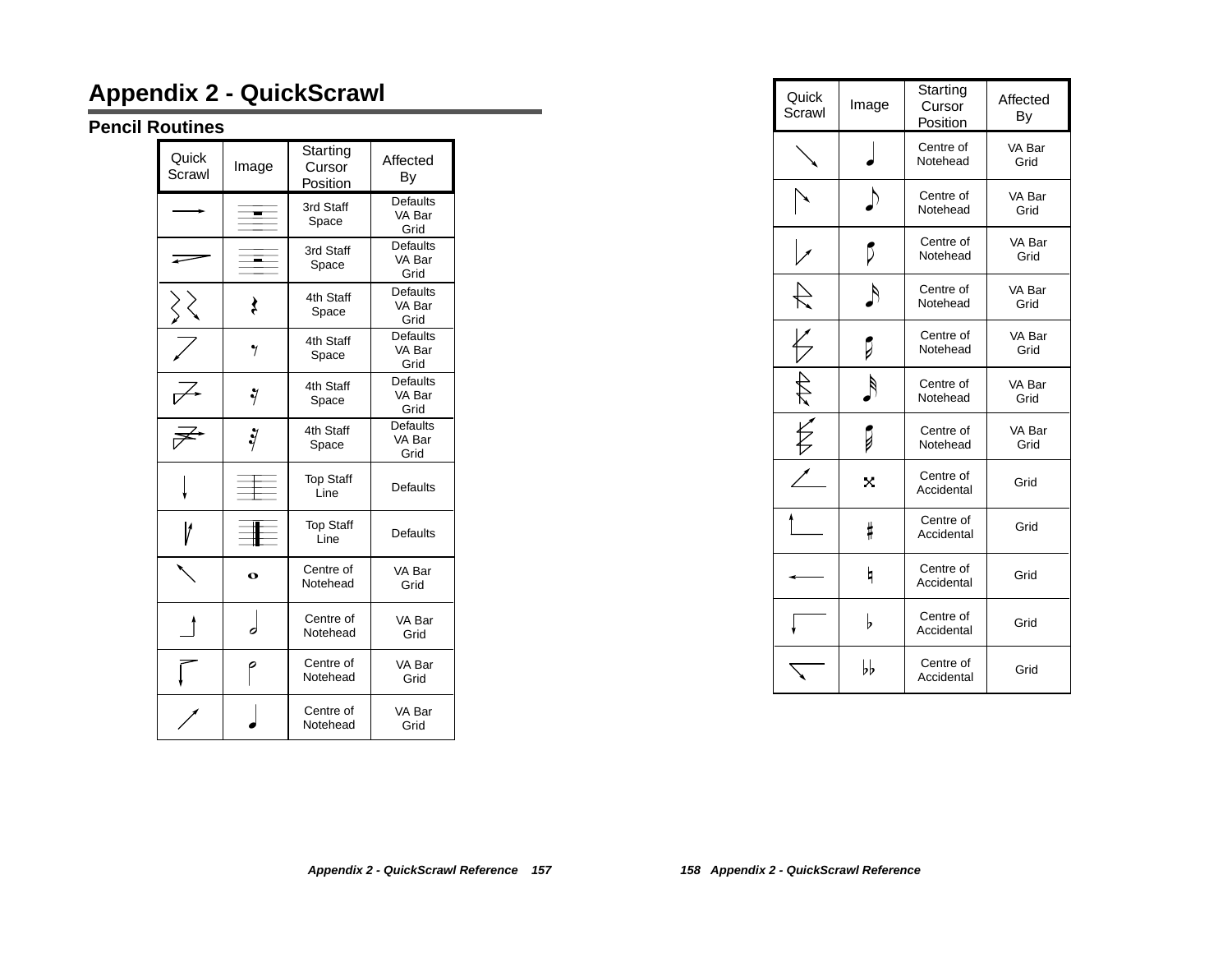# Appendix 2 - QuickScrawl

## Pencil Routines

| Quick Scrawl | Image | Starting Cursor Position | Affected By |
|---|---|---|---|
| | | 3rd Staff Space | Defaults VA Bar Grid |
| | | 3rd Staff Space | Defaults VA Bar Grid |
| | | 4th Staff Space | Defaults VA Bar Grid |
| | | 4th Staff Space | Defaults VA Bar Grid |
| | | 4th Staff Space | Defaults VA Bar Grid |
| | | 4th Staff Space | Defaults VA Bar Grid |
| | | Top Staff Line | Defaults |
| | | Top Staff Line | Defaults |
| | | Centre of Notehead | VA Bar Grid |
| | | Centre of Notehead | VA Bar Grid |
| | | Centre of Notehead | VA Bar Grid |
| | | Centre of Notehead | VA Bar Grid |

| Quick Scrawl | Image | Starting Cursor Position | Affected By |
|---|---|---|---|
| | | Centre of Notehead | VA Bar Grid |
| | | Centre of Notehead | VA Bar Grid |
| | | Centre of Notehead | VA Bar Grid |
| | | Centre of Notehead | VA Bar Grid |
| | | Centre of Notehead | VA Bar Grid |
| | | Centre of Notehead | VA Bar Grid |
| | | Centre of Notehead | VA Bar Grid |
| | | Centre of Accidental | Grid |
| | | Centre of Accidental | Grid |
| | | Centre of Accidental | Grid |
| | | Centre of Accidental | Grid |
| | | Centre of Accidental | Grid |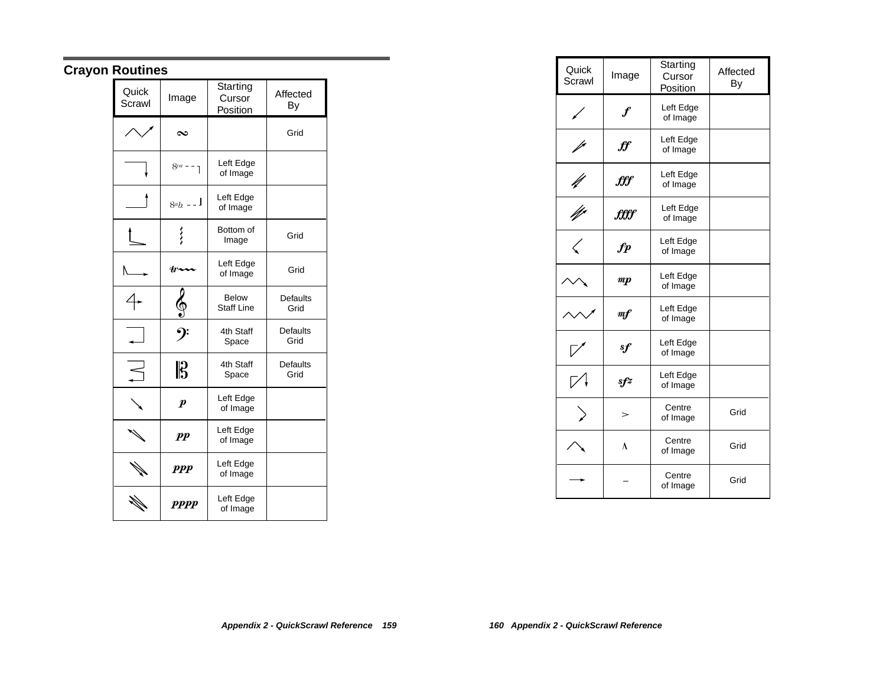## Crayon Routines

| Quick Scrawl | Image | Starting Cursor Position | Affected By |
|---|---|---|---|
| | ∞ | | Grid |
| | 8va - - ┐ | Left Edge of Image | |
| | 8vb - - ┘ | Left Edge of Image | |
| | | Bottom of Image | Grid |
| | tr~~ | Left Edge of Image | Grid |
| | 𝄞 | Below Staff Line | Defaults Grid |
| | 𝄢 | 4th Staff Space | Defaults Grid |
| | 𝄡 | 4th Staff Space | Defaults Grid |
| | ***p*** | Left Edge of Image | |
| | ***pp*** | Left Edge of Image | |
| | ***ppp*** | Left Edge of Image | |
| | ***pppp*** | Left Edge of Image | |

| Quick Scrawl | Image | Starting Cursor Position | Affected By |
|---|---|---|---|
| | ***f*** | Left Edge of Image | |
| | ***ff*** | Left Edge of Image | |
| | ***fff*** | Left Edge of Image | |
| | ***ffff*** | Left Edge of Image | |
| | ***fp*** | Left Edge of Image | |
| | ***mp*** | Left Edge of Image | |
| | ***mf*** | Left Edge of Image | |
| | ***sf*** | Left Edge of Image | |
| | ***sfz*** | Left Edge of Image | |
| | > | Centre of Image | Grid |
| | ∧ | Centre of Image | Grid |
| | – | Centre of Image | Grid |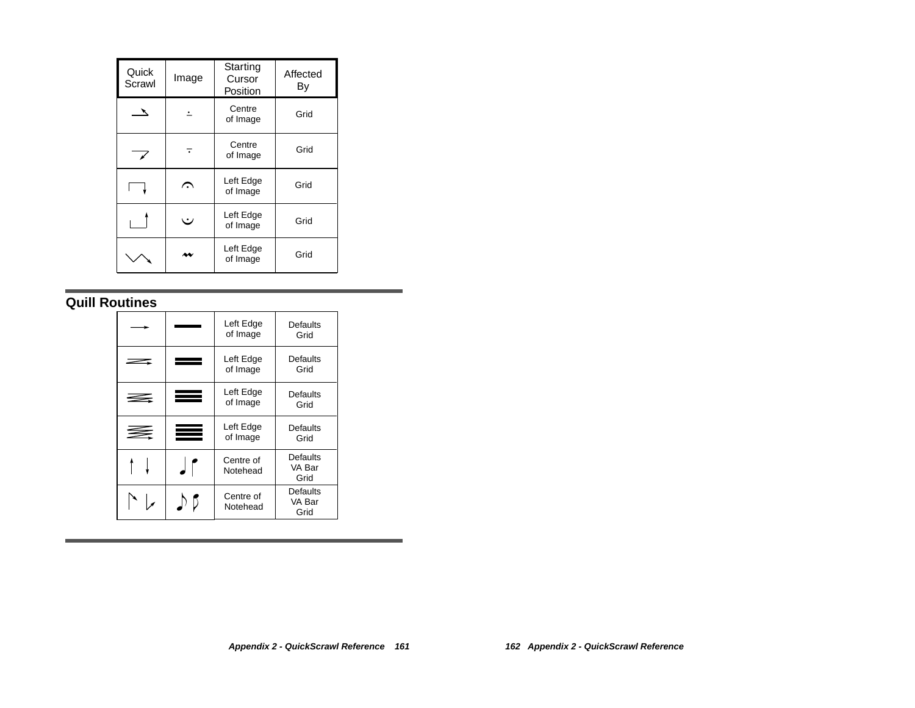| Quick Scrawl | Image | Starting Cursor Position | Affected By |
|---|---|---|---|
| | | Centre of Image | Grid |
| | | Centre of Image | Grid |
| | | Left Edge of Image | Grid |
| | | Left Edge of Image | Grid |
| | | Left Edge of Image | Grid |

## Quill Routines

| | | | |
|---|---|---|---|
| | | Left Edge of Image | Defaults Grid |
| | | Left Edge of Image | Defaults Grid |
| | | Left Edge of Image | Defaults Grid |
| | | Left Edge of Image | Defaults Grid |
| | | Centre of Notehead | Defaults VA Bar Grid |
| | | Centre of Notehead | Defaults VA Bar Grid |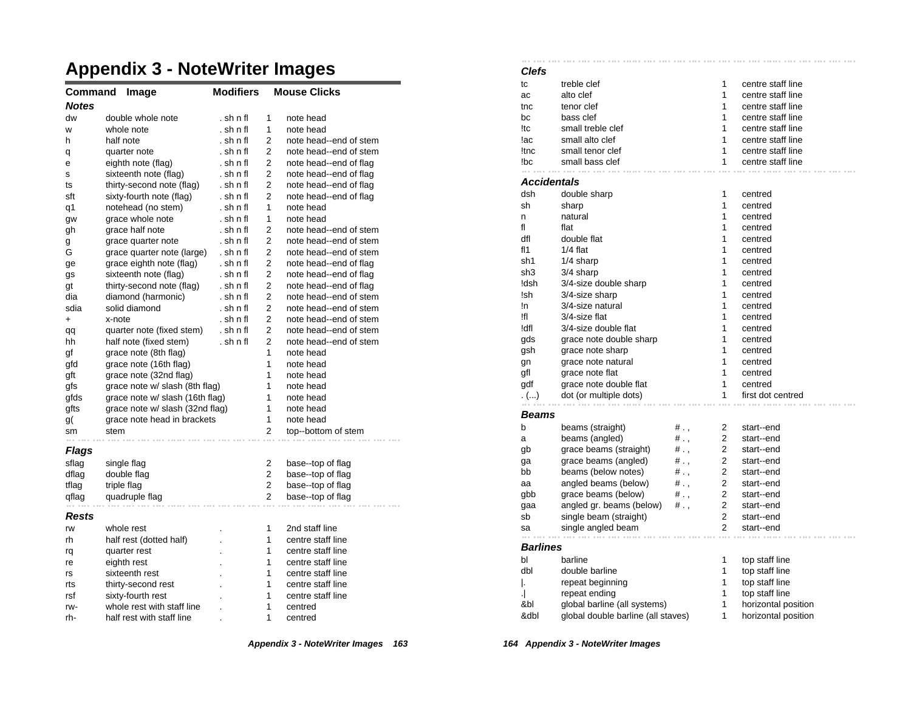# Appendix 3 - NoteWriter Images

| Command | Image | Modifiers | | Mouse Clicks |
|---|---|---|---|---|
| ***Notes*** | | | | |
| dw | double whole note | . sh n fl | 1 | note head |
| w | whole note | . sh n fl | 1 | note head |
| h | half note | . sh n fl | 2 | note head--end of stem |
| q | quarter note | . sh n fl | 2 | note head--end of stem |
| e | eighth note (flag) | . sh n fl | 2 | note head--end of flag |
| s | sixteenth note (flag) | . sh n fl | 2 | note head--end of flag |
| ts | thirty-second note (flag) | . sh n fl | 2 | note head--end of flag |
| sft | sixty-fourth note (flag) | . sh n fl | 2 | note head--end of flag |
| q1 | notehead (no stem) | . sh n fl | 1 | note head |
| gw | grace whole note | . sh n fl | 1 | note head |
| gh | grace half note | . sh n fl | 2 | note head--end of stem |
| g | grace quarter note | . sh n fl | 2 | note head--end of stem |
| G | grace quarter note (large) | . sh n fl | 2 | note head--end of stem |
| ge | grace eighth note (flag) | . sh n fl | 2 | note head--end of flag |
| gs | sixteenth note (flag) | . sh n fl | 2 | note head--end of flag |
| gt | thirty-second note (flag) | . sh n fl | 2 | note head--end of flag |
| dia | diamond (harmonic) | . sh n fl | 2 | note head--end of stem |
| sdia | solid diamond | . sh n fl | 2 | note head--end of stem |
| + | x-note | . sh n fl | 2 | note head--end of stem |
| qq | quarter note (fixed stem) | . sh n fl | 2 | note head--end of stem |
| hh | half note (fixed stem) | . sh n fl | 2 | note head--end of stem |
| gf | grace note (8th flag) | | 1 | note head |
| gfd | grace note (16th flag) | | 1 | note head |
| gft | grace note (32nd flag) | | 1 | note head |
| gfs | grace note w/ slash (8th flag) | | 1 | note head |
| gfds | grace note w/ slash (16th flag) | | 1 | note head |
| gfts | grace note w/ slash (32nd flag) | | 1 | note head |
| g( | grace note head in brackets | | 1 | note head |
| sm | stem | | 2 | top--bottom of stem |
| ***Flags*** | | | | |
| sflag | single flag | | 2 | base--top of flag |
| dflag | double flag | | 2 | base--top of flag |
| tflag | triple flag | | 2 | base--top of flag |
| qflag | quadruple flag | | 2 | base--top of flag |
| ***Rests*** | | | | |
| rw | whole rest | . | 1 | 2nd staff line |
| rh | half rest (dotted half) | . | 1 | centre staff line |
| rq | quarter rest | . | 1 | centre staff line |
| re | eighth rest | . | 1 | centre staff line |
| rs | sixteenth rest | . | 1 | centre staff line |
| rts | thirty-second rest | . | 1 | centre staff line |
| rsf | sixty-fourth rest | . | 1 | centre staff line |
| rw- | whole rest with staff line | . | 1 | centred |
| rh- | half rest with staff line | . | 1 | centred |
| ***Clefs*** | | | | |
| tc | treble clef | | 1 | centre staff line |
| ac | alto clef | | 1 | centre staff line |
| tnc | tenor clef | | 1 | centre staff line |
| bc | bass clef | | 1 | centre staff line |
| !tc | small treble clef | | 1 | centre staff line |
| !ac | small alto clef | | 1 | centre staff line |
| !tnc | small tenor clef | | 1 | centre staff line |
| !bc | small bass clef | | 1 | centre staff line |
| ***Accidentals*** | | | | |
| dsh | double sharp | | 1 | centred |
| sh | sharp | | 1 | centred |
| n | natural | | 1 | centred |
| fl | flat | | 1 | centred |
| dfl | double flat | | 1 | centred |
| fl1 | 1/4 flat | | 1 | centred |
| sh1 | 1/4 sharp | | 1 | centred |
| sh3 | 3/4 sharp | | 1 | centred |
| !dsh | 3/4-size double sharp | | 1 | centred |
| !sh | 3/4-size sharp | | 1 | centred |
| !n | 3/4-size natural | | 1 | centred |
| !fl | 3/4-size flat | | 1 | centred |
| !dfl | 3/4-size double flat | | 1 | centred |
| gds | grace note double sharp | | 1 | centred |
| gsh | grace note sharp | | 1 | centred |
| gn | grace note natural | | 1 | centred |
| gfl | grace note flat | | 1 | centred |
| gdf | grace note double flat | | 1 | centred |
| . (...) | dot (or multiple dots) | | 1 | first dot centred |
| ***Beams*** | | | | |
| b | beams (straight) | # . , | 2 | start--end |
| a | beams (angled) | # . , | 2 | start--end |
| gb | grace beams (straight) | # . , | 2 | start--end |
| ga | grace beams (angled) | # . , | 2 | start--end |
| bb | beams (below notes) | # . , | 2 | start--end |
| aa | angled beams (below) | # . , | 2 | start--end |
| gbb | grace beams (below) | # . , | 2 | start--end |
| gaa | angled gr. beams (below) | # . , | 2 | start--end |
| sb | single beam (straight) | | 2 | start--end |
| sa | single angled beam | | 2 | start--end |
| ***Barlines*** | | | | |
| bl | barline | | 1 | top staff line |
| dbl | double barline | | 1 | top staff line |
| \|. | repeat beginning | | 1 | top staff line |
| .\| | repeat ending | | 1 | top staff line |
| &bl | global barline (all systems) | | 1 | horizontal position |
| &dbl | global double barline (all staves) | | 1 | horizontal position |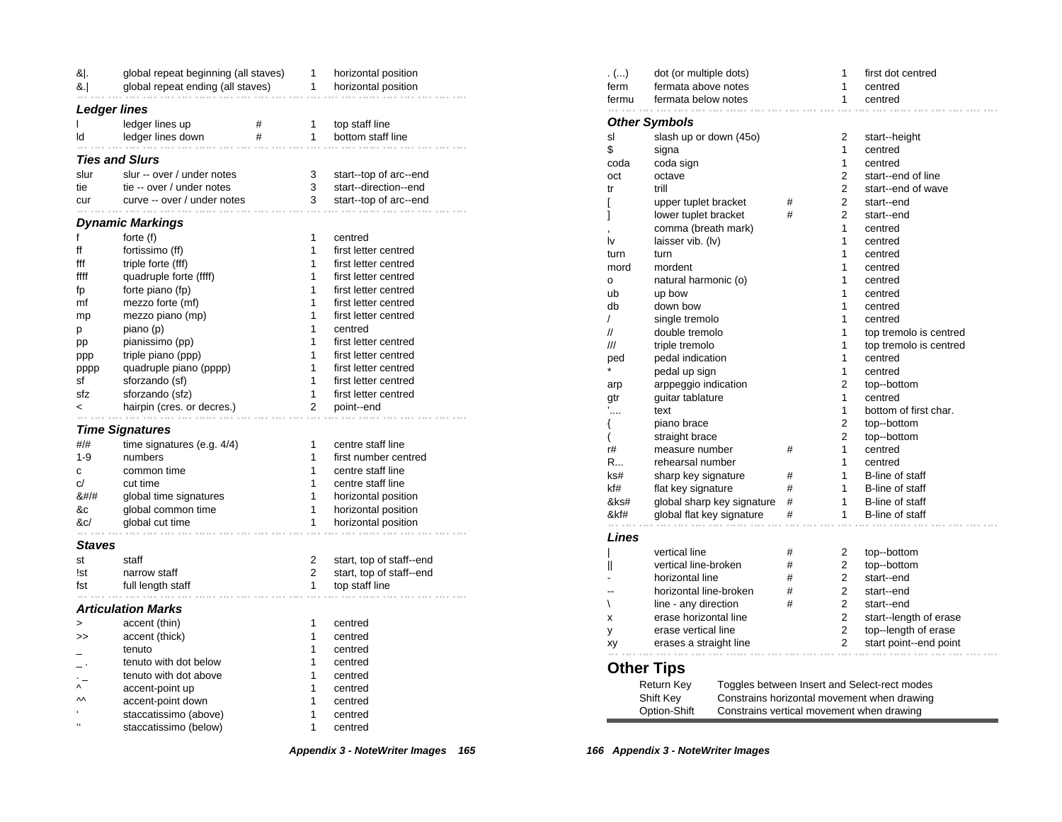| | | | | |
|---|---|---|---|---|
| &\|. | global repeat beginning (all staves) | | 1 | horizontal position |
| &.\| | global repeat ending (all staves) | | 1 | horizontal position |

### Ledger lines

| | | | | |
|---|---|---|---|---|
| l | ledger lines up | # | 1 | top staff line |
| ld | ledger lines down | # | 1 | bottom staff line |

### Ties and Slurs

| | | | | |
|---|---|---|---|---|
| slur | slur -- over / under notes | | 3 | start--top of arc--end |
| tie | tie -- over / under notes | | 3 | start--direction--end |
| cur | curve -- over / under notes | | 3 | start--top of arc--end |

### Dynamic Markings

| | | | | |
|---|---|---|---|---|
| f | forte (f) | | 1 | centred |
| ff | fortissimo (ff) | | 1 | first letter centred |
| fff | triple forte (fff) | | 1 | first letter centred |
| ffff | quadruple forte (ffff) | | 1 | first letter centred |
| fp | forte piano (fp) | | 1 | first letter centred |
| mf | mezzo forte (mf) | | 1 | first letter centred |
| mp | mezzo piano (mp) | | 1 | first letter centred |
| p | piano (p) | | 1 | centred |
| pp | pianissimo (pp) | | 1 | first letter centred |
| ppp | triple piano (ppp) | | 1 | first letter centred |
| pppp | quadruple piano (pppp) | | 1 | first letter centred |
| sf | sforzando (sf) | | 1 | first letter centred |
| sfz | sforzando (sfz) | | 1 | first letter centred |
| < | hairpin (cres. or decres.) | | 2 | point--end |

### Time Signatures

| | | | | |
|---|---|---|---|---|
| #/# | time signatures (e.g. 4/4) | | 1 | centre staff line |
| 1-9 | numbers | | 1 | first number centred |
| c | common time | | 1 | centre staff line |
| c/ | cut time | | 1 | centre staff line |
| &#/# | global time signatures | | 1 | horizontal position |
| &c | global common time | | 1 | horizontal position |
| &c/ | global cut time | | 1 | horizontal position |

### Staves

| | | | | |
|---|---|---|---|---|
| st | staff | | 2 | start, top of staff--end |
| !st | narrow staff | | 2 | start, top of staff--end |
| fst | full length staff | | 1 | top staff line |

### Articulation Marks

| | | | | |
|---|---|---|---|---|
| > | accent (thin) | | 1 | centred |
| >> | accent (thick) | | 1 | centred |
| _ | tenuto | | 1 | centred |
| _ . | tenuto with dot below | | 1 | centred |
| . _ | tenuto with dot above | | 1 | centred |
| ^ | accent-point up | | 1 | centred |
| ^^ | accent-point down | | 1 | centred |
| ‘ | staccatissimo (above) | | 1 | centred |
| ‘‘ | staccatissimo (below) | | 1 | centred |

| | | | | |
|---|---|---|---|---|
| . (...) | dot (or multiple dots) | | 1 | first dot centred |
| ferm | fermata above notes | | 1 | centred |
| fermu | fermata below notes | | 1 | centred |

### Other Symbols

| | | | | |
|---|---|---|---|---|
| sl | slash up or down (45o) | | 2 | start--height |
| $ | signa | | 1 | centred |
| coda | coda sign | | 1 | centred |
| oct | octave | | 2 | start--end of line |
| tr | trill | | 2 | start--end of wave |
| [ | upper tuplet bracket | # | 2 | start--end |
| ] | lower tuplet bracket | # | 2 | start--end |
| , | comma (breath mark) | | 1 | centred |
| lv | laisser vib. (lv) | | 1 | centred |
| turn | turn | | 1 | centred |
| mord | mordent | | 1 | centred |
| o | natural harmonic (o) | | 1 | centred |
| ub | up bow | | 1 | centred |
| db | down bow | | 1 | centred |
| / | single tremolo | | 1 | centred |
| // | double tremolo | | 1 | top tremolo is centred |
| /// | triple tremolo | | 1 | top tremolo is centred |
| ped | pedal indication | | 1 | centred |
| * | pedal up sign | | 1 | centred |
| arp | arppeggio indication | | 2 | top--bottom |
| gtr | guitar tablature | | 1 | centred |
| '.... | text | | 1 | bottom of first char. |
| { | piano brace | | 2 | top--bottom |
| ( | straight brace | | 2 | top--bottom |
| r# | measure number | # | 1 | centred |
| R... | rehearsal number | | 1 | centred |
| ks# | sharp key signature | # | 1 | B-line of staff |
| kf# | flat key signature | # | 1 | B-line of staff |
| &ks# | global sharp key signature | # | 1 | B-line of staff |
| &kf# | global flat key signature | # | 1 | B-line of staff |

### Lines

| | | | | |
|---|---|---|---|---|
| \| | vertical line | # | 2 | top--bottom |
| \|\| | vertical line-broken | # | 2 | top--bottom |
| - | horizontal line | # | 2 | start--end |
| -- | horizontal line-broken | # | 2 | start--end |
| \ | line - any direction | # | 2 | start--end |
| x | erase horizontal line | | 2 | start--length of erase |
| y | erase vertical line | | 2 | top--length of erase |
| xy | erases a straight line | | 2 | start point--end point |

## Other Tips

| | |
|---|---|
| Return Key | Toggles between Insert and Select-rect modes |
| Shift Key | Constrains horizontal movement when drawing |
| Option-Shift | Constrains vertical movement when drawing |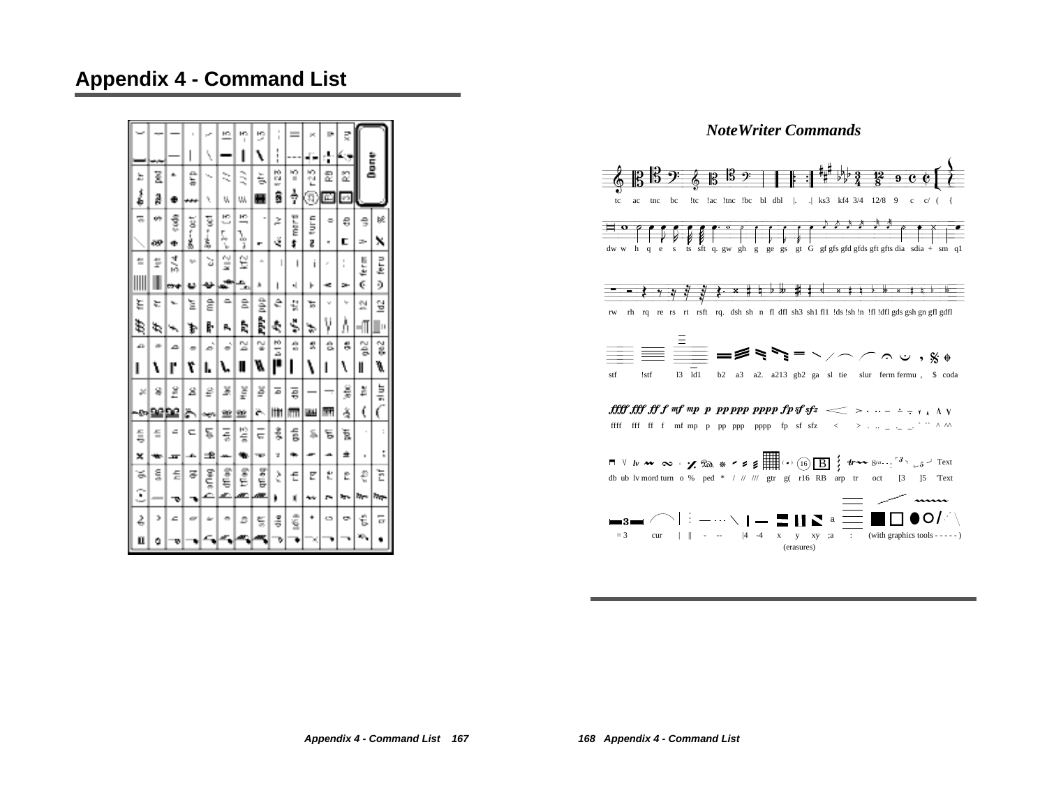# Appendix 4 - Command List

## *NoteWriter Commands*

tc ac tnc bc !tc !ac !tnc !bc bl dbl |. .| ks3 kf4 3/4 12/8 9 c c/ ( {

dw w h q e s ts sft q. gw gh g ge gs gt G gf gfs gfd gfds gft gfts dia sdia + sm q1

rw rh rq re rs rt rsft rq. dsh sh n fl dfl sh3 sh1 fl1 !ds !sh !n !fl !dfl gds gsh gn gfl gdfl

stf !stf l3 ld1 b2 a3 a2. a213 gb2 ga sl tie slur ferm fermu , $ coda

ffff fff ff f mf mp p pp ppp pppp fp sf sfz < > . .. _ ._ _. ` `` ^ ^^

db ub lv mord turn o % ped * / // /// gtr g( r16 RB arp tr oct [3 ]5 'Text

= 3 cur | || - -- |4 -4 x y xy ;a : (with graphics tools - - - - - )

(erasures)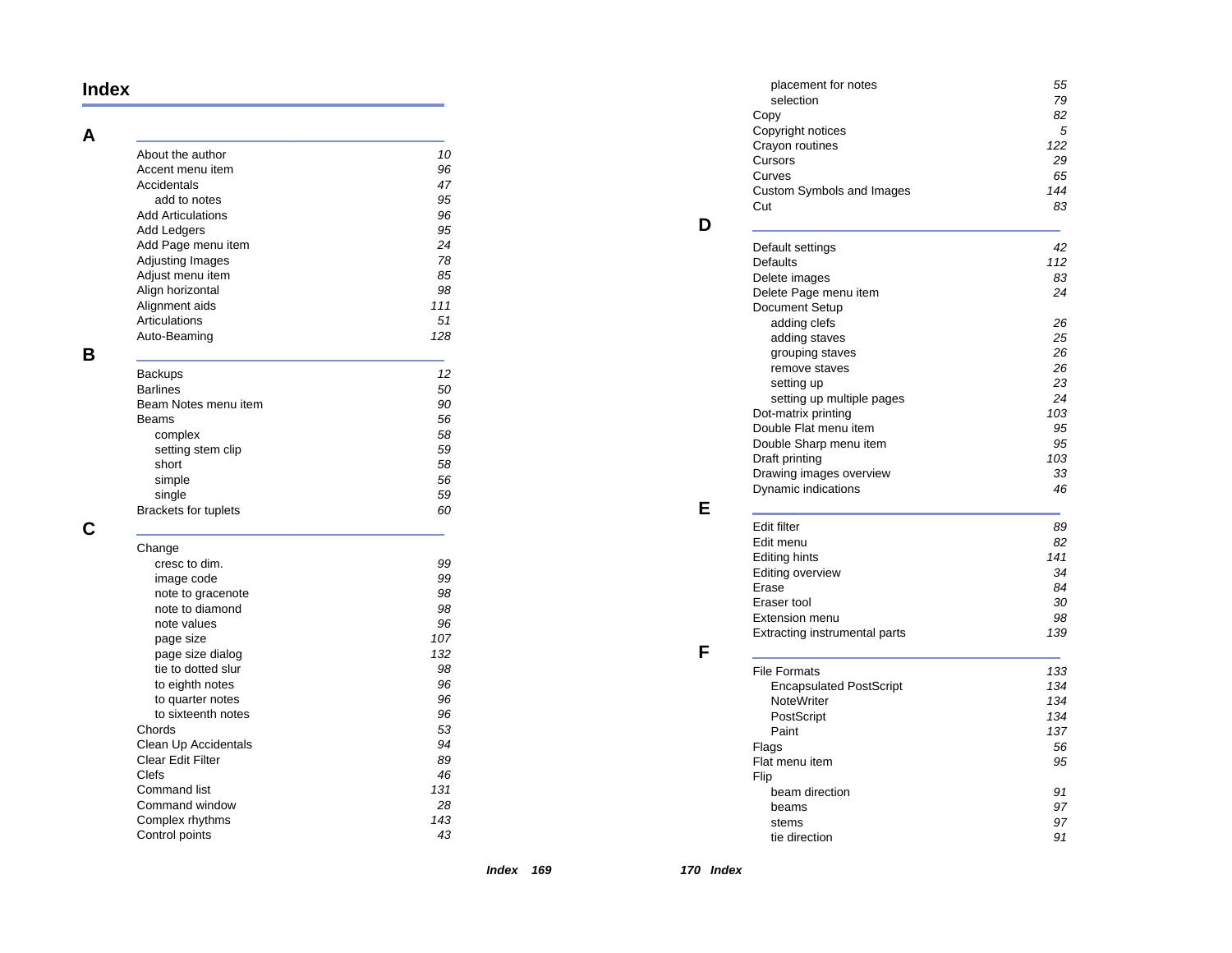# Index

## A

- About the author *10*
- Accent menu item *96*
- Accidentals *47*
  - add to notes *95*
- Add Articulations *96*
- Add Ledgers *95*
- Add Page menu item *24*
- Adjusting Images *78*
- Adjust menu item *85*
- Align horizontal *98*
- Alignment aids *111*
- Articulations *51*
- Auto-Beaming *128*

## B

- Backups *12*
- Barlines *50*
- Beam Notes menu item *90*
- Beams *56*
  - complex *58*
  - setting stem clip *59*
  - short *58*
  - simple *56*
  - single *59*
- Brackets for tuplets *60*

## C

- Change
  - cresc to dim. *99*
  - image code *99*
  - note to gracenote *98*
  - note to diamond *98*
  - note values *96*
  - page size *107*
  - page size dialog *132*
  - tie to dotted slur *98*
  - to eighth notes *96*
  - to quarter notes *96*
  - to sixteenth notes *96*
- Chords *53*
- Clean Up Accidentals *94*
- Clear Edit Filter *89*
- Clefs *46*
- Command list *131*
- Command window *28*
- Complex rhythms *143*
- Control points *43*
  - placement for notes *55*
  - selection *79*
- Copy *82*
- Copyright notices *5*
- Crayon routines *122*
- Cursors *29*
- Curves *65*
- Custom Symbols and Images *144*
- Cut *83*

## D

- Default settings *42*
- Defaults *112*
- Delete images *83*
- Delete Page menu item *24*
- Document Setup
  - adding clefs *26*
  - adding staves *25*
  - grouping staves *26*
  - remove staves *26*
  - setting up *23*
  - setting up multiple pages *24*
- Dot-matrix printing *103*
- Double Flat menu item *95*
- Double Sharp menu item *95*
- Draft printing *103*
- Drawing images overview *33*
- Dynamic indications *46*

## E

- Edit filter *89*
- Edit menu *82*
- Editing hints *141*
- Editing overview *34*
- Erase *84*
- Eraser tool *30*
- Extension menu *98*
- Extracting instrumental parts *139*

## F

- File Formats *133*
  - Encapsulated PostScript *134*
  - NoteWriter *134*
  - PostScript *134*
  - Paint *137*
- Flags *56*
- Flat menu item *95*
- Flip
  - beam direction *91*
  - beams *97*
  - stems *97*
  - tie direction *91*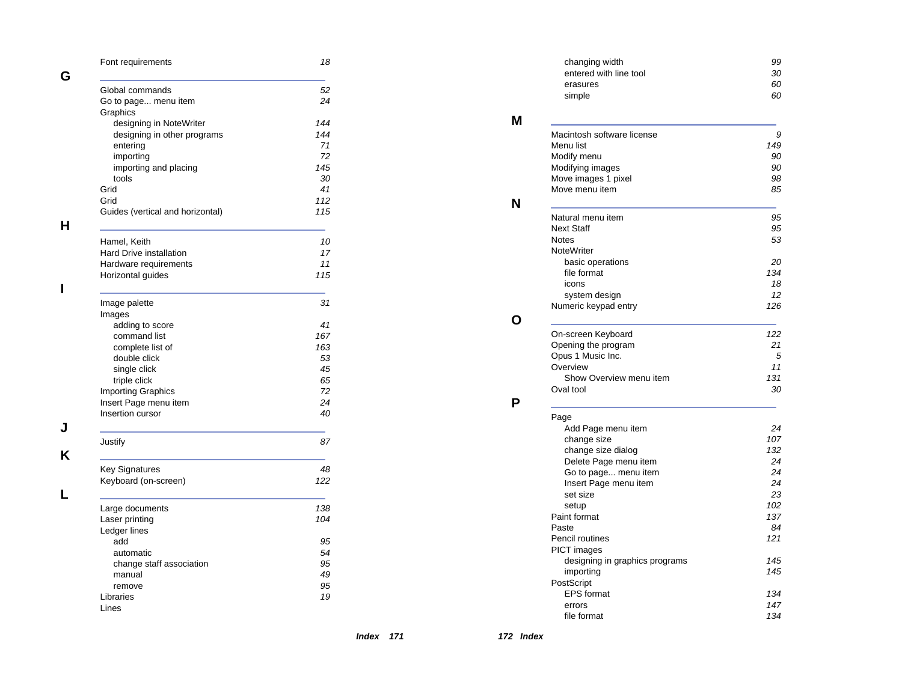Font requirements 18

## G

Global commands 52
Go to page... menu item 24
Graphics
- designing in NoteWriter 144
- designing in other programs 144
- entering 71
- importing 72
- importing and placing 145
- tools 30

Grid 41
Grid 112
Guides (vertical and horizontal) 115

## H

Hamel, Keith 10
Hard Drive installation 17
Hardware requirements 11
Horizontal guides 115

## I

Image palette 31
Images
- adding to score 41
- command list 167
- complete list of 163
- double click 53
- single click 45
- triple click 65

Importing Graphics 72
Insert Page menu item 24
Insertion cursor 40

## J

Justify 87

## K

Key Signatures 48
Keyboard (on-screen) 122

## L

Large documents 138
Laser printing 104
Ledger lines
- add 95
- automatic 54
- change staff association 95
- manual 49
- remove 95

Libraries 19
Lines
- changing width 99
- entered with line tool 30
- erasures 60
- simple 60

## M

Macintosh software license 9
Menu list 149
Modify menu 90
Modifying images 90
Move images 1 pixel 98
Move menu item 85

## N

Natural menu item 95
Next Staff 95
Notes 53
NoteWriter
- basic operations 20
- file format 134
- icons 18
- system design 12

Numeric keypad entry 126

## O

On-screen Keyboard 122
Opening the program 21
Opus 1 Music Inc. 5
Overview 11
- Show Overview menu item 131

Oval tool 30

## P

Page
- Add Page menu item 24
- change size 107
- change size dialog 132
- Delete Page menu item 24
- Go to page... menu item 24
- Insert Page menu item 24
- set size 23
- setup 102

Paint format 137
Paste 84
Pencil routines 121
PICT images
- designing in graphics programs 145
- importing 145

PostScript
- EPS format 134
- errors 147
- file format 134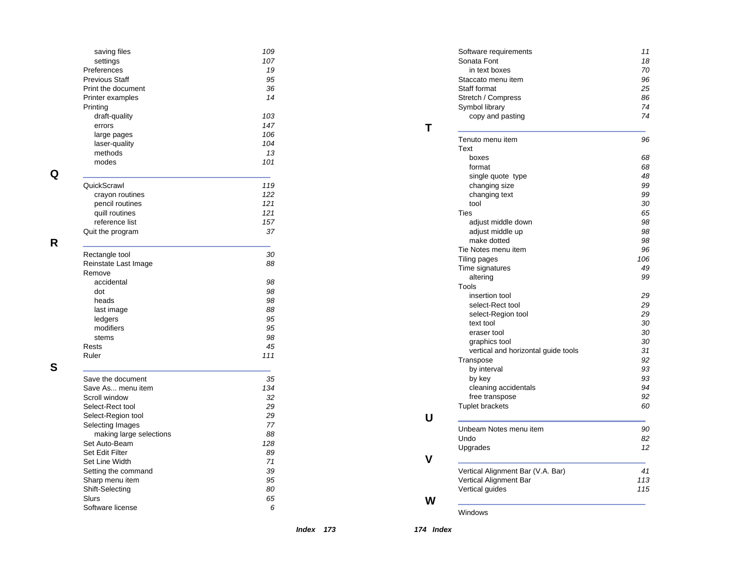saving files 109
settings 107

Preferences 19

Previous Staff 95

Print the document 36

Printer examples 14

Printing
- draft-quality 103
- errors 147
- large pages 106
- laser-quality 104
- methods 13
- modes 101

## Q

QuickScrawl 119
- crayon routines 122
- pencil routines 121
- quill routines 121
- reference list 157

Quit the program 37

## R

Rectangle tool 30

Reinstate Last Image 88

Remove
- accidental 98
- dot 98
- heads 98
- last image 88
- ledgers 95
- modifiers 95
- stems 98

Rests 45

Ruler 111

## S

Save the document 35

Save As... menu item 134

Scroll window 32

Select-Rect tool 29

Select-Region tool 29

Selecting Images 77
- making large selections 88

Set Auto-Beam 128

Set Edit Filter 89

Set Line Width 71

Setting the command 39

Sharp menu item 95

Shift-Selecting 80

Slurs 65

Software license 6

Software requirements 11

Sonata Font 18
- in text boxes 70

Staccato menu item 96

Staff format 25

Stretch / Compress 86

Symbol library 74
- copy and pasting 74

## T

Tenuto menu item 96

Text
- boxes 68
- format 68
- single quote type 48
- changing size 99
- changing text 99
- tool 30

Ties 65
- adjust middle down 98
- adjust middle up 98
- make dotted 98

Tie Notes menu item 96

Tiling pages 106

Time signatures 49
- altering 99

Tools
- insertion tool 29
- select-Rect tool 29
- select-Region tool 29
- text tool 30
- eraser tool 30
- graphics tool 30
- vertical and horizontal guide tools 31

Transpose 92
- by interval 93
- by key 93
- cleaning accidentals 94
- free transpose 92

Tuplet brackets 60

## U

Unbeam Notes menu item 90

Undo 82

Upgrades 12

## V

Vertical Alignment Bar (V.A. Bar) 41

Vertical Alignment Bar 113

Vertical guides 115

## W

Windows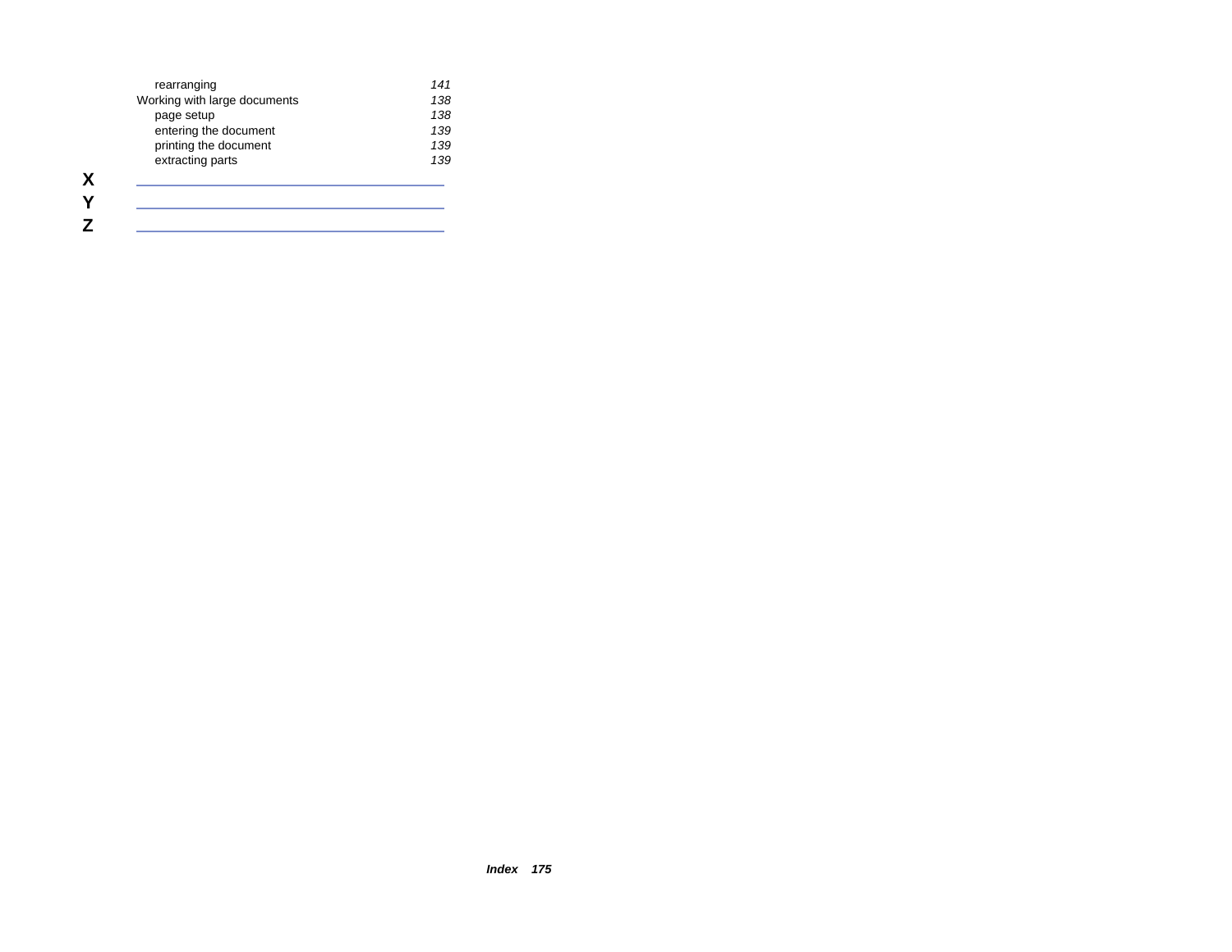rearranging 141

Working with large documents 138

page setup 138

entering the document 139

printing the document 139

extracting parts 139

**X**

**Y**

**Z**